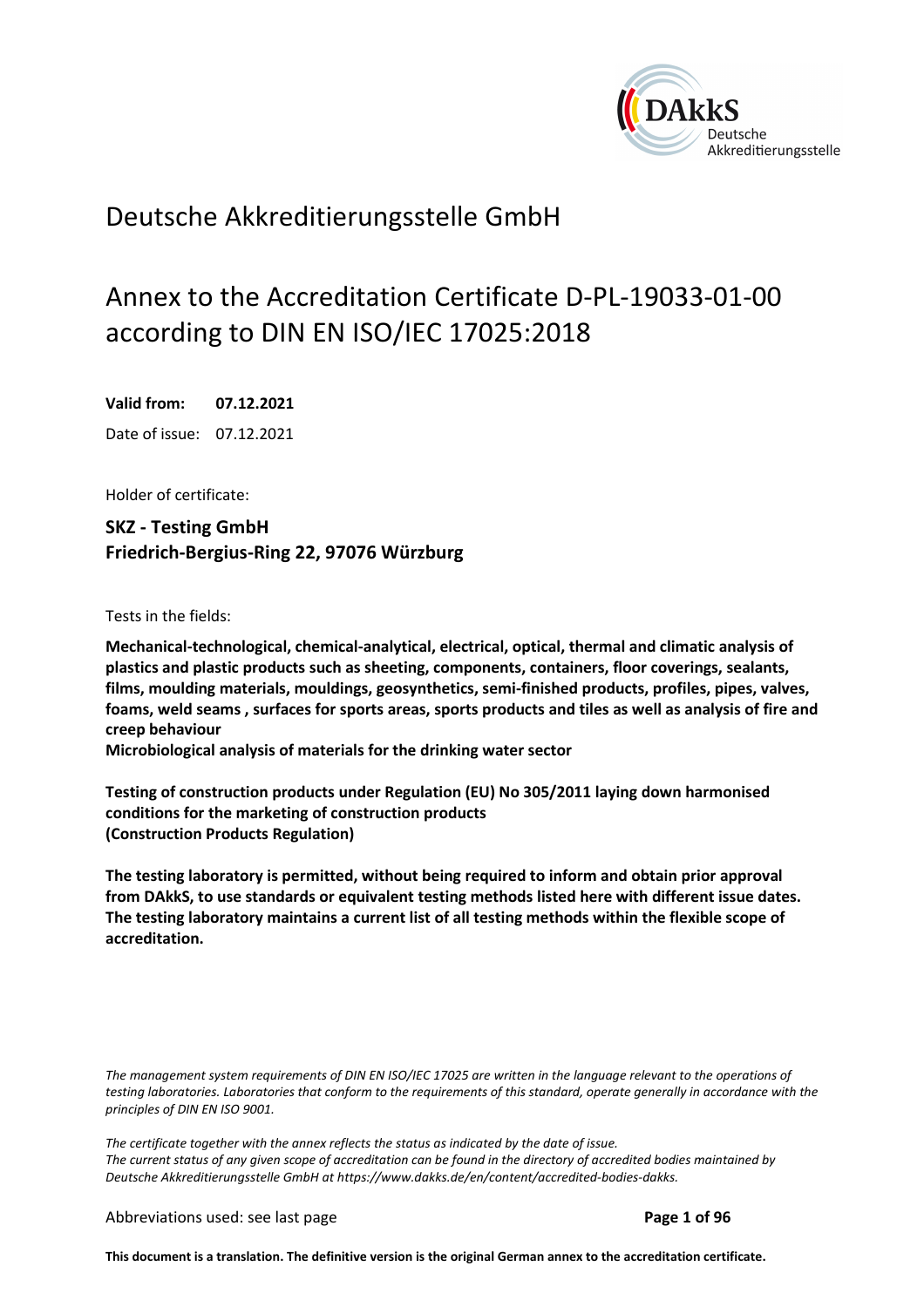# Deutsche Akkreditierungsstelle GmbH

## Annex to the Accreditation Certificate D-PL-19033-01-00 according to DIN EN ISO/IEC 17025:2018

**Valid from:** **07.12.2021**

Date of issue: 07.12.2021

Holder of certificate:

**SKZ - Testing GmbH**
**Friedrich-Bergius-Ring 22, 97076 Würzburg**

Tests in the fields:

**Mechanical-technological, chemical-analytical, electrical, optical, thermal and climatic analysis of plastics and plastic products such as sheeting, components, containers, floor coverings, sealants, films, moulding materials, mouldings, geosynthetics, semi-finished products, profiles, pipes, valves, foams, weld seams , surfaces for sports areas, sports products and tiles as well as analysis of fire and creep behaviour**
**Microbiological analysis of materials for the drinking water sector**

**Testing of construction products under Regulation (EU) No 305/2011 laying down harmonised conditions for the marketing of construction products (Construction Products Regulation)**

**The testing laboratory is permitted, without being required to inform and obtain prior approval from DAkkS, to use standards or equivalent testing methods listed here with different issue dates. The testing laboratory maintains a current list of all testing methods within the flexible scope of accreditation.**

*The management system requirements of DIN EN ISO/IEC 17025 are written in the language relevant to the operations of testing laboratories. Laboratories that conform to the requirements of this standard, operate generally in accordance with the principles of DIN EN ISO 9001.*

*The certificate together with the annex reflects the status as indicated by the date of issue. The current status of any given scope of accreditation can be found in the directory of accredited bodies maintained by Deutsche Akkreditierungsstelle GmbH at https://www.dakks.de/en/content/accredited-bodies-dakks.*

Abbreviations used: see last page

**This document is a translation. The definitive version is the original German annex to the accreditation certificate.**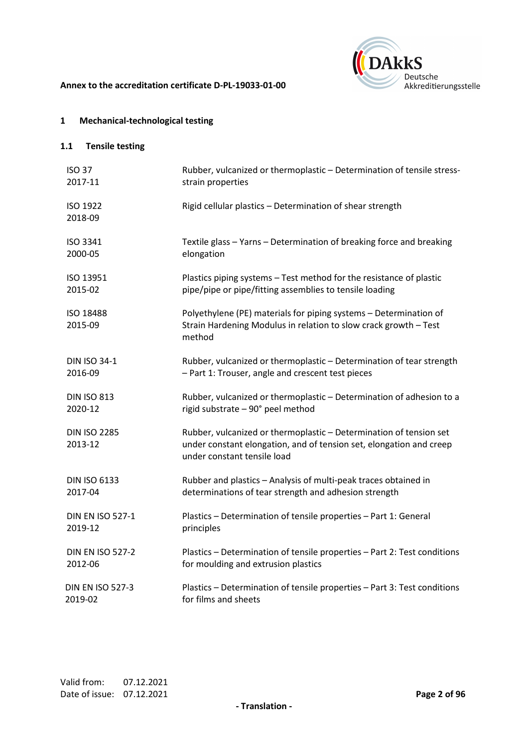## 1 Mechanical-technological testing

### 1.1 Tensile testing

| | |
|---|---|
| ISO 37<br>2017-11 | Rubber, vulcanized or thermoplastic – Determination of tensile stress-strain properties |
| ISO 1922<br>2018-09 | Rigid cellular plastics – Determination of shear strength |
| ISO 3341<br>2000-05 | Textile glass – Yarns – Determination of breaking force and breaking elongation |
| ISO 13951<br>2015-02 | Plastics piping systems – Test method for the resistance of plastic pipe/pipe or pipe/fitting assemblies to tensile loading |
| ISO 18488<br>2015-09 | Polyethylene (PE) materials for piping systems – Determination of Strain Hardening Modulus in relation to slow crack growth – Test method |
| DIN ISO 34-1<br>2016-09 | Rubber, vulcanized or thermoplastic – Determination of tear strength – Part 1: Trouser, angle and crescent test pieces |
| DIN ISO 813<br>2020-12 | Rubber, vulcanized or thermoplastic – Determination of adhesion to a rigid substrate – 90° peel method |
| DIN ISO 2285<br>2013-12 | Rubber, vulcanized or thermoplastic – Determination of tension set under constant elongation, and of tension set, elongation and creep under constant tensile load |
| DIN ISO 6133<br>2017-04 | Rubber and plastics – Analysis of multi-peak traces obtained in determinations of tear strength and adhesion strength |
| DIN EN ISO 527-1<br>2019-12 | Plastics – Determination of tensile properties – Part 1: General principles |
| DIN EN ISO 527-2<br>2012-06 | Plastics – Determination of tensile properties – Part 2: Test conditions for moulding and extrusion plastics |
| DIN EN ISO 527-3<br>2019-02 | Plastics – Determination of tensile properties – Part 3: Test conditions for films and sheets |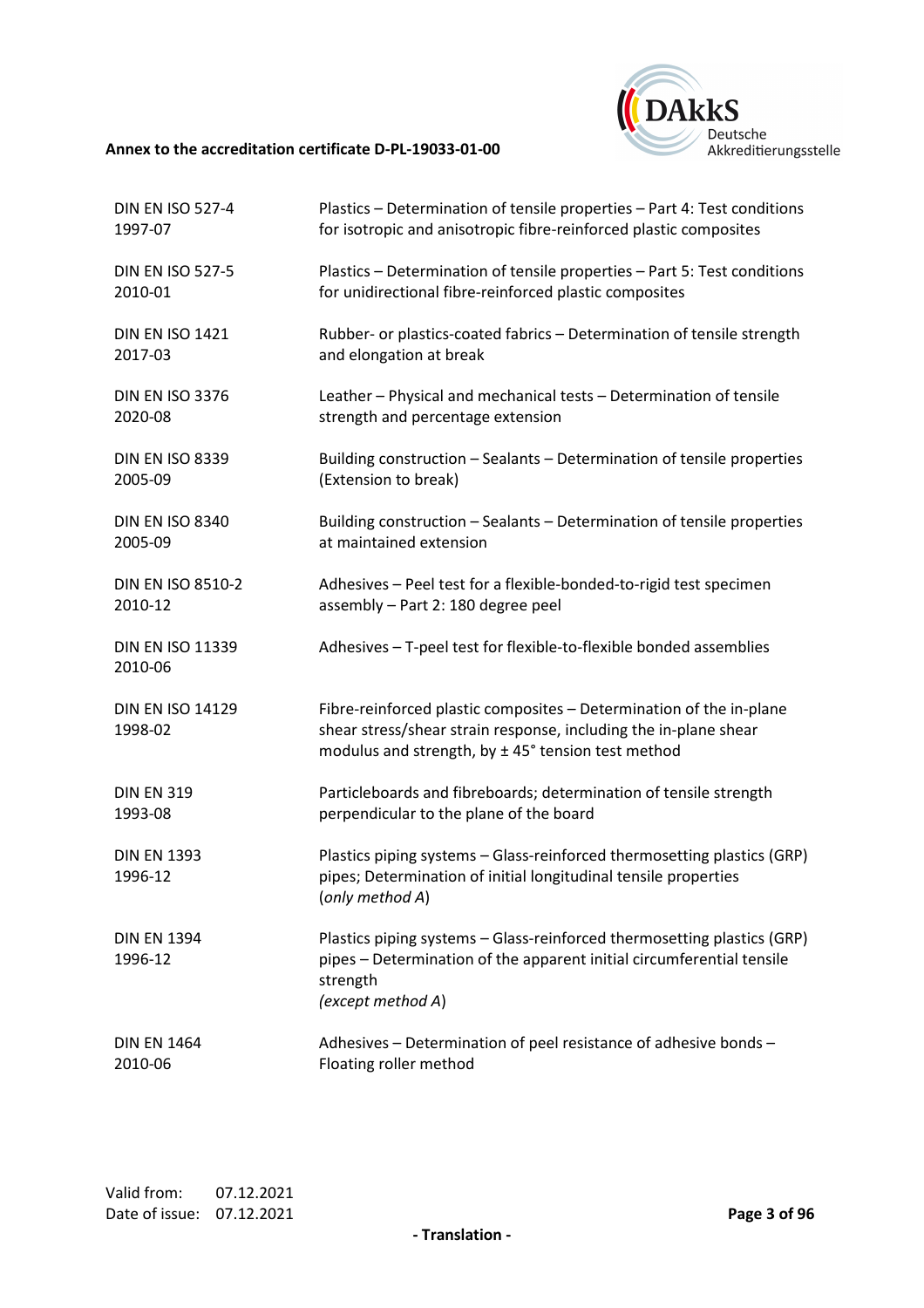| | |
|---|---|
| DIN EN ISO 527-4<br>1997-07 | Plastics – Determination of tensile properties – Part 4: Test conditions for isotropic and anisotropic fibre-reinforced plastic composites |
| DIN EN ISO 527-5<br>2010-01 | Plastics – Determination of tensile properties – Part 5: Test conditions for unidirectional fibre-reinforced plastic composites |
| DIN EN ISO 1421<br>2017-03 | Rubber- or plastics-coated fabrics – Determination of tensile strength and elongation at break |
| DIN EN ISO 3376<br>2020-08 | Leather – Physical and mechanical tests – Determination of tensile strength and percentage extension |
| DIN EN ISO 8339<br>2005-09 | Building construction – Sealants – Determination of tensile properties (Extension to break) |
| DIN EN ISO 8340<br>2005-09 | Building construction – Sealants – Determination of tensile properties at maintained extension |
| DIN EN ISO 8510-2<br>2010-12 | Adhesives – Peel test for a flexible-bonded-to-rigid test specimen assembly – Part 2: 180 degree peel |
| DIN EN ISO 11339<br>2010-06 | Adhesives – T-peel test for flexible-to-flexible bonded assemblies |
| DIN EN ISO 14129<br>1998-02 | Fibre-reinforced plastic composites – Determination of the in-plane shear stress/shear strain response, including the in-plane shear modulus and strength, by ± 45° tension test method |
| DIN EN 319<br>1993-08 | Particleboards and fibreboards; determination of tensile strength perpendicular to the plane of the board |
| DIN EN 1393<br>1996-12 | Plastics piping systems – Glass-reinforced thermosetting plastics (GRP) pipes; Determination of initial longitudinal tensile properties (*only method A*) |
| DIN EN 1394<br>1996-12 | Plastics piping systems – Glass-reinforced thermosetting plastics (GRP) pipes – Determination of the apparent initial circumferential tensile strength<br>*(except method A)* |
| DIN EN 1464<br>2010-06 | Adhesives – Determination of peel resistance of adhesive bonds – Floating roller method |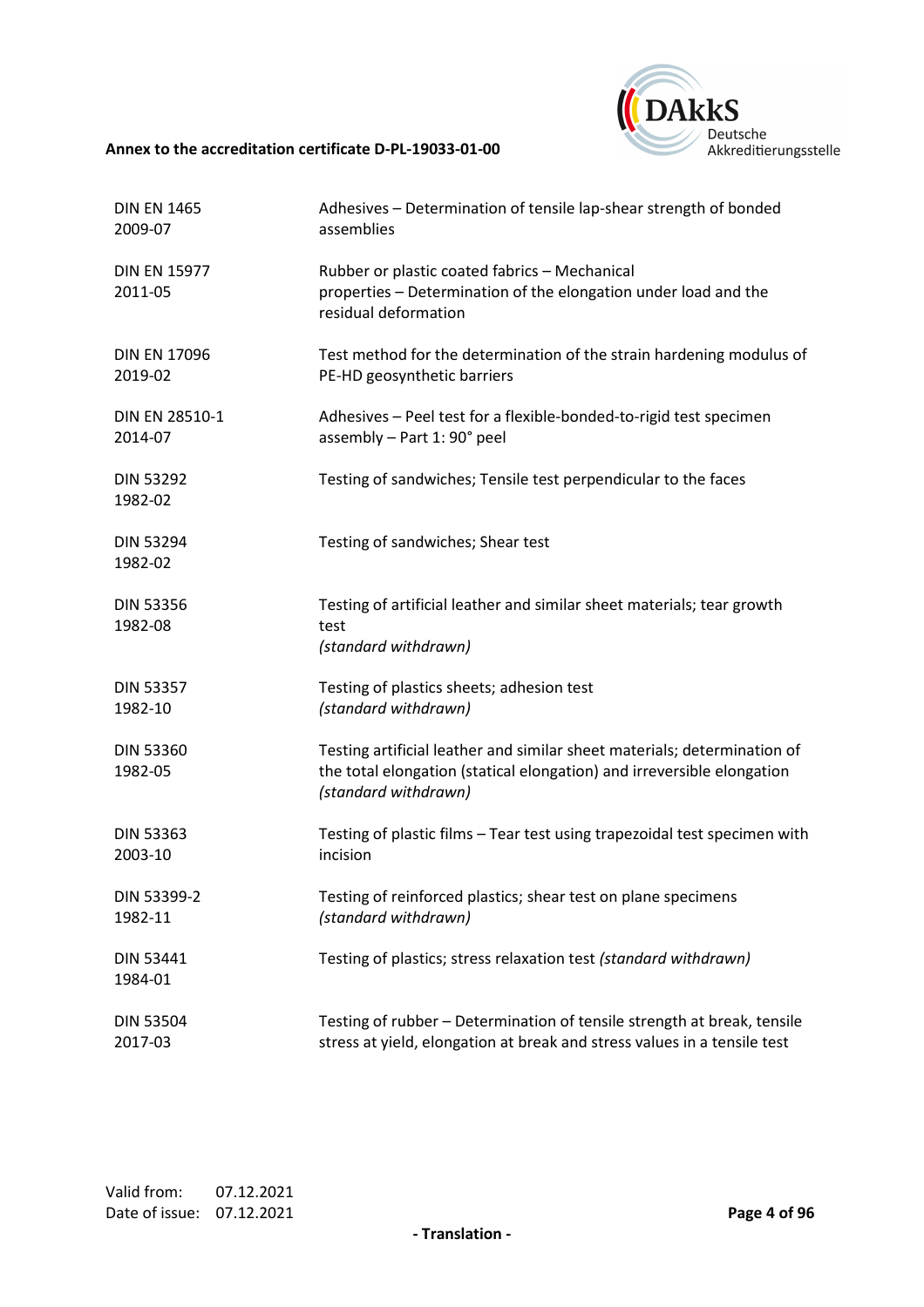| | |
|---|---|
| DIN EN 1465<br>2009-07 | Adhesives – Determination of tensile lap-shear strength of bonded assemblies |
| DIN EN 15977<br>2011-05 | Rubber or plastic coated fabrics – Mechanical properties – Determination of the elongation under load and the residual deformation |
| DIN EN 17096<br>2019-02 | Test method for the determination of the strain hardening modulus of PE-HD geosynthetic barriers |
| DIN EN 28510-1<br>2014-07 | Adhesives – Peel test for a flexible-bonded-to-rigid test specimen assembly – Part 1: 90° peel |
| DIN 53292<br>1982-02 | Testing of sandwiches; Tensile test perpendicular to the faces |
| DIN 53294<br>1982-02 | Testing of sandwiches; Shear test |
| DIN 53356<br>1982-08 | Testing of artificial leather and similar sheet materials; tear growth test<br>*(standard withdrawn)* |
| DIN 53357<br>1982-10 | Testing of plastics sheets; adhesion test<br>*(standard withdrawn)* |
| DIN 53360<br>1982-05 | Testing artificial leather and similar sheet materials; determination of the total elongation (statical elongation) and irreversible elongation<br>*(standard withdrawn)* |
| DIN 53363<br>2003-10 | Testing of plastic films – Tear test using trapezoidal test specimen with incision |
| DIN 53399-2<br>1982-11 | Testing of reinforced plastics; shear test on plane specimens<br>*(standard withdrawn)* |
| DIN 53441<br>1984-01 | Testing of plastics; stress relaxation test *(standard withdrawn)* |
| DIN 53504<br>2017-03 | Testing of rubber – Determination of tensile strength at break, tensile stress at yield, elongation at break and stress values in a tensile test |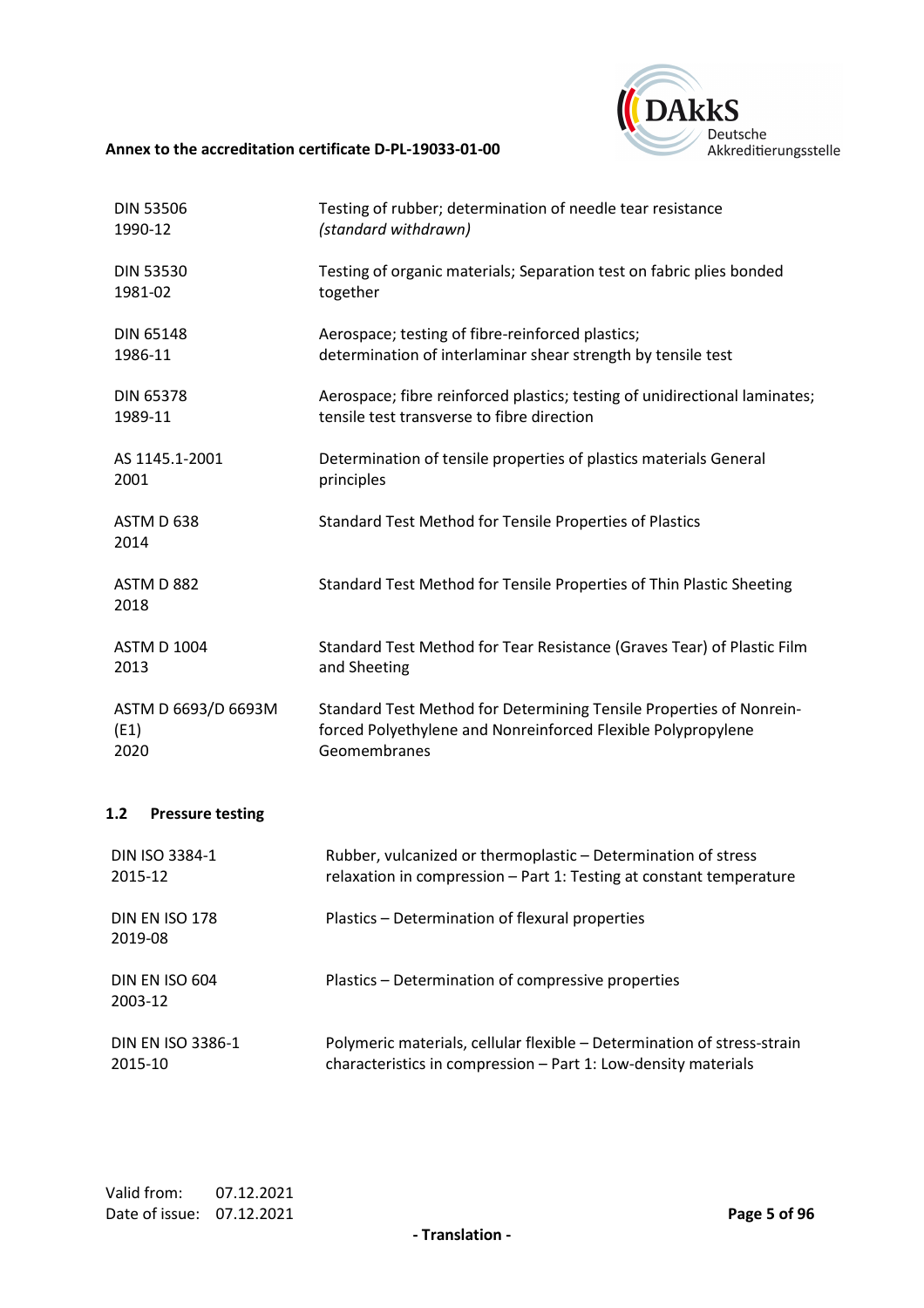| | |
|---|---|
| DIN 53506<br>1990-12 | Testing of rubber; determination of needle tear resistance<br>*(standard withdrawn)* |
| DIN 53530<br>1981-02 | Testing of organic materials; Separation test on fabric plies bonded together |
| DIN 65148<br>1986-11 | Aerospace; testing of fibre-reinforced plastics;<br>determination of interlaminar shear strength by tensile test |
| DIN 65378<br>1989-11 | Aerospace; fibre reinforced plastics; testing of unidirectional laminates; tensile test transverse to fibre direction |
| AS 1145.1-2001<br>2001 | Determination of tensile properties of plastics materials General principles |
| ASTM D 638<br>2014 | Standard Test Method for Tensile Properties of Plastics |
| ASTM D 882<br>2018 | Standard Test Method for Tensile Properties of Thin Plastic Sheeting |
| ASTM D 1004<br>2013 | Standard Test Method for Tear Resistance (Graves Tear) of Plastic Film and Sheeting |
| ASTM D 6693/D 6693M (E1)<br>2020 | Standard Test Method for Determining Tensile Properties of Nonreinforced Polyethylene and Nonreinforced Flexible Polypropylene Geomembranes |

### 1.2 Pressure testing

| | |
|---|---|
| DIN ISO 3384-1<br>2015-12 | Rubber, vulcanized or thermoplastic – Determination of stress relaxation in compression – Part 1: Testing at constant temperature |
| DIN EN ISO 178<br>2019-08 | Plastics – Determination of flexural properties |
| DIN EN ISO 604<br>2003-12 | Plastics – Determination of compressive properties |
| DIN EN ISO 3386-1<br>2015-10 | Polymeric materials, cellular flexible – Determination of stress-strain characteristics in compression – Part 1: Low-density materials |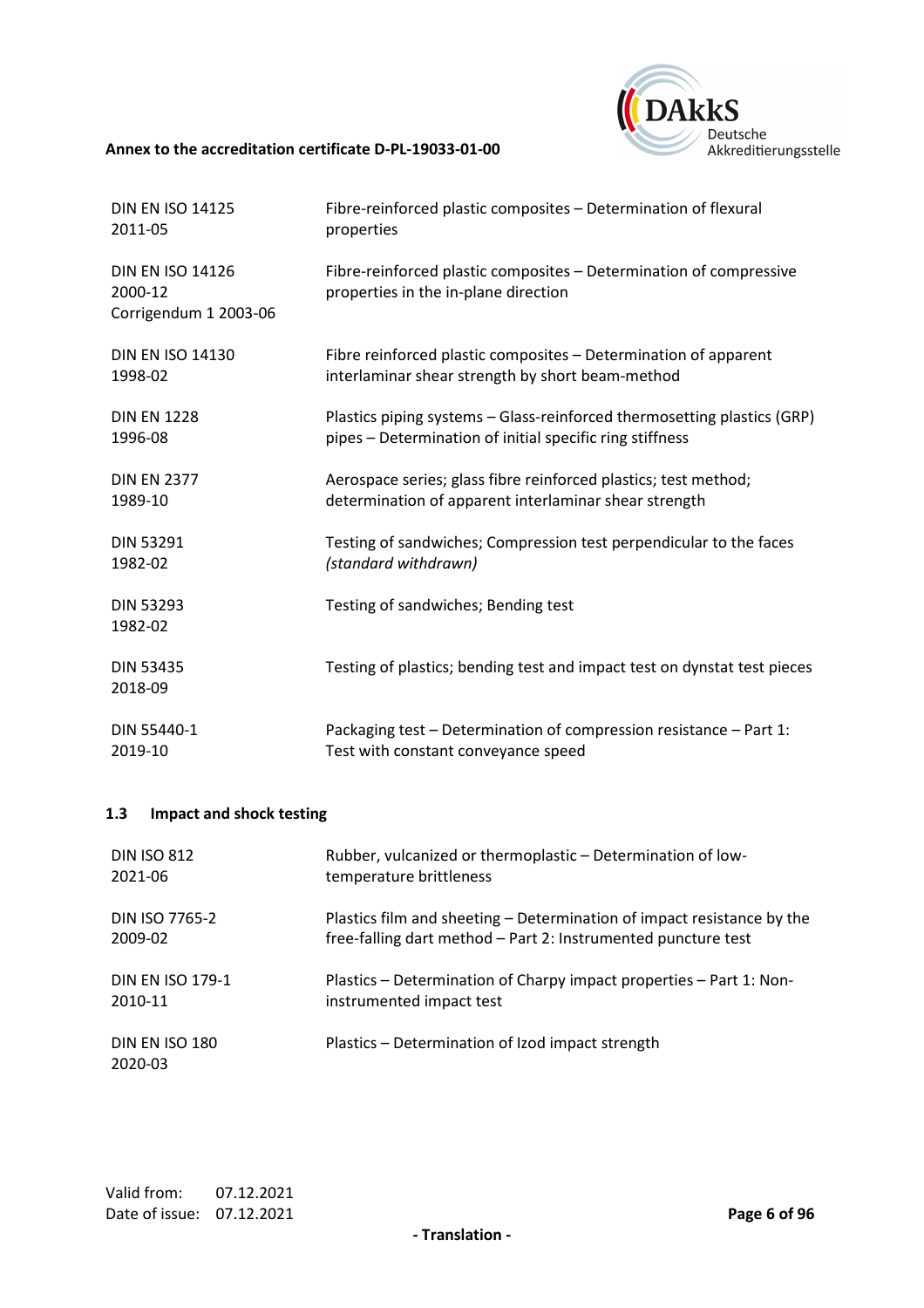| | |
|---|---|
| DIN EN ISO 14125<br>2011-05 | Fibre-reinforced plastic composites – Determination of flexural properties |
| DIN EN ISO 14126<br>2000-12<br>Corrigendum 1 2003-06 | Fibre-reinforced plastic composites – Determination of compressive properties in the in-plane direction |
| DIN EN ISO 14130<br>1998-02 | Fibre reinforced plastic composites – Determination of apparent interlaminar shear strength by short beam-method |
| DIN EN 1228<br>1996-08 | Plastics piping systems – Glass-reinforced thermosetting plastics (GRP) pipes – Determination of initial specific ring stiffness |
| DIN EN 2377<br>1989-10 | Aerospace series; glass fibre reinforced plastics; test method; determination of apparent interlaminar shear strength |
| DIN 53291<br>1982-02 | Testing of sandwiches; Compression test perpendicular to the faces *(standard withdrawn)* |
| DIN 53293<br>1982-02 | Testing of sandwiches; Bending test |
| DIN 53435<br>2018-09 | Testing of plastics; bending test and impact test on dynstat test pieces |
| DIN 55440-1<br>2019-10 | Packaging test – Determination of compression resistance – Part 1: Test with constant conveyance speed |

### 1.3 Impact and shock testing

| | |
|---|---|
| DIN ISO 812<br>2021-06 | Rubber, vulcanized or thermoplastic – Determination of low-temperature brittleness |
| DIN ISO 7765-2<br>2009-02 | Plastics film and sheeting – Determination of impact resistance by the free-falling dart method – Part 2: Instrumented puncture test |
| DIN EN ISO 179-1<br>2010-11 | Plastics – Determination of Charpy impact properties – Part 1: Non-instrumented impact test |
| DIN EN ISO 180<br>2020-03 | Plastics – Determination of Izod impact strength |

Valid from: 07.12.2021
Date of issue: 07.12.2021

- Translation -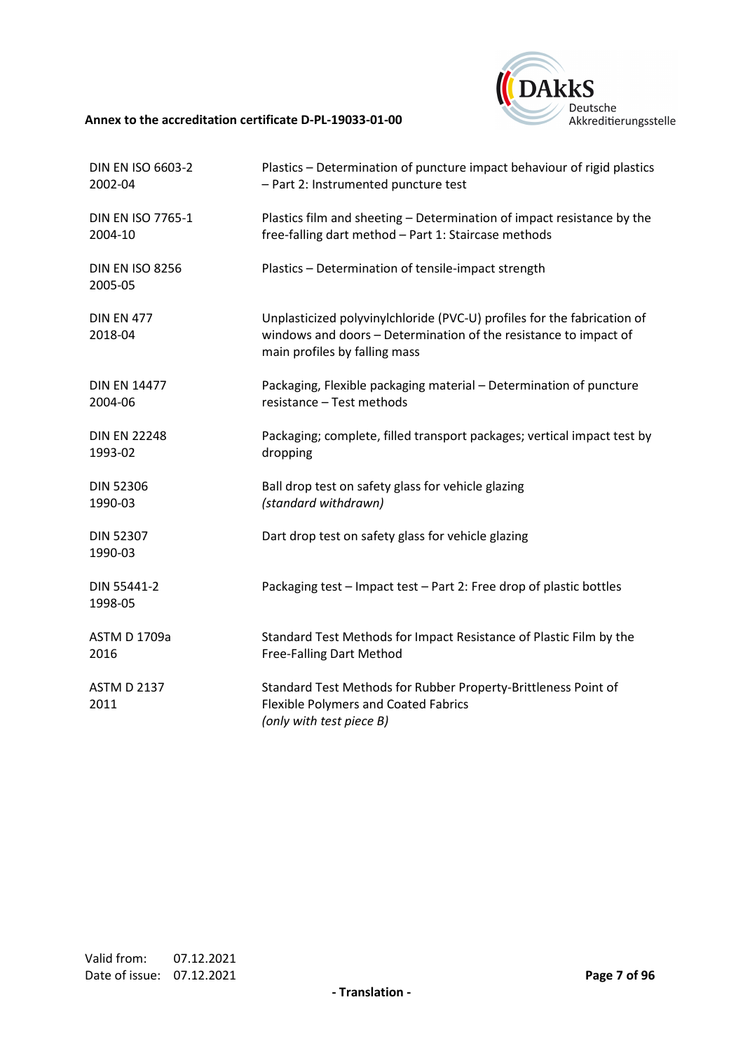| | |
|---|---|
| DIN EN ISO 6603-2<br>2002-04 | Plastics – Determination of puncture impact behaviour of rigid plastics – Part 2: Instrumented puncture test |
| DIN EN ISO 7765-1<br>2004-10 | Plastics film and sheeting – Determination of impact resistance by the free-falling dart method – Part 1: Staircase methods |
| DIN EN ISO 8256<br>2005-05 | Plastics – Determination of tensile-impact strength |
| DIN EN 477<br>2018-04 | Unplasticized polyvinylchloride (PVC-U) profiles for the fabrication of windows and doors – Determination of the resistance to impact of main profiles by falling mass |
| DIN EN 14477<br>2004-06 | Packaging, Flexible packaging material – Determination of puncture resistance – Test methods |
| DIN EN 22248<br>1993-02 | Packaging; complete, filled transport packages; vertical impact test by dropping |
| DIN 52306<br>1990-03 | Ball drop test on safety glass for vehicle glazing<br>*(standard withdrawn)* |
| DIN 52307<br>1990-03 | Dart drop test on safety glass for vehicle glazing |
| DIN 55441-2<br>1998-05 | Packaging test – Impact test – Part 2: Free drop of plastic bottles |
| ASTM D 1709a<br>2016 | Standard Test Methods for Impact Resistance of Plastic Film by the Free-Falling Dart Method |
| ASTM D 2137<br>2011 | Standard Test Methods for Rubber Property-Brittleness Point of Flexible Polymers and Coated Fabrics<br>*(only with test piece B)* |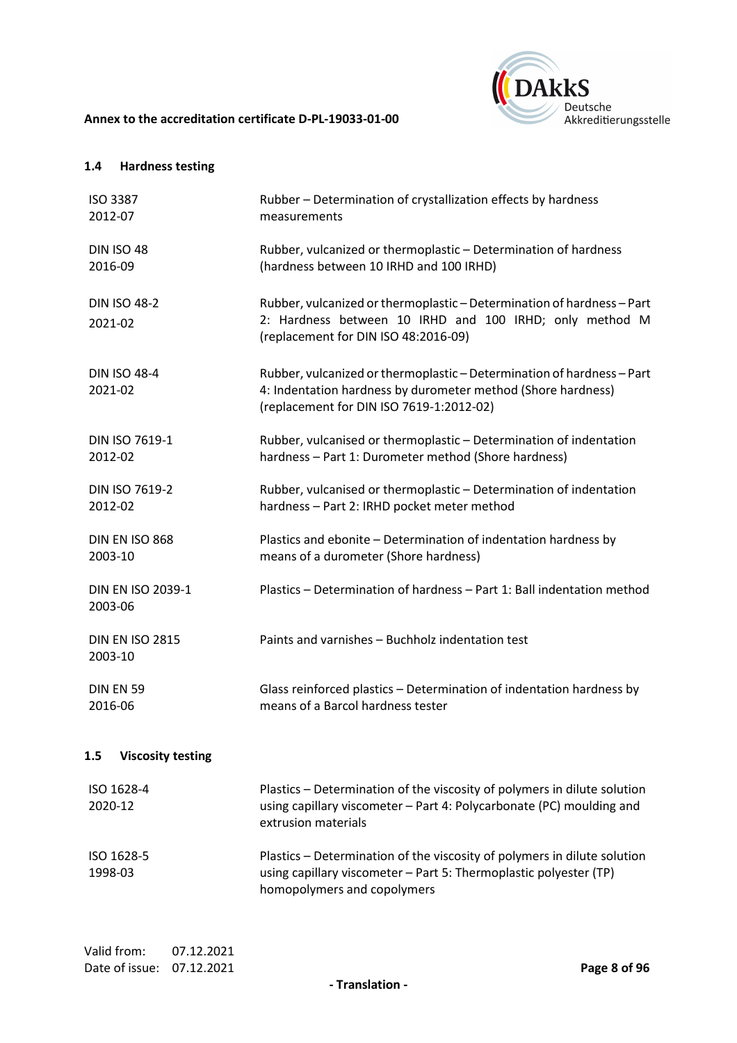### 1.4 Hardness testing

| | |
|---|---|
| ISO 3387<br>2012-07 | Rubber – Determination of crystallization effects by hardness measurements |
| DIN ISO 48<br>2016-09 | Rubber, vulcanized or thermoplastic – Determination of hardness (hardness between 10 IRHD and 100 IRHD) |
| DIN ISO 48-2<br>2021-02 | Rubber, vulcanized or thermoplastic – Determination of hardness – Part 2: Hardness between 10 IRHD and 100 IRHD; only method M (replacement for DIN ISO 48:2016-09) |
| DIN ISO 48-4<br>2021-02 | Rubber, vulcanized or thermoplastic – Determination of hardness – Part 4: Indentation hardness by durometer method (Shore hardness) (replacement for DIN ISO 7619-1:2012-02) |
| DIN ISO 7619-1<br>2012-02 | Rubber, vulcanised or thermoplastic – Determination of indentation hardness – Part 1: Durometer method (Shore hardness) |
| DIN ISO 7619-2<br>2012-02 | Rubber, vulcanised or thermoplastic – Determination of indentation hardness – Part 2: IRHD pocket meter method |
| DIN EN ISO 868<br>2003-10 | Plastics and ebonite – Determination of indentation hardness by means of a durometer (Shore hardness) |
| DIN EN ISO 2039-1<br>2003-06 | Plastics – Determination of hardness – Part 1: Ball indentation method |
| DIN EN ISO 2815<br>2003-10 | Paints and varnishes – Buchholz indentation test |
| DIN EN 59<br>2016-06 | Glass reinforced plastics – Determination of indentation hardness by means of a Barcol hardness tester |

### 1.5 Viscosity testing

| | |
|---|---|
| ISO 1628-4<br>2020-12 | Plastics – Determination of the viscosity of polymers in dilute solution using capillary viscometer – Part 4: Polycarbonate (PC) moulding and extrusion materials |
| ISO 1628-5<br>1998-03 | Plastics – Determination of the viscosity of polymers in dilute solution using capillary viscometer – Part 5: Thermoplastic polyester (TP) homopolymers and copolymers |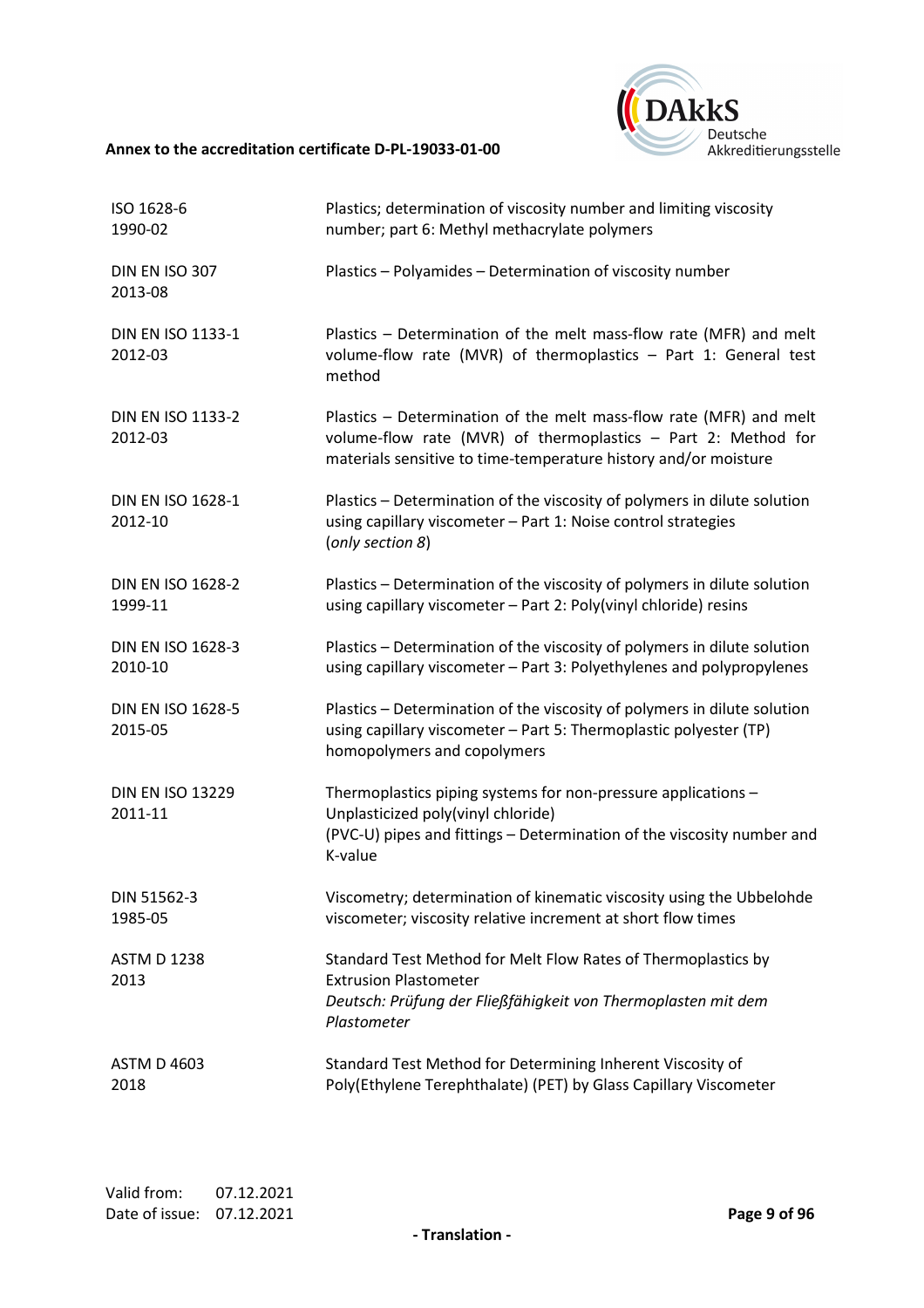| | |
|---|---|
| ISO 1628-6<br>1990-02 | Plastics; determination of viscosity number and limiting viscosity number; part 6: Methyl methacrylate polymers |
| DIN EN ISO 307<br>2013-08 | Plastics – Polyamides – Determination of viscosity number |
| DIN EN ISO 1133-1<br>2012-03 | Plastics – Determination of the melt mass-flow rate (MFR) and melt volume-flow rate (MVR) of thermoplastics – Part 1: General test method |
| DIN EN ISO 1133-2<br>2012-03 | Plastics – Determination of the melt mass-flow rate (MFR) and melt volume-flow rate (MVR) of thermoplastics – Part 2: Method for materials sensitive to time-temperature history and/or moisture |
| DIN EN ISO 1628-1<br>2012-10 | Plastics – Determination of the viscosity of polymers in dilute solution using capillary viscometer – Part 1: Noise control strategies<br>(*only section 8*) |
| DIN EN ISO 1628-2<br>1999-11 | Plastics – Determination of the viscosity of polymers in dilute solution using capillary viscometer – Part 2: Poly(vinyl chloride) resins |
| DIN EN ISO 1628-3<br>2010-10 | Plastics – Determination of the viscosity of polymers in dilute solution using capillary viscometer – Part 3: Polyethylenes and polypropylenes |
| DIN EN ISO 1628-5<br>2015-05 | Plastics – Determination of the viscosity of polymers in dilute solution using capillary viscometer – Part 5: Thermoplastic polyester (TP) homopolymers and copolymers |
| DIN EN ISO 13229<br>2011-11 | Thermoplastics piping systems for non-pressure applications – Unplasticized poly(vinyl chloride)<br>(PVC-U) pipes and fittings – Determination of the viscosity number and K-value |
| DIN 51562-3<br>1985-05 | Viscometry; determination of kinematic viscosity using the Ubbelohde viscometer; viscosity relative increment at short flow times |
| ASTM D 1238<br>2013 | Standard Test Method for Melt Flow Rates of Thermoplastics by Extrusion Plastometer<br>*Deutsch: Prüfung der Fließfähigkeit von Thermoplasten mit dem Plastometer* |
| ASTM D 4603<br>2018 | Standard Test Method for Determining Inherent Viscosity of Poly(Ethylene Terephthalate) (PET) by Glass Capillary Viscometer |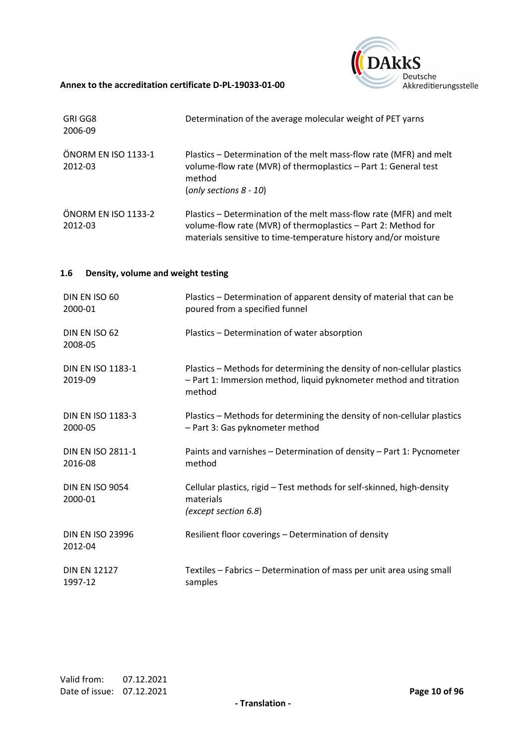| | |
|---|---|
| GRI GG8<br>2006-09 | Determination of the average molecular weight of PET yarns |
| ÖNORM EN ISO 1133-1<br>2012-03 | Plastics – Determination of the melt mass-flow rate (MFR) and melt volume-flow rate (MVR) of thermoplastics – Part 1: General test method<br>(*only sections 8 - 10*) |
| ÖNORM EN ISO 1133-2<br>2012-03 | Plastics – Determination of the melt mass-flow rate (MFR) and melt volume-flow rate (MVR) of thermoplastics – Part 2: Method for materials sensitive to time-temperature history and/or moisture |

### 1.6 Density, volume and weight testing

| | |
|---|---|
| DIN EN ISO 60<br>2000-01 | Plastics – Determination of apparent density of material that can be poured from a specified funnel |
| DIN EN ISO 62<br>2008-05 | Plastics – Determination of water absorption |
| DIN EN ISO 1183-1<br>2019-09 | Plastics – Methods for determining the density of non-cellular plastics – Part 1: Immersion method, liquid pyknometer method and titration method |
| DIN EN ISO 1183-3<br>2000-05 | Plastics – Methods for determining the density of non-cellular plastics – Part 3: Gas pyknometer method |
| DIN EN ISO 2811-1<br>2016-08 | Paints and varnishes – Determination of density – Part 1: Pycnometer method |
| DIN EN ISO 9054<br>2000-01 | Cellular plastics, rigid – Test methods for self-skinned, high-density materials<br>*(except section 6.8)* |
| DIN EN ISO 23996<br>2012-04 | Resilient floor coverings – Determination of density |
| DIN EN 12127<br>1997-12 | Textiles – Fabrics – Determination of mass per unit area using small samples |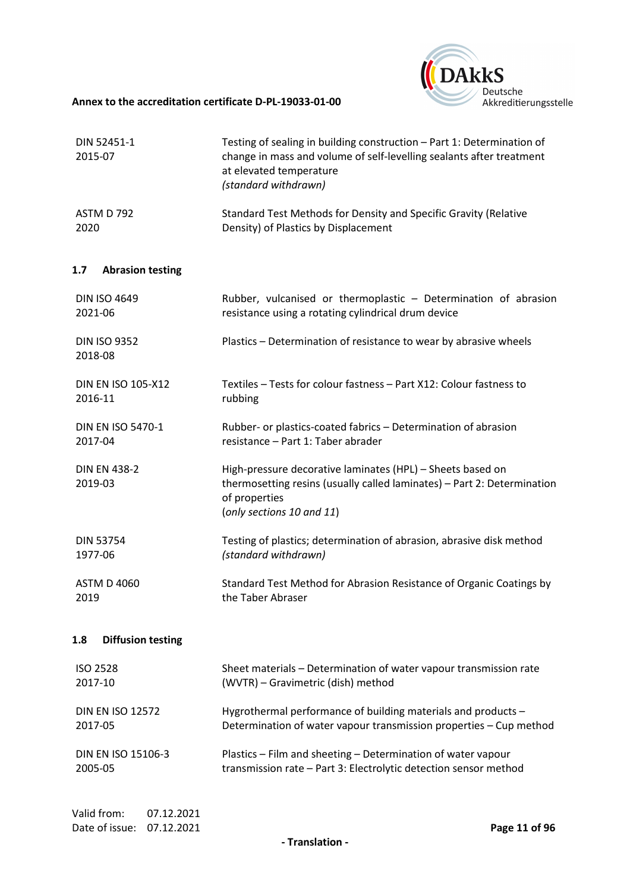| | |
|---|---|
| DIN 52451-1<br>2015-07 | Testing of sealing in building construction – Part 1: Determination of change in mass and volume of self-levelling sealants after treatment at elevated temperature<br>*(standard withdrawn)* |
| ASTM D 792<br>2020 | Standard Test Methods for Density and Specific Gravity (Relative Density) of Plastics by Displacement |

### 1.7 Abrasion testing

| | |
|---|---|
| DIN ISO 4649<br>2021-06 | Rubber, vulcanised or thermoplastic – Determination of abrasion resistance using a rotating cylindrical drum device |
| DIN ISO 9352<br>2018-08 | Plastics – Determination of resistance to wear by abrasive wheels |
| DIN EN ISO 105-X12<br>2016-11 | Textiles – Tests for colour fastness – Part X12: Colour fastness to rubbing |
| DIN EN ISO 5470-1<br>2017-04 | Rubber- or plastics-coated fabrics – Determination of abrasion resistance – Part 1: Taber abrader |
| DIN EN 438-2<br>2019-03 | High-pressure decorative laminates (HPL) – Sheets based on thermosetting resins (usually called laminates) – Part 2: Determination of properties<br>(*only sections 10 and 11*) |
| DIN 53754<br>1977-06 | Testing of plastics; determination of abrasion, abrasive disk method<br>*(standard withdrawn)* |
| ASTM D 4060<br>2019 | Standard Test Method for Abrasion Resistance of Organic Coatings by the Taber Abraser |

### 1.8 Diffusion testing

| | |
|---|---|
| ISO 2528<br>2017-10 | Sheet materials – Determination of water vapour transmission rate (WVTR) – Gravimetric (dish) method |
| DIN EN ISO 12572<br>2017-05 | Hygrothermal performance of building materials and products – Determination of water vapour transmission properties – Cup method |
| DIN EN ISO 15106-3<br>2005-05 | Plastics – Film and sheeting – Determination of water vapour transmission rate – Part 3: Electrolytic detection sensor method |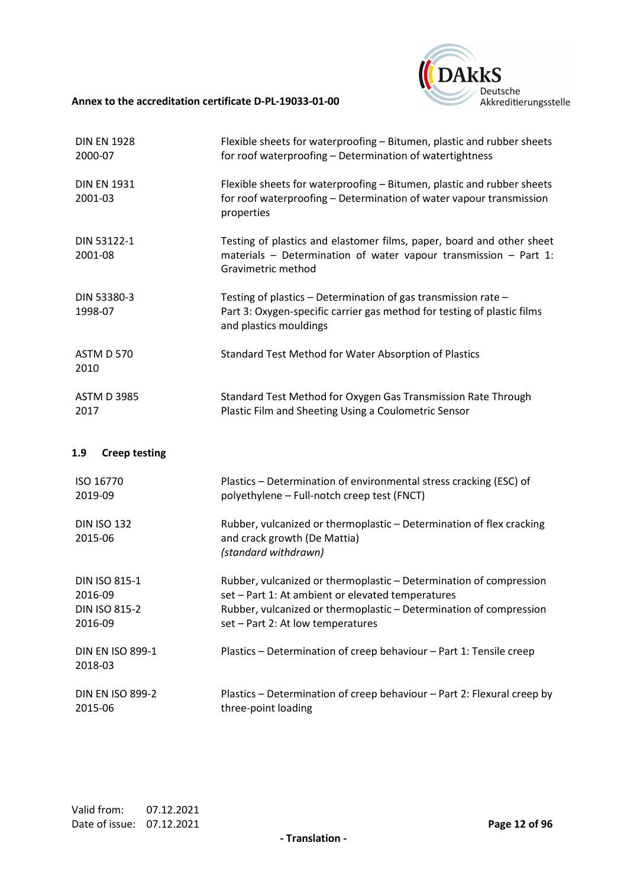| | |
|---|---|
| DIN EN 1928<br>2000-07 | Flexible sheets for waterproofing – Bitumen, plastic and rubber sheets for roof waterproofing – Determination of watertightness |
| DIN EN 1931<br>2001-03 | Flexible sheets for waterproofing – Bitumen, plastic and rubber sheets for roof waterproofing – Determination of water vapour transmission properties |
| DIN 53122-1<br>2001-08 | Testing of plastics and elastomer films, paper, board and other sheet materials – Determination of water vapour transmission – Part 1: Gravimetric method |
| DIN 53380-3<br>1998-07 | Testing of plastics – Determination of gas transmission rate – Part 3: Oxygen-specific carrier gas method for testing of plastic films and plastics mouldings |
| ASTM D 570<br>2010 | Standard Test Method for Water Absorption of Plastics |
| ASTM D 3985<br>2017 | Standard Test Method for Oxygen Gas Transmission Rate Through Plastic Film and Sheeting Using a Coulometric Sensor |

### 1.9 Creep testing

| | |
|---|---|
| ISO 16770<br>2019-09 | Plastics – Determination of environmental stress cracking (ESC) of polyethylene – Full-notch creep test (FNCT) |
| DIN ISO 132<br>2015-06 | Rubber, vulcanized or thermoplastic – Determination of flex cracking and crack growth (De Mattia)<br>*(standard withdrawn)* |
| DIN ISO 815-1<br>2016-09<br>DIN ISO 815-2<br>2016-09 | Rubber, vulcanized or thermoplastic – Determination of compression set – Part 1: At ambient or elevated temperatures<br>Rubber, vulcanized or thermoplastic – Determination of compression set – Part 2: At low temperatures |
| DIN EN ISO 899-1<br>2018-03 | Plastics – Determination of creep behaviour – Part 1: Tensile creep |
| DIN EN ISO 899-2<br>2015-06 | Plastics – Determination of creep behaviour – Part 2: Flexural creep by three-point loading |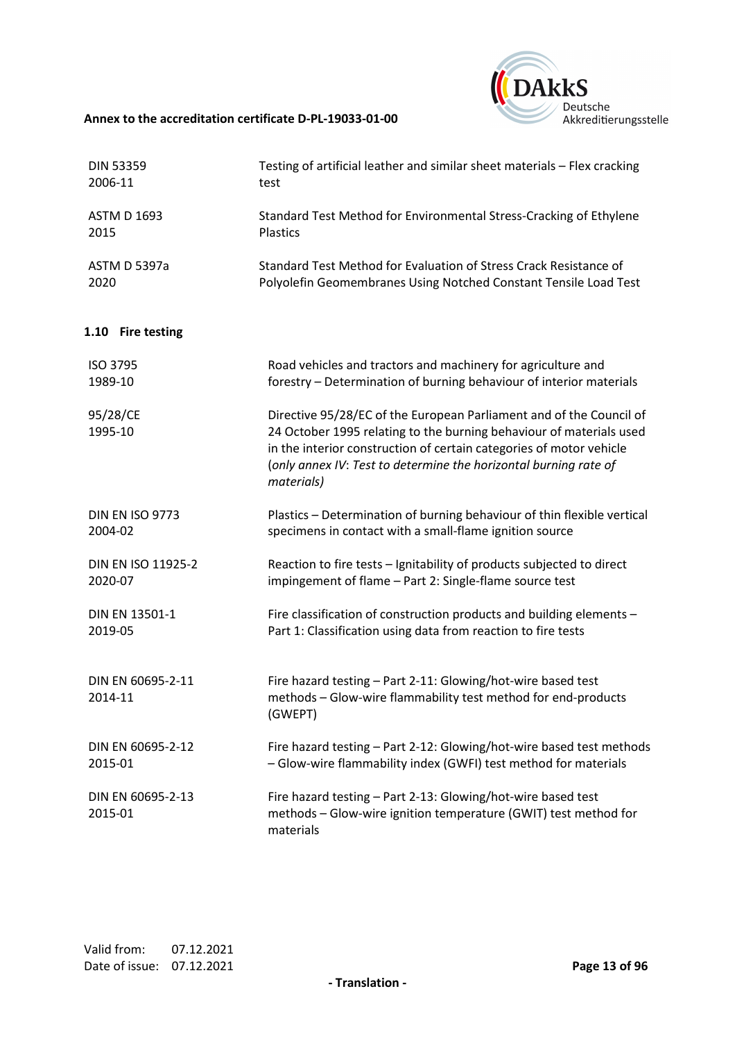| | |
|---|---|
| DIN 53359<br>2006-11 | Testing of artificial leather and similar sheet materials – Flex cracking test |
| ASTM D 1693<br>2015 | Standard Test Method for Environmental Stress-Cracking of Ethylene Plastics |
| ASTM D 5397a<br>2020 | Standard Test Method for Evaluation of Stress Crack Resistance of Polyolefin Geomembranes Using Notched Constant Tensile Load Test |

### 1.10 Fire testing

| | |
|---|---|
| ISO 3795<br>1989-10 | Road vehicles and tractors and machinery for agriculture and forestry – Determination of burning behaviour of interior materials |
| 95/28/CE<br>1995-10 | Directive 95/28/EC of the European Parliament and of the Council of 24 October 1995 relating to the burning behaviour of materials used in the interior construction of certain categories of motor vehicle (*only annex IV*: *Test to determine the horizontal burning rate of materials)* |
| DIN EN ISO 9773<br>2004-02 | Plastics – Determination of burning behaviour of thin flexible vertical specimens in contact with a small-flame ignition source |
| DIN EN ISO 11925-2<br>2020-07 | Reaction to fire tests – Ignitability of products subjected to direct impingement of flame – Part 2: Single-flame source test |
| DIN EN 13501-1<br>2019-05 | Fire classification of construction products and building elements – Part 1: Classification using data from reaction to fire tests |
| DIN EN 60695-2-11<br>2014-11 | Fire hazard testing – Part 2-11: Glowing/hot-wire based test methods – Glow-wire flammability test method for end-products (GWEPT) |
| DIN EN 60695-2-12<br>2015-01 | Fire hazard testing – Part 2-12: Glowing/hot-wire based test methods – Glow-wire flammability index (GWFI) test method for materials |
| DIN EN 60695-2-13<br>2015-01 | Fire hazard testing – Part 2-13: Glowing/hot-wire based test methods – Glow-wire ignition temperature (GWIT) test method for materials |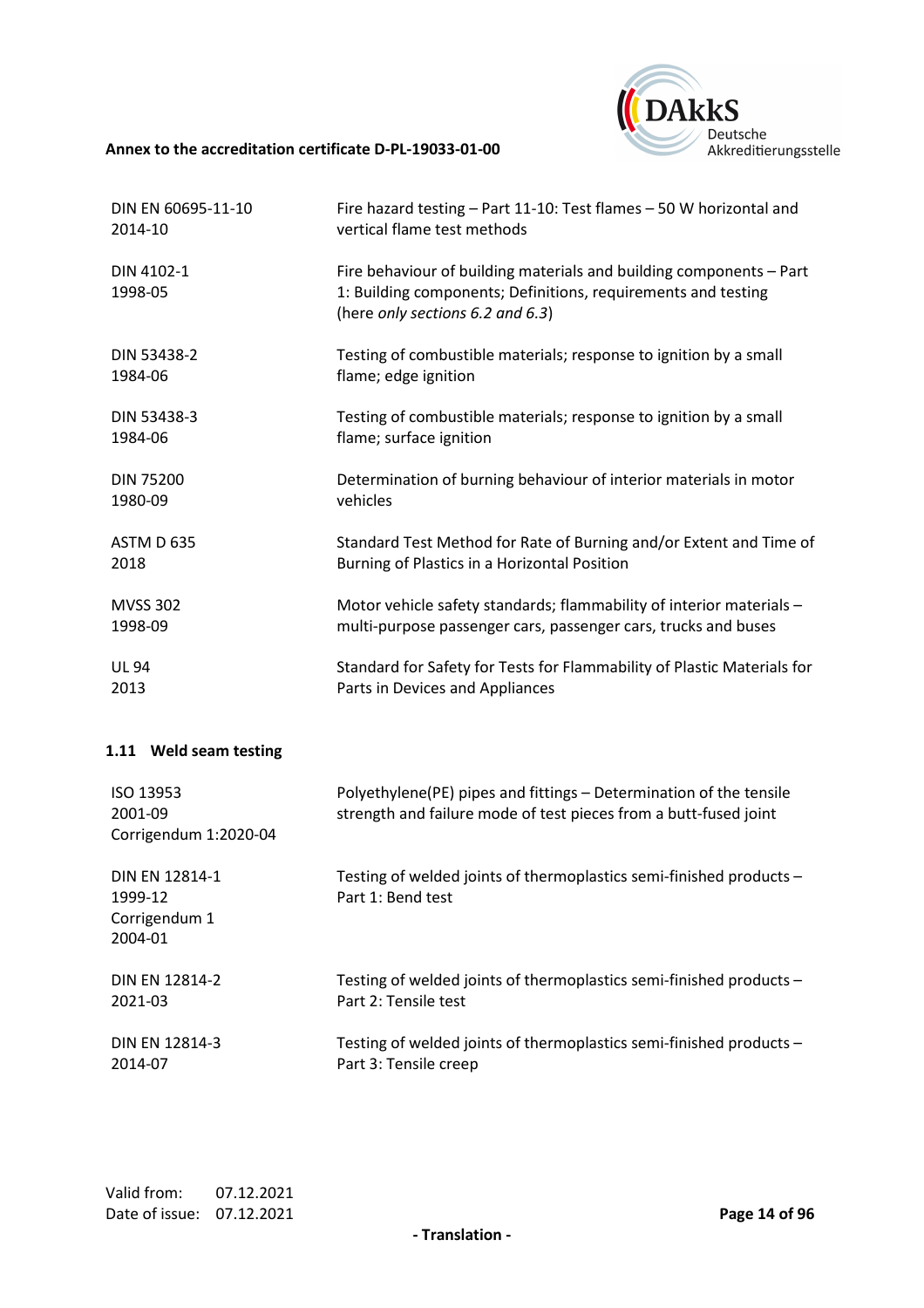| | |
|---|---|
| DIN EN 60695-11-10<br>2014-10 | Fire hazard testing – Part 11-10: Test flames – 50 W horizontal and vertical flame test methods |
| DIN 4102-1<br>1998-05 | Fire behaviour of building materials and building components – Part 1: Building components; Definitions, requirements and testing (here *only sections 6.2 and 6.3*) |
| DIN 53438-2<br>1984-06 | Testing of combustible materials; response to ignition by a small flame; edge ignition |
| DIN 53438-3<br>1984-06 | Testing of combustible materials; response to ignition by a small flame; surface ignition |
| DIN 75200<br>1980-09 | Determination of burning behaviour of interior materials in motor vehicles |
| ASTM D 635<br>2018 | Standard Test Method for Rate of Burning and/or Extent and Time of Burning of Plastics in a Horizontal Position |
| MVSS 302<br>1998-09 | Motor vehicle safety standards; flammability of interior materials – multi-purpose passenger cars, passenger cars, trucks and buses |
| UL 94<br>2013 | Standard for Safety for Tests for Flammability of Plastic Materials for Parts in Devices and Appliances |

### 1.11 Weld seam testing

| | |
|---|---|
| ISO 13953<br>2001-09<br>Corrigendum 1:2020-04 | Polyethylene(PE) pipes and fittings – Determination of the tensile strength and failure mode of test pieces from a butt-fused joint |
| DIN EN 12814-1<br>1999-12<br>Corrigendum 1<br>2004-01 | Testing of welded joints of thermoplastics semi-finished products – Part 1: Bend test |
| DIN EN 12814-2<br>2021-03 | Testing of welded joints of thermoplastics semi-finished products – Part 2: Tensile test |
| DIN EN 12814-3<br>2014-07 | Testing of welded joints of thermoplastics semi-finished products – Part 3: Tensile creep |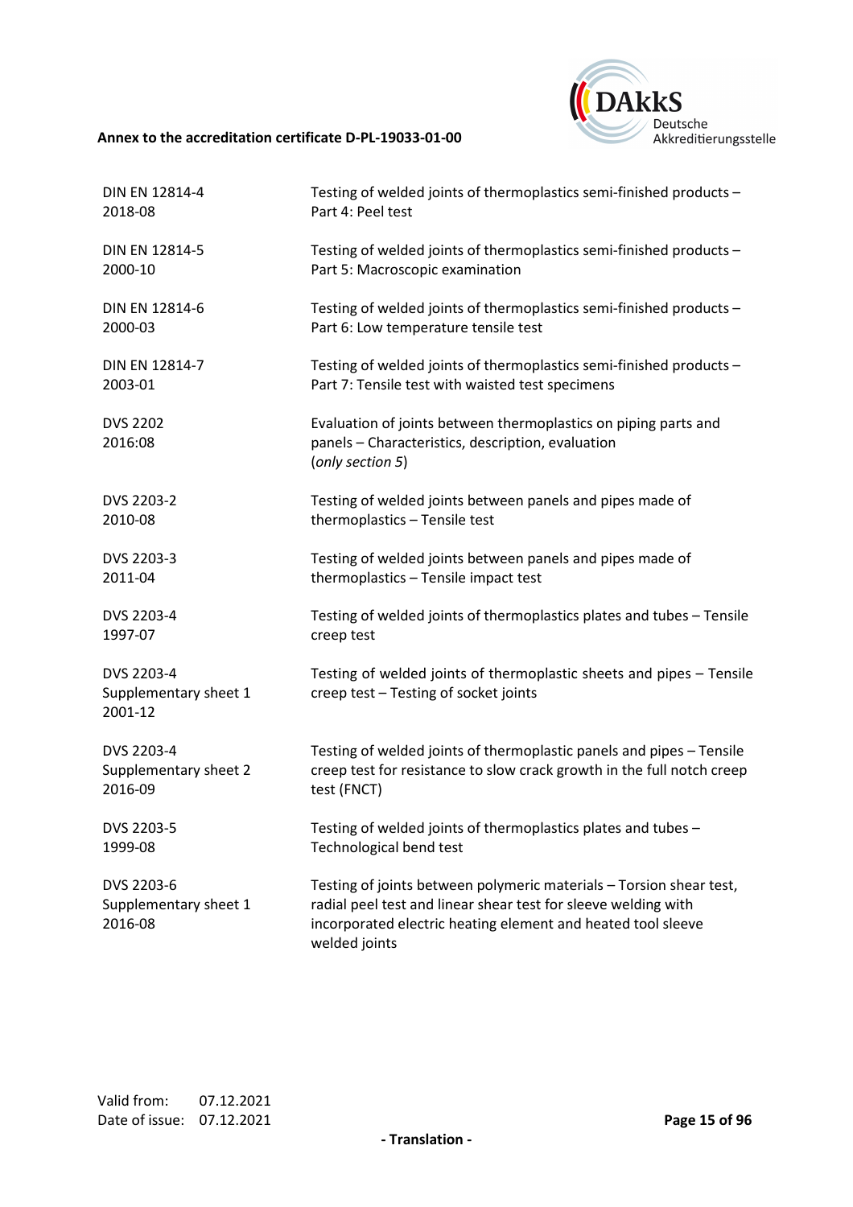| | |
|---|---|
| DIN EN 12814-4<br>2018-08 | Testing of welded joints of thermoplastics semi-finished products – Part 4: Peel test |
| DIN EN 12814-5<br>2000-10 | Testing of welded joints of thermoplastics semi-finished products – Part 5: Macroscopic examination |
| DIN EN 12814-6<br>2000-03 | Testing of welded joints of thermoplastics semi-finished products – Part 6: Low temperature tensile test |
| DIN EN 12814-7<br>2003-01 | Testing of welded joints of thermoplastics semi-finished products – Part 7: Tensile test with waisted test specimens |
| DVS 2202<br>2016:08 | Evaluation of joints between thermoplastics on piping parts and panels – Characteristics, description, evaluation<br>(*only section 5*) |
| DVS 2203-2<br>2010-08 | Testing of welded joints between panels and pipes made of thermoplastics – Tensile test |
| DVS 2203-3<br>2011-04 | Testing of welded joints between panels and pipes made of thermoplastics – Tensile impact test |
| DVS 2203-4<br>1997-07 | Testing of welded joints of thermoplastics plates and tubes – Tensile creep test |
| DVS 2203-4<br>Supplementary sheet 1<br>2001-12 | Testing of welded joints of thermoplastic sheets and pipes – Tensile creep test – Testing of socket joints |
| DVS 2203-4<br>Supplementary sheet 2<br>2016-09 | Testing of welded joints of thermoplastic panels and pipes – Tensile creep test for resistance to slow crack growth in the full notch creep test (FNCT) |
| DVS 2203-5<br>1999-08 | Testing of welded joints of thermoplastics plates and tubes – Technological bend test |
| DVS 2203-6<br>Supplementary sheet 1<br>2016-08 | Testing of joints between polymeric materials – Torsion shear test, radial peel test and linear shear test for sleeve welding with incorporated electric heating element and heated tool sleeve welded joints |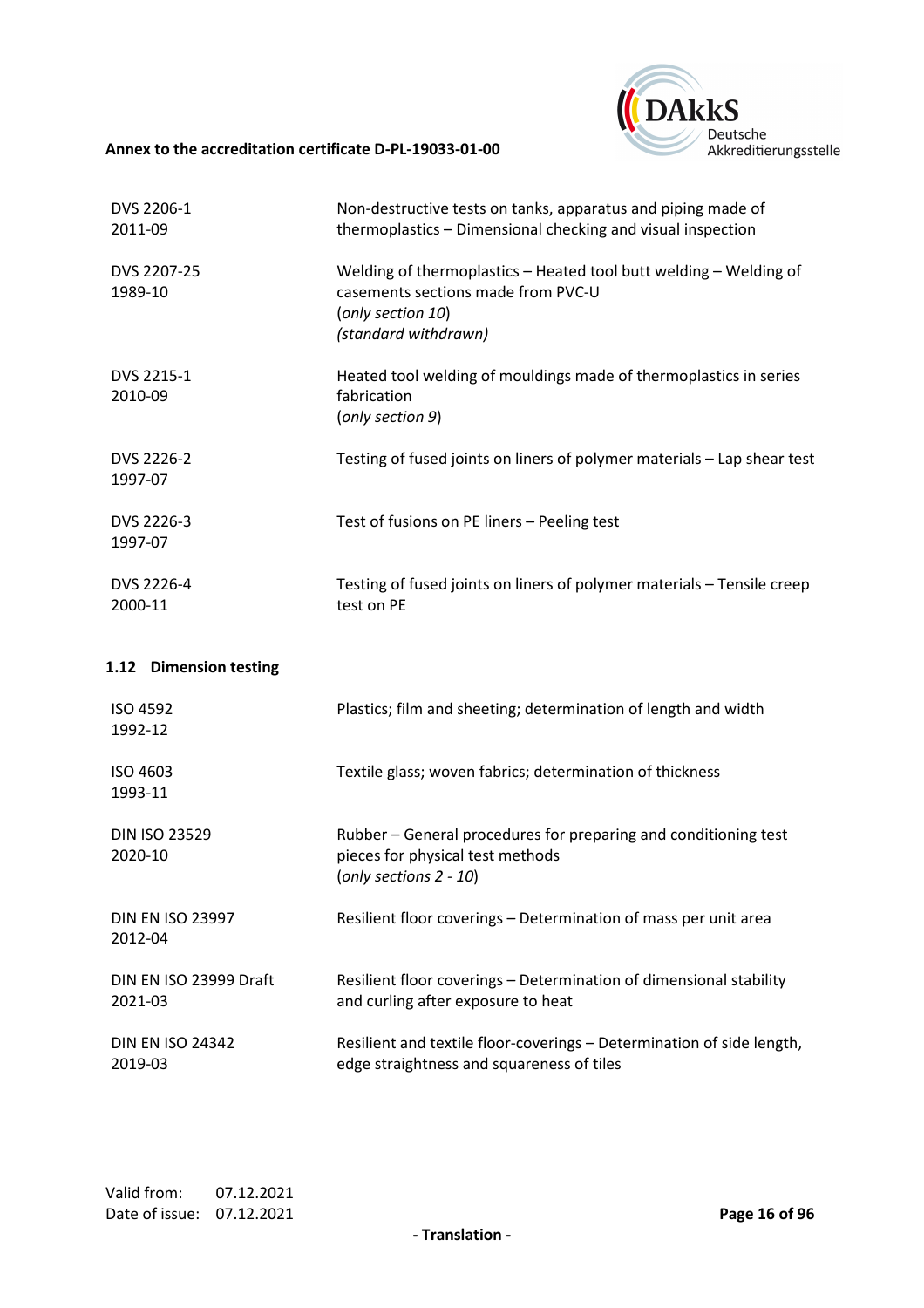| | |
|---|---|
| DVS 2206-1<br>2011-09 | Non-destructive tests on tanks, apparatus and piping made of thermoplastics – Dimensional checking and visual inspection |
| DVS 2207-25<br>1989-10 | Welding of thermoplastics – Heated tool butt welding – Welding of casements sections made from PVC-U<br>(*only section 10*)<br>*(standard withdrawn)* |
| DVS 2215-1<br>2010-09 | Heated tool welding of mouldings made of thermoplastics in series fabrication<br>(*only section 9*) |
| DVS 2226-2<br>1997-07 | Testing of fused joints on liners of polymer materials – Lap shear test |
| DVS 2226-3<br>1997-07 | Test of fusions on PE liners – Peeling test |
| DVS 2226-4<br>2000-11 | Testing of fused joints on liners of polymer materials – Tensile creep test on PE |

### 1.12 Dimension testing

| | |
|---|---|
| ISO 4592<br>1992-12 | Plastics; film and sheeting; determination of length and width |
| ISO 4603<br>1993-11 | Textile glass; woven fabrics; determination of thickness |
| DIN ISO 23529<br>2020-10 | Rubber – General procedures for preparing and conditioning test pieces for physical test methods<br>(*only sections 2 - 10*) |
| DIN EN ISO 23997<br>2012-04 | Resilient floor coverings – Determination of mass per unit area |
| DIN EN ISO 23999 Draft<br>2021-03 | Resilient floor coverings – Determination of dimensional stability and curling after exposure to heat |
| DIN EN ISO 24342<br>2019-03 | Resilient and textile floor-coverings – Determination of side length, edge straightness and squareness of tiles |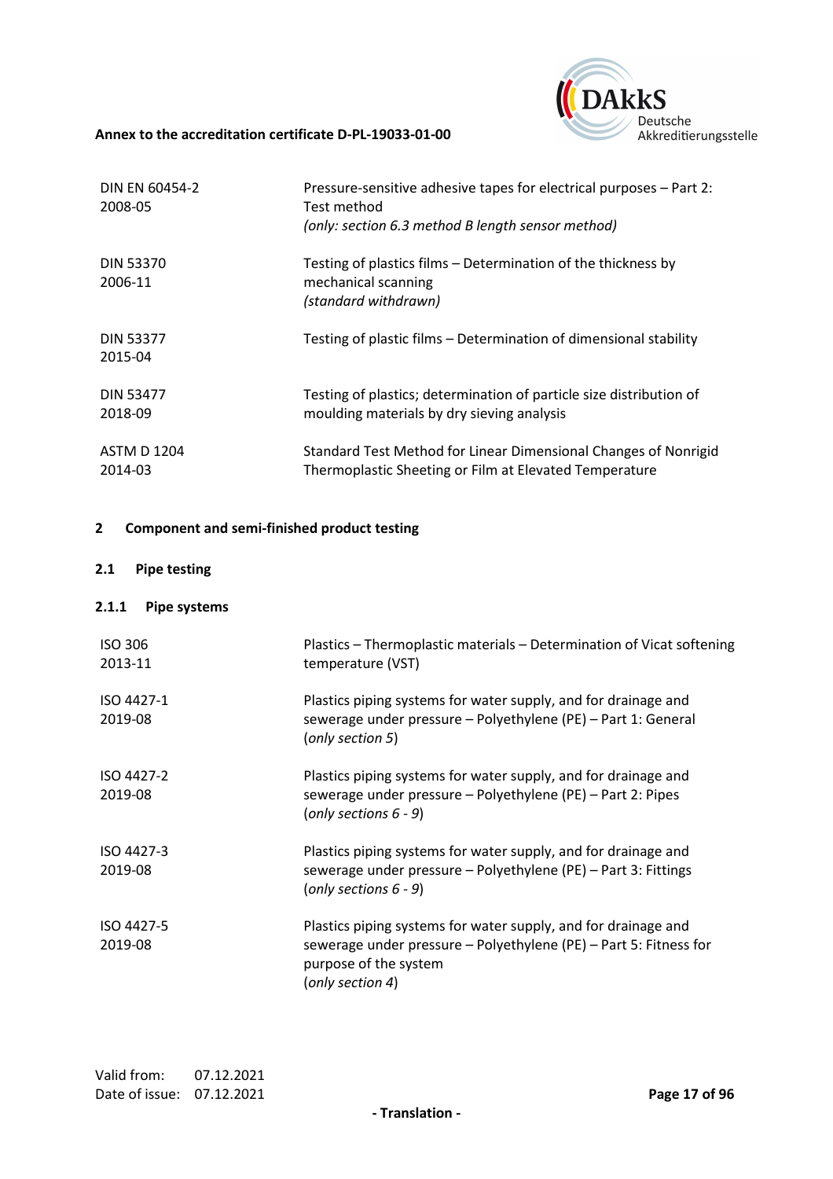| | |
|---|---|
| DIN EN 60454-2<br>2008-05 | Pressure-sensitive adhesive tapes for electrical purposes – Part 2: Test method<br>*(only: section 6.3 method B length sensor method)* |
| DIN 53370<br>2006-11 | Testing of plastics films – Determination of the thickness by mechanical scanning<br>*(standard withdrawn)* |
| DIN 53377<br>2015-04 | Testing of plastic films – Determination of dimensional stability |
| DIN 53477<br>2018-09 | Testing of plastics; determination of particle size distribution of moulding materials by dry sieving analysis |
| ASTM D 1204<br>2014-03 | Standard Test Method for Linear Dimensional Changes of Nonrigid Thermoplastic Sheeting or Film at Elevated Temperature |

## 2 Component and semi-finished product testing

### 2.1 Pipe testing

#### 2.1.1 Pipe systems

| | |
|---|---|
| ISO 306<br>2013-11 | Plastics – Thermoplastic materials – Determination of Vicat softening temperature (VST) |
| ISO 4427-1<br>2019-08 | Plastics piping systems for water supply, and for drainage and sewerage under pressure – Polyethylene (PE) – Part 1: General<br>(*only section 5*) |
| ISO 4427-2<br>2019-08 | Plastics piping systems for water supply, and for drainage and sewerage under pressure – Polyethylene (PE) – Part 2: Pipes<br>(*only sections 6 - 9*) |
| ISO 4427-3<br>2019-08 | Plastics piping systems for water supply, and for drainage and sewerage under pressure – Polyethylene (PE) – Part 3: Fittings<br>(*only sections 6 - 9*) |
| ISO 4427-5<br>2019-08 | Plastics piping systems for water supply, and for drainage and sewerage under pressure – Polyethylene (PE) – Part 5: Fitness for purpose of the system<br>(*only section 4*) |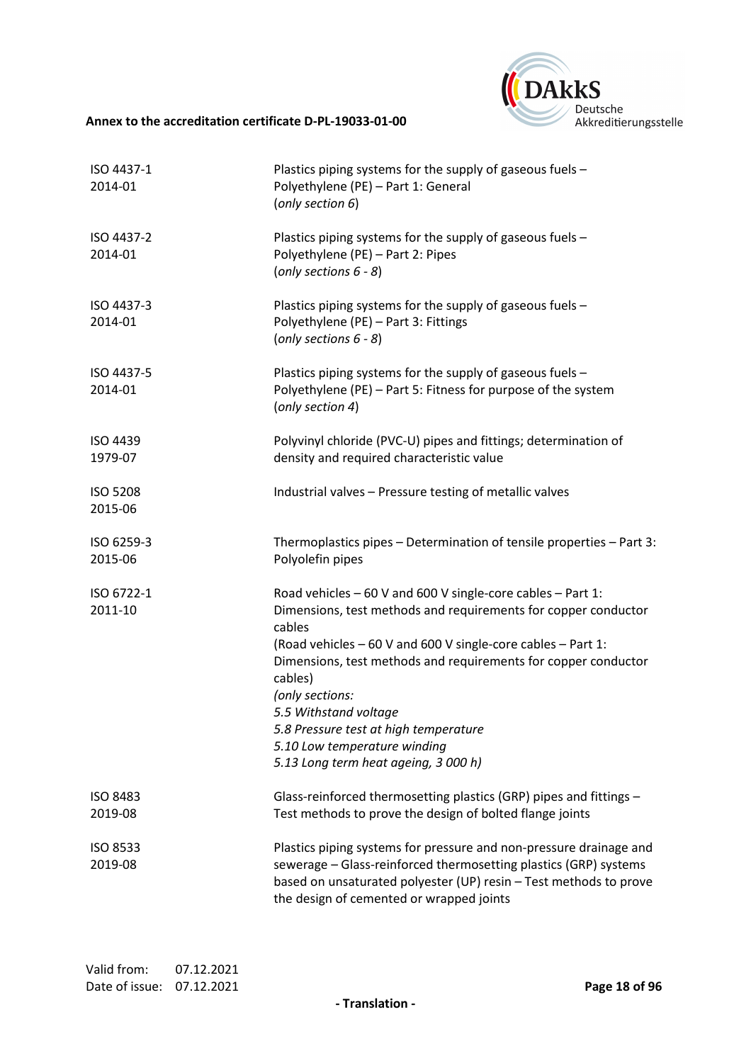| | |
|---|---|
| ISO 4437-1<br>2014-01 | Plastics piping systems for the supply of gaseous fuels – Polyethylene (PE) – Part 1: General<br>(*only section 6*) |
| ISO 4437-2<br>2014-01 | Plastics piping systems for the supply of gaseous fuels – Polyethylene (PE) – Part 2: Pipes<br>(*only sections 6 - 8*) |
| ISO 4437-3<br>2014-01 | Plastics piping systems for the supply of gaseous fuels – Polyethylene (PE) – Part 3: Fittings<br>(*only sections 6 - 8*) |
| ISO 4437-5<br>2014-01 | Plastics piping systems for the supply of gaseous fuels – Polyethylene (PE) – Part 5: Fitness for purpose of the system<br>(*only section 4*) |
| ISO 4439<br>1979-07 | Polyvinyl chloride (PVC-U) pipes and fittings; determination of density and required characteristic value |
| ISO 5208<br>2015-06 | Industrial valves – Pressure testing of metallic valves |
| ISO 6259-3<br>2015-06 | Thermoplastics pipes – Determination of tensile properties – Part 3: Polyolefin pipes |
| ISO 6722-1<br>2011-10 | Road vehicles – 60 V and 600 V single-core cables – Part 1: Dimensions, test methods and requirements for copper conductor cables<br>(Road vehicles – 60 V and 600 V single-core cables – Part 1: Dimensions, test methods and requirements for copper conductor cables)<br>*(only sections:*<br>*5.5 Withstand voltage*<br>*5.8 Pressure test at high temperature*<br>*5.10 Low temperature winding*<br>*5.13 Long term heat ageing, 3 000 h)* |
| ISO 8483<br>2019-08 | Glass-reinforced thermosetting plastics (GRP) pipes and fittings – Test methods to prove the design of bolted flange joints |
| ISO 8533<br>2019-08 | Plastics piping systems for pressure and non-pressure drainage and sewerage – Glass-reinforced thermosetting plastics (GRP) systems based on unsaturated polyester (UP) resin – Test methods to prove the design of cemented or wrapped joints |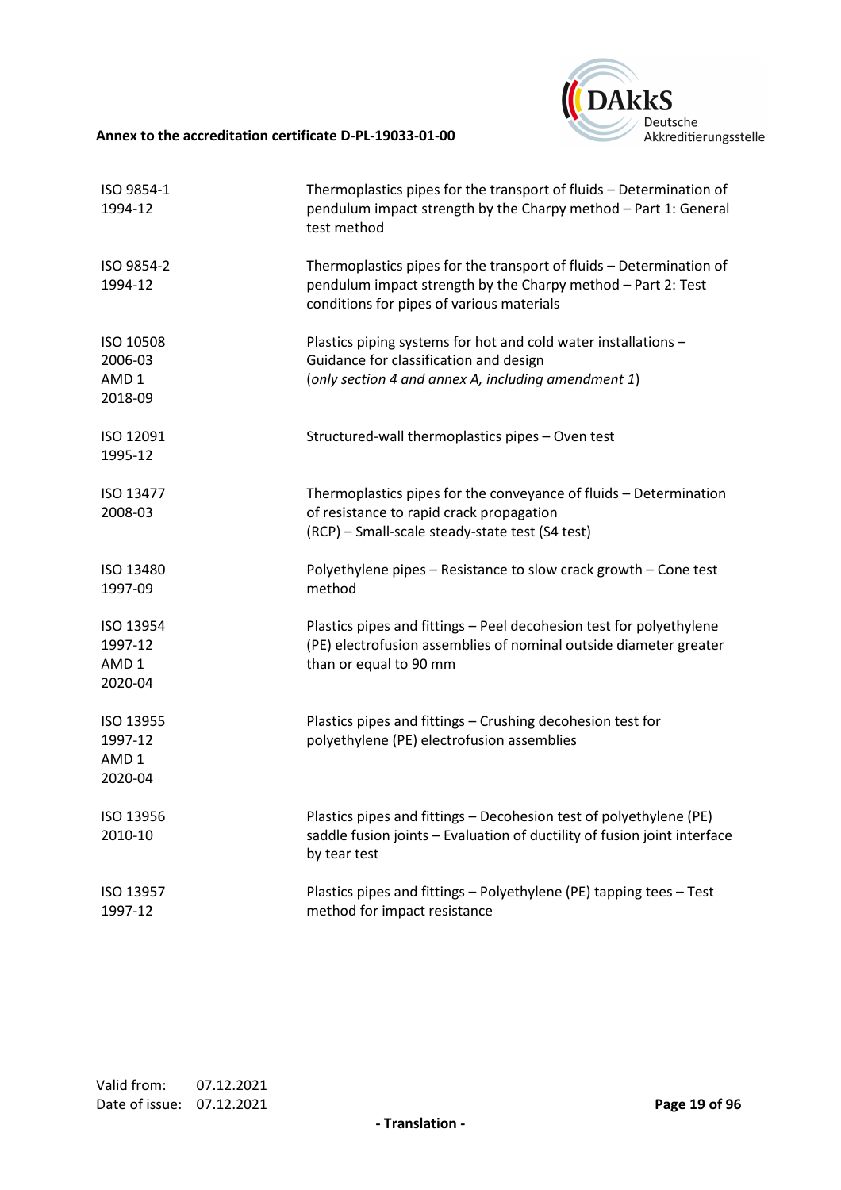| | |
|---|---|
| ISO 9854-1<br>1994-12 | Thermoplastics pipes for the transport of fluids – Determination of pendulum impact strength by the Charpy method – Part 1: General test method |
| ISO 9854-2<br>1994-12 | Thermoplastics pipes for the transport of fluids – Determination of pendulum impact strength by the Charpy method – Part 2: Test conditions for pipes of various materials |
| ISO 10508<br>2006-03<br>AMD 1<br>2018-09 | Plastics piping systems for hot and cold water installations – Guidance for classification and design<br>(*only section 4 and annex A, including amendment 1*) |
| ISO 12091<br>1995-12 | Structured-wall thermoplastics pipes – Oven test |
| ISO 13477<br>2008-03 | Thermoplastics pipes for the conveyance of fluids – Determination of resistance to rapid crack propagation<br>(RCP) – Small-scale steady-state test (S4 test) |
| ISO 13480<br>1997-09 | Polyethylene pipes – Resistance to slow crack growth – Cone test method |
| ISO 13954<br>1997-12<br>AMD 1<br>2020-04 | Plastics pipes and fittings – Peel decohesion test for polyethylene (PE) electrofusion assemblies of nominal outside diameter greater than or equal to 90 mm |
| ISO 13955<br>1997-12<br>AMD 1<br>2020-04 | Plastics pipes and fittings – Crushing decohesion test for polyethylene (PE) electrofusion assemblies |
| ISO 13956<br>2010-10 | Plastics pipes and fittings – Decohesion test of polyethylene (PE) saddle fusion joints – Evaluation of ductility of fusion joint interface by tear test |
| ISO 13957<br>1997-12 | Plastics pipes and fittings – Polyethylene (PE) tapping tees – Test method for impact resistance |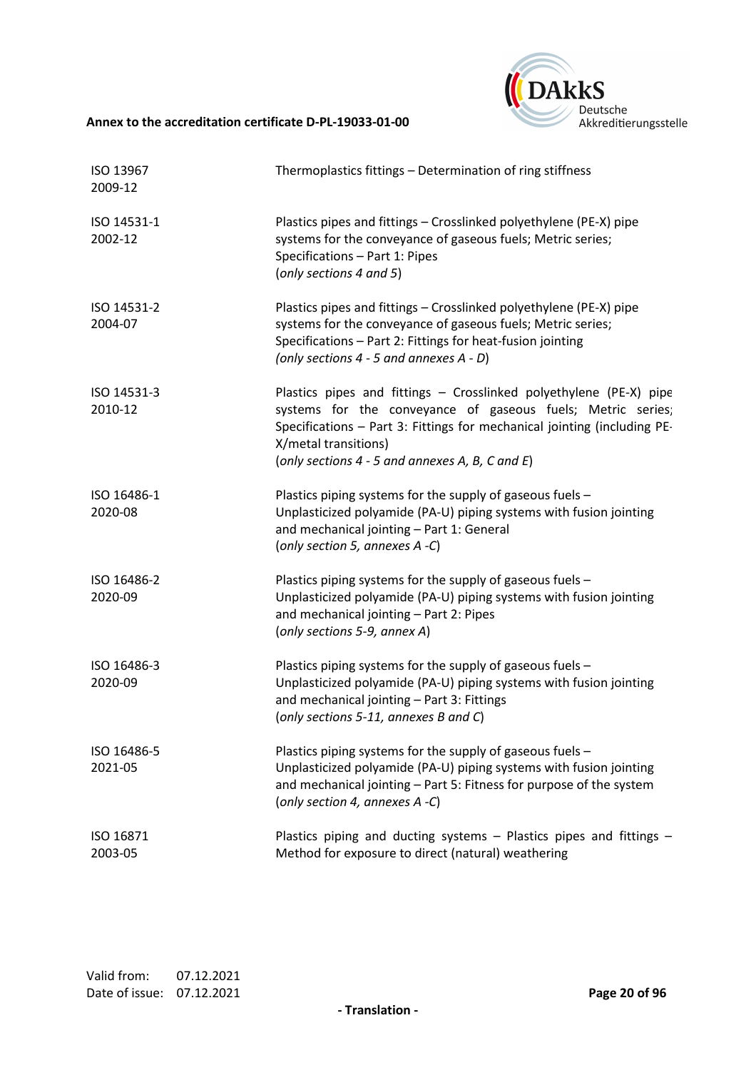| | |
|---|---|
| ISO 13967<br>2009-12 | Thermoplastics fittings – Determination of ring stiffness |
| ISO 14531-1<br>2002-12 | Plastics pipes and fittings – Crosslinked polyethylene (PE-X) pipe systems for the conveyance of gaseous fuels; Metric series; Specifications – Part 1: Pipes<br>(*only sections 4 and 5*) |
| ISO 14531-2<br>2004-07 | Plastics pipes and fittings – Crosslinked polyethylene (PE-X) pipe systems for the conveyance of gaseous fuels; Metric series; Specifications – Part 2: Fittings for heat-fusion jointing<br>*(only sections 4 - 5 and annexes A - D)* |
| ISO 14531-3<br>2010-12 | Plastics pipes and fittings – Crosslinked polyethylene (PE-X) pipe systems for the conveyance of gaseous fuels; Metric series; Specifications – Part 3: Fittings for mechanical jointing (including PE-X/metal transitions)<br>(*only sections 4 - 5 and annexes A, B, C and E*) |
| ISO 16486-1<br>2020-08 | Plastics piping systems for the supply of gaseous fuels – Unplasticized polyamide (PA-U) piping systems with fusion jointing and mechanical jointing – Part 1: General<br>(*only section 5, annexes A -C*) |
| ISO 16486-2<br>2020-09 | Plastics piping systems for the supply of gaseous fuels – Unplasticized polyamide (PA-U) piping systems with fusion jointing and mechanical jointing – Part 2: Pipes<br>(*only sections 5-9, annex A*) |
| ISO 16486-3<br>2020-09 | Plastics piping systems for the supply of gaseous fuels – Unplasticized polyamide (PA-U) piping systems with fusion jointing and mechanical jointing – Part 3: Fittings<br>(*only sections 5-11, annexes B and C*) |
| ISO 16486-5<br>2021-05 | Plastics piping systems for the supply of gaseous fuels – Unplasticized polyamide (PA-U) piping systems with fusion jointing and mechanical jointing – Part 5: Fitness for purpose of the system<br>(*only section 4, annexes A -C*) |
| ISO 16871<br>2003-05 | Plastics piping and ducting systems – Plastics pipes and fittings – Method for exposure to direct (natural) weathering |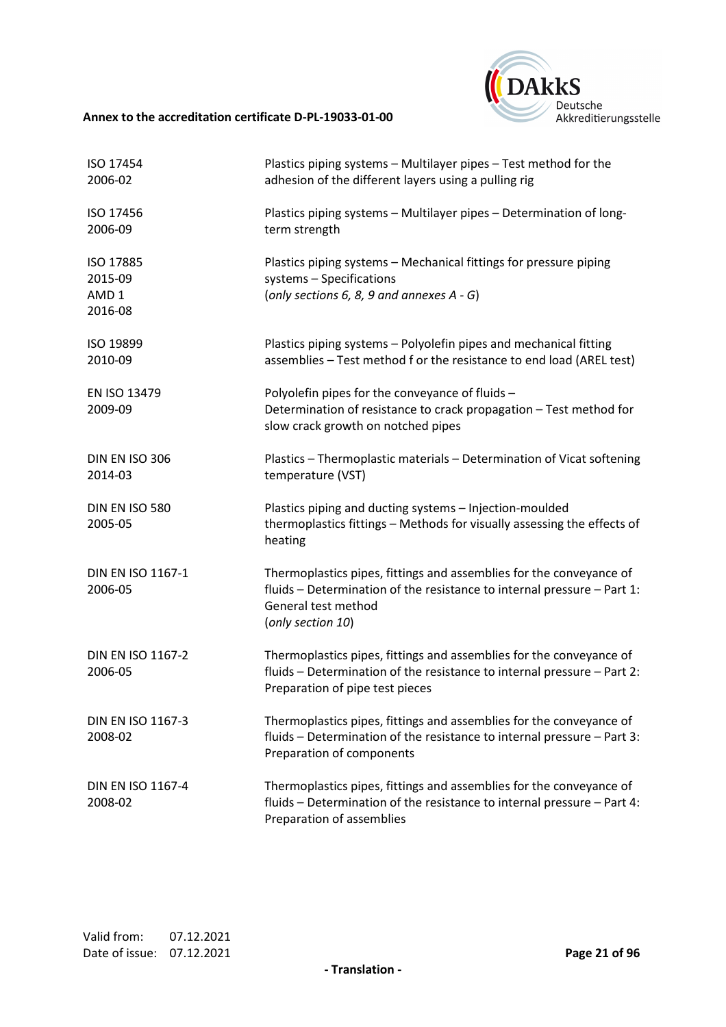| | |
|---|---|
| ISO 17454<br>2006-02 | Plastics piping systems – Multilayer pipes – Test method for the adhesion of the different layers using a pulling rig |
| ISO 17456<br>2006-09 | Plastics piping systems – Multilayer pipes – Determination of long-term strength |
| ISO 17885<br>2015-09<br>AMD 1<br>2016-08 | Plastics piping systems – Mechanical fittings for pressure piping systems – Specifications<br>(*only sections 6, 8, 9 and annexes A - G*) |
| ISO 19899<br>2010-09 | Plastics piping systems – Polyolefin pipes and mechanical fitting assemblies – Test method f or the resistance to end load (AREL test) |
| EN ISO 13479<br>2009-09 | Polyolefin pipes for the conveyance of fluids – Determination of resistance to crack propagation – Test method for slow crack growth on notched pipes |
| DIN EN ISO 306<br>2014-03 | Plastics – Thermoplastic materials – Determination of Vicat softening temperature (VST) |
| DIN EN ISO 580<br>2005-05 | Plastics piping and ducting systems – Injection-moulded thermoplastics fittings – Methods for visually assessing the effects of heating |
| DIN EN ISO 1167-1<br>2006-05 | Thermoplastics pipes, fittings and assemblies for the conveyance of fluids – Determination of the resistance to internal pressure – Part 1: General test method<br>(*only section 10*) |
| DIN EN ISO 1167-2<br>2006-05 | Thermoplastics pipes, fittings and assemblies for the conveyance of fluids – Determination of the resistance to internal pressure – Part 2: Preparation of pipe test pieces |
| DIN EN ISO 1167-3<br>2008-02 | Thermoplastics pipes, fittings and assemblies for the conveyance of fluids – Determination of the resistance to internal pressure – Part 3: Preparation of components |
| DIN EN ISO 1167-4<br>2008-02 | Thermoplastics pipes, fittings and assemblies for the conveyance of fluids – Determination of the resistance to internal pressure – Part 4: Preparation of assemblies |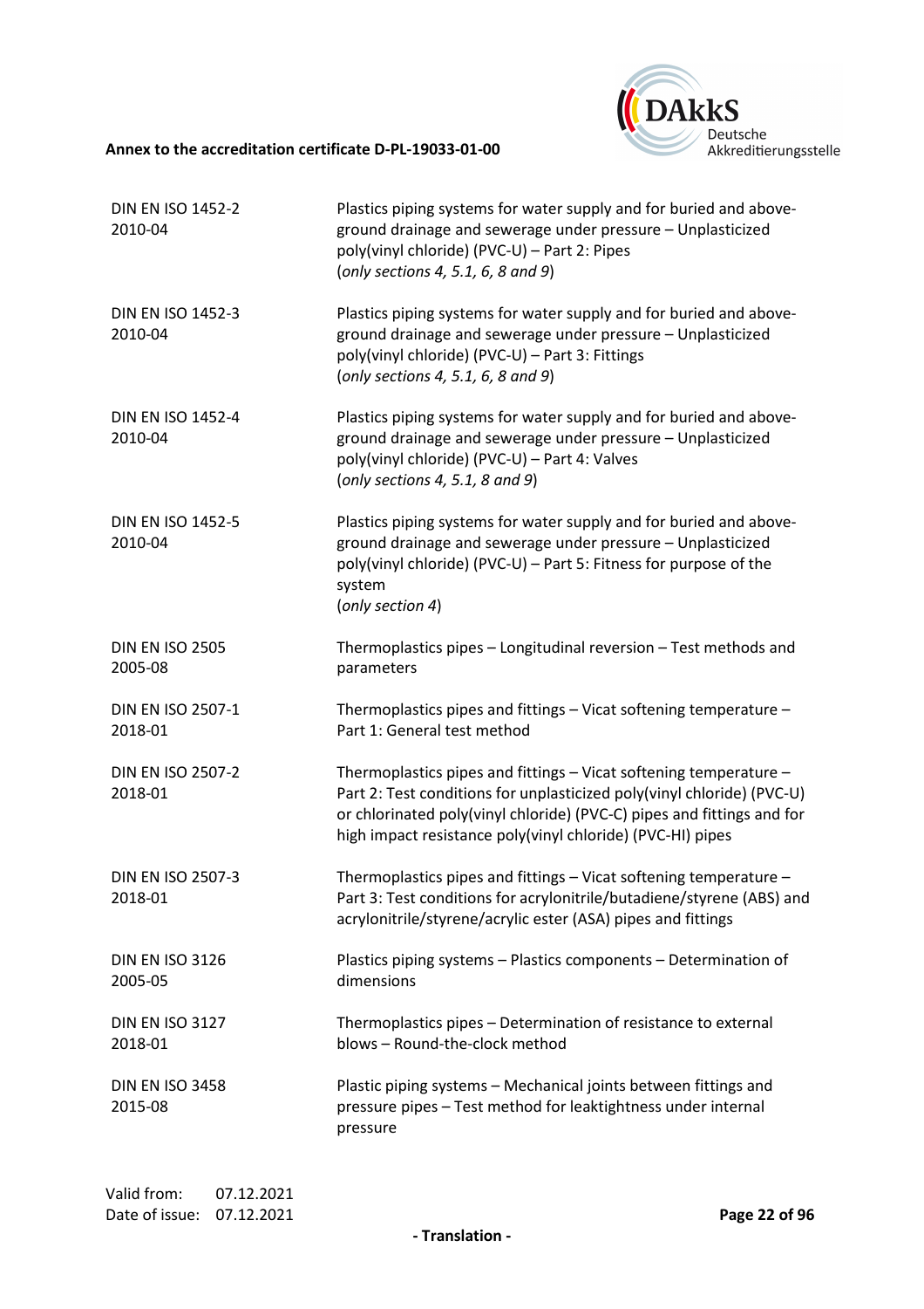| | |
|---|---|
| DIN EN ISO 1452-2<br>2010-04 | Plastics piping systems for water supply and for buried and above-ground drainage and sewerage under pressure – Unplasticized poly(vinyl chloride) (PVC-U) – Part 2: Pipes<br>(*only sections 4, 5.1, 6, 8 and 9*) |
| DIN EN ISO 1452-3<br>2010-04 | Plastics piping systems for water supply and for buried and above-ground drainage and sewerage under pressure – Unplasticized poly(vinyl chloride) (PVC-U) – Part 3: Fittings<br>(*only sections 4, 5.1, 6, 8 and 9*) |
| DIN EN ISO 1452-4<br>2010-04 | Plastics piping systems for water supply and for buried and above-ground drainage and sewerage under pressure – Unplasticized poly(vinyl chloride) (PVC-U) – Part 4: Valves<br>(*only sections 4, 5.1, 8 and 9*) |
| DIN EN ISO 1452-5<br>2010-04 | Plastics piping systems for water supply and for buried and above-ground drainage and sewerage under pressure – Unplasticized poly(vinyl chloride) (PVC-U) – Part 5: Fitness for purpose of the system<br>(*only section 4*) |
| DIN EN ISO 2505<br>2005-08 | Thermoplastics pipes – Longitudinal reversion – Test methods and parameters |
| DIN EN ISO 2507-1<br>2018-01 | Thermoplastics pipes and fittings – Vicat softening temperature – Part 1: General test method |
| DIN EN ISO 2507-2<br>2018-01 | Thermoplastics pipes and fittings – Vicat softening temperature – Part 2: Test conditions for unplasticized poly(vinyl chloride) (PVC-U) or chlorinated poly(vinyl chloride) (PVC-C) pipes and fittings and for high impact resistance poly(vinyl chloride) (PVC-HI) pipes |
| DIN EN ISO 2507-3<br>2018-01 | Thermoplastics pipes and fittings – Vicat softening temperature – Part 3: Test conditions for acrylonitrile/butadiene/styrene (ABS) and acrylonitrile/styrene/acrylic ester (ASA) pipes and fittings |
| DIN EN ISO 3126<br>2005-05 | Plastics piping systems – Plastics components – Determination of dimensions |
| DIN EN ISO 3127<br>2018-01 | Thermoplastics pipes – Determination of resistance to external blows – Round-the-clock method |
| DIN EN ISO 3458<br>2015-08 | Plastic piping systems – Mechanical joints between fittings and pressure pipes – Test method for leaktightness under internal pressure |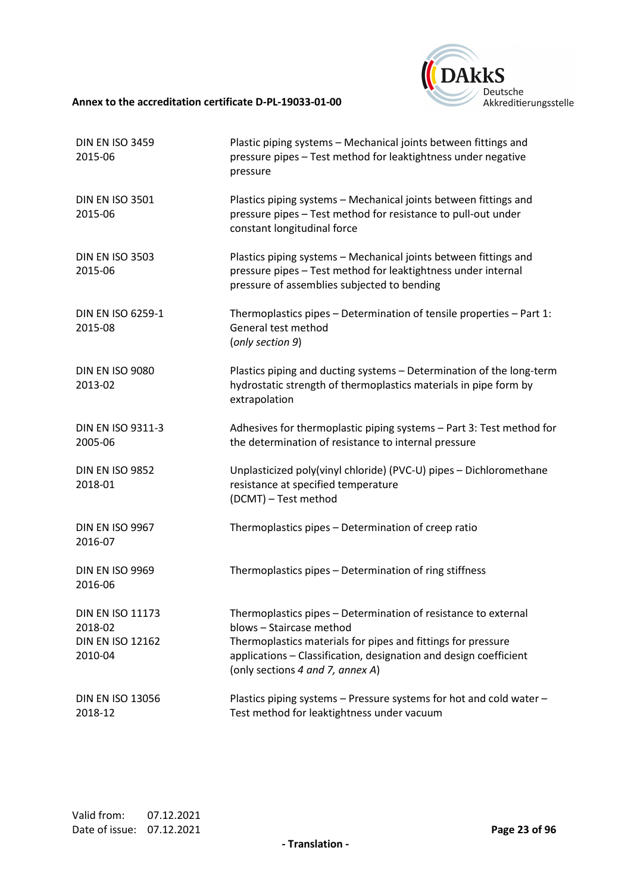| | |
|---|---|
| DIN EN ISO 3459<br>2015-06 | Plastic piping systems – Mechanical joints between fittings and pressure pipes – Test method for leaktightness under negative pressure |
| DIN EN ISO 3501<br>2015-06 | Plastics piping systems – Mechanical joints between fittings and pressure pipes – Test method for resistance to pull-out under constant longitudinal force |
| DIN EN ISO 3503<br>2015-06 | Plastics piping systems – Mechanical joints between fittings and pressure pipes – Test method for leaktightness under internal pressure of assemblies subjected to bending |
| DIN EN ISO 6259-1<br>2015-08 | Thermoplastics pipes – Determination of tensile properties – Part 1: General test method<br>(*only section 9*) |
| DIN EN ISO 9080<br>2013-02 | Plastics piping and ducting systems – Determination of the long-term hydrostatic strength of thermoplastics materials in pipe form by extrapolation |
| DIN EN ISO 9311-3<br>2005-06 | Adhesives for thermoplastic piping systems – Part 3: Test method for the determination of resistance to internal pressure |
| DIN EN ISO 9852<br>2018-01 | Unplasticized poly(vinyl chloride) (PVC-U) pipes – Dichloromethane resistance at specified temperature<br>(DCMT) – Test method |
| DIN EN ISO 9967<br>2016-07 | Thermoplastics pipes – Determination of creep ratio |
| DIN EN ISO 9969<br>2016-06 | Thermoplastics pipes – Determination of ring stiffness |
| DIN EN ISO 11173<br>2018-02 | Thermoplastics pipes – Determination of resistance to external blows – Staircase method |
| DIN EN ISO 12162<br>2010-04 | Thermoplastics materials for pipes and fittings for pressure applications – Classification, designation and design coefficient<br>(only sections *4 and 7, annex A*) |
| DIN EN ISO 13056<br>2018-12 | Plastics piping systems – Pressure systems for hot and cold water – Test method for leaktightness under vacuum |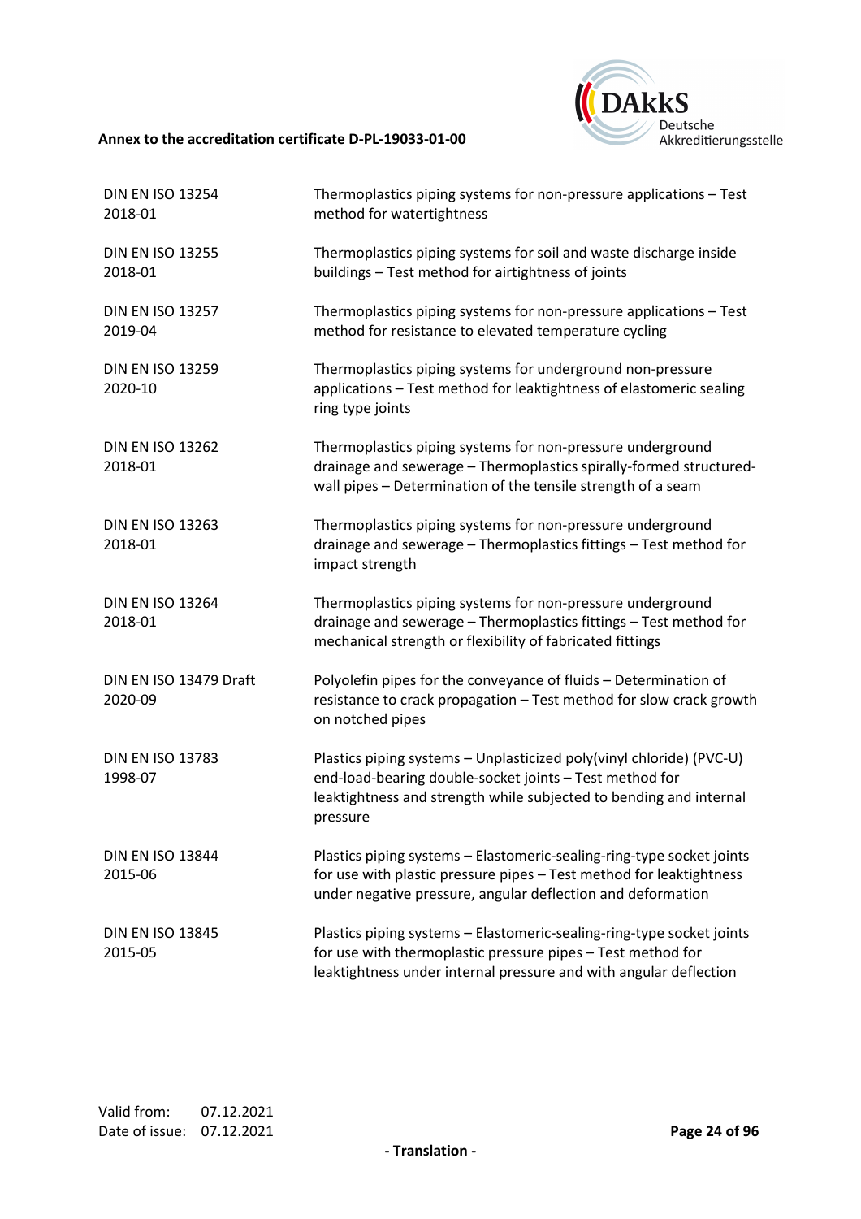| | |
|---|---|
| DIN EN ISO 13254 2018-01 | Thermoplastics piping systems for non-pressure applications – Test method for watertightness |
| DIN EN ISO 13255 2018-01 | Thermoplastics piping systems for soil and waste discharge inside buildings – Test method for airtightness of joints |
| DIN EN ISO 13257 2019-04 | Thermoplastics piping systems for non-pressure applications – Test method for resistance to elevated temperature cycling |
| DIN EN ISO 13259 2020-10 | Thermoplastics piping systems for underground non-pressure applications – Test method for leaktightness of elastomeric sealing ring type joints |
| DIN EN ISO 13262 2018-01 | Thermoplastics piping systems for non-pressure underground drainage and sewerage – Thermoplastics spirally-formed structured-wall pipes – Determination of the tensile strength of a seam |
| DIN EN ISO 13263 2018-01 | Thermoplastics piping systems for non-pressure underground drainage and sewerage – Thermoplastics fittings – Test method for impact strength |
| DIN EN ISO 13264 2018-01 | Thermoplastics piping systems for non-pressure underground drainage and sewerage – Thermoplastics fittings – Test method for mechanical strength or flexibility of fabricated fittings |
| DIN EN ISO 13479 Draft 2020-09 | Polyolefin pipes for the conveyance of fluids – Determination of resistance to crack propagation – Test method for slow crack growth on notched pipes |
| DIN EN ISO 13783 1998-07 | Plastics piping systems – Unplasticized poly(vinyl chloride) (PVC-U) end-load-bearing double-socket joints – Test method for leaktightness and strength while subjected to bending and internal pressure |
| DIN EN ISO 13844 2015-06 | Plastics piping systems – Elastomeric-sealing-ring-type socket joints for use with plastic pressure pipes – Test method for leaktightness under negative pressure, angular deflection and deformation |
| DIN EN ISO 13845 2015-05 | Plastics piping systems – Elastomeric-sealing-ring-type socket joints for use with thermoplastic pressure pipes – Test method for leaktightness under internal pressure and with angular deflection |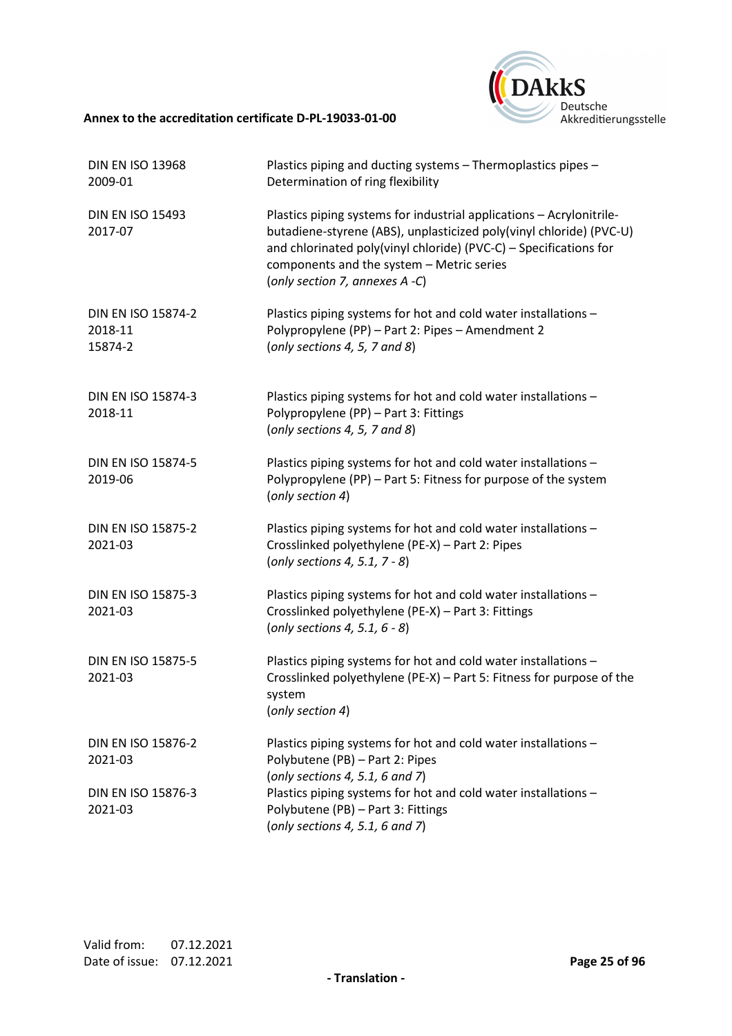| | |
|---|---|
| DIN EN ISO 13968 2009-01 | Plastics piping and ducting systems – Thermoplastics pipes – Determination of ring flexibility |
| DIN EN ISO 15493 2017-07 | Plastics piping systems for industrial applications – Acrylonitrile-butadiene-styrene (ABS), unplasticized poly(vinyl chloride) (PVC-U) and chlorinated poly(vinyl chloride) (PVC-C) – Specifications for components and the system – Metric series (*only section 7, annexes A -C*) |
| DIN EN ISO 15874-2 2018-11 15874-2 | Plastics piping systems for hot and cold water installations – Polypropylene (PP) – Part 2: Pipes – Amendment 2 (*only sections 4, 5, 7 and 8*) |
| DIN EN ISO 15874-3 2018-11 | Plastics piping systems for hot and cold water installations – Polypropylene (PP) – Part 3: Fittings (*only sections 4, 5, 7 and 8*) |
| DIN EN ISO 15874-5 2019-06 | Plastics piping systems for hot and cold water installations – Polypropylene (PP) – Part 5: Fitness for purpose of the system (*only section 4*) |
| DIN EN ISO 15875-2 2021-03 | Plastics piping systems for hot and cold water installations – Crosslinked polyethylene (PE-X) – Part 2: Pipes (*only sections 4, 5.1, 7 - 8*) |
| DIN EN ISO 15875-3 2021-03 | Plastics piping systems for hot and cold water installations – Crosslinked polyethylene (PE-X) – Part 3: Fittings (*only sections 4, 5.1, 6 - 8*) |
| DIN EN ISO 15875-5 2021-03 | Plastics piping systems for hot and cold water installations – Crosslinked polyethylene (PE-X) – Part 5: Fitness for purpose of the system (*only section 4*) |
| DIN EN ISO 15876-2 2021-03 | Plastics piping systems for hot and cold water installations – Polybutene (PB) – Part 2: Pipes (*only sections 4, 5.1, 6 and 7*) |
| DIN EN ISO 15876-3 2021-03 | Plastics piping systems for hot and cold water installations – Polybutene (PB) – Part 3: Fittings (*only sections 4, 5.1, 6 and 7*) |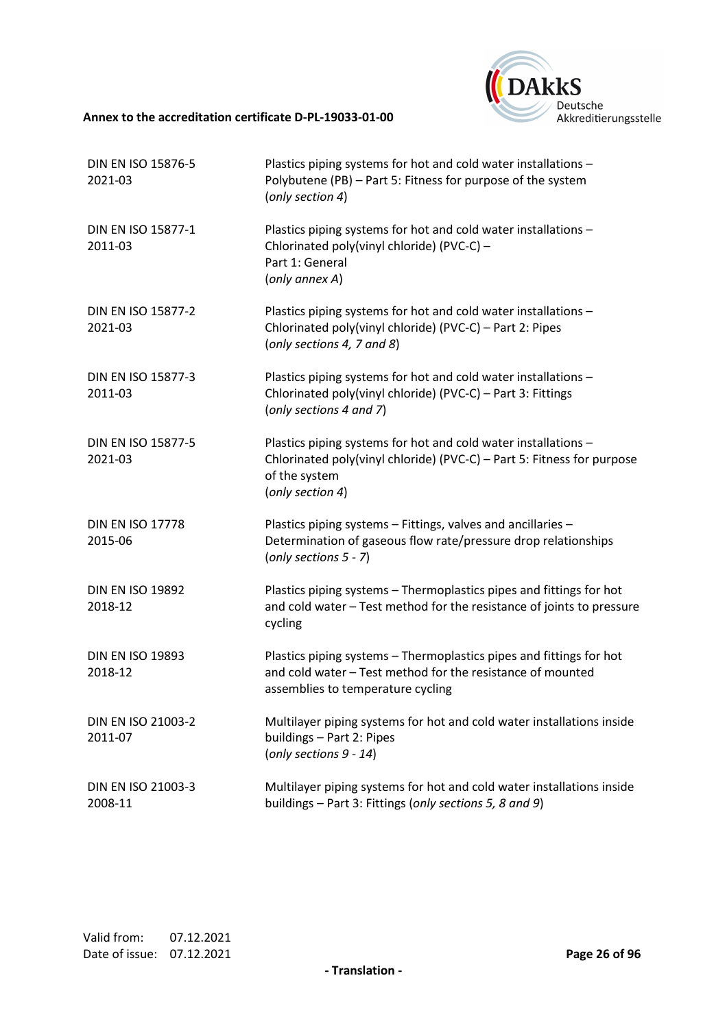| | |
|---|---|
| DIN EN ISO 15876-5 2021-03 | Plastics piping systems for hot and cold water installations – Polybutene (PB) – Part 5: Fitness for purpose of the system (*only section 4*) |
| DIN EN ISO 15877-1 2011-03 | Plastics piping systems for hot and cold water installations – Chlorinated poly(vinyl chloride) (PVC-C) – Part 1: General (*only annex A*) |
| DIN EN ISO 15877-2 2021-03 | Plastics piping systems for hot and cold water installations – Chlorinated poly(vinyl chloride) (PVC-C) – Part 2: Pipes (*only sections 4, 7 and 8*) |
| DIN EN ISO 15877-3 2011-03 | Plastics piping systems for hot and cold water installations – Chlorinated poly(vinyl chloride) (PVC-C) – Part 3: Fittings (*only sections 4 and 7*) |
| DIN EN ISO 15877-5 2021-03 | Plastics piping systems for hot and cold water installations – Chlorinated poly(vinyl chloride) (PVC-C) – Part 5: Fitness for purpose of the system (*only section 4*) |
| DIN EN ISO 17778 2015-06 | Plastics piping systems – Fittings, valves and ancillaries – Determination of gaseous flow rate/pressure drop relationships (*only sections 5 - 7*) |
| DIN EN ISO 19892 2018-12 | Plastics piping systems – Thermoplastics pipes and fittings for hot and cold water – Test method for the resistance of joints to pressure cycling |
| DIN EN ISO 19893 2018-12 | Plastics piping systems – Thermoplastics pipes and fittings for hot and cold water – Test method for the resistance of mounted assemblies to temperature cycling |
| DIN EN ISO 21003-2 2011-07 | Multilayer piping systems for hot and cold water installations inside buildings – Part 2: Pipes (*only sections 9 - 14*) |
| DIN EN ISO 21003-3 2008-11 | Multilayer piping systems for hot and cold water installations inside buildings – Part 3: Fittings (*only sections 5, 8 and 9*) |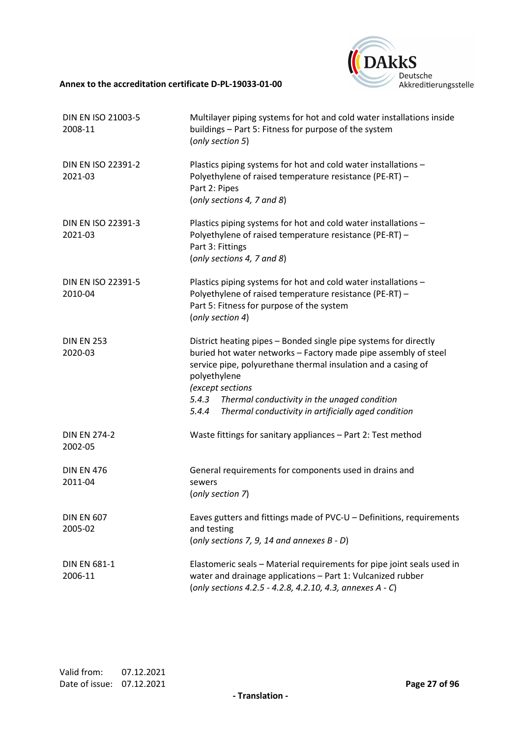| | |
|---|---|
| DIN EN ISO 21003-5<br>2008-11 | Multilayer piping systems for hot and cold water installations inside buildings – Part 5: Fitness for purpose of the system<br>(*only section 5*) |
| DIN EN ISO 22391-2<br>2021-03 | Plastics piping systems for hot and cold water installations – Polyethylene of raised temperature resistance (PE-RT) – Part 2: Pipes<br>(*only sections 4, 7 and 8*) |
| DIN EN ISO 22391-3<br>2021-03 | Plastics piping systems for hot and cold water installations – Polyethylene of raised temperature resistance (PE-RT) – Part 3: Fittings<br>(*only sections 4, 7 and 8*) |
| DIN EN ISO 22391-5<br>2010-04 | Plastics piping systems for hot and cold water installations – Polyethylene of raised temperature resistance (PE-RT) – Part 5: Fitness for purpose of the system<br>(*only section 4*) |
| DIN EN 253<br>2020-03 | District heating pipes – Bonded single pipe systems for directly buried hot water networks – Factory made pipe assembly of steel service pipe, polyurethane thermal insulation and a casing of polyethylene<br>*(except sections*<br>*5.4.3 Thermal conductivity in the unaged condition*<br>*5.4.4 Thermal conductivity in artificially aged condition* |
| DIN EN 274-2<br>2002-05 | Waste fittings for sanitary appliances – Part 2: Test method |
| DIN EN 476<br>2011-04 | General requirements for components used in drains and sewers<br>(*only section 7*) |
| DIN EN 607<br>2005-02 | Eaves gutters and fittings made of PVC-U – Definitions, requirements and testing<br>(*only sections 7, 9, 14 and annexes B - D*) |
| DIN EN 681-1<br>2006-11 | Elastomeric seals – Material requirements for pipe joint seals used in water and drainage applications – Part 1: Vulcanized rubber<br>(*only sections 4.2.5 - 4.2.8, 4.2.10, 4.3, annexes A - C*) |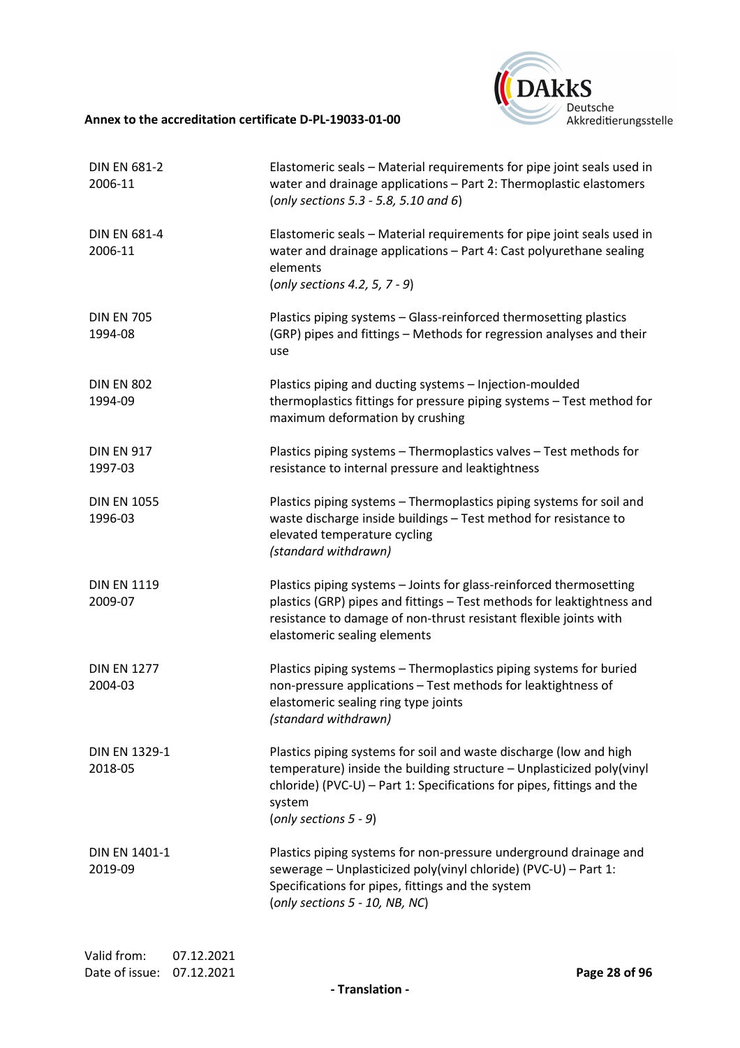| | |
|---|---|
| DIN EN 681-2<br>2006-11 | Elastomeric seals – Material requirements for pipe joint seals used in water and drainage applications – Part 2: Thermoplastic elastomers<br>(*only sections 5.3 - 5.8, 5.10 and 6*) |
| DIN EN 681-4<br>2006-11 | Elastomeric seals – Material requirements for pipe joint seals used in water and drainage applications – Part 4: Cast polyurethane sealing elements<br>(*only sections 4.2, 5, 7 - 9*) |
| DIN EN 705<br>1994-08 | Plastics piping systems – Glass-reinforced thermosetting plastics (GRP) pipes and fittings – Methods for regression analyses and their use |
| DIN EN 802<br>1994-09 | Plastics piping and ducting systems – Injection-moulded thermoplastics fittings for pressure piping systems – Test method for maximum deformation by crushing |
| DIN EN 917<br>1997-03 | Plastics piping systems – Thermoplastics valves – Test methods for resistance to internal pressure and leaktightness |
| DIN EN 1055<br>1996-03 | Plastics piping systems – Thermoplastics piping systems for soil and waste discharge inside buildings – Test method for resistance to elevated temperature cycling<br>*(standard withdrawn)* |
| DIN EN 1119<br>2009-07 | Plastics piping systems – Joints for glass-reinforced thermosetting plastics (GRP) pipes and fittings – Test methods for leaktightness and resistance to damage of non-thrust resistant flexible joints with elastomeric sealing elements |
| DIN EN 1277<br>2004-03 | Plastics piping systems – Thermoplastics piping systems for buried non-pressure applications – Test methods for leaktightness of elastomeric sealing ring type joints<br>*(standard withdrawn)* |
| DIN EN 1329-1<br>2018-05 | Plastics piping systems for soil and waste discharge (low and high temperature) inside the building structure – Unplasticized poly(vinyl chloride) (PVC-U) – Part 1: Specifications for pipes, fittings and the system<br>(*only sections 5 - 9*) |
| DIN EN 1401-1<br>2019-09 | Plastics piping systems for non-pressure underground drainage and sewerage – Unplasticized poly(vinyl chloride) (PVC-U) – Part 1: Specifications for pipes, fittings and the system<br>(*only sections 5 - 10, NB, NC*) |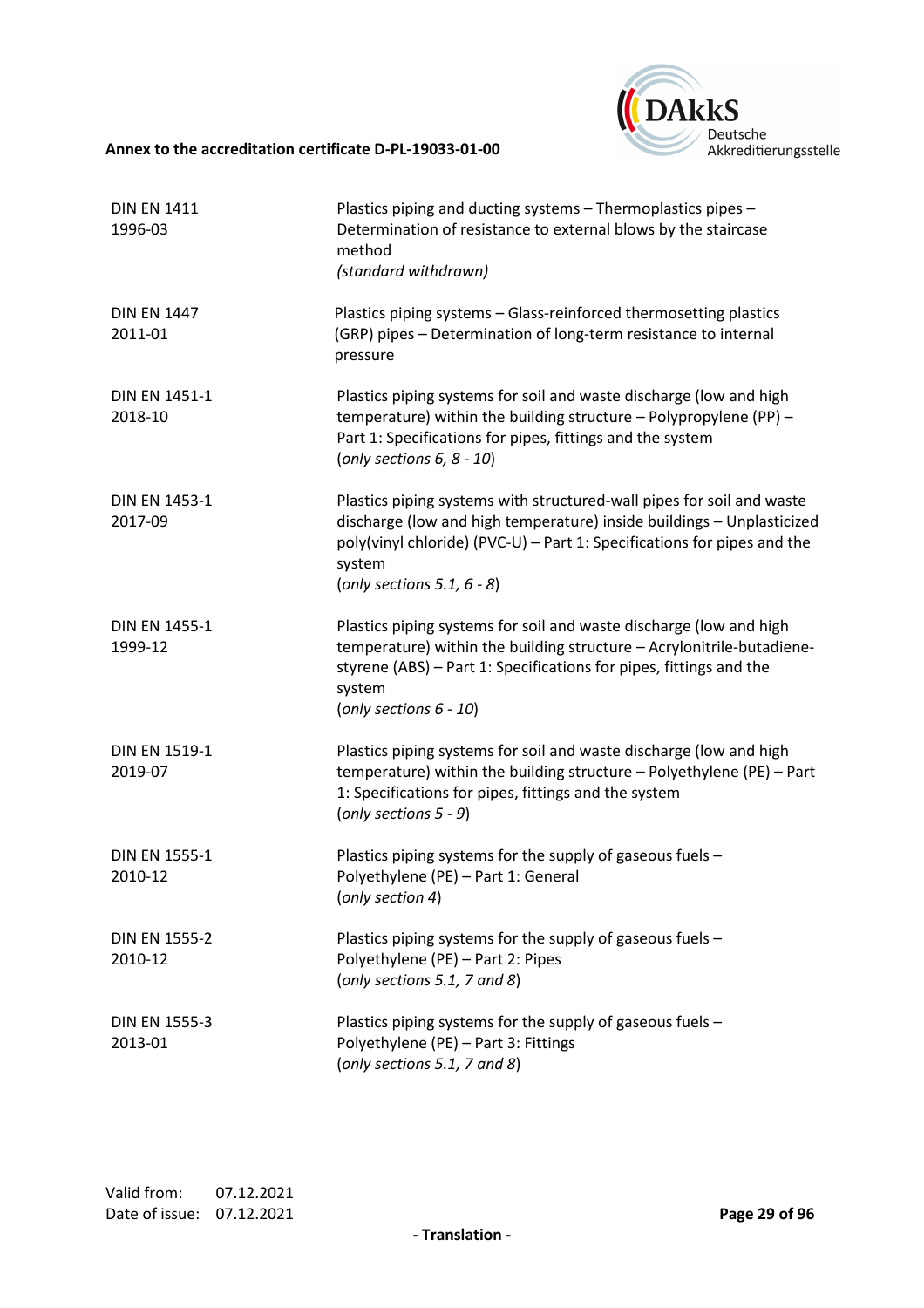| | |
|---|---|
| DIN EN 1411<br>1996-03 | Plastics piping and ducting systems – Thermoplastics pipes – Determination of resistance to external blows by the staircase method<br>*(standard withdrawn)* |
| DIN EN 1447<br>2011-01 | Plastics piping systems – Glass-reinforced thermosetting plastics (GRP) pipes – Determination of long-term resistance to internal pressure |
| DIN EN 1451-1<br>2018-10 | Plastics piping systems for soil and waste discharge (low and high temperature) within the building structure – Polypropylene (PP) – Part 1: Specifications for pipes, fittings and the system<br>(*only sections 6, 8 - 10*) |
| DIN EN 1453-1<br>2017-09 | Plastics piping systems with structured-wall pipes for soil and waste discharge (low and high temperature) inside buildings – Unplasticized poly(vinyl chloride) (PVC-U) – Part 1: Specifications for pipes and the system<br>(*only sections 5.1, 6 - 8*) |
| DIN EN 1455-1<br>1999-12 | Plastics piping systems for soil and waste discharge (low and high temperature) within the building structure – Acrylonitrile-butadiene-styrene (ABS) – Part 1: Specifications for pipes, fittings and the system<br>(*only sections 6 - 10*) |
| DIN EN 1519-1<br>2019-07 | Plastics piping systems for soil and waste discharge (low and high temperature) within the building structure – Polyethylene (PE) – Part 1: Specifications for pipes, fittings and the system<br>(*only sections 5 - 9*) |
| DIN EN 1555-1<br>2010-12 | Plastics piping systems for the supply of gaseous fuels – Polyethylene (PE) – Part 1: General<br>(*only section 4*) |
| DIN EN 1555-2<br>2010-12 | Plastics piping systems for the supply of gaseous fuels – Polyethylene (PE) – Part 2: Pipes<br>(*only sections 5.1, 7 and 8*) |
| DIN EN 1555-3<br>2013-01 | Plastics piping systems for the supply of gaseous fuels – Polyethylene (PE) – Part 3: Fittings<br>(*only sections 5.1, 7 and 8*) |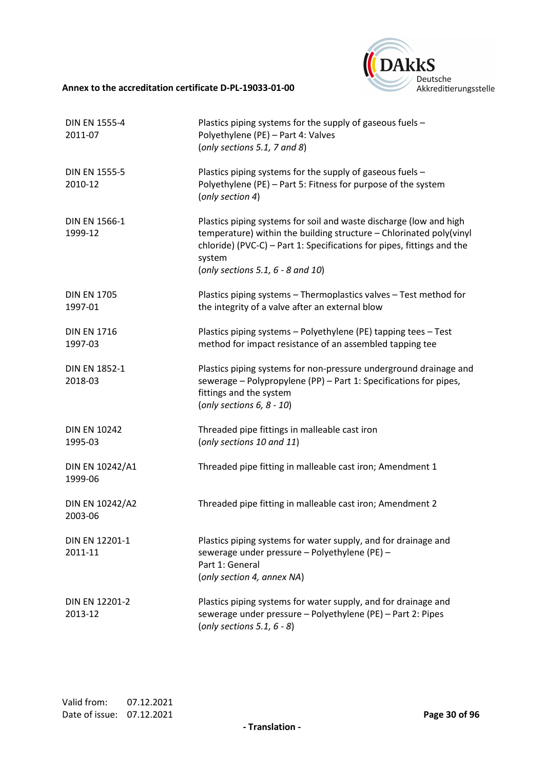| | |
|---|---|
| DIN EN 1555-4<br>2011-07 | Plastics piping systems for the supply of gaseous fuels – Polyethylene (PE) – Part 4: Valves<br>(*only sections 5.1, 7 and 8*) |
| DIN EN 1555-5<br>2010-12 | Plastics piping systems for the supply of gaseous fuels – Polyethylene (PE) – Part 5: Fitness for purpose of the system<br>(*only section 4*) |
| DIN EN 1566-1<br>1999-12 | Plastics piping systems for soil and waste discharge (low and high temperature) within the building structure – Chlorinated poly(vinyl chloride) (PVC-C) – Part 1: Specifications for pipes, fittings and the system<br>(*only sections 5.1, 6 - 8 and 10*) |
| DIN EN 1705<br>1997-01 | Plastics piping systems – Thermoplastics valves – Test method for the integrity of a valve after an external blow |
| DIN EN 1716<br>1997-03 | Plastics piping systems – Polyethylene (PE) tapping tees – Test method for impact resistance of an assembled tapping tee |
| DIN EN 1852-1<br>2018-03 | Plastics piping systems for non-pressure underground drainage and sewerage – Polypropylene (PP) – Part 1: Specifications for pipes, fittings and the system<br>(*only sections 6, 8 - 10*) |
| DIN EN 10242<br>1995-03 | Threaded pipe fittings in malleable cast iron<br>(*only sections 10 and 11*) |
| DIN EN 10242/A1<br>1999-06 | Threaded pipe fitting in malleable cast iron; Amendment 1 |
| DIN EN 10242/A2<br>2003-06 | Threaded pipe fitting in malleable cast iron; Amendment 2 |
| DIN EN 12201-1<br>2011-11 | Plastics piping systems for water supply, and for drainage and sewerage under pressure – Polyethylene (PE) – Part 1: General<br>(*only section 4, annex NA*) |
| DIN EN 12201-2<br>2013-12 | Plastics piping systems for water supply, and for drainage and sewerage under pressure – Polyethylene (PE) – Part 2: Pipes<br>(*only sections 5.1, 6 - 8*) |

Valid from: 07.12.2021
Date of issue: 07.12.2021

- Translation -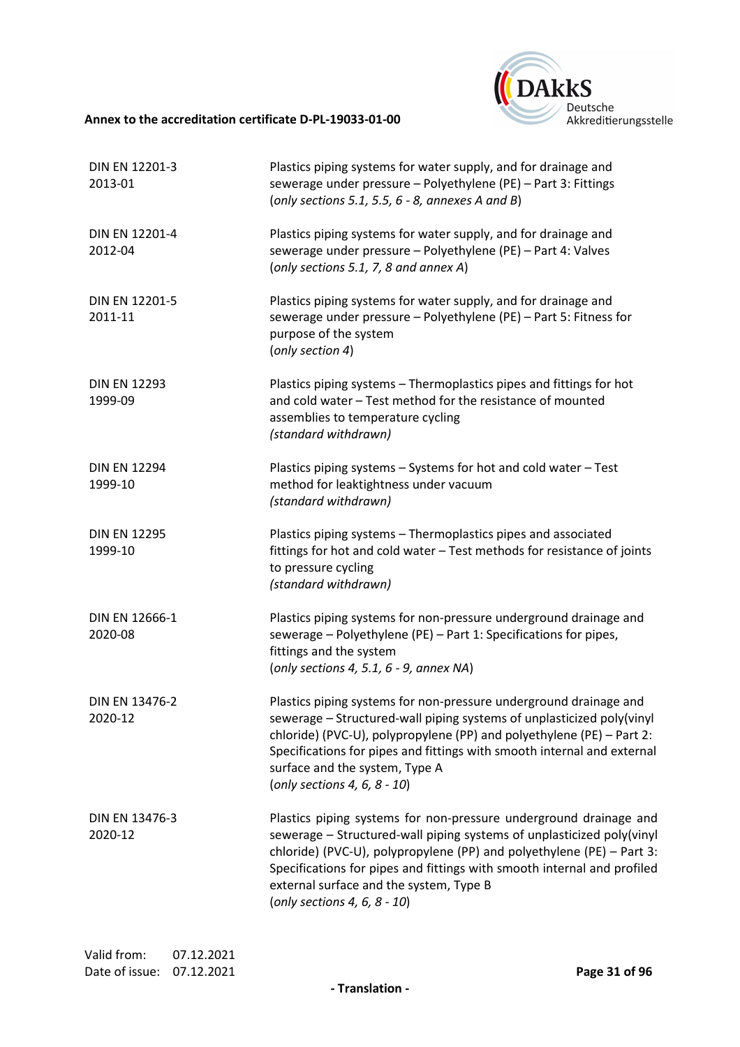| | |
|---|---|
| DIN EN 12201-3<br>2013-01 | Plastics piping systems for water supply, and for drainage and sewerage under pressure – Polyethylene (PE) – Part 3: Fittings<br>(*only sections 5.1, 5.5, 6 - 8, annexes A and B*) |
| DIN EN 12201-4<br>2012-04 | Plastics piping systems for water supply, and for drainage and sewerage under pressure – Polyethylene (PE) – Part 4: Valves<br>(*only sections 5.1, 7, 8 and annex A*) |
| DIN EN 12201-5<br>2011-11 | Plastics piping systems for water supply, and for drainage and sewerage under pressure – Polyethylene (PE) – Part 5: Fitness for purpose of the system<br>(*only section 4*) |
| DIN EN 12293<br>1999-09 | Plastics piping systems – Thermoplastics pipes and fittings for hot and cold water – Test method for the resistance of mounted assemblies to temperature cycling<br>*(standard withdrawn)* |
| DIN EN 12294<br>1999-10 | Plastics piping systems – Systems for hot and cold water – Test method for leaktightness under vacuum<br>*(standard withdrawn)* |
| DIN EN 12295<br>1999-10 | Plastics piping systems – Thermoplastics pipes and associated fittings for hot and cold water – Test methods for resistance of joints to pressure cycling<br>*(standard withdrawn)* |
| DIN EN 12666-1<br>2020-08 | Plastics piping systems for non-pressure underground drainage and sewerage – Polyethylene (PE) – Part 1: Specifications for pipes, fittings and the system<br>(*only sections 4, 5.1, 6 - 9, annex NA*) |
| DIN EN 13476-2<br>2020-12 | Plastics piping systems for non-pressure underground drainage and sewerage – Structured-wall piping systems of unplasticized poly(vinyl chloride) (PVC-U), polypropylene (PP) and polyethylene (PE) – Part 2: Specifications for pipes and fittings with smooth internal and external surface and the system, Type A<br>(*only sections 4, 6, 8 - 10*) |
| DIN EN 13476-3<br>2020-12 | Plastics piping systems for non-pressure underground drainage and sewerage – Structured-wall piping systems of unplasticized poly(vinyl chloride) (PVC-U), polypropylene (PP) and polyethylene (PE) – Part 3: Specifications for pipes and fittings with smooth internal and profiled external surface and the system, Type B<br>(*only sections 4, 6, 8 - 10*) |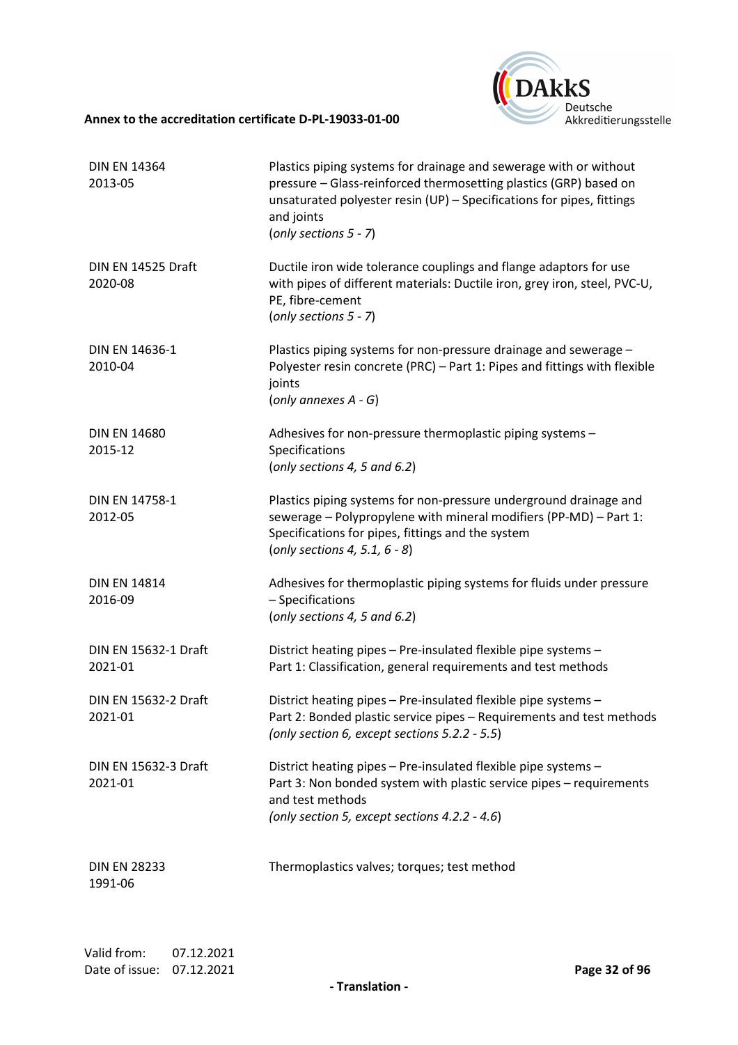| | |
|---|---|
| DIN EN 14364<br>2013-05 | Plastics piping systems for drainage and sewerage with or without pressure – Glass-reinforced thermosetting plastics (GRP) based on unsaturated polyester resin (UP) – Specifications for pipes, fittings and joints<br>(*only sections 5 - 7*) |
| DIN EN 14525 Draft<br>2020-08 | Ductile iron wide tolerance couplings and flange adaptors for use with pipes of different materials: Ductile iron, grey iron, steel, PVC-U, PE, fibre-cement<br>(*only sections 5 - 7*) |
| DIN EN 14636-1<br>2010-04 | Plastics piping systems for non-pressure drainage and sewerage – Polyester resin concrete (PRC) – Part 1: Pipes and fittings with flexible joints<br>(*only annexes A - G*) |
| DIN EN 14680<br>2015-12 | Adhesives for non-pressure thermoplastic piping systems – Specifications<br>(*only sections 4, 5 and 6.2*) |
| DIN EN 14758-1<br>2012-05 | Plastics piping systems for non-pressure underground drainage and sewerage – Polypropylene with mineral modifiers (PP-MD) – Part 1: Specifications for pipes, fittings and the system<br>(*only sections 4, 5.1, 6 - 8*) |
| DIN EN 14814<br>2016-09 | Adhesives for thermoplastic piping systems for fluids under pressure – Specifications<br>(*only sections 4, 5 and 6.2*) |
| DIN EN 15632-1 Draft<br>2021-01 | District heating pipes – Pre-insulated flexible pipe systems – Part 1: Classification, general requirements and test methods |
| DIN EN 15632-2 Draft<br>2021-01 | District heating pipes – Pre-insulated flexible pipe systems – Part 2: Bonded plastic service pipes – Requirements and test methods<br>(*only section 6, except sections 5.2.2 - 5.5*) |
| DIN EN 15632-3 Draft<br>2021-01 | District heating pipes – Pre-insulated flexible pipe systems – Part 3: Non bonded system with plastic service pipes – requirements and test methods<br>(*only section 5, except sections 4.2.2 - 4.6*) |
| DIN EN 28233<br>1991-06 | Thermoplastics valves; torques; test method |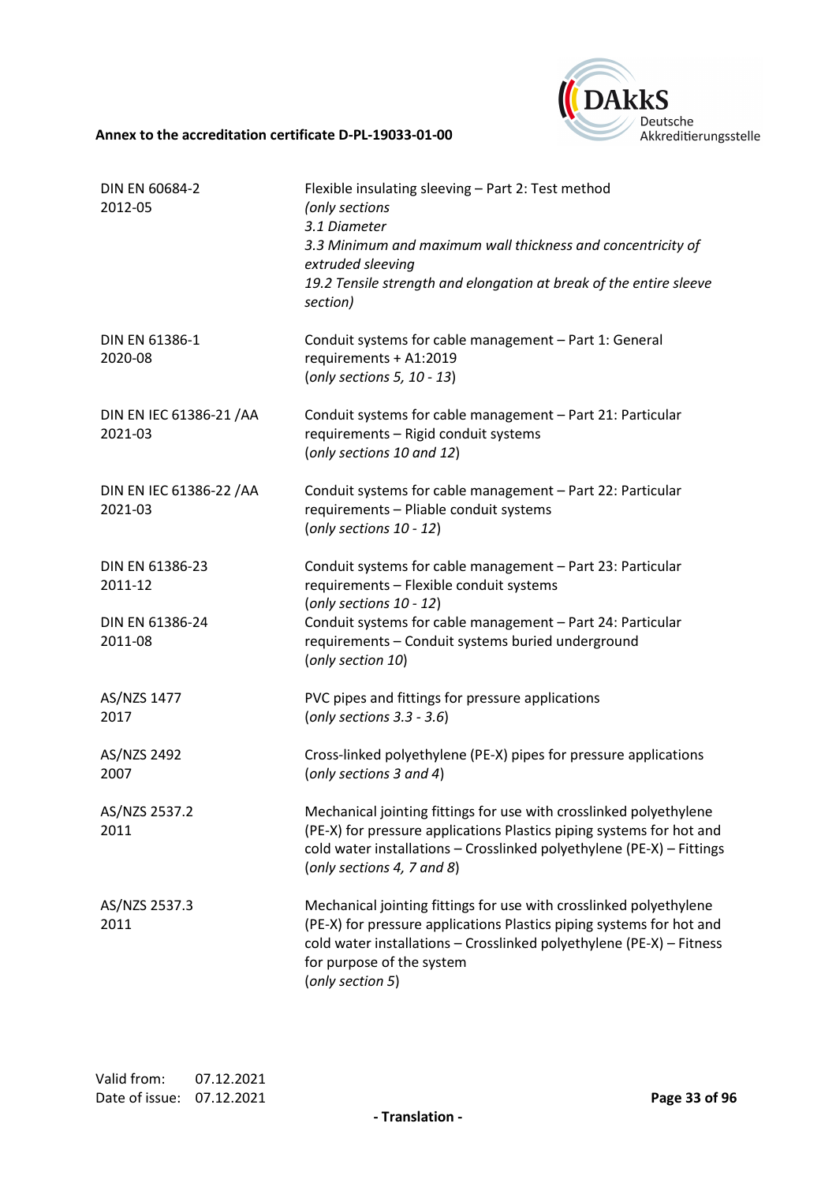| | |
|---|---|
| DIN EN 60684-2<br>2012-05 | Flexible insulating sleeving – Part 2: Test method<br>*(only sections*<br>*3.1 Diameter*<br>*3.3 Minimum and maximum wall thickness and concentricity of extruded sleeving*<br>*19.2 Tensile strength and elongation at break of the entire sleeve section)* |
| DIN EN 61386-1<br>2020-08 | Conduit systems for cable management – Part 1: General requirements + A1:2019<br>(*only sections 5, 10 - 13*) |
| DIN EN IEC 61386-21 /AA<br>2021-03 | Conduit systems for cable management – Part 21: Particular requirements – Rigid conduit systems<br>(*only sections 10 and 12*) |
| DIN EN IEC 61386-22 /AA<br>2021-03 | Conduit systems for cable management – Part 22: Particular requirements – Pliable conduit systems<br>(*only sections 10 - 12*) |
| DIN EN 61386-23<br>2011-12 | Conduit systems for cable management – Part 23: Particular requirements – Flexible conduit systems<br>(*only sections 10 - 12*) |
| DIN EN 61386-24<br>2011-08 | Conduit systems for cable management – Part 24: Particular requirements – Conduit systems buried underground<br>(*only section 10*) |
| AS/NZS 1477<br>2017 | PVC pipes and fittings for pressure applications<br>(*only sections 3.3 - 3.6*) |
| AS/NZS 2492<br>2007 | Cross-linked polyethylene (PE-X) pipes for pressure applications<br>(*only sections 3 and 4*) |
| AS/NZS 2537.2<br>2011 | Mechanical jointing fittings for use with crosslinked polyethylene (PE-X) for pressure applications Plastics piping systems for hot and cold water installations – Crosslinked polyethylene (PE-X) – Fittings<br>(*only sections 4, 7 and 8*) |
| AS/NZS 2537.3<br>2011 | Mechanical jointing fittings for use with crosslinked polyethylene (PE-X) for pressure applications Plastics piping systems for hot and cold water installations – Crosslinked polyethylene (PE-X) – Fitness for purpose of the system<br>(*only section 5*) |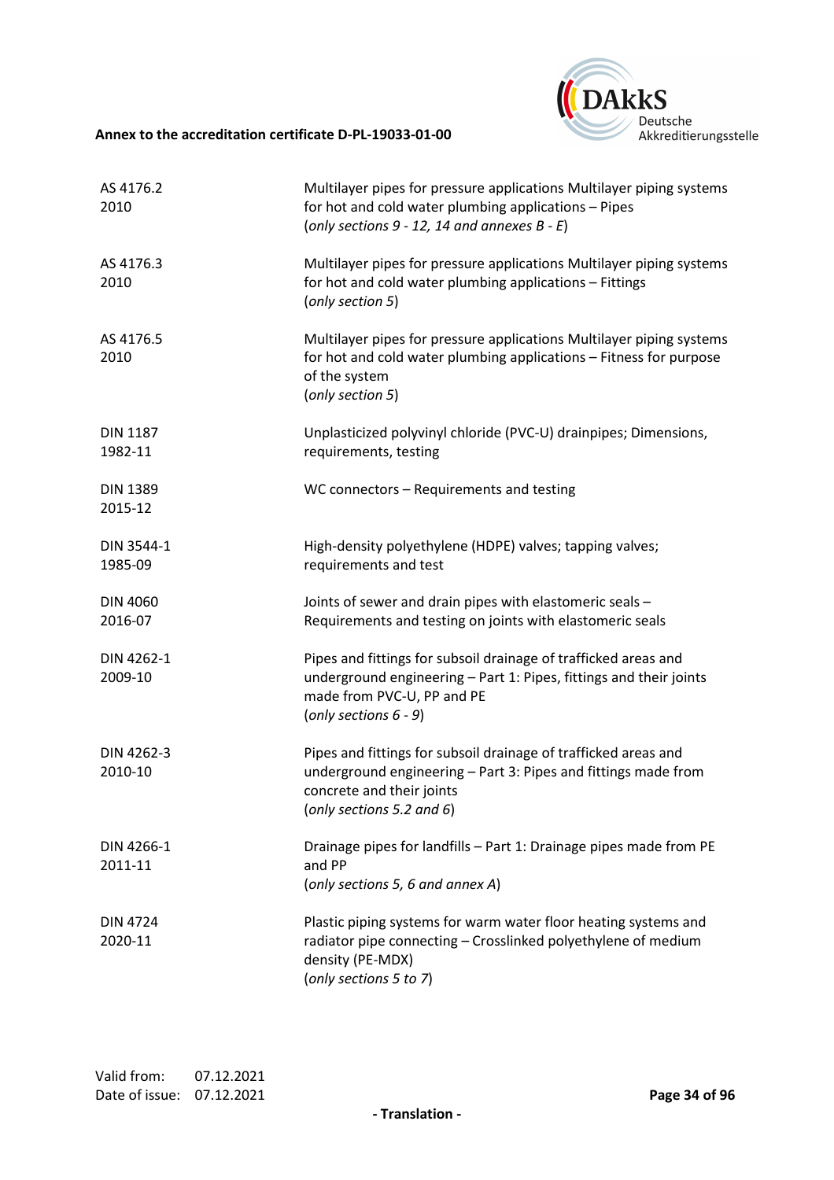| | |
|---|---|
| AS 4176.2<br>2010 | Multilayer pipes for pressure applications Multilayer piping systems for hot and cold water plumbing applications – Pipes<br>(*only sections 9 - 12, 14 and annexes B - E*) |
| AS 4176.3<br>2010 | Multilayer pipes for pressure applications Multilayer piping systems for hot and cold water plumbing applications – Fittings<br>(*only section 5*) |
| AS 4176.5<br>2010 | Multilayer pipes for pressure applications Multilayer piping systems for hot and cold water plumbing applications – Fitness for purpose of the system<br>(*only section 5*) |
| DIN 1187<br>1982-11 | Unplasticized polyvinyl chloride (PVC-U) drainpipes; Dimensions, requirements, testing |
| DIN 1389<br>2015-12 | WC connectors – Requirements and testing |
| DIN 3544-1<br>1985-09 | High-density polyethylene (HDPE) valves; tapping valves; requirements and test |
| DIN 4060<br>2016-07 | Joints of sewer and drain pipes with elastomeric seals – Requirements and testing on joints with elastomeric seals |
| DIN 4262-1<br>2009-10 | Pipes and fittings for subsoil drainage of trafficked areas and underground engineering – Part 1: Pipes, fittings and their joints made from PVC-U, PP and PE<br>(*only sections 6 - 9*) |
| DIN 4262-3<br>2010-10 | Pipes and fittings for subsoil drainage of trafficked areas and underground engineering – Part 3: Pipes and fittings made from concrete and their joints<br>(*only sections 5.2 and 6*) |
| DIN 4266-1<br>2011-11 | Drainage pipes for landfills – Part 1: Drainage pipes made from PE and PP<br>(*only sections 5, 6 and annex A*) |
| DIN 4724<br>2020-11 | Plastic piping systems for warm water floor heating systems and radiator pipe connecting – Crosslinked polyethylene of medium density (PE-MDX)<br>(*only sections 5 to 7*) |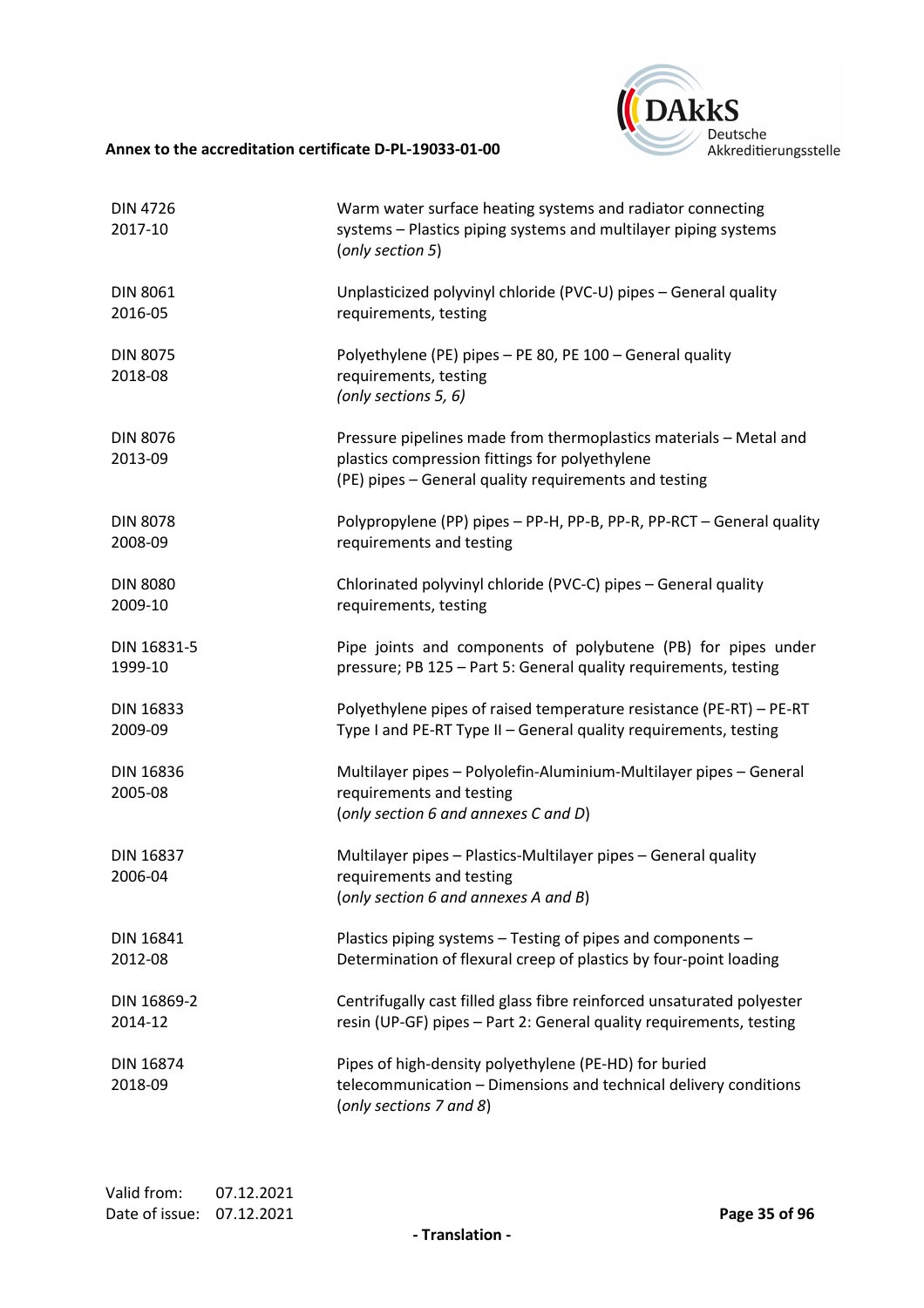| | |
|---|---|
| DIN 4726<br>2017-10 | Warm water surface heating systems and radiator connecting systems – Plastics piping systems and multilayer piping systems<br>(*only section 5*) |
| DIN 8061<br>2016-05 | Unplasticized polyvinyl chloride (PVC-U) pipes – General quality requirements, testing |
| DIN 8075<br>2018-08 | Polyethylene (PE) pipes – PE 80, PE 100 – General quality requirements, testing<br>*(only sections 5, 6)* |
| DIN 8076<br>2013-09 | Pressure pipelines made from thermoplastics materials – Metal and plastics compression fittings for polyethylene<br>(PE) pipes – General quality requirements and testing |
| DIN 8078<br>2008-09 | Polypropylene (PP) pipes – PP-H, PP-B, PP-R, PP-RCT – General quality requirements and testing |
| DIN 8080<br>2009-10 | Chlorinated polyvinyl chloride (PVC-C) pipes – General quality requirements, testing |
| DIN 16831-5<br>1999-10 | Pipe joints and components of polybutene (PB) for pipes under pressure; PB 125 – Part 5: General quality requirements, testing |
| DIN 16833<br>2009-09 | Polyethylene pipes of raised temperature resistance (PE-RT) – PE-RT Type I and PE-RT Type II – General quality requirements, testing |
| DIN 16836<br>2005-08 | Multilayer pipes – Polyolefin-Aluminium-Multilayer pipes – General requirements and testing<br>(*only section 6 and annexes C and D*) |
| DIN 16837<br>2006-04 | Multilayer pipes – Plastics-Multilayer pipes – General quality requirements and testing<br>(*only section 6 and annexes A and B*) |
| DIN 16841<br>2012-08 | Plastics piping systems – Testing of pipes and components – Determination of flexural creep of plastics by four-point loading |
| DIN 16869-2<br>2014-12 | Centrifugally cast filled glass fibre reinforced unsaturated polyester resin (UP-GF) pipes – Part 2: General quality requirements, testing |
| DIN 16874<br>2018-09 | Pipes of high-density polyethylene (PE-HD) for buried telecommunication – Dimensions and technical delivery conditions<br>(*only sections 7 and 8*) |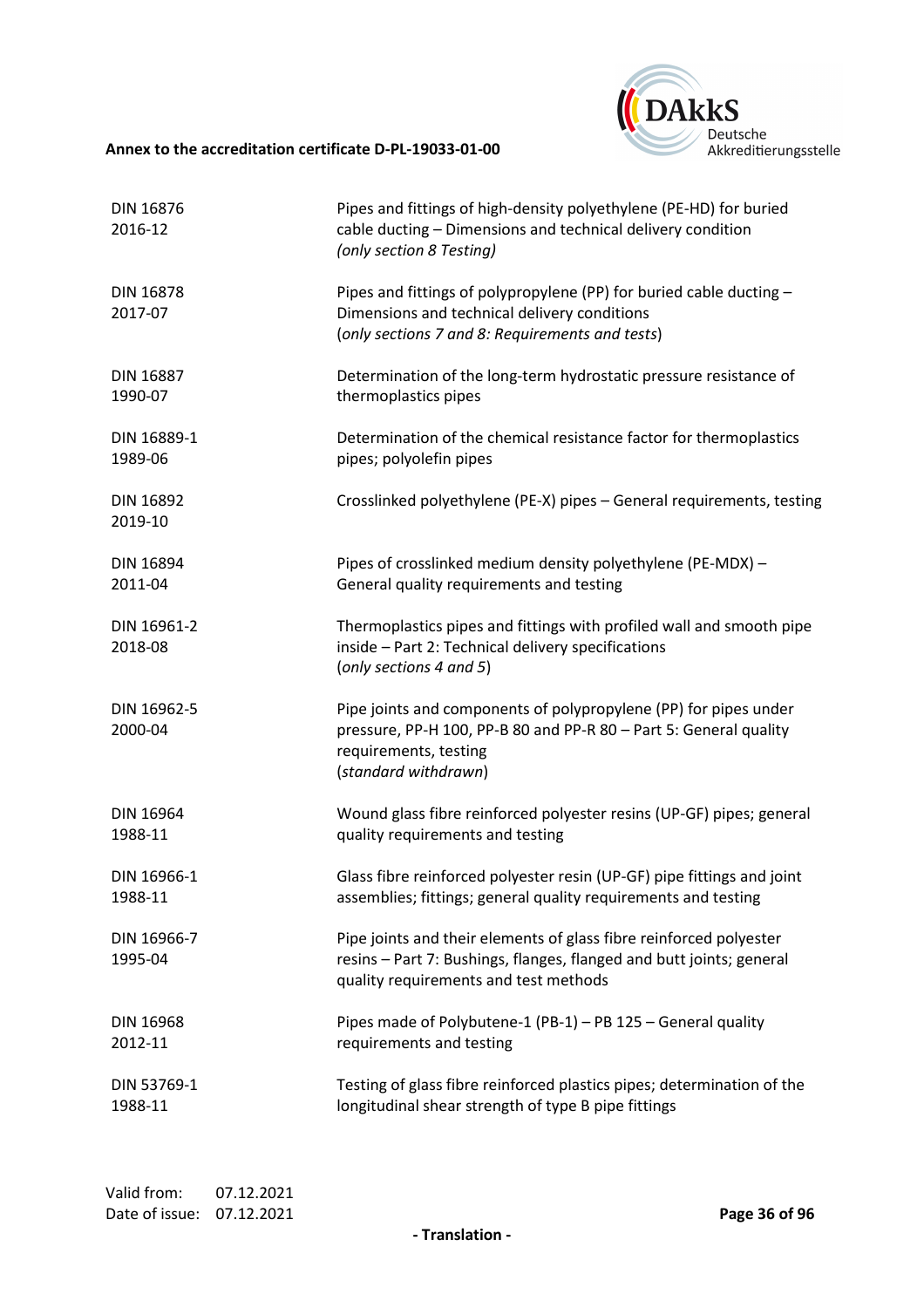| | |
|---|---|
| DIN 16876<br>2016-12 | Pipes and fittings of high-density polyethylene (PE-HD) for buried cable ducting – Dimensions and technical delivery condition<br>*(only section 8 Testing)* |
| DIN 16878<br>2017-07 | Pipes and fittings of polypropylene (PP) for buried cable ducting – Dimensions and technical delivery conditions<br>(*only sections 7 and 8: Requirements and tests*) |
| DIN 16887<br>1990-07 | Determination of the long-term hydrostatic pressure resistance of thermoplastics pipes |
| DIN 16889-1<br>1989-06 | Determination of the chemical resistance factor for thermoplastics pipes; polyolefin pipes |
| DIN 16892<br>2019-10 | Crosslinked polyethylene (PE-X) pipes – General requirements, testing |
| DIN 16894<br>2011-04 | Pipes of crosslinked medium density polyethylene (PE-MDX) – General quality requirements and testing |
| DIN 16961-2<br>2018-08 | Thermoplastics pipes and fittings with profiled wall and smooth pipe inside – Part 2: Technical delivery specifications<br>(*only sections 4 and 5*) |
| DIN 16962-5<br>2000-04 | Pipe joints and components of polypropylene (PP) for pipes under pressure, PP-H 100, PP-B 80 and PP-R 80 – Part 5: General quality requirements, testing<br>(*standard withdrawn*) |
| DIN 16964<br>1988-11 | Wound glass fibre reinforced polyester resins (UP-GF) pipes; general quality requirements and testing |
| DIN 16966-1<br>1988-11 | Glass fibre reinforced polyester resin (UP-GF) pipe fittings and joint assemblies; fittings; general quality requirements and testing |
| DIN 16966-7<br>1995-04 | Pipe joints and their elements of glass fibre reinforced polyester resins – Part 7: Bushings, flanges, flanged and butt joints; general quality requirements and test methods |
| DIN 16968<br>2012-11 | Pipes made of Polybutene-1 (PB-1) – PB 125 – General quality requirements and testing |
| DIN 53769-1<br>1988-11 | Testing of glass fibre reinforced plastics pipes; determination of the longitudinal shear strength of type B pipe fittings |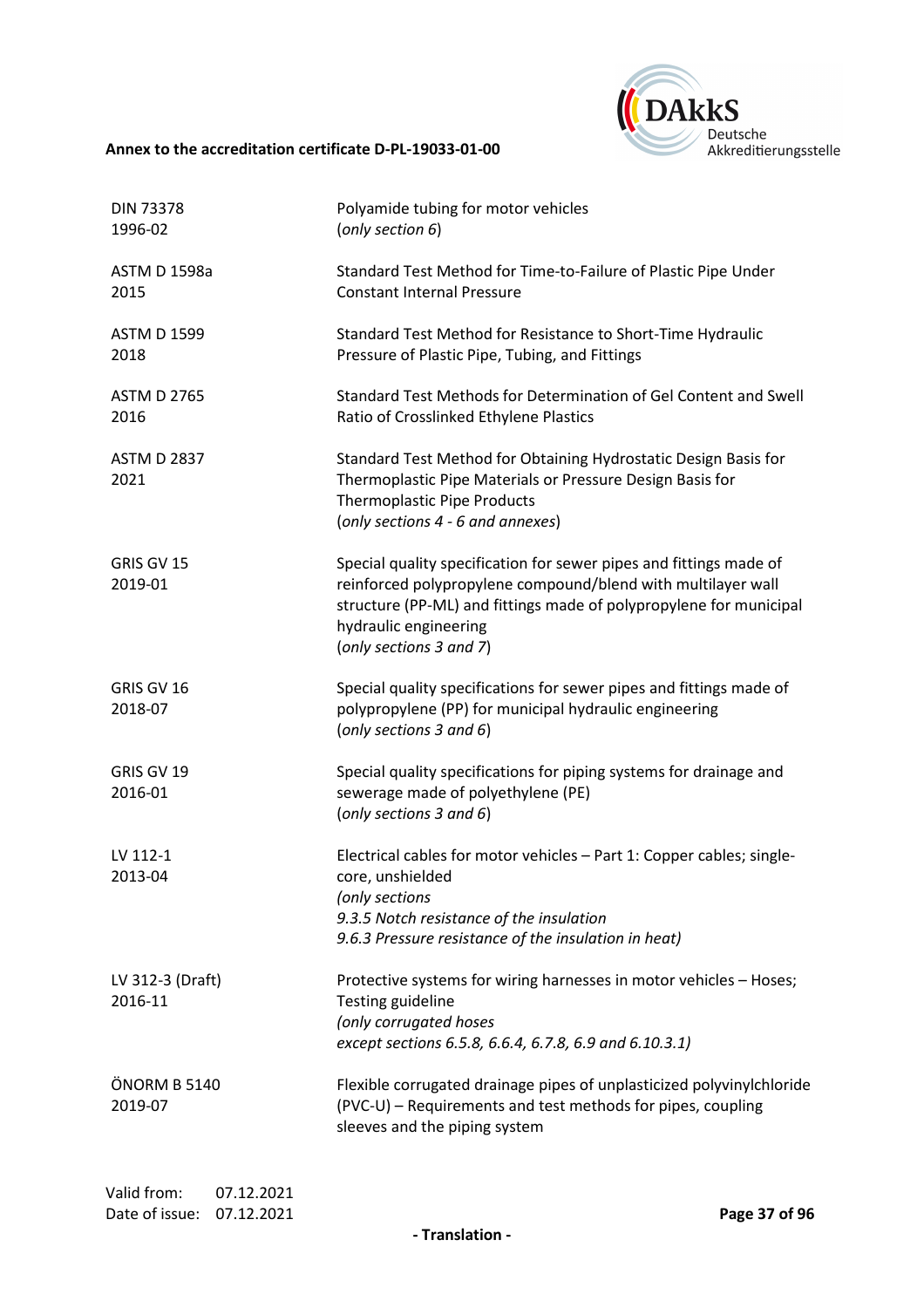| | |
|---|---|
| DIN 73378<br>1996-02 | Polyamide tubing for motor vehicles<br>(*only section 6*) |
| ASTM D 1598a<br>2015 | Standard Test Method for Time-to-Failure of Plastic Pipe Under Constant Internal Pressure |
| ASTM D 1599<br>2018 | Standard Test Method for Resistance to Short-Time Hydraulic Pressure of Plastic Pipe, Tubing, and Fittings |
| ASTM D 2765<br>2016 | Standard Test Methods for Determination of Gel Content and Swell Ratio of Crosslinked Ethylene Plastics |
| ASTM D 2837<br>2021 | Standard Test Method for Obtaining Hydrostatic Design Basis for Thermoplastic Pipe Materials or Pressure Design Basis for Thermoplastic Pipe Products<br>(*only sections 4 - 6 and annexes*) |
| GRIS GV 15<br>2019-01 | Special quality specification for sewer pipes and fittings made of reinforced polypropylene compound/blend with multilayer wall structure (PP-ML) and fittings made of polypropylene for municipal hydraulic engineering<br>(*only sections 3 and 7*) |
| GRIS GV 16<br>2018-07 | Special quality specifications for sewer pipes and fittings made of polypropylene (PP) for municipal hydraulic engineering<br>(*only sections 3 and 6*) |
| GRIS GV 19<br>2016-01 | Special quality specifications for piping systems for drainage and sewerage made of polyethylene (PE)<br>(*only sections 3 and 6*) |
| LV 112-1<br>2013-04 | Electrical cables for motor vehicles – Part 1: Copper cables; single-core, unshielded<br>*(only sections*<br>*9.3.5 Notch resistance of the insulation*<br>*9.6.3 Pressure resistance of the insulation in heat)* |
| LV 312-3 (Draft)<br>2016-11 | Protective systems for wiring harnesses in motor vehicles – Hoses; Testing guideline<br>*(only corrugated hoses*<br>*except sections 6.5.8, 6.6.4, 6.7.8, 6.9 and 6.10.3.1)* |
| ÖNORM B 5140<br>2019-07 | Flexible corrugated drainage pipes of unplasticized polyvinylchloride (PVC-U) – Requirements and test methods for pipes, coupling sleeves and the piping system |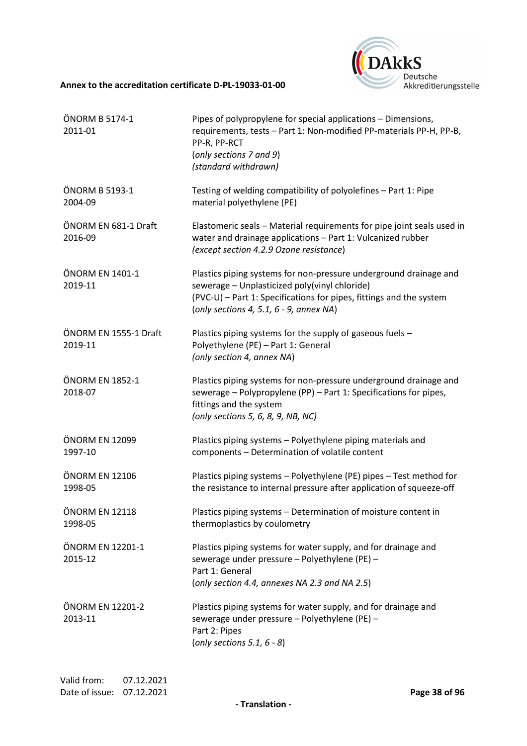| | |
|---|---|
| ÖNORM B 5174-1<br>2011-01 | Pipes of polypropylene for special applications – Dimensions, requirements, tests – Part 1: Non-modified PP-materials PP-H, PP-B, PP-R, PP-RCT<br>(*only sections 7 and 9*)<br>*(standard withdrawn)* |
| ÖNORM B 5193-1<br>2004-09 | Testing of welding compatibility of polyolefines – Part 1: Pipe material polyethylene (PE) |
| ÖNORM EN 681-1 Draft<br>2016-09 | Elastomeric seals – Material requirements for pipe joint seals used in water and drainage applications – Part 1: Vulcanized rubber<br>*(except section 4.2.9 Ozone resistance*) |
| ÖNORM EN 1401-1<br>2019-11 | Plastics piping systems for non-pressure underground drainage and sewerage – Unplasticized poly(vinyl chloride) (PVC-U) – Part 1: Specifications for pipes, fittings and the system<br>(*only sections 4, 5.1, 6 - 9, annex NA*) |
| ÖNORM EN 1555-1 Draft<br>2019-11 | Plastics piping systems for the supply of gaseous fuels – Polyethylene (PE) – Part 1: General<br>*(only section 4, annex NA)* |
| ÖNORM EN 1852-1<br>2018-07 | Plastics piping systems for non-pressure underground drainage and sewerage – Polypropylene (PP) – Part 1: Specifications for pipes, fittings and the system<br>*(only sections 5, 6, 8, 9, NB, NC)* |
| ÖNORM EN 12099<br>1997-10 | Plastics piping systems – Polyethylene piping materials and components – Determination of volatile content |
| ÖNORM EN 12106<br>1998-05 | Plastics piping systems – Polyethylene (PE) pipes – Test method for the resistance to internal pressure after application of squeeze-off |
| ÖNORM EN 12118<br>1998-05 | Plastics piping systems – Determination of moisture content in thermoplastics by coulometry |
| ÖNORM EN 12201-1<br>2015-12 | Plastics piping systems for water supply, and for drainage and sewerage under pressure – Polyethylene (PE) – Part 1: General<br>(*only section 4.4, annexes NA 2.3 and NA 2.5*) |
| ÖNORM EN 12201-2<br>2013-11 | Plastics piping systems for water supply, and for drainage and sewerage under pressure – Polyethylene (PE) – Part 2: Pipes<br>(*only sections 5.1, 6 - 8*) |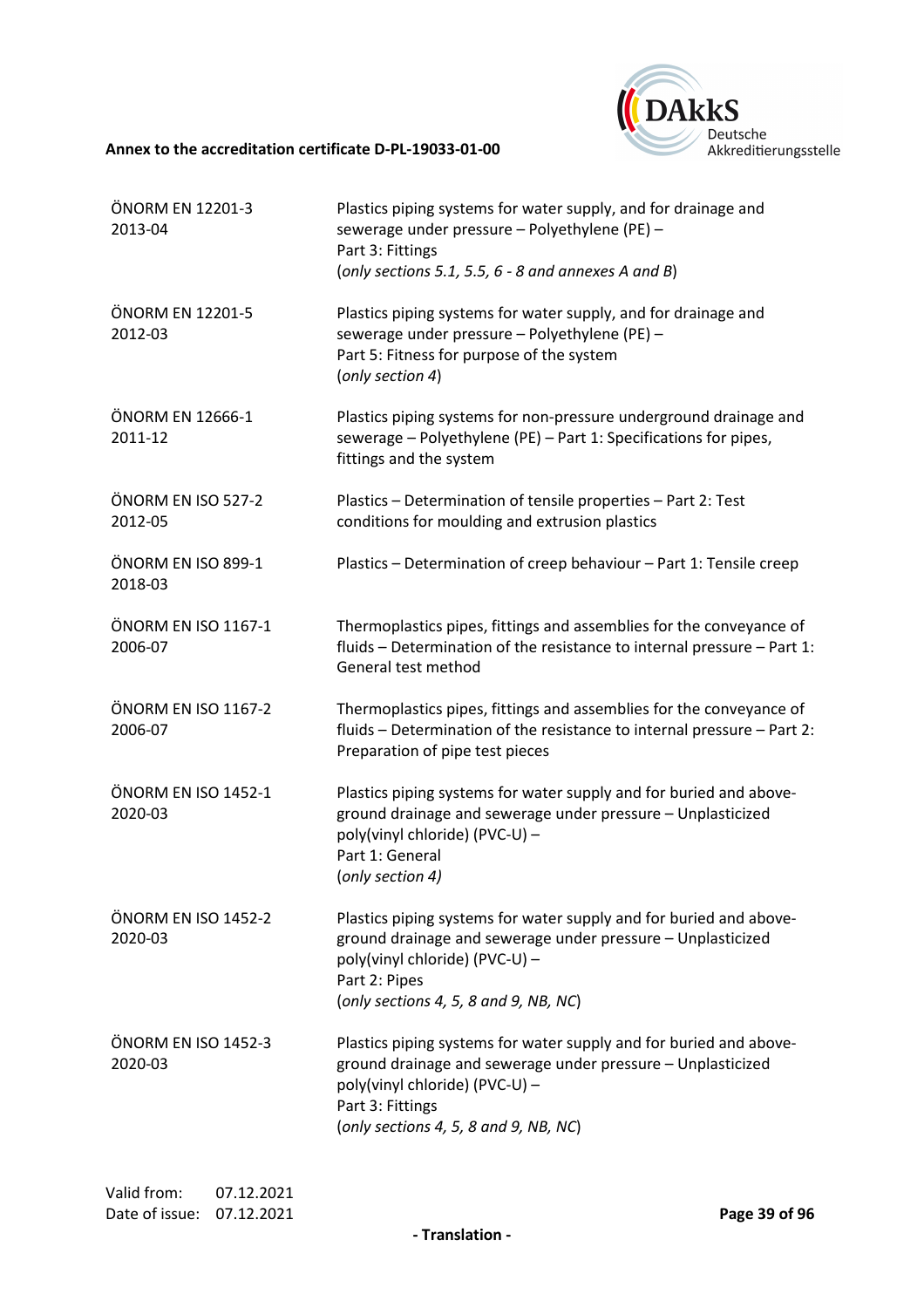| | |
|---|---|
| ÖNORM EN 12201-3<br>2013-04 | Plastics piping systems for water supply, and for drainage and sewerage under pressure – Polyethylene (PE) –<br>Part 3: Fittings<br>(*only sections 5.1, 5.5, 6 - 8 and annexes A and B*) |
| ÖNORM EN 12201-5<br>2012-03 | Plastics piping systems for water supply, and for drainage and sewerage under pressure – Polyethylene (PE) –<br>Part 5: Fitness for purpose of the system<br>(*only section 4*) |
| ÖNORM EN 12666-1<br>2011-12 | Plastics piping systems for non-pressure underground drainage and sewerage – Polyethylene (PE) – Part 1: Specifications for pipes, fittings and the system |
| ÖNORM EN ISO 527-2<br>2012-05 | Plastics – Determination of tensile properties – Part 2: Test conditions for moulding and extrusion plastics |
| ÖNORM EN ISO 899-1<br>2018-03 | Plastics – Determination of creep behaviour – Part 1: Tensile creep |
| ÖNORM EN ISO 1167-1<br>2006-07 | Thermoplastics pipes, fittings and assemblies for the conveyance of fluids – Determination of the resistance to internal pressure – Part 1: General test method |
| ÖNORM EN ISO 1167-2<br>2006-07 | Thermoplastics pipes, fittings and assemblies for the conveyance of fluids – Determination of the resistance to internal pressure – Part 2: Preparation of pipe test pieces |
| ÖNORM EN ISO 1452-1<br>2020-03 | Plastics piping systems for water supply and for buried and above-ground drainage and sewerage under pressure – Unplasticized poly(vinyl chloride) (PVC-U) –<br>Part 1: General<br>(*only section 4)* |
| ÖNORM EN ISO 1452-2<br>2020-03 | Plastics piping systems for water supply and for buried and above-ground drainage and sewerage under pressure – Unplasticized poly(vinyl chloride) (PVC-U) –<br>Part 2: Pipes<br>(*only sections 4, 5, 8 and 9, NB, NC*) |
| ÖNORM EN ISO 1452-3<br>2020-03 | Plastics piping systems for water supply and for buried and above-ground drainage and sewerage under pressure – Unplasticized poly(vinyl chloride) (PVC-U) –<br>Part 3: Fittings<br>(*only sections 4, 5, 8 and 9, NB, NC*) |

Valid from: 07.12.2021
Date of issue: 07.12.2021

**- Translation -**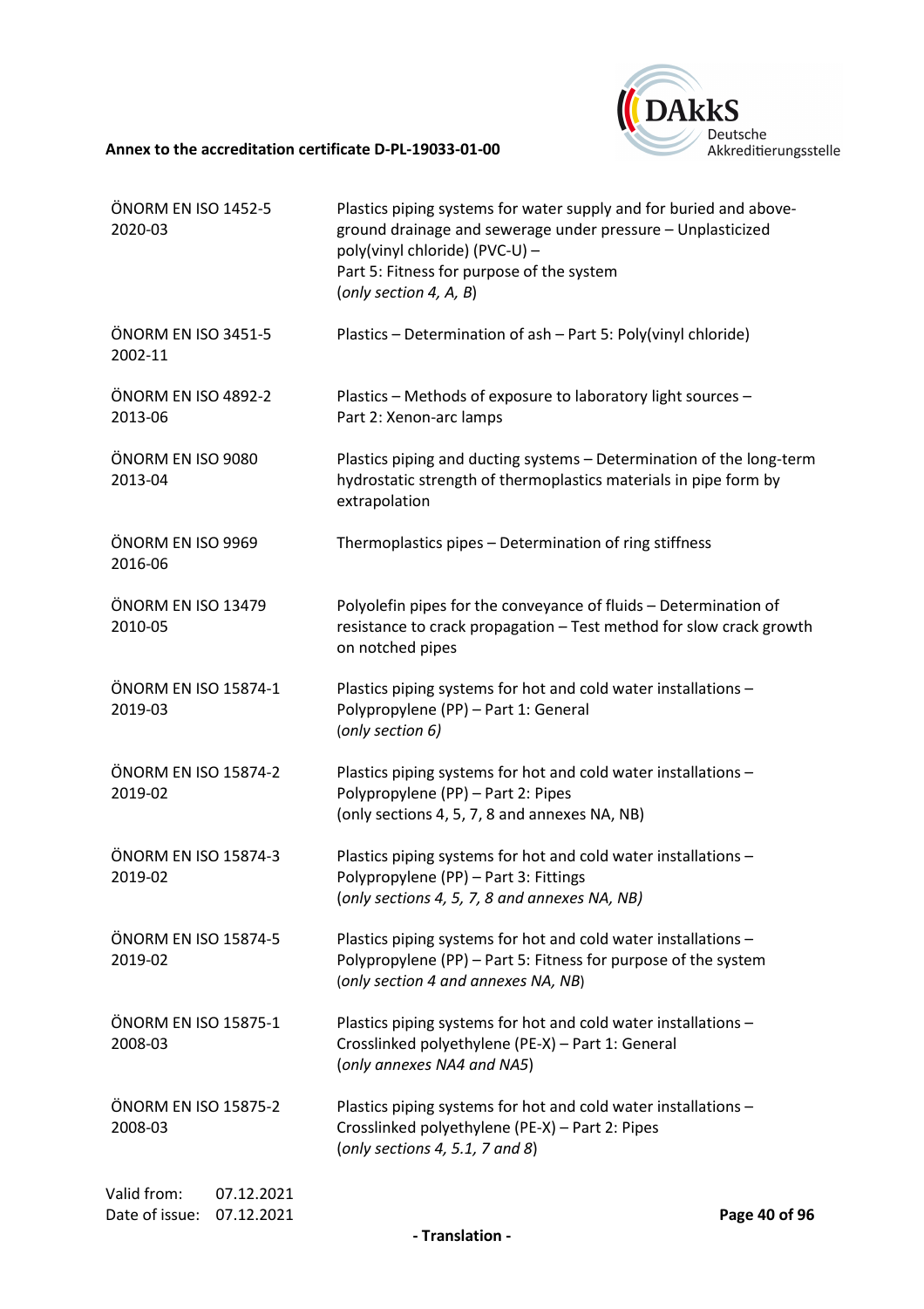| | |
|---|---|
| ÖNORM EN ISO 1452-5 2020-03 | Plastics piping systems for water supply and for buried and above-ground drainage and sewerage under pressure – Unplasticized poly(vinyl chloride) (PVC-U) – Part 5: Fitness for purpose of the system (*only section 4, A, B*) |
| ÖNORM EN ISO 3451-5 2002-11 | Plastics – Determination of ash – Part 5: Poly(vinyl chloride) |
| ÖNORM EN ISO 4892-2 2013-06 | Plastics – Methods of exposure to laboratory light sources – Part 2: Xenon-arc lamps |
| ÖNORM EN ISO 9080 2013-04 | Plastics piping and ducting systems – Determination of the long-term hydrostatic strength of thermoplastics materials in pipe form by extrapolation |
| ÖNORM EN ISO 9969 2016-06 | Thermoplastics pipes – Determination of ring stiffness |
| ÖNORM EN ISO 13479 2010-05 | Polyolefin pipes for the conveyance of fluids – Determination of resistance to crack propagation – Test method for slow crack growth on notched pipes |
| ÖNORM EN ISO 15874-1 2019-03 | Plastics piping systems for hot and cold water installations – Polypropylene (PP) – Part 1: General (*only section 6)* |
| ÖNORM EN ISO 15874-2 2019-02 | Plastics piping systems for hot and cold water installations – Polypropylene (PP) – Part 2: Pipes (only sections 4, 5, 7, 8 and annexes NA, NB) |
| ÖNORM EN ISO 15874-3 2019-02 | Plastics piping systems for hot and cold water installations – Polypropylene (PP) – Part 3: Fittings (*only sections 4, 5, 7, 8 and annexes NA, NB)* |
| ÖNORM EN ISO 15874-5 2019-02 | Plastics piping systems for hot and cold water installations – Polypropylene (PP) – Part 5: Fitness for purpose of the system (*only section 4 and annexes NA, NB*) |
| ÖNORM EN ISO 15875-1 2008-03 | Plastics piping systems for hot and cold water installations – Crosslinked polyethylene (PE-X) – Part 1: General (*only annexes NA4 and NA5*) |
| ÖNORM EN ISO 15875-2 2008-03 | Plastics piping systems for hot and cold water installations – Crosslinked polyethylene (PE-X) – Part 2: Pipes (*only sections 4, 5.1, 7 and 8*) |

Valid from: 07.12.2021
Date of issue: 07.12.2021

**- Translation -**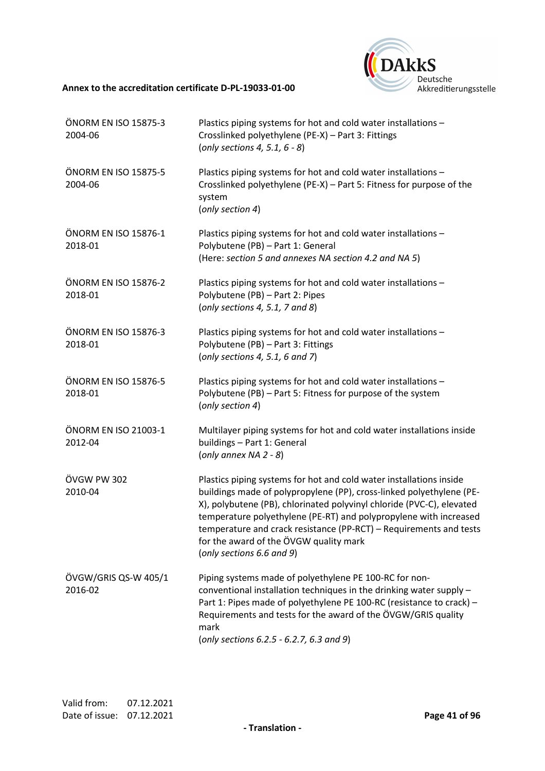| | |
|---|---|
| ÖNORM EN ISO 15875-3 2004-06 | Plastics piping systems for hot and cold water installations – Crosslinked polyethylene (PE-X) – Part 3: Fittings (*only sections 4, 5.1, 6 - 8*) |
| ÖNORM EN ISO 15875-5 2004-06 | Plastics piping systems for hot and cold water installations – Crosslinked polyethylene (PE-X) – Part 5: Fitness for purpose of the system (*only section 4*) |
| ÖNORM EN ISO 15876-1 2018-01 | Plastics piping systems for hot and cold water installations – Polybutene (PB) – Part 1: General (Here: *section 5 and annexes NA section 4.2 and NA 5*) |
| ÖNORM EN ISO 15876-2 2018-01 | Plastics piping systems for hot and cold water installations – Polybutene (PB) – Part 2: Pipes (*only sections 4, 5.1, 7 and 8*) |
| ÖNORM EN ISO 15876-3 2018-01 | Plastics piping systems for hot and cold water installations – Polybutene (PB) – Part 3: Fittings (*only sections 4, 5.1, 6 and 7*) |
| ÖNORM EN ISO 15876-5 2018-01 | Plastics piping systems for hot and cold water installations – Polybutene (PB) – Part 5: Fitness for purpose of the system (*only section 4*) |
| ÖNORM EN ISO 21003-1 2012-04 | Multilayer piping systems for hot and cold water installations inside buildings – Part 1: General (*only annex NA 2 - 8*) |
| ÖVGW PW 302 2010-04 | Plastics piping systems for hot and cold water installations inside buildings made of polypropylene (PP), cross-linked polyethylene (PE-X), polybutene (PB), chlorinated polyvinyl chloride (PVC-C), elevated temperature polyethylene (PE-RT) and polypropylene with increased temperature and crack resistance (PP-RCT) – Requirements and tests for the award of the ÖVGW quality mark (*only sections 6.6 and 9*) |
| ÖVGW/GRIS QS-W 405/1 2016-02 | Piping systems made of polyethylene PE 100-RC for non-conventional installation techniques in the drinking water supply – Part 1: Pipes made of polyethylene PE 100-RC (resistance to crack) – Requirements and tests for the award of the ÖVGW/GRIS quality mark (*only sections 6.2.5 - 6.2.7, 6.3 and 9*) |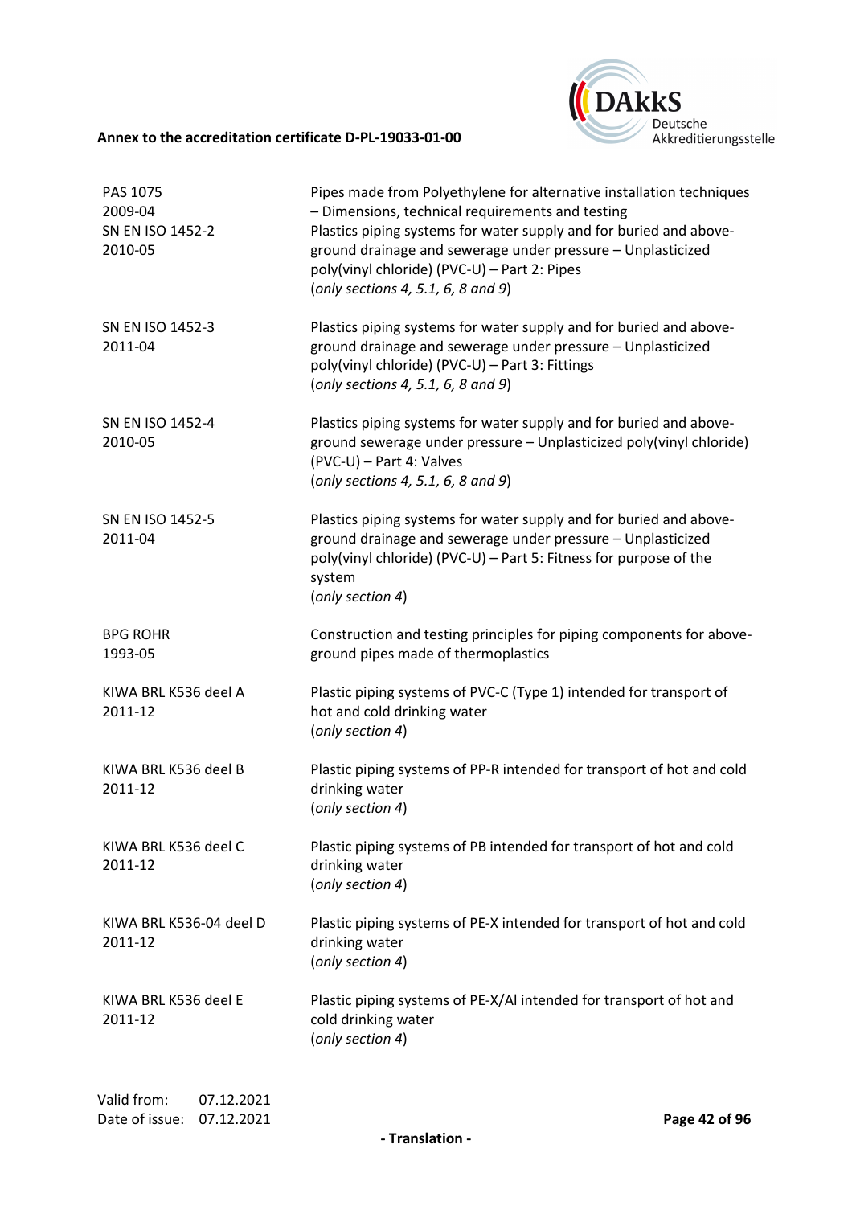| | |
|---|---|
| PAS 1075<br>2009-04 | Pipes made from Polyethylene for alternative installation techniques – Dimensions, technical requirements and testing |
| SN EN ISO 1452-2<br>2010-05 | Plastics piping systems for water supply and for buried and above-ground drainage and sewerage under pressure – Unplasticized poly(vinyl chloride) (PVC-U) – Part 2: Pipes<br>(*only sections 4, 5.1, 6, 8 and 9*) |
| SN EN ISO 1452-3<br>2011-04 | Plastics piping systems for water supply and for buried and above-ground drainage and sewerage under pressure – Unplasticized poly(vinyl chloride) (PVC-U) – Part 3: Fittings<br>(*only sections 4, 5.1, 6, 8 and 9*) |
| SN EN ISO 1452-4<br>2010-05 | Plastics piping systems for water supply and for buried and above-ground sewerage under pressure – Unplasticized poly(vinyl chloride) (PVC-U) – Part 4: Valves<br>(*only sections 4, 5.1, 6, 8 and 9*) |
| SN EN ISO 1452-5<br>2011-04 | Plastics piping systems for water supply and for buried and above-ground drainage and sewerage under pressure – Unplasticized poly(vinyl chloride) (PVC-U) – Part 5: Fitness for purpose of the system<br>(*only section 4*) |
| BPG ROHR<br>1993-05 | Construction and testing principles for piping components for above-ground pipes made of thermoplastics |
| KIWA BRL K536 deel A<br>2011-12 | Plastic piping systems of PVC-C (Type 1) intended for transport of hot and cold drinking water<br>(*only section 4*) |
| KIWA BRL K536 deel B<br>2011-12 | Plastic piping systems of PP-R intended for transport of hot and cold drinking water<br>(*only section 4*) |
| KIWA BRL K536 deel C<br>2011-12 | Plastic piping systems of PB intended for transport of hot and cold drinking water<br>(*only section 4*) |
| KIWA BRL K536-04 deel D<br>2011-12 | Plastic piping systems of PE-X intended for transport of hot and cold drinking water<br>(*only section 4*) |
| KIWA BRL K536 deel E<br>2011-12 | Plastic piping systems of PE-X/Al intended for transport of hot and cold drinking water<br>(*only section 4*) |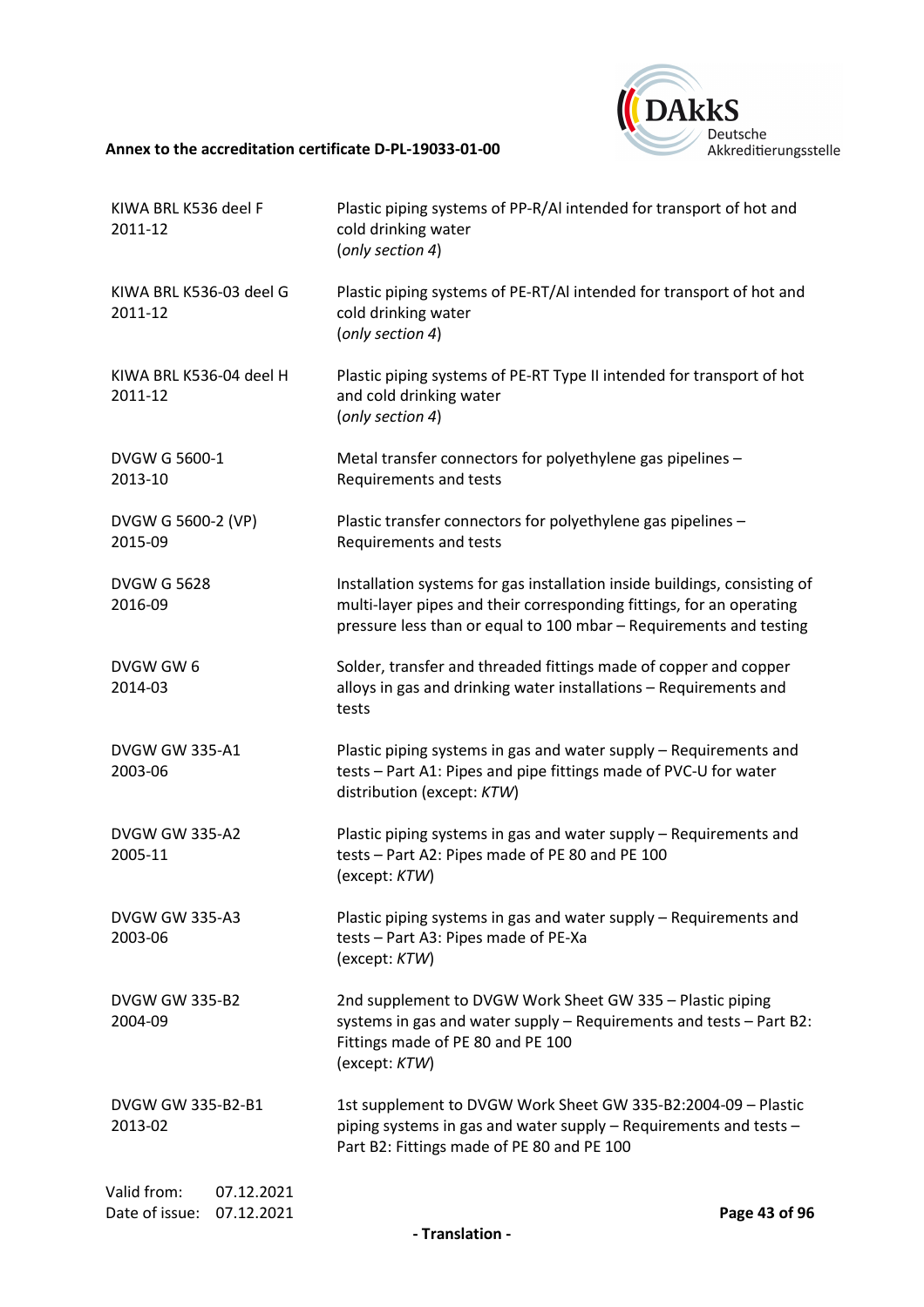| | |
|---|---|
| KIWA BRL K536 deel F 2011-12 | Plastic piping systems of PP-R/Al intended for transport of hot and cold drinking water (*only section 4*) |
| KIWA BRL K536-03 deel G 2011-12 | Plastic piping systems of PE-RT/Al intended for transport of hot and cold drinking water (*only section 4*) |
| KIWA BRL K536-04 deel H 2011-12 | Plastic piping systems of PE-RT Type II intended for transport of hot and cold drinking water (*only section 4*) |
| DVGW G 5600-1 2013-10 | Metal transfer connectors for polyethylene gas pipelines – Requirements and tests |
| DVGW G 5600-2 (VP) 2015-09 | Plastic transfer connectors for polyethylene gas pipelines – Requirements and tests |
| DVGW G 5628 2016-09 | Installation systems for gas installation inside buildings, consisting of multi-layer pipes and their corresponding fittings, for an operating pressure less than or equal to 100 mbar – Requirements and testing |
| DVGW GW 6 2014-03 | Solder, transfer and threaded fittings made of copper and copper alloys in gas and drinking water installations – Requirements and tests |
| DVGW GW 335-A1 2003-06 | Plastic piping systems in gas and water supply – Requirements and tests – Part A1: Pipes and pipe fittings made of PVC-U for water distribution (except: *KTW*) |
| DVGW GW 335-A2 2005-11 | Plastic piping systems in gas and water supply – Requirements and tests – Part A2: Pipes made of PE 80 and PE 100 (except: *KTW*) |
| DVGW GW 335-A3 2003-06 | Plastic piping systems in gas and water supply – Requirements and tests – Part A3: Pipes made of PE-Xa (except: *KTW*) |
| DVGW GW 335-B2 2004-09 | 2nd supplement to DVGW Work Sheet GW 335 – Plastic piping systems in gas and water supply – Requirements and tests – Part B2: Fittings made of PE 80 and PE 100 (except: *KTW*) |
| DVGW GW 335-B2-B1 2013-02 | 1st supplement to DVGW Work Sheet GW 335-B2:2004-09 – Plastic piping systems in gas and water supply – Requirements and tests – Part B2: Fittings made of PE 80 and PE 100 |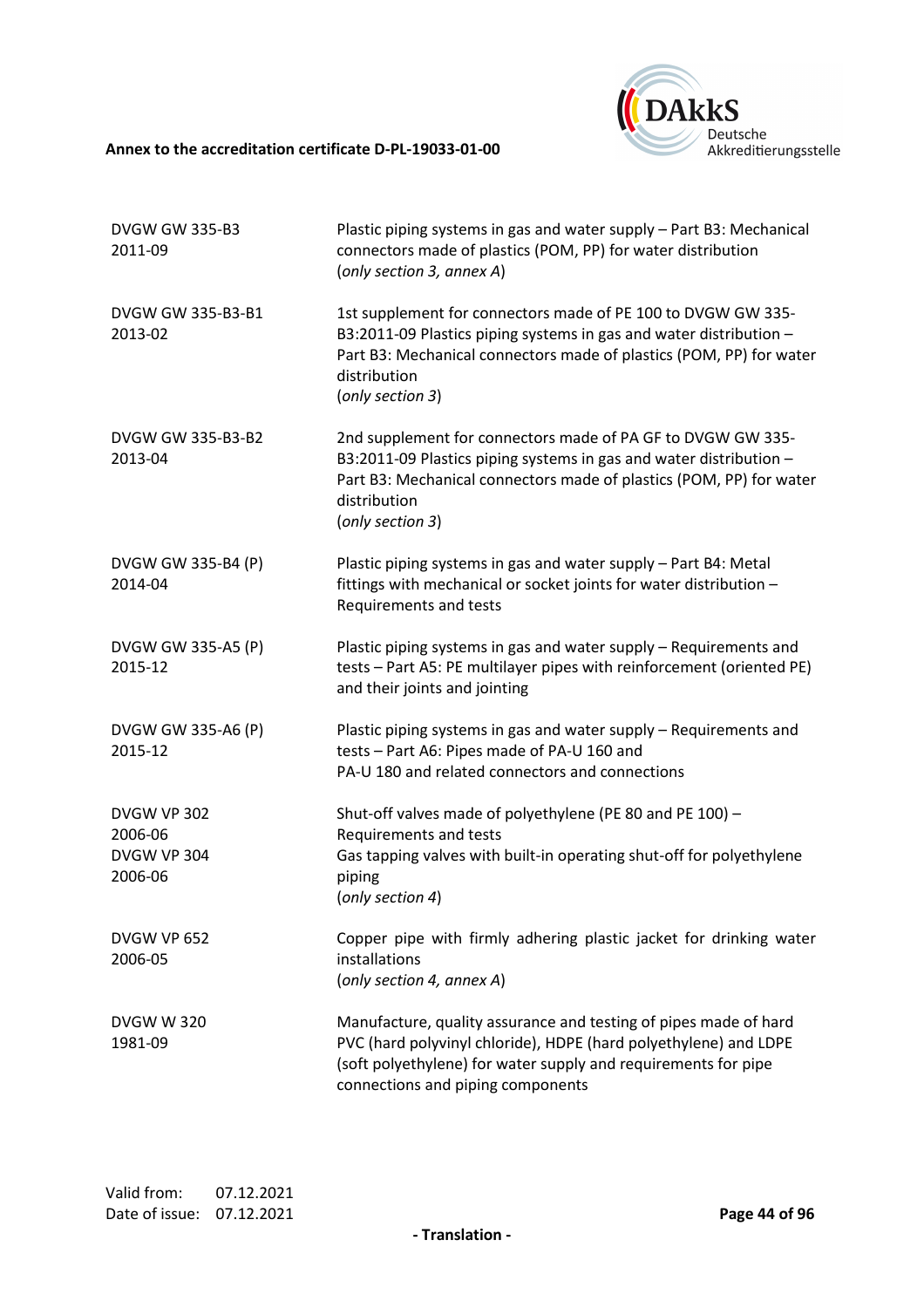| | |
|---|---|
| DVGW GW 335-B3<br>2011-09 | Plastic piping systems in gas and water supply – Part B3: Mechanical connectors made of plastics (POM, PP) for water distribution<br>(*only section 3, annex A*) |
| DVGW GW 335-B3-B1<br>2013-02 | 1st supplement for connectors made of PE 100 to DVGW GW 335-B3:2011-09 Plastics piping systems in gas and water distribution – Part B3: Mechanical connectors made of plastics (POM, PP) for water distribution<br>(*only section 3*) |
| DVGW GW 335-B3-B2<br>2013-04 | 2nd supplement for connectors made of PA GF to DVGW GW 335-B3:2011-09 Plastics piping systems in gas and water distribution – Part B3: Mechanical connectors made of plastics (POM, PP) for water distribution<br>(*only section 3*) |
| DVGW GW 335-B4 (P)<br>2014-04 | Plastic piping systems in gas and water supply – Part B4: Metal fittings with mechanical or socket joints for water distribution – Requirements and tests |
| DVGW GW 335-A5 (P)<br>2015-12 | Plastic piping systems in gas and water supply – Requirements and tests – Part A5: PE multilayer pipes with reinforcement (oriented PE) and their joints and jointing |
| DVGW GW 335-A6 (P)<br>2015-12 | Plastic piping systems in gas and water supply – Requirements and tests – Part A6: Pipes made of PA-U 160 and PA-U 180 and related connectors and connections |
| DVGW VP 302<br>2006-06<br>DVGW VP 304<br>2006-06 | Shut-off valves made of polyethylene (PE 80 and PE 100) – Requirements and tests<br>Gas tapping valves with built-in operating shut-off for polyethylene piping<br>(*only section 4*) |
| DVGW VP 652<br>2006-05 | Copper pipe with firmly adhering plastic jacket for drinking water installations<br>(*only section 4, annex A*) |
| DVGW W 320<br>1981-09 | Manufacture, quality assurance and testing of pipes made of hard PVC (hard polyvinyl chloride), HDPE (hard polyethylene) and LDPE (soft polyethylene) for water supply and requirements for pipe connections and piping components |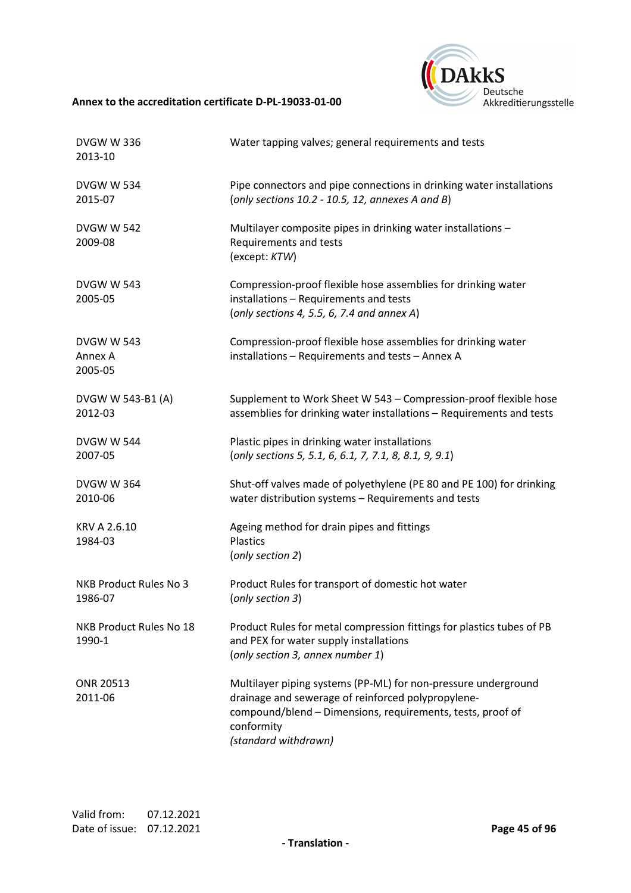| | |
|---|---|
| DVGW W 336<br>2013-10 | Water tapping valves; general requirements and tests |
| DVGW W 534<br>2015-07 | Pipe connectors and pipe connections in drinking water installations<br>(*only sections 10.2 - 10.5, 12, annexes A and B*) |
| DVGW W 542<br>2009-08 | Multilayer composite pipes in drinking water installations – Requirements and tests<br>(except: *KTW*) |
| DVGW W 543<br>2005-05 | Compression-proof flexible hose assemblies for drinking water installations – Requirements and tests<br>(*only sections 4, 5.5, 6, 7.4 and annex A*) |
| DVGW W 543<br>Annex A<br>2005-05 | Compression-proof flexible hose assemblies for drinking water installations – Requirements and tests – Annex A |
| DVGW W 543-B1 (A)<br>2012-03 | Supplement to Work Sheet W 543 – Compression-proof flexible hose assemblies for drinking water installations – Requirements and tests |
| DVGW W 544<br>2007-05 | Plastic pipes in drinking water installations<br>(*only sections 5, 5.1, 6, 6.1, 7, 7.1, 8, 8.1, 9, 9.1*) |
| DVGW W 364<br>2010-06 | Shut-off valves made of polyethylene (PE 80 and PE 100) for drinking water distribution systems – Requirements and tests |
| KRV A 2.6.10<br>1984-03 | Ageing method for drain pipes and fittings<br>Plastics<br>(*only section 2*) |
| NKB Product Rules No 3<br>1986-07 | Product Rules for transport of domestic hot water<br>(*only section 3*) |
| NKB Product Rules No 18<br>1990-1 | Product Rules for metal compression fittings for plastics tubes of PB and PEX for water supply installations<br>(*only section 3, annex number 1*) |
| ONR 20513<br>2011-06 | Multilayer piping systems (PP-ML) for non-pressure underground drainage and sewerage of reinforced polypropylene-compound/blend – Dimensions, requirements, tests, proof of conformity<br>*(standard withdrawn)* |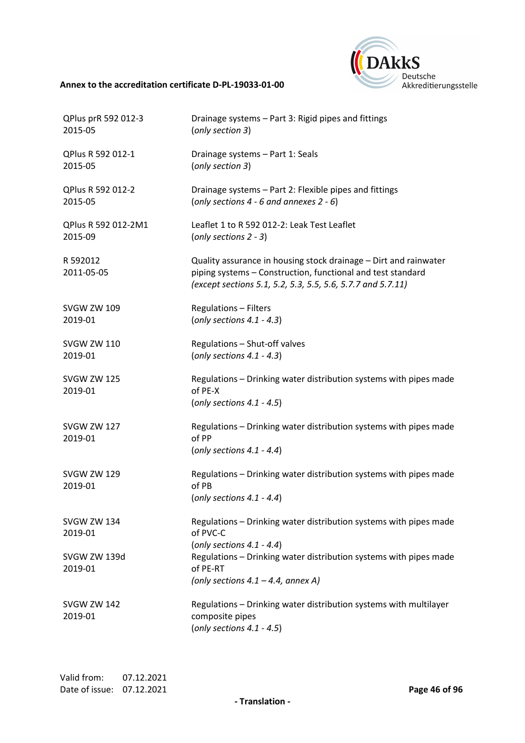| | |
|---|---|
| QPlus prR 592 012-3<br>2015-05 | Drainage systems – Part 3: Rigid pipes and fittings<br>(*only section 3*) |
| QPlus R 592 012-1<br>2015-05 | Drainage systems – Part 1: Seals<br>(*only section 3*) |
| QPlus R 592 012-2<br>2015-05 | Drainage systems – Part 2: Flexible pipes and fittings<br>(*only sections 4 - 6 and annexes 2 - 6*) |
| QPlus R 592 012-2M1<br>2015-09 | Leaflet 1 to R 592 012-2: Leak Test Leaflet<br>(*only sections 2 - 3*) |
| R 592012<br>2011-05-05 | Quality assurance in housing stock drainage – Dirt and rainwater piping systems – Construction, functional and test standard<br>*(except sections 5.1, 5.2, 5.3, 5.5, 5.6, 5.7.7 and 5.7.11)* |
| SVGW ZW 109<br>2019-01 | Regulations – Filters<br>(*only sections 4.1 - 4.3*) |
| SVGW ZW 110<br>2019-01 | Regulations – Shut-off valves<br>(*only sections 4.1 - 4.3*) |
| SVGW ZW 125<br>2019-01 | Regulations – Drinking water distribution systems with pipes made of PE-X<br>(*only sections 4.1 - 4.5*) |
| SVGW ZW 127<br>2019-01 | Regulations – Drinking water distribution systems with pipes made of PP<br>(*only sections 4.1 - 4.4*) |
| SVGW ZW 129<br>2019-01 | Regulations – Drinking water distribution systems with pipes made of PB<br>(*only sections 4.1 - 4.4*) |
| SVGW ZW 134<br>2019-01 | Regulations – Drinking water distribution systems with pipes made of PVC-C<br>(*only sections 4.1 - 4.4*) |
| SVGW ZW 139d<br>2019-01 | Regulations – Drinking water distribution systems with pipes made of PE-RT<br>*(only sections 4.1 – 4.4, annex A)* |
| SVGW ZW 142<br>2019-01 | Regulations – Drinking water distribution systems with multilayer composite pipes<br>(*only sections 4.1 - 4.5*) |

Valid from: 07.12.2021
Date of issue: 07.12.2021

**- Translation -**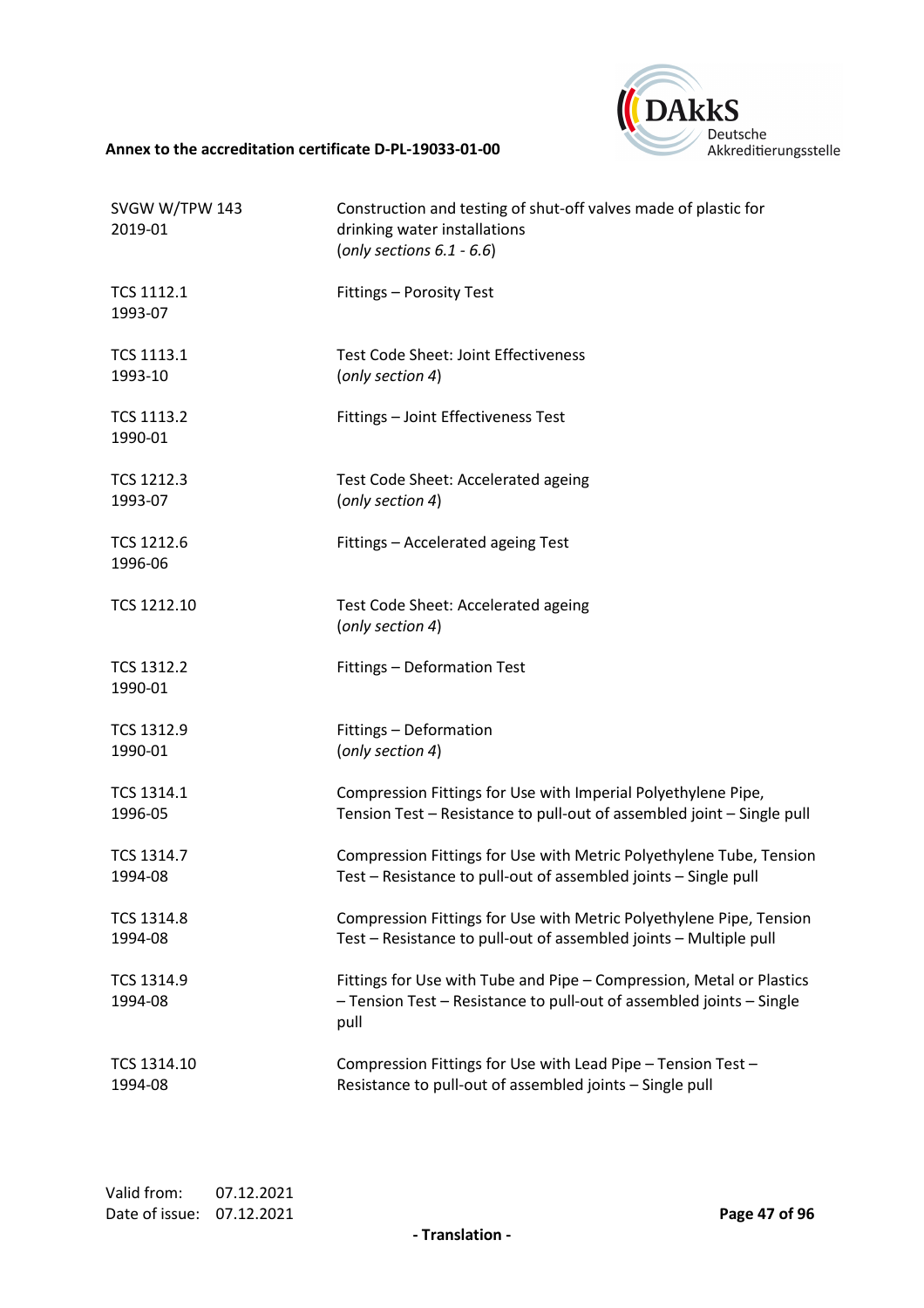| | |
|---|---|
| SVGW W/TPW 143<br>2019-01 | Construction and testing of shut-off valves made of plastic for drinking water installations<br>(*only sections 6.1 - 6.6*) |
| TCS 1112.1<br>1993-07 | Fittings – Porosity Test |
| TCS 1113.1<br>1993-10 | Test Code Sheet: Joint Effectiveness<br>(*only section 4*) |
| TCS 1113.2<br>1990-01 | Fittings – Joint Effectiveness Test |
| TCS 1212.3<br>1993-07 | Test Code Sheet: Accelerated ageing<br>(*only section 4*) |
| TCS 1212.6<br>1996-06 | Fittings – Accelerated ageing Test |
| TCS 1212.10 | Test Code Sheet: Accelerated ageing<br>(*only section 4*) |
| TCS 1312.2<br>1990-01 | Fittings – Deformation Test |
| TCS 1312.9<br>1990-01 | Fittings – Deformation<br>(*only section 4*) |
| TCS 1314.1<br>1996-05 | Compression Fittings for Use with Imperial Polyethylene Pipe, Tension Test – Resistance to pull-out of assembled joint – Single pull |
| TCS 1314.7<br>1994-08 | Compression Fittings for Use with Metric Polyethylene Tube, Tension Test – Resistance to pull-out of assembled joints – Single pull |
| TCS 1314.8<br>1994-08 | Compression Fittings for Use with Metric Polyethylene Pipe, Tension Test – Resistance to pull-out of assembled joints – Multiple pull |
| TCS 1314.9<br>1994-08 | Fittings for Use with Tube and Pipe – Compression, Metal or Plastics – Tension Test – Resistance to pull-out of assembled joints – Single pull |
| TCS 1314.10<br>1994-08 | Compression Fittings for Use with Lead Pipe – Tension Test – Resistance to pull-out of assembled joints – Single pull |

Valid from: 07.12.2021
Date of issue: 07.12.2021

- Translation -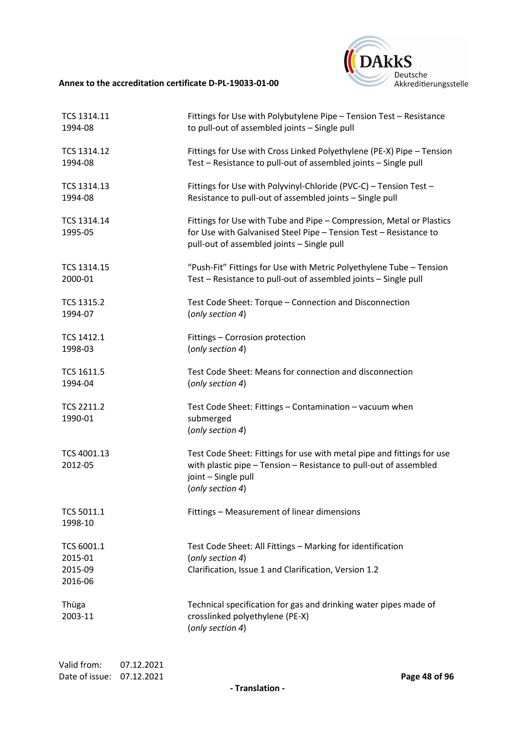| | |
|---|---|
| TCS 1314.11<br>1994-08 | Fittings for Use with Polybutylene Pipe – Tension Test – Resistance to pull-out of assembled joints – Single pull |
| TCS 1314.12<br>1994-08 | Fittings for Use with Cross Linked Polyethylene (PE-X) Pipe – Tension Test – Resistance to pull-out of assembled joints – Single pull |
| TCS 1314.13<br>1994-08 | Fittings for Use with Polyvinyl-Chloride (PVC-C) – Tension Test – Resistance to pull-out of assembled joints – Single pull |
| TCS 1314.14<br>1995-05 | Fittings for Use with Tube and Pipe – Compression, Metal or Plastics for Use with Galvanised Steel Pipe – Tension Test – Resistance to pull-out of assembled joints – Single pull |
| TCS 1314.15<br>2000-01 | "Push-Fit" Fittings for Use with Metric Polyethylene Tube – Tension Test – Resistance to pull-out of assembled joints – Single pull |
| TCS 1315.2<br>1994-07 | Test Code Sheet: Torque – Connection and Disconnection<br>(*only section 4*) |
| TCS 1412.1<br>1998-03 | Fittings – Corrosion protection<br>(*only section 4*) |
| TCS 1611.5<br>1994-04 | Test Code Sheet: Means for connection and disconnection<br>(*only section 4*) |
| TCS 2211.2<br>1990-01 | Test Code Sheet: Fittings – Contamination – vacuum when submerged<br>(*only section 4*) |
| TCS 4001.13<br>2012-05 | Test Code Sheet: Fittings for use with metal pipe and fittings for use with plastic pipe – Tension – Resistance to pull-out of assembled joint – Single pull<br>(*only section 4*) |
| TCS 5011.1<br>1998-10 | Fittings – Measurement of linear dimensions |
| TCS 6001.1<br>2015-01<br>2015-09<br>2016-06 | Test Code Sheet: All Fittings – Marking for identification<br>(*only section 4*)<br>Clarification, Issue 1 and Clarification, Version 1.2 |
| Thüga<br>2003-11 | Technical specification for gas and drinking water pipes made of crosslinked polyethylene (PE-X)<br>(*only section 4*) |

Valid from: 07.12.2021
Date of issue: 07.12.2021

- Translation -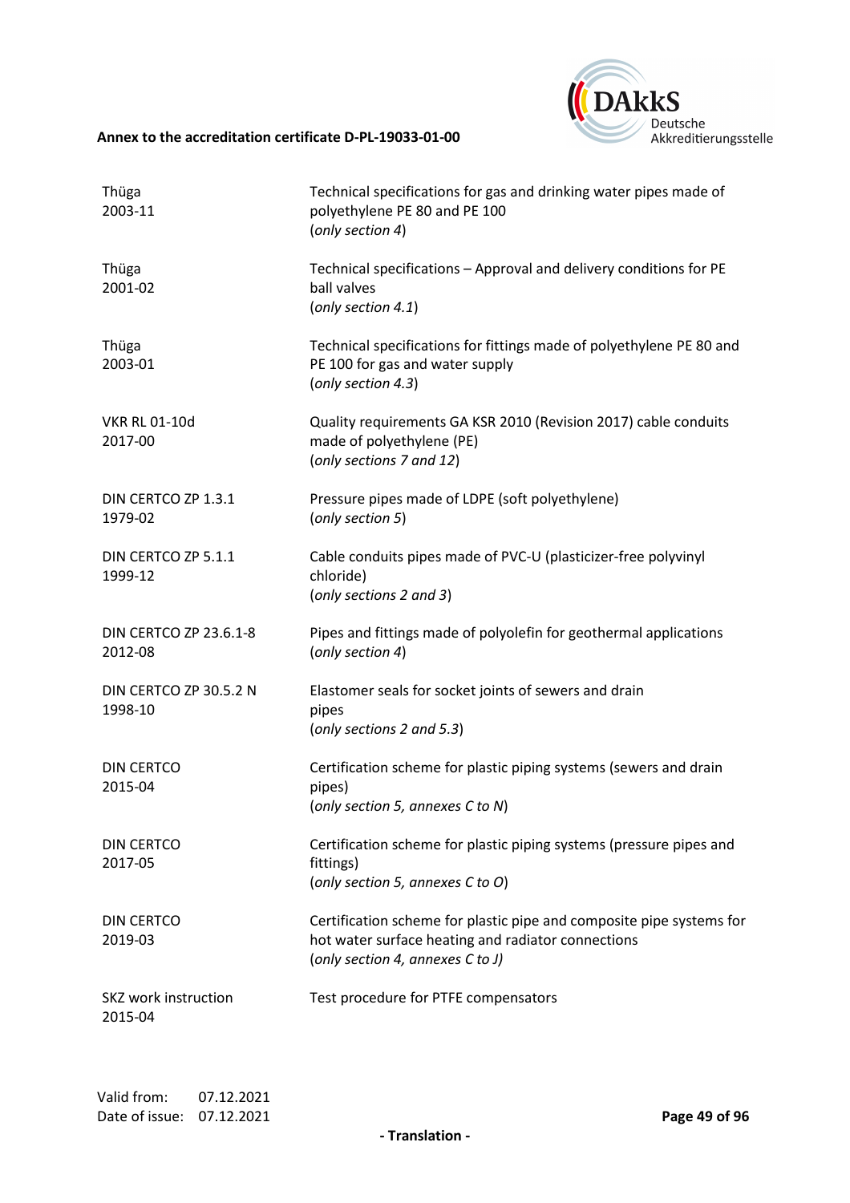| | |
|---|---|
| Thüga<br>2003-11 | Technical specifications for gas and drinking water pipes made of polyethylene PE 80 and PE 100<br>(*only section 4*) |
| Thüga<br>2001-02 | Technical specifications – Approval and delivery conditions for PE ball valves<br>(*only section 4.1*) |
| Thüga<br>2003-01 | Technical specifications for fittings made of polyethylene PE 80 and PE 100 for gas and water supply<br>(*only section 4.3*) |
| VKR RL 01-10d<br>2017-00 | Quality requirements GA KSR 2010 (Revision 2017) cable conduits made of polyethylene (PE)<br>(*only sections 7 and 12*) |
| DIN CERTCO ZP 1.3.1<br>1979-02 | Pressure pipes made of LDPE (soft polyethylene)<br>(*only section 5*) |
| DIN CERTCO ZP 5.1.1<br>1999-12 | Cable conduits pipes made of PVC-U (plasticizer-free polyvinyl chloride)<br>(*only sections 2 and 3*) |
| DIN CERTCO ZP 23.6.1-8<br>2012-08 | Pipes and fittings made of polyolefin for geothermal applications<br>(*only section 4*) |
| DIN CERTCO ZP 30.5.2 N<br>1998-10 | Elastomer seals for socket joints of sewers and drain pipes<br>(*only sections 2 and 5.3*) |
| DIN CERTCO<br>2015-04 | Certification scheme for plastic piping systems (sewers and drain pipes)<br>(*only section 5, annexes C to N*) |
| DIN CERTCO<br>2017-05 | Certification scheme for plastic piping systems (pressure pipes and fittings)<br>(*only section 5, annexes C to O*) |
| DIN CERTCO<br>2019-03 | Certification scheme for plastic pipe and composite pipe systems for hot water surface heating and radiator connections<br>(*only section 4, annexes C to J*) |
| SKZ work instruction<br>2015-04 | Test procedure for PTFE compensators |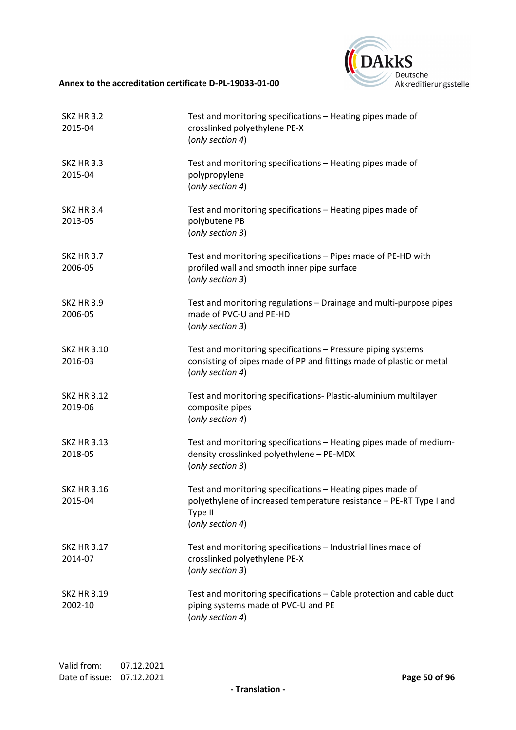| | |
|---|---|
| SKZ HR 3.2<br>2015-04 | Test and monitoring specifications – Heating pipes made of crosslinked polyethylene PE-X<br>(*only section 4*) |
| SKZ HR 3.3<br>2015-04 | Test and monitoring specifications – Heating pipes made of polypropylene<br>(*only section 4*) |
| SKZ HR 3.4<br>2013-05 | Test and monitoring specifications – Heating pipes made of polybutene PB<br>(*only section 3*) |
| SKZ HR 3.7<br>2006-05 | Test and monitoring specifications – Pipes made of PE-HD with profiled wall and smooth inner pipe surface<br>(*only section 3*) |
| SKZ HR 3.9<br>2006-05 | Test and monitoring regulations – Drainage and multi-purpose pipes made of PVC-U and PE-HD<br>(*only section 3*) |
| SKZ HR 3.10<br>2016-03 | Test and monitoring specifications – Pressure piping systems consisting of pipes made of PP and fittings made of plastic or metal<br>(*only section 4*) |
| SKZ HR 3.12<br>2019-06 | Test and monitoring specifications- Plastic-aluminium multilayer composite pipes<br>(*only section 4*) |
| SKZ HR 3.13<br>2018-05 | Test and monitoring specifications – Heating pipes made of medium-density crosslinked polyethylene – PE-MDX<br>(*only section 3*) |
| SKZ HR 3.16<br>2015-04 | Test and monitoring specifications – Heating pipes made of polyethylene of increased temperature resistance – PE-RT Type I and Type II<br>(*only section 4*) |
| SKZ HR 3.17<br>2014-07 | Test and monitoring specifications – Industrial lines made of crosslinked polyethylene PE-X<br>(*only section 3*) |
| SKZ HR 3.19<br>2002-10 | Test and monitoring specifications – Cable protection and cable duct piping systems made of PVC-U and PE<br>(*only section 4*) |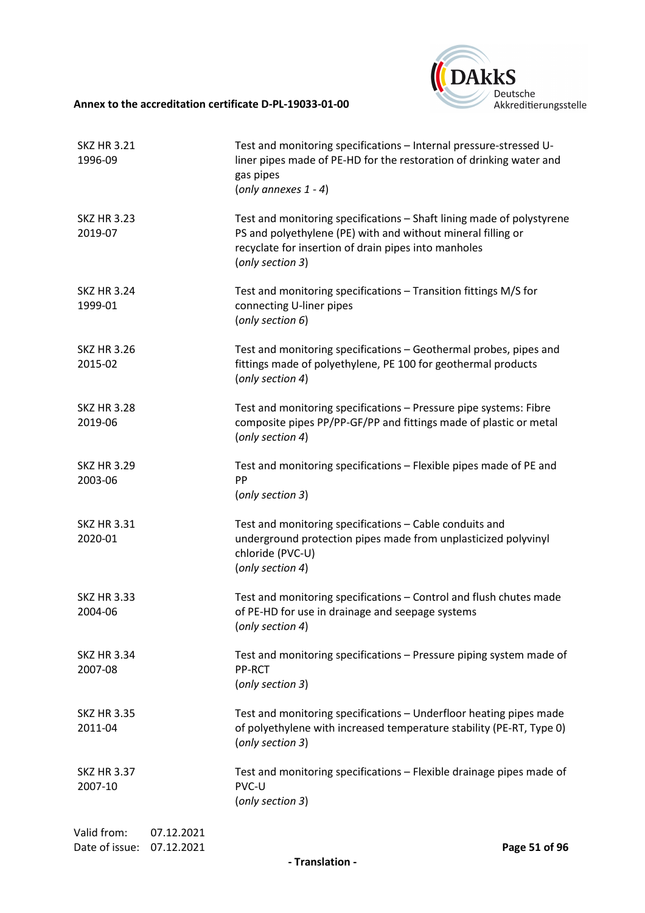| | |
|---|---|
| SKZ HR 3.21<br>1996-09 | Test and monitoring specifications – Internal pressure-stressed U-liner pipes made of PE-HD for the restoration of drinking water and gas pipes<br>(*only annexes 1 - 4*) |
| SKZ HR 3.23<br>2019-07 | Test and monitoring specifications – Shaft lining made of polystyrene PS and polyethylene (PE) with and without mineral filling or recyclate for insertion of drain pipes into manholes<br>(*only section 3*) |
| SKZ HR 3.24<br>1999-01 | Test and monitoring specifications – Transition fittings M/S for connecting U-liner pipes<br>(*only section 6*) |
| SKZ HR 3.26<br>2015-02 | Test and monitoring specifications – Geothermal probes, pipes and fittings made of polyethylene, PE 100 for geothermal products<br>(*only section 4*) |
| SKZ HR 3.28<br>2019-06 | Test and monitoring specifications – Pressure pipe systems: Fibre composite pipes PP/PP-GF/PP and fittings made of plastic or metal<br>(*only section 4*) |
| SKZ HR 3.29<br>2003-06 | Test and monitoring specifications – Flexible pipes made of PE and PP<br>(*only section 3*) |
| SKZ HR 3.31<br>2020-01 | Test and monitoring specifications – Cable conduits and underground protection pipes made from unplasticized polyvinyl chloride (PVC-U)<br>(*only section 4*) |
| SKZ HR 3.33<br>2004-06 | Test and monitoring specifications – Control and flush chutes made of PE-HD for use in drainage and seepage systems<br>(*only section 4*) |
| SKZ HR 3.34<br>2007-08 | Test and monitoring specifications – Pressure piping system made of PP-RCT<br>(*only section 3*) |
| SKZ HR 3.35<br>2011-04 | Test and monitoring specifications – Underfloor heating pipes made of polyethylene with increased temperature stability (PE-RT, Type 0)<br>(*only section 3*) |
| SKZ HR 3.37<br>2007-10 | Test and monitoring specifications – Flexible drainage pipes made of PVC-U<br>(*only section 3*) |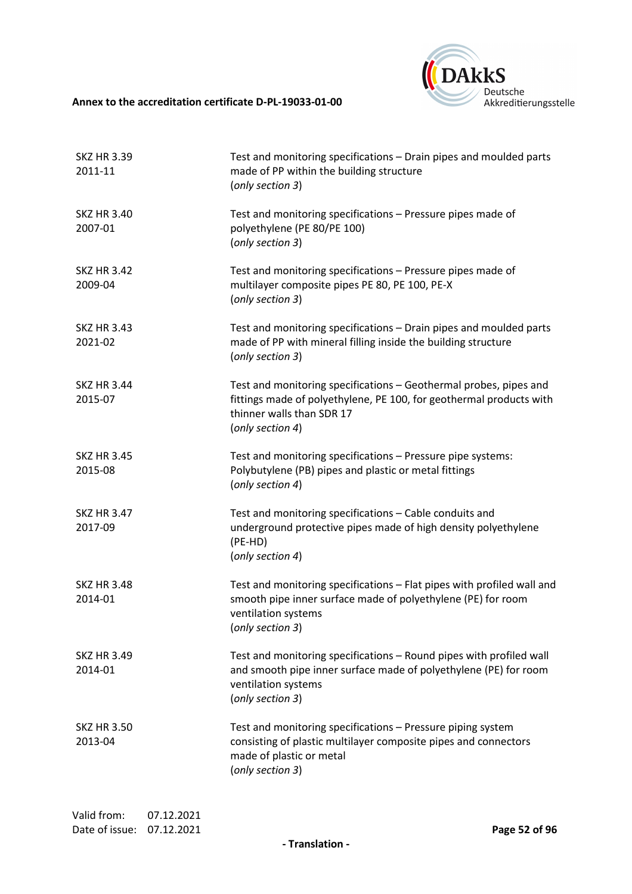| | |
|---|---|
| SKZ HR 3.39<br>2011-11 | Test and monitoring specifications – Drain pipes and moulded parts made of PP within the building structure<br>(*only section 3*) |
| SKZ HR 3.40<br>2007-01 | Test and monitoring specifications – Pressure pipes made of polyethylene (PE 80/PE 100)<br>(*only section 3*) |
| SKZ HR 3.42<br>2009-04 | Test and monitoring specifications – Pressure pipes made of multilayer composite pipes PE 80, PE 100, PE-X<br>(*only section 3*) |
| SKZ HR 3.43<br>2021-02 | Test and monitoring specifications – Drain pipes and moulded parts made of PP with mineral filling inside the building structure<br>(*only section 3*) |
| SKZ HR 3.44<br>2015-07 | Test and monitoring specifications – Geothermal probes, pipes and fittings made of polyethylene, PE 100, for geothermal products with thinner walls than SDR 17<br>(*only section 4*) |
| SKZ HR 3.45<br>2015-08 | Test and monitoring specifications – Pressure pipe systems: Polybutylene (PB) pipes and plastic or metal fittings<br>(*only section 4*) |
| SKZ HR 3.47<br>2017-09 | Test and monitoring specifications – Cable conduits and underground protective pipes made of high density polyethylene (PE-HD)<br>(*only section 4*) |
| SKZ HR 3.48<br>2014-01 | Test and monitoring specifications – Flat pipes with profiled wall and smooth pipe inner surface made of polyethylene (PE) for room ventilation systems<br>(*only section 3*) |
| SKZ HR 3.49<br>2014-01 | Test and monitoring specifications – Round pipes with profiled wall and smooth pipe inner surface made of polyethylene (PE) for room ventilation systems<br>(*only section 3*) |
| SKZ HR 3.50<br>2013-04 | Test and monitoring specifications – Pressure piping system consisting of plastic multilayer composite pipes and connectors made of plastic or metal<br>(*only section 3*) |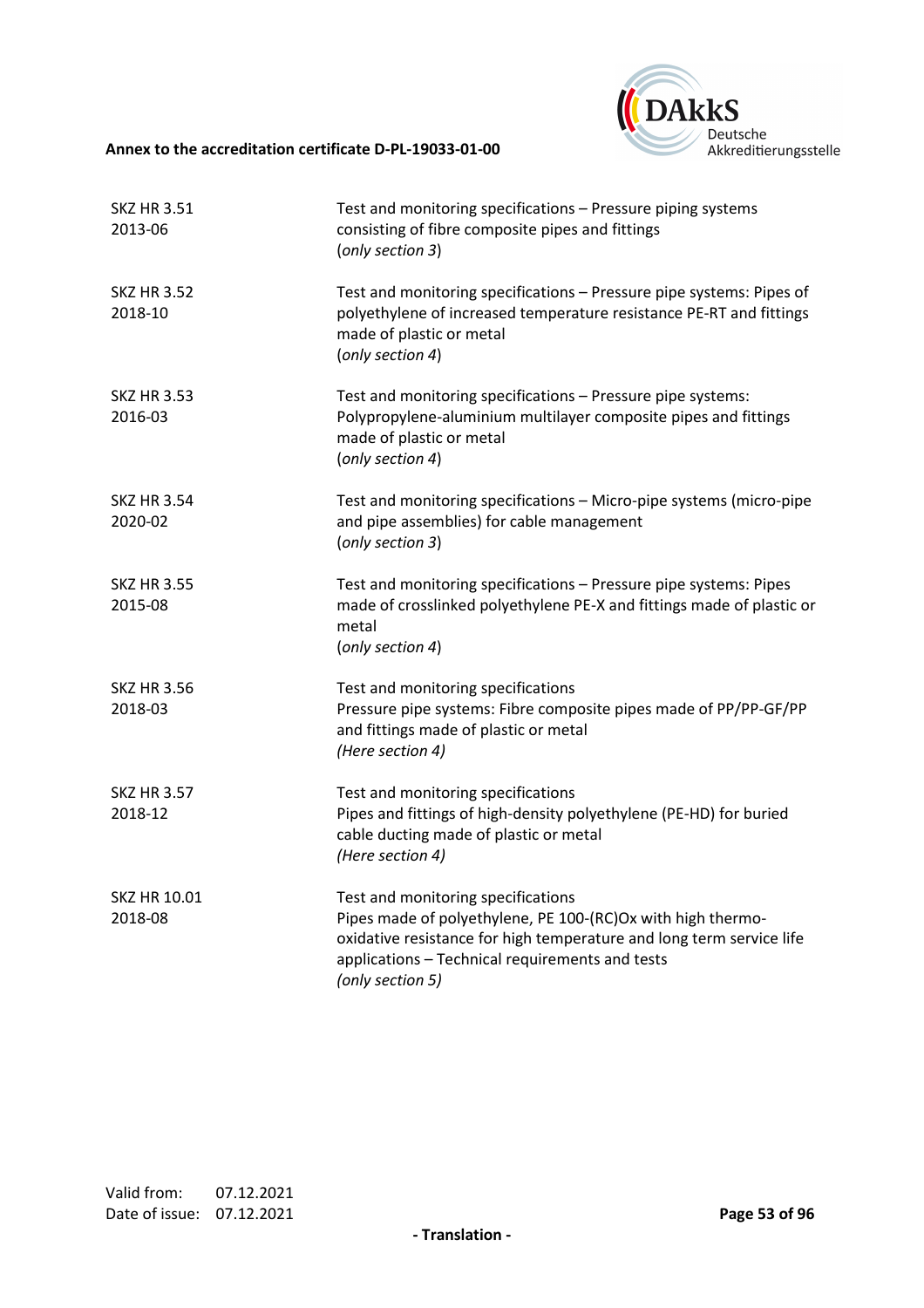| | |
|---|---|
| SKZ HR 3.51<br>2013-06 | Test and monitoring specifications – Pressure piping systems consisting of fibre composite pipes and fittings<br>(*only section 3*) |
| SKZ HR 3.52<br>2018-10 | Test and monitoring specifications – Pressure pipe systems: Pipes of polyethylene of increased temperature resistance PE-RT and fittings made of plastic or metal<br>(*only section 4*) |
| SKZ HR 3.53<br>2016-03 | Test and monitoring specifications – Pressure pipe systems: Polypropylene-aluminium multilayer composite pipes and fittings made of plastic or metal<br>(*only section 4*) |
| SKZ HR 3.54<br>2020-02 | Test and monitoring specifications – Micro-pipe systems (micro-pipe and pipe assemblies) for cable management<br>(*only section 3*) |
| SKZ HR 3.55<br>2015-08 | Test and monitoring specifications – Pressure pipe systems: Pipes made of crosslinked polyethylene PE-X and fittings made of plastic or metal<br>(*only section 4*) |
| SKZ HR 3.56<br>2018-03 | Test and monitoring specifications<br>Pressure pipe systems: Fibre composite pipes made of PP/PP-GF/PP and fittings made of plastic or metal<br>*(Here section 4)* |
| SKZ HR 3.57<br>2018-12 | Test and monitoring specifications<br>Pipes and fittings of high-density polyethylene (PE-HD) for buried cable ducting made of plastic or metal<br>*(Here section 4)* |
| SKZ HR 10.01<br>2018-08 | Test and monitoring specifications<br>Pipes made of polyethylene, PE 100-(RC)Ox with high thermo-oxidative resistance for high temperature and long term service life applications – Technical requirements and tests<br>*(only section 5)* |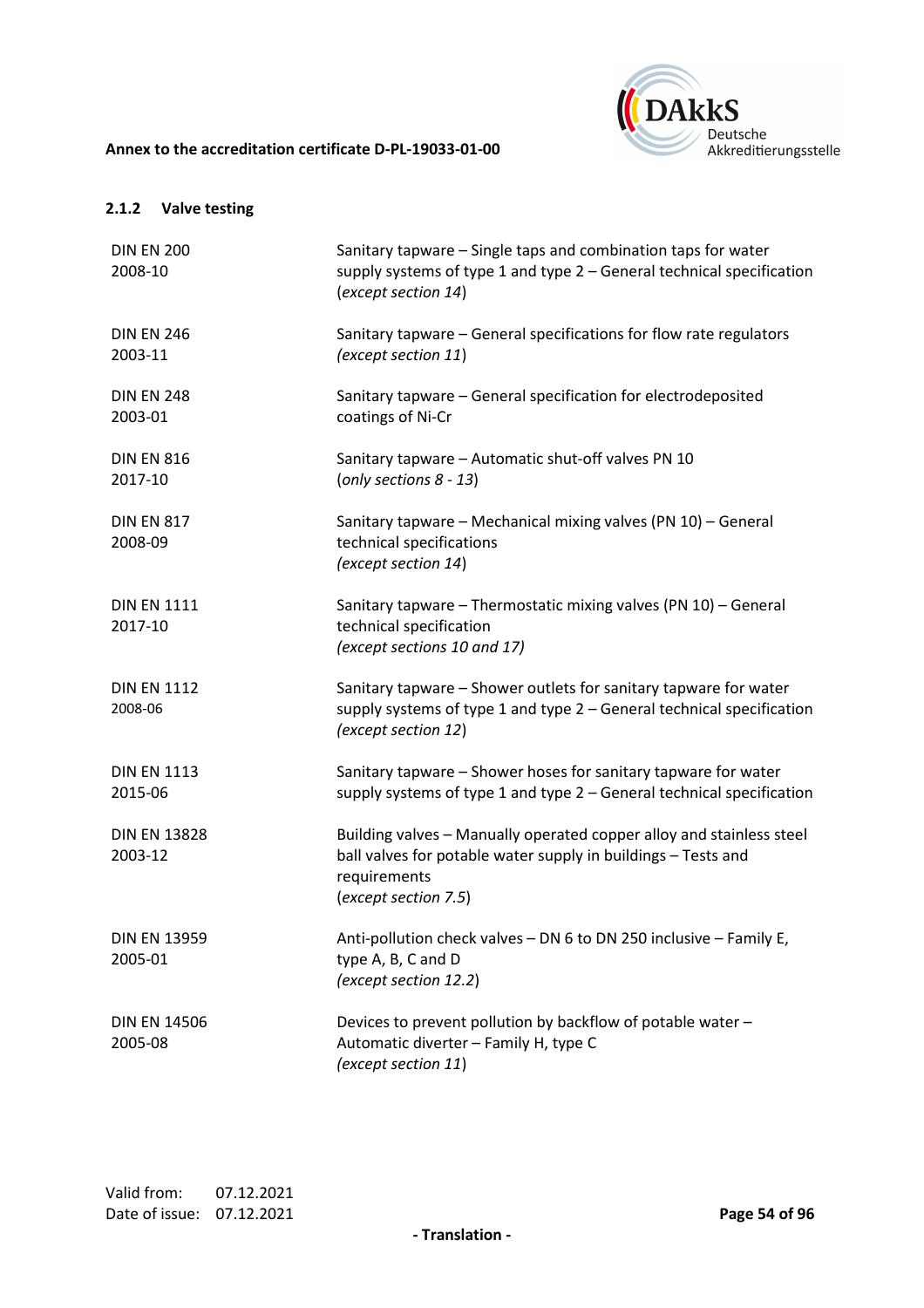### 2.1.2 Valve testing

| | |
|---|---|
| DIN EN 200<br>2008-10 | Sanitary tapware – Single taps and combination taps for water supply systems of type 1 and type 2 – General technical specification<br>(*except section 14*) |
| DIN EN 246<br>2003-11 | Sanitary tapware – General specifications for flow rate regulators<br>(*except section 11*) |
| DIN EN 248<br>2003-01 | Sanitary tapware – General specification for electrodeposited coatings of Ni-Cr |
| DIN EN 816<br>2017-10 | Sanitary tapware – Automatic shut-off valves PN 10<br>(*only sections 8 - 13*) |
| DIN EN 817<br>2008-09 | Sanitary tapware – Mechanical mixing valves (PN 10) – General technical specifications<br>(*except section 14*) |
| DIN EN 1111<br>2017-10 | Sanitary tapware – Thermostatic mixing valves (PN 10) – General technical specification<br>(*except sections 10 and 17)* |
| DIN EN 1112<br>2008-06 | Sanitary tapware – Shower outlets for sanitary tapware for water supply systems of type 1 and type 2 – General technical specification<br>(*except section 12*) |
| DIN EN 1113<br>2015-06 | Sanitary tapware – Shower hoses for sanitary tapware for water supply systems of type 1 and type 2 – General technical specification |
| DIN EN 13828<br>2003-12 | Building valves – Manually operated copper alloy and stainless steel ball valves for potable water supply in buildings – Tests and requirements<br>(*except section 7.5*) |
| DIN EN 13959<br>2005-01 | Anti-pollution check valves – DN 6 to DN 250 inclusive – Family E, type A, B, C and D<br>(*except section 12.2*) |
| DIN EN 14506<br>2005-08 | Devices to prevent pollution by backflow of potable water – Automatic diverter – Family H, type C<br>(*except section 11*) |

Valid from: 07.12.2021
Date of issue: 07.12.2021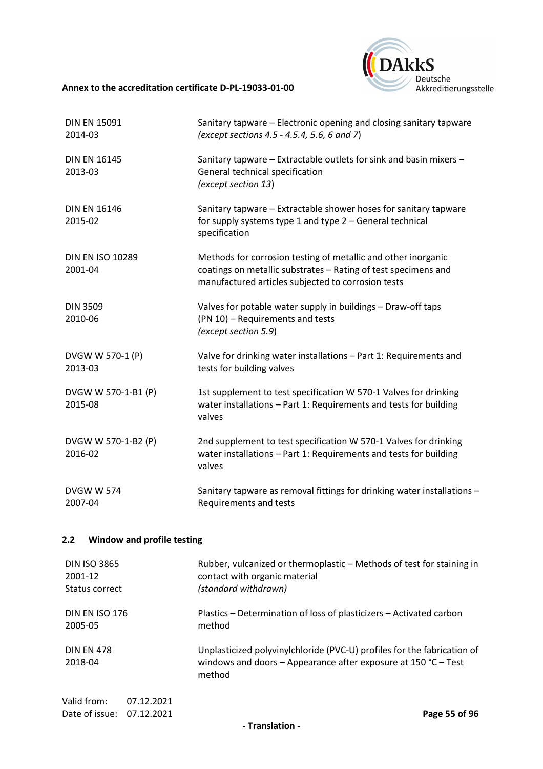| | |
|---|---|
| DIN EN 15091<br>2014-03 | Sanitary tapware – Electronic opening and closing sanitary tapware<br>*(except sections 4.5 - 4.5.4, 5.6, 6 and 7)* |
| DIN EN 16145<br>2013-03 | Sanitary tapware – Extractable outlets for sink and basin mixers – General technical specification<br>*(except section 13)* |
| DIN EN 16146<br>2015-02 | Sanitary tapware – Extractable shower hoses for sanitary tapware for supply systems type 1 and type 2 – General technical specification |
| DIN EN ISO 10289<br>2001-04 | Methods for corrosion testing of metallic and other inorganic coatings on metallic substrates – Rating of test specimens and manufactured articles subjected to corrosion tests |
| DIN 3509<br>2010-06 | Valves for potable water supply in buildings – Draw-off taps (PN 10) – Requirements and tests<br>*(except section 5.9)* |
| DVGW W 570-1 (P)<br>2013-03 | Valve for drinking water installations – Part 1: Requirements and tests for building valves |
| DVGW W 570-1-B1 (P)<br>2015-08 | 1st supplement to test specification W 570-1 Valves for drinking water installations – Part 1: Requirements and tests for building valves |
| DVGW W 570-1-B2 (P)<br>2016-02 | 2nd supplement to test specification W 570-1 Valves for drinking water installations – Part 1: Requirements and tests for building valves |
| DVGW W 574<br>2007-04 | Sanitary tapware as removal fittings for drinking water installations – Requirements and tests |

## 2.2 Window and profile testing

| | |
|---|---|
| DIN ISO 3865<br>2001-12<br>Status correct | Rubber, vulcanized or thermoplastic – Methods of test for staining in contact with organic material<br>*(standard withdrawn)* |
| DIN EN ISO 176<br>2005-05 | Plastics – Determination of loss of plasticizers – Activated carbon method |
| DIN EN 478<br>2018-04 | Unplasticized polyvinylchloride (PVC-U) profiles for the fabrication of windows and doors – Appearance after exposure at 150 °C – Test method |

Valid from: 07.12.2021
Date of issue: 07.12.2021

- Translation -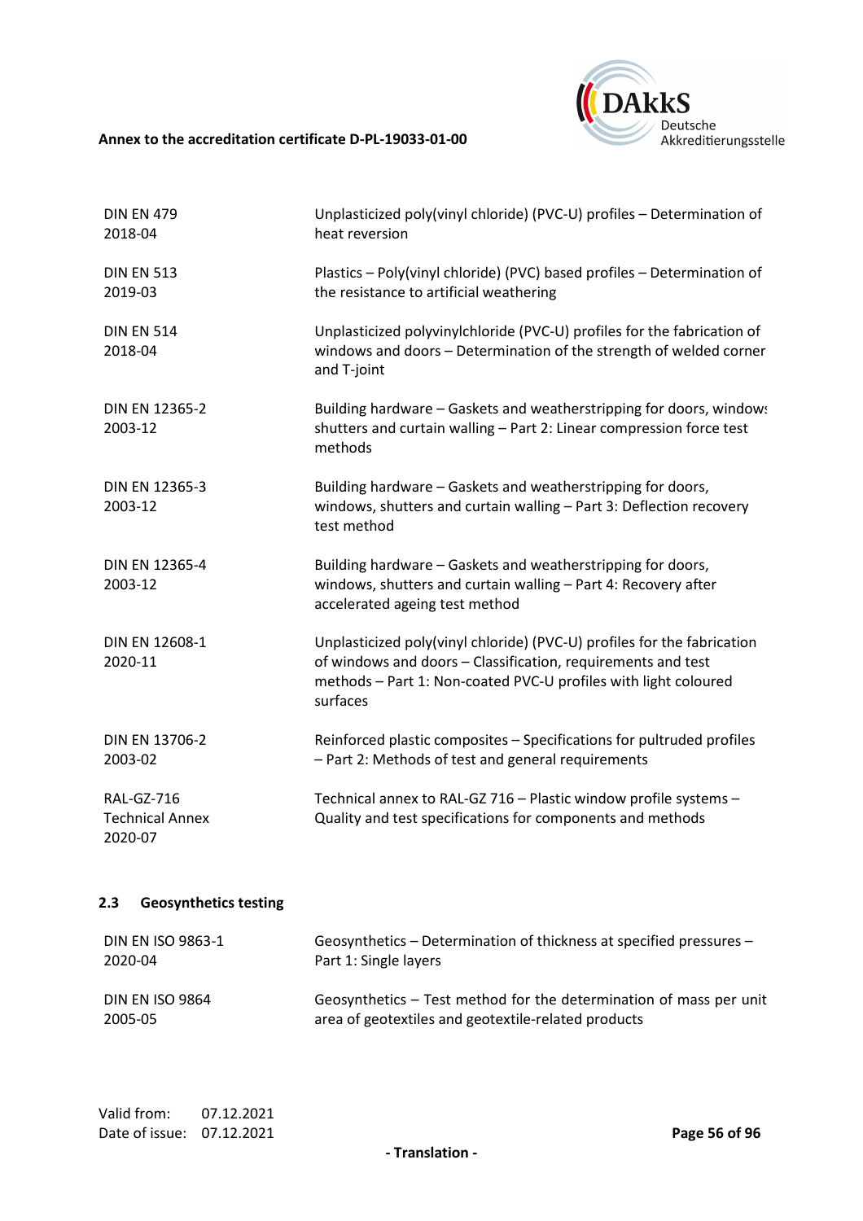| | |
|---|---|
| DIN EN 479<br>2018-04 | Unplasticized poly(vinyl chloride) (PVC-U) profiles – Determination of heat reversion |
| DIN EN 513<br>2019-03 | Plastics – Poly(vinyl chloride) (PVC) based profiles – Determination of the resistance to artificial weathering |
| DIN EN 514<br>2018-04 | Unplasticized polyvinylchloride (PVC-U) profiles for the fabrication of windows and doors – Determination of the strength of welded corner and T-joint |
| DIN EN 12365-2<br>2003-12 | Building hardware – Gaskets and weatherstripping for doors, windows shutters and curtain walling – Part 2: Linear compression force test methods |
| DIN EN 12365-3<br>2003-12 | Building hardware – Gaskets and weatherstripping for doors, windows, shutters and curtain walling – Part 3: Deflection recovery test method |
| DIN EN 12365-4<br>2003-12 | Building hardware – Gaskets and weatherstripping for doors, windows, shutters and curtain walling – Part 4: Recovery after accelerated ageing test method |
| DIN EN 12608-1<br>2020-11 | Unplasticized poly(vinyl chloride) (PVC-U) profiles for the fabrication of windows and doors – Classification, requirements and test methods – Part 1: Non-coated PVC-U profiles with light coloured surfaces |
| DIN EN 13706-2<br>2003-02 | Reinforced plastic composites – Specifications for pultruded profiles – Part 2: Methods of test and general requirements |
| RAL-GZ-716<br>Technical Annex<br>2020-07 | Technical annex to RAL-GZ 716 – Plastic window profile systems – Quality and test specifications for components and methods |

### 2.3 Geosynthetics testing

| | |
|---|---|
| DIN EN ISO 9863-1<br>2020-04 | Geosynthetics – Determination of thickness at specified pressures – Part 1: Single layers |
| DIN EN ISO 9864<br>2005-05 | Geosynthetics – Test method for the determination of mass per unit area of geotextiles and geotextile-related products |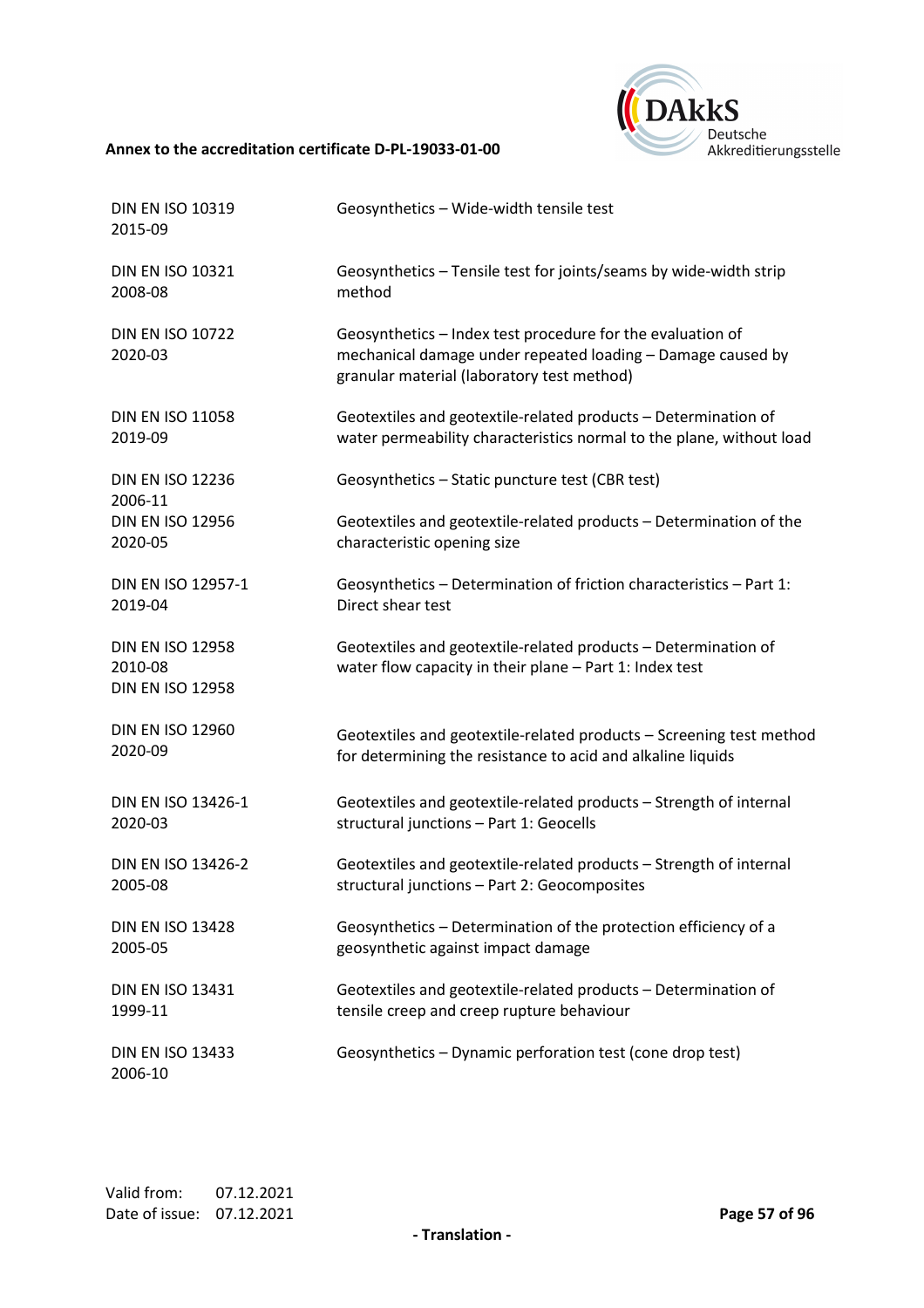| | |
|---|---|
| DIN EN ISO 10319 2015-09 | Geosynthetics – Wide-width tensile test |
| DIN EN ISO 10321 2008-08 | Geosynthetics – Tensile test for joints/seams by wide-width strip method |
| DIN EN ISO 10722 2020-03 | Geosynthetics – Index test procedure for the evaluation of mechanical damage under repeated loading – Damage caused by granular material (laboratory test method) |
| DIN EN ISO 11058 2019-09 | Geotextiles and geotextile-related products – Determination of water permeability characteristics normal to the plane, without load |
| DIN EN ISO 12236 2006-11 | Geosynthetics – Static puncture test (CBR test) |
| DIN EN ISO 12956 2020-05 | Geotextiles and geotextile-related products – Determination of the characteristic opening size |
| DIN EN ISO 12957-1 2019-04 | Geosynthetics – Determination of friction characteristics – Part 1: Direct shear test |
| DIN EN ISO 12958 2010-08 DIN EN ISO 12958 | Geotextiles and geotextile-related products – Determination of water flow capacity in their plane – Part 1: Index test |
| DIN EN ISO 12960 2020-09 | Geotextiles and geotextile-related products – Screening test method for determining the resistance to acid and alkaline liquids |
| DIN EN ISO 13426-1 2020-03 | Geotextiles and geotextile-related products – Strength of internal structural junctions – Part 1: Geocells |
| DIN EN ISO 13426-2 2005-08 | Geotextiles and geotextile-related products – Strength of internal structural junctions – Part 2: Geocomposites |
| DIN EN ISO 13428 2005-05 | Geosynthetics – Determination of the protection efficiency of a geosynthetic against impact damage |
| DIN EN ISO 13431 1999-11 | Geotextiles and geotextile-related products – Determination of tensile creep and creep rupture behaviour |
| DIN EN ISO 13433 2006-10 | Geosynthetics – Dynamic perforation test (cone drop test) |

Valid from: 07.12.2021
Date of issue: 07.12.2021

- Translation -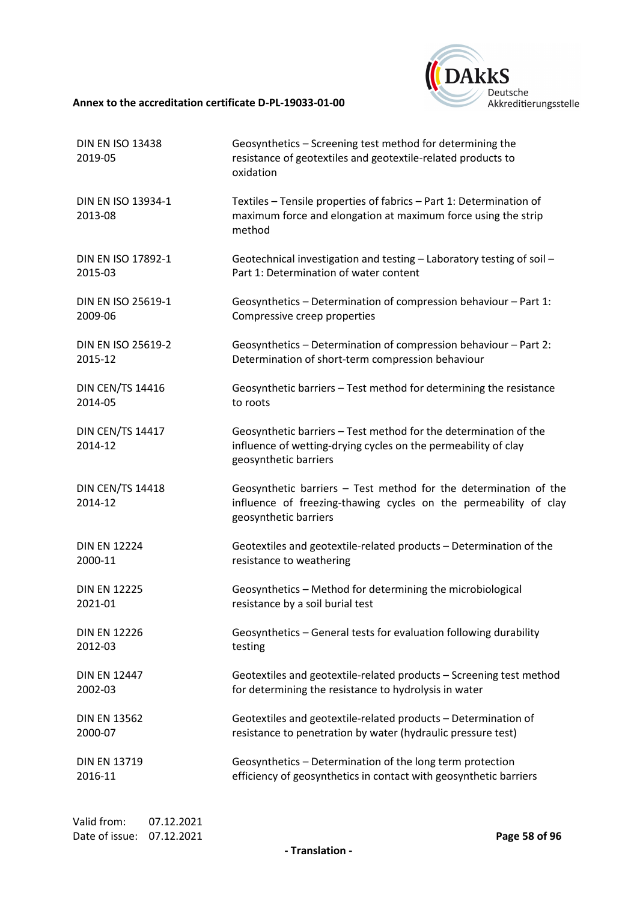| | |
|---|---|
| DIN EN ISO 13438<br>2019-05 | Geosynthetics – Screening test method for determining the resistance of geotextiles and geotextile-related products to oxidation |
| DIN EN ISO 13934-1<br>2013-08 | Textiles – Tensile properties of fabrics – Part 1: Determination of maximum force and elongation at maximum force using the strip method |
| DIN EN ISO 17892-1<br>2015-03 | Geotechnical investigation and testing – Laboratory testing of soil – Part 1: Determination of water content |
| DIN EN ISO 25619-1<br>2009-06 | Geosynthetics – Determination of compression behaviour – Part 1: Compressive creep properties |
| DIN EN ISO 25619-2<br>2015-12 | Geosynthetics – Determination of compression behaviour – Part 2: Determination of short-term compression behaviour |
| DIN CEN/TS 14416<br>2014-05 | Geosynthetic barriers – Test method for determining the resistance to roots |
| DIN CEN/TS 14417<br>2014-12 | Geosynthetic barriers – Test method for the determination of the influence of wetting-drying cycles on the permeability of clay geosynthetic barriers |
| DIN CEN/TS 14418<br>2014-12 | Geosynthetic barriers – Test method for the determination of the influence of freezing-thawing cycles on the permeability of clay geosynthetic barriers |
| DIN EN 12224<br>2000-11 | Geotextiles and geotextile-related products – Determination of the resistance to weathering |
| DIN EN 12225<br>2021-01 | Geosynthetics – Method for determining the microbiological resistance by a soil burial test |
| DIN EN 12226<br>2012-03 | Geosynthetics – General tests for evaluation following durability testing |
| DIN EN 12447<br>2002-03 | Geotextiles and geotextile-related products – Screening test method for determining the resistance to hydrolysis in water |
| DIN EN 13562<br>2000-07 | Geotextiles and geotextile-related products – Determination of resistance to penetration by water (hydraulic pressure test) |
| DIN EN 13719<br>2016-11 | Geosynthetics – Determination of the long term protection efficiency of geosynthetics in contact with geosynthetic barriers |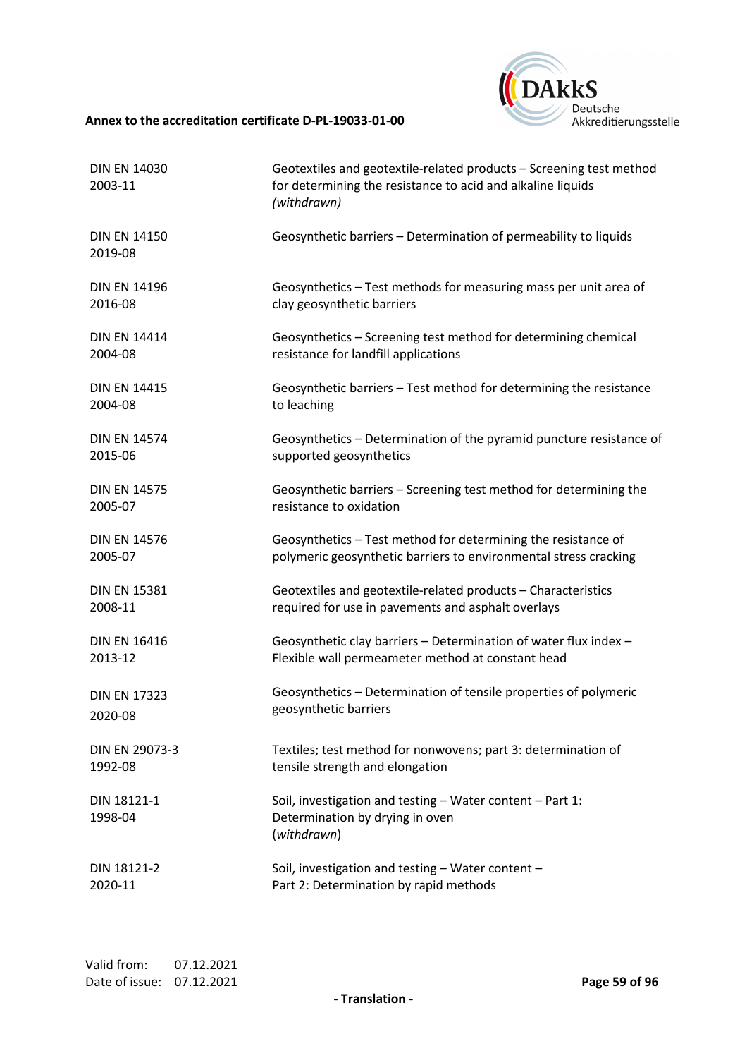| | |
|---|---|
| DIN EN 14030<br>2003-11 | Geotextiles and geotextile-related products – Screening test method for determining the resistance to acid and alkaline liquids<br>*(withdrawn)* |
| DIN EN 14150<br>2019-08 | Geosynthetic barriers – Determination of permeability to liquids |
| DIN EN 14196<br>2016-08 | Geosynthetics – Test methods for measuring mass per unit area of clay geosynthetic barriers |
| DIN EN 14414<br>2004-08 | Geosynthetics – Screening test method for determining chemical resistance for landfill applications |
| DIN EN 14415<br>2004-08 | Geosynthetic barriers – Test method for determining the resistance to leaching |
| DIN EN 14574<br>2015-06 | Geosynthetics – Determination of the pyramid puncture resistance of supported geosynthetics |
| DIN EN 14575<br>2005-07 | Geosynthetic barriers – Screening test method for determining the resistance to oxidation |
| DIN EN 14576<br>2005-07 | Geosynthetics – Test method for determining the resistance of polymeric geosynthetic barriers to environmental stress cracking |
| DIN EN 15381<br>2008-11 | Geotextiles and geotextile-related products – Characteristics required for use in pavements and asphalt overlays |
| DIN EN 16416<br>2013-12 | Geosynthetic clay barriers – Determination of water flux index – Flexible wall permeameter method at constant head |
| DIN EN 17323<br>2020-08 | Geosynthetics – Determination of tensile properties of polymeric geosynthetic barriers |
| DIN EN 29073-3<br>1992-08 | Textiles; test method for nonwovens; part 3: determination of tensile strength and elongation |
| DIN 18121-1<br>1998-04 | Soil, investigation and testing – Water content – Part 1: Determination by drying in oven<br>(*withdrawn*) |
| DIN 18121-2<br>2020-11 | Soil, investigation and testing – Water content – Part 2: Determination by rapid methods |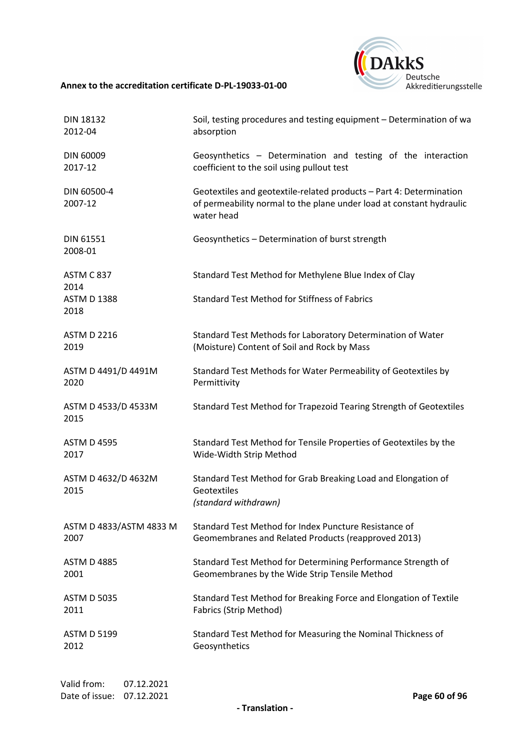| | |
|---|---|
| DIN 18132<br>2012-04 | Soil, testing procedures and testing equipment – Determination of wa absorption |
| DIN 60009<br>2017-12 | Geosynthetics – Determination and testing of the interaction coefficient to the soil using pullout test |
| DIN 60500-4<br>2007-12 | Geotextiles and geotextile-related products – Part 4: Determination of permeability normal to the plane under load at constant hydraulic water head |
| DIN 61551<br>2008-01 | Geosynthetics – Determination of burst strength |
| ASTM C 837<br>2014 | Standard Test Method for Methylene Blue Index of Clay |
| ASTM D 1388<br>2018 | Standard Test Method for Stiffness of Fabrics |
| ASTM D 2216<br>2019 | Standard Test Methods for Laboratory Determination of Water (Moisture) Content of Soil and Rock by Mass |
| ASTM D 4491/D 4491M<br>2020 | Standard Test Methods for Water Permeability of Geotextiles by Permittivity |
| ASTM D 4533/D 4533M<br>2015 | Standard Test Method for Trapezoid Tearing Strength of Geotextiles |
| ASTM D 4595<br>2017 | Standard Test Method for Tensile Properties of Geotextiles by the Wide-Width Strip Method |
| ASTM D 4632/D 4632M<br>2015 | Standard Test Method for Grab Breaking Load and Elongation of Geotextiles<br>*(standard withdrawn)* |
| ASTM D 4833/ASTM 4833 M<br>2007 | Standard Test Method for Index Puncture Resistance of Geomembranes and Related Products (reapproved 2013) |
| ASTM D 4885<br>2001 | Standard Test Method for Determining Performance Strength of Geomembranes by the Wide Strip Tensile Method |
| ASTM D 5035<br>2011 | Standard Test Method for Breaking Force and Elongation of Textile Fabrics (Strip Method) |
| ASTM D 5199<br>2012 | Standard Test Method for Measuring the Nominal Thickness of Geosynthetics |

Valid from: 07.12.2021
Date of issue: 07.12.2021

- Translation -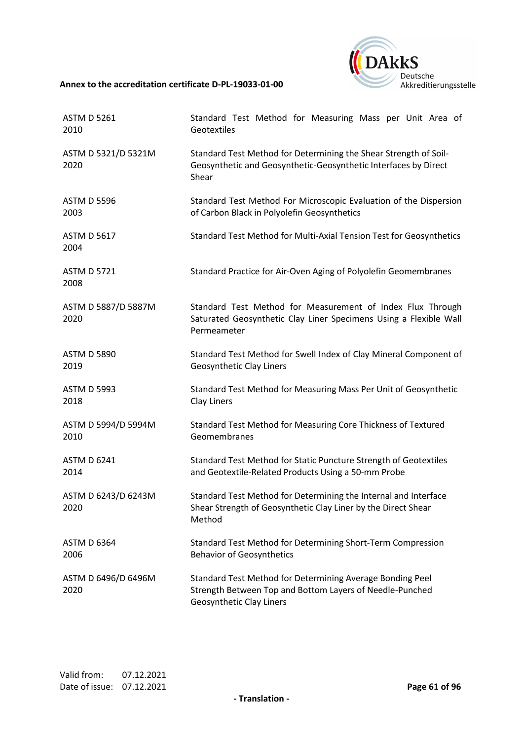| | |
|---|---|
| ASTM D 5261<br>2010 | Standard Test Method for Measuring Mass per Unit Area of Geotextiles |
| ASTM D 5321/D 5321M<br>2020 | Standard Test Method for Determining the Shear Strength of Soil-Geosynthetic and Geosynthetic-Geosynthetic Interfaces by Direct Shear |
| ASTM D 5596<br>2003 | Standard Test Method For Microscopic Evaluation of the Dispersion of Carbon Black in Polyolefin Geosynthetics |
| ASTM D 5617<br>2004 | Standard Test Method for Multi-Axial Tension Test for Geosynthetics |
| ASTM D 5721<br>2008 | Standard Practice for Air-Oven Aging of Polyolefin Geomembranes |
| ASTM D 5887/D 5887M<br>2020 | Standard Test Method for Measurement of Index Flux Through Saturated Geosynthetic Clay Liner Specimens Using a Flexible Wall Permeameter |
| ASTM D 5890<br>2019 | Standard Test Method for Swell Index of Clay Mineral Component of Geosynthetic Clay Liners |
| ASTM D 5993<br>2018 | Standard Test Method for Measuring Mass Per Unit of Geosynthetic Clay Liners |
| ASTM D 5994/D 5994M<br>2010 | Standard Test Method for Measuring Core Thickness of Textured Geomembranes |
| ASTM D 6241<br>2014 | Standard Test Method for Static Puncture Strength of Geotextiles and Geotextile-Related Products Using a 50-mm Probe |
| ASTM D 6243/D 6243M<br>2020 | Standard Test Method for Determining the Internal and Interface Shear Strength of Geosynthetic Clay Liner by the Direct Shear Method |
| ASTM D 6364<br>2006 | Standard Test Method for Determining Short-Term Compression Behavior of Geosynthetics |
| ASTM D 6496/D 6496M<br>2020 | Standard Test Method for Determining Average Bonding Peel Strength Between Top and Bottom Layers of Needle-Punched Geosynthetic Clay Liners |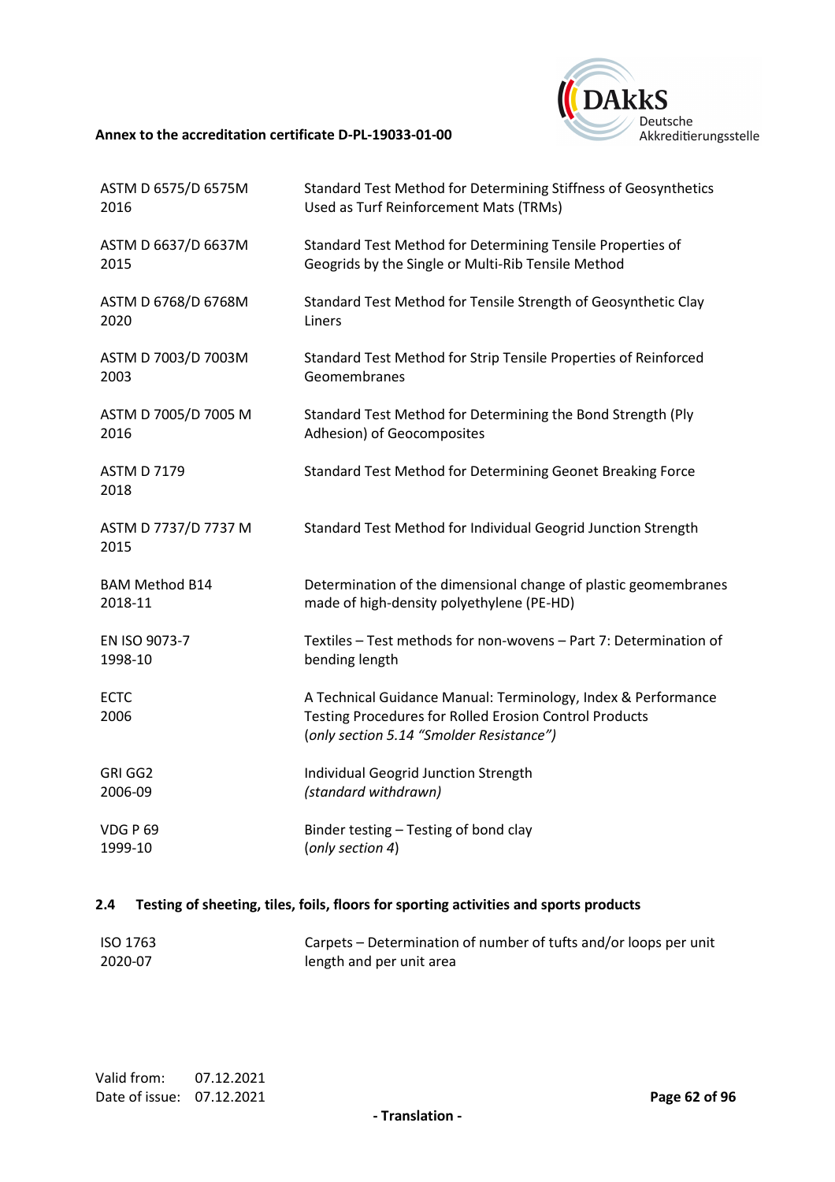| | |
|---|---|
| ASTM D 6575/D 6575M<br>2016 | Standard Test Method for Determining Stiffness of Geosynthetics Used as Turf Reinforcement Mats (TRMs) |
| ASTM D 6637/D 6637M<br>2015 | Standard Test Method for Determining Tensile Properties of Geogrids by the Single or Multi-Rib Tensile Method |
| ASTM D 6768/D 6768M<br>2020 | Standard Test Method for Tensile Strength of Geosynthetic Clay Liners |
| ASTM D 7003/D 7003M<br>2003 | Standard Test Method for Strip Tensile Properties of Reinforced Geomembranes |
| ASTM D 7005/D 7005 M<br>2016 | Standard Test Method for Determining the Bond Strength (Ply Adhesion) of Geocomposites |
| ASTM D 7179<br>2018 | Standard Test Method for Determining Geonet Breaking Force |
| ASTM D 7737/D 7737 M<br>2015 | Standard Test Method for Individual Geogrid Junction Strength |
| BAM Method B14<br>2018-11 | Determination of the dimensional change of plastic geomembranes made of high-density polyethylene (PE-HD) |
| EN ISO 9073-7<br>1998-10 | Textiles – Test methods for non-wovens – Part 7: Determination of bending length |
| ECTC<br>2006 | A Technical Guidance Manual: Terminology, Index & Performance Testing Procedures for Rolled Erosion Control Products<br>(*only section 5.14 "Smolder Resistance")* |
| GRI GG2<br>2006-09 | Individual Geogrid Junction Strength<br>*(standard withdrawn)* |
| VDG P 69<br>1999-10 | Binder testing – Testing of bond clay<br>(*only section 4*) |

### 2.4 Testing of sheeting, tiles, foils, floors for sporting activities and sports products

| | |
|---|---|
| ISO 1763<br>2020-07 | Carpets – Determination of number of tufts and/or loops per unit length and per unit area |

Valid from: 07.12.2021
Date of issue: 07.12.2021

- Translation -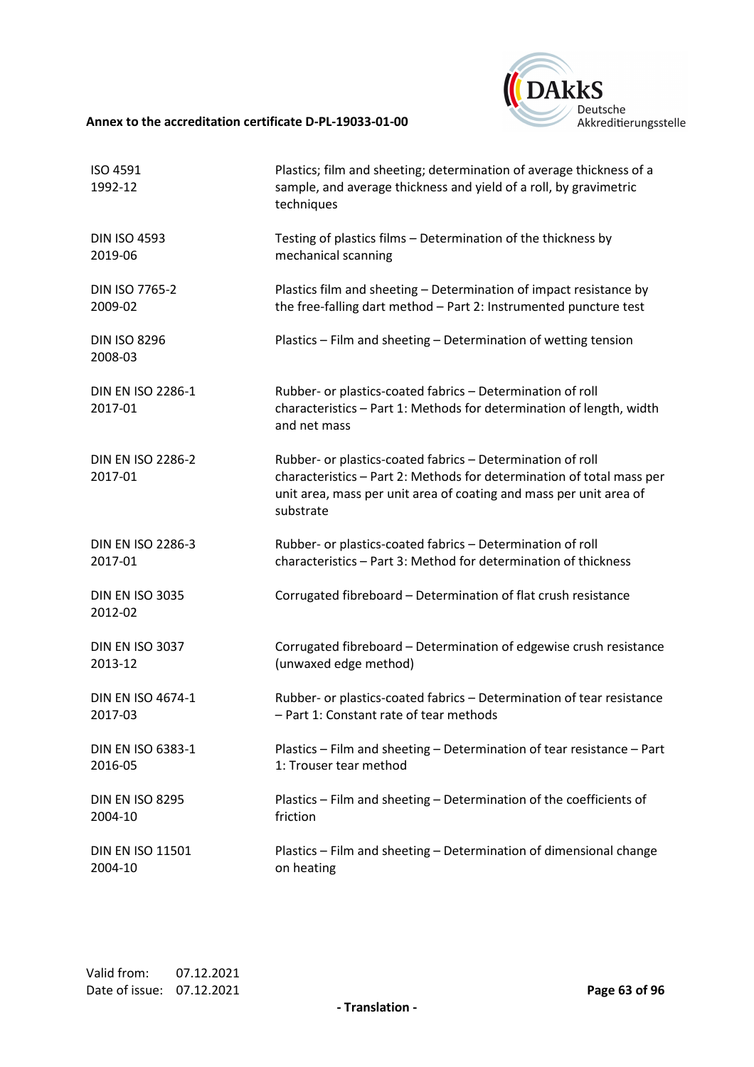| | |
|---|---|
| ISO 4591<br>1992-12 | Plastics; film and sheeting; determination of average thickness of a sample, and average thickness and yield of a roll, by gravimetric techniques |
| DIN ISO 4593<br>2019-06 | Testing of plastics films – Determination of the thickness by mechanical scanning |
| DIN ISO 7765-2<br>2009-02 | Plastics film and sheeting – Determination of impact resistance by the free-falling dart method – Part 2: Instrumented puncture test |
| DIN ISO 8296<br>2008-03 | Plastics – Film and sheeting – Determination of wetting tension |
| DIN EN ISO 2286-1<br>2017-01 | Rubber- or plastics-coated fabrics – Determination of roll characteristics – Part 1: Methods for determination of length, width and net mass |
| DIN EN ISO 2286-2<br>2017-01 | Rubber- or plastics-coated fabrics – Determination of roll characteristics – Part 2: Methods for determination of total mass per unit area, mass per unit area of coating and mass per unit area of substrate |
| DIN EN ISO 2286-3<br>2017-01 | Rubber- or plastics-coated fabrics – Determination of roll characteristics – Part 3: Method for determination of thickness |
| DIN EN ISO 3035<br>2012-02 | Corrugated fibreboard – Determination of flat crush resistance |
| DIN EN ISO 3037<br>2013-12 | Corrugated fibreboard – Determination of edgewise crush resistance (unwaxed edge method) |
| DIN EN ISO 4674-1<br>2017-03 | Rubber- or plastics-coated fabrics – Determination of tear resistance – Part 1: Constant rate of tear methods |
| DIN EN ISO 6383-1<br>2016-05 | Plastics – Film and sheeting – Determination of tear resistance – Part 1: Trouser tear method |
| DIN EN ISO 8295<br>2004-10 | Plastics – Film and sheeting – Determination of the coefficients of friction |
| DIN EN ISO 11501<br>2004-10 | Plastics – Film and sheeting – Determination of dimensional change on heating |

Valid from: 07.12.2021
Date of issue: 07.12.2021

- Translation -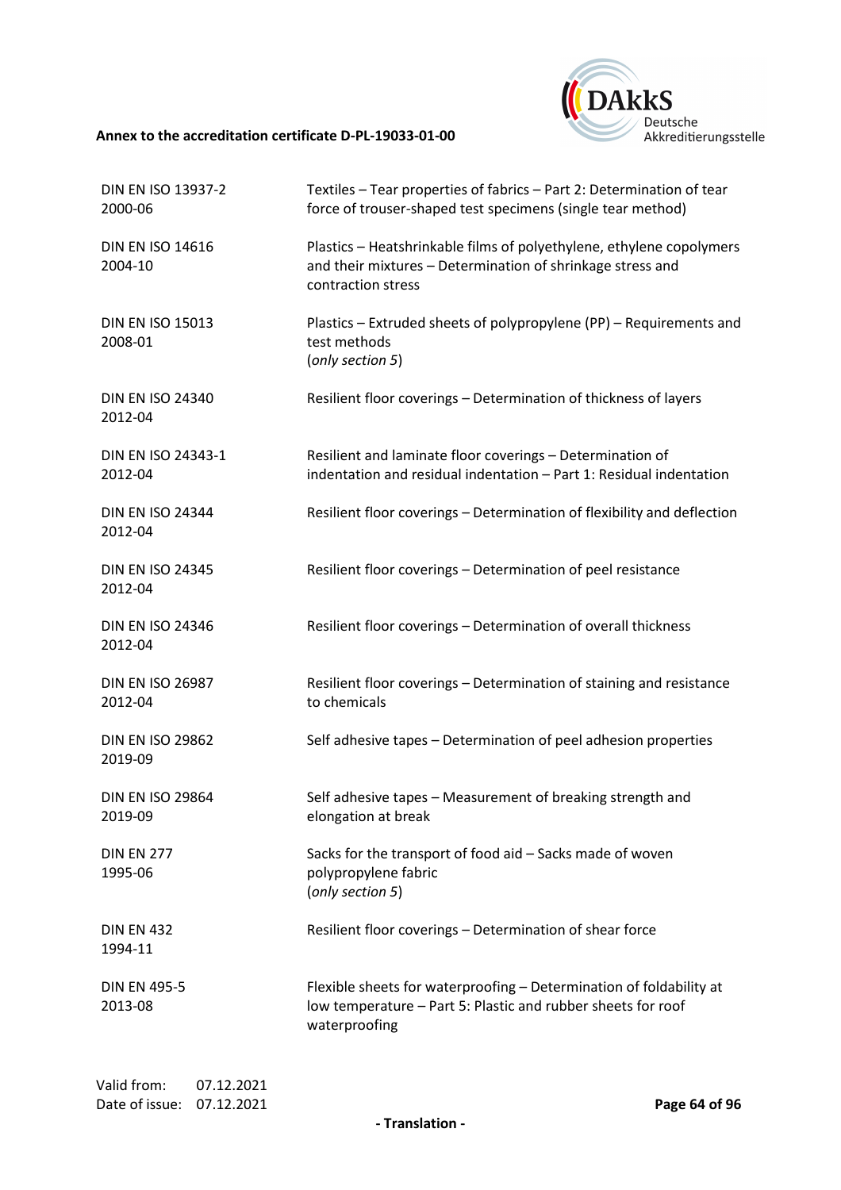| | |
|---|---|
| DIN EN ISO 13937-2 2000-06 | Textiles – Tear properties of fabrics – Part 2: Determination of tear force of trouser-shaped test specimens (single tear method) |
| DIN EN ISO 14616 2004-10 | Plastics – Heatshrinkable films of polyethylene, ethylene copolymers and their mixtures – Determination of shrinkage stress and contraction stress |
| DIN EN ISO 15013 2008-01 | Plastics – Extruded sheets of polypropylene (PP) – Requirements and test methods (*only section 5*) |
| DIN EN ISO 24340 2012-04 | Resilient floor coverings – Determination of thickness of layers |
| DIN EN ISO 24343-1 2012-04 | Resilient and laminate floor coverings – Determination of indentation and residual indentation – Part 1: Residual indentation |
| DIN EN ISO 24344 2012-04 | Resilient floor coverings – Determination of flexibility and deflection |
| DIN EN ISO 24345 2012-04 | Resilient floor coverings – Determination of peel resistance |
| DIN EN ISO 24346 2012-04 | Resilient floor coverings – Determination of overall thickness |
| DIN EN ISO 26987 2012-04 | Resilient floor coverings – Determination of staining and resistance to chemicals |
| DIN EN ISO 29862 2019-09 | Self adhesive tapes – Determination of peel adhesion properties |
| DIN EN ISO 29864 2019-09 | Self adhesive tapes – Measurement of breaking strength and elongation at break |
| DIN EN 277 1995-06 | Sacks for the transport of food aid – Sacks made of woven polypropylene fabric (*only section 5*) |
| DIN EN 432 1994-11 | Resilient floor coverings – Determination of shear force |
| DIN EN 495-5 2013-08 | Flexible sheets for waterproofing – Determination of foldability at low temperature – Part 5: Plastic and rubber sheets for roof waterproofing |

Valid from: 07.12.2021
Date of issue: 07.12.2021

- Translation -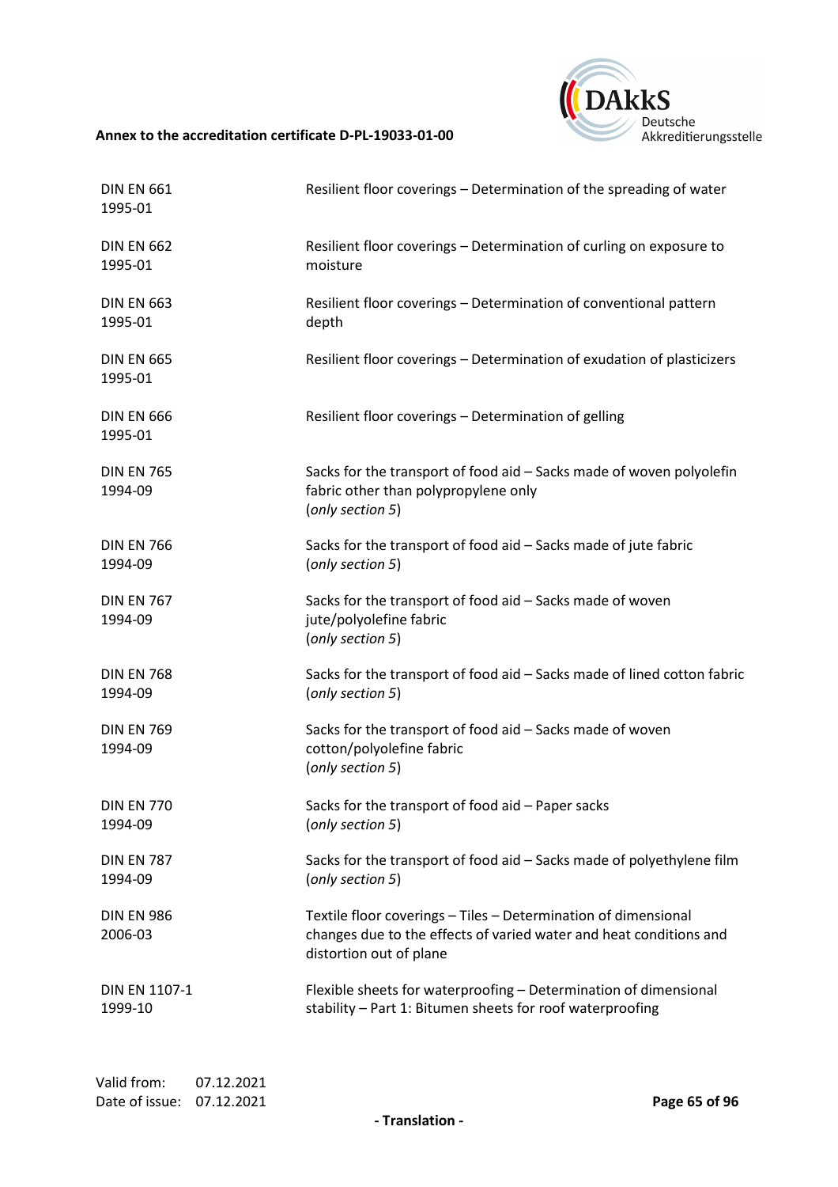| | |
|---|---|
| DIN EN 661<br>1995-01 | Resilient floor coverings – Determination of the spreading of water |
| DIN EN 662<br>1995-01 | Resilient floor coverings – Determination of curling on exposure to moisture |
| DIN EN 663<br>1995-01 | Resilient floor coverings – Determination of conventional pattern depth |
| DIN EN 665<br>1995-01 | Resilient floor coverings – Determination of exudation of plasticizers |
| DIN EN 666<br>1995-01 | Resilient floor coverings – Determination of gelling |
| DIN EN 765<br>1994-09 | Sacks for the transport of food aid – Sacks made of woven polyolefin fabric other than polypropylene only<br>(*only section 5*) |
| DIN EN 766<br>1994-09 | Sacks for the transport of food aid – Sacks made of jute fabric<br>(*only section 5*) |
| DIN EN 767<br>1994-09 | Sacks for the transport of food aid – Sacks made of woven jute/polyolefine fabric<br>(*only section 5*) |
| DIN EN 768<br>1994-09 | Sacks for the transport of food aid – Sacks made of lined cotton fabric<br>(*only section 5*) |
| DIN EN 769<br>1994-09 | Sacks for the transport of food aid – Sacks made of woven cotton/polyolefine fabric<br>(*only section 5*) |
| DIN EN 770<br>1994-09 | Sacks for the transport of food aid – Paper sacks<br>(*only section 5*) |
| DIN EN 787<br>1994-09 | Sacks for the transport of food aid – Sacks made of polyethylene film<br>(*only section 5*) |
| DIN EN 986<br>2006-03 | Textile floor coverings – Tiles – Determination of dimensional changes due to the effects of varied water and heat conditions and distortion out of plane |
| DIN EN 1107-1<br>1999-10 | Flexible sheets for waterproofing – Determination of dimensional stability – Part 1: Bitumen sheets for roof waterproofing |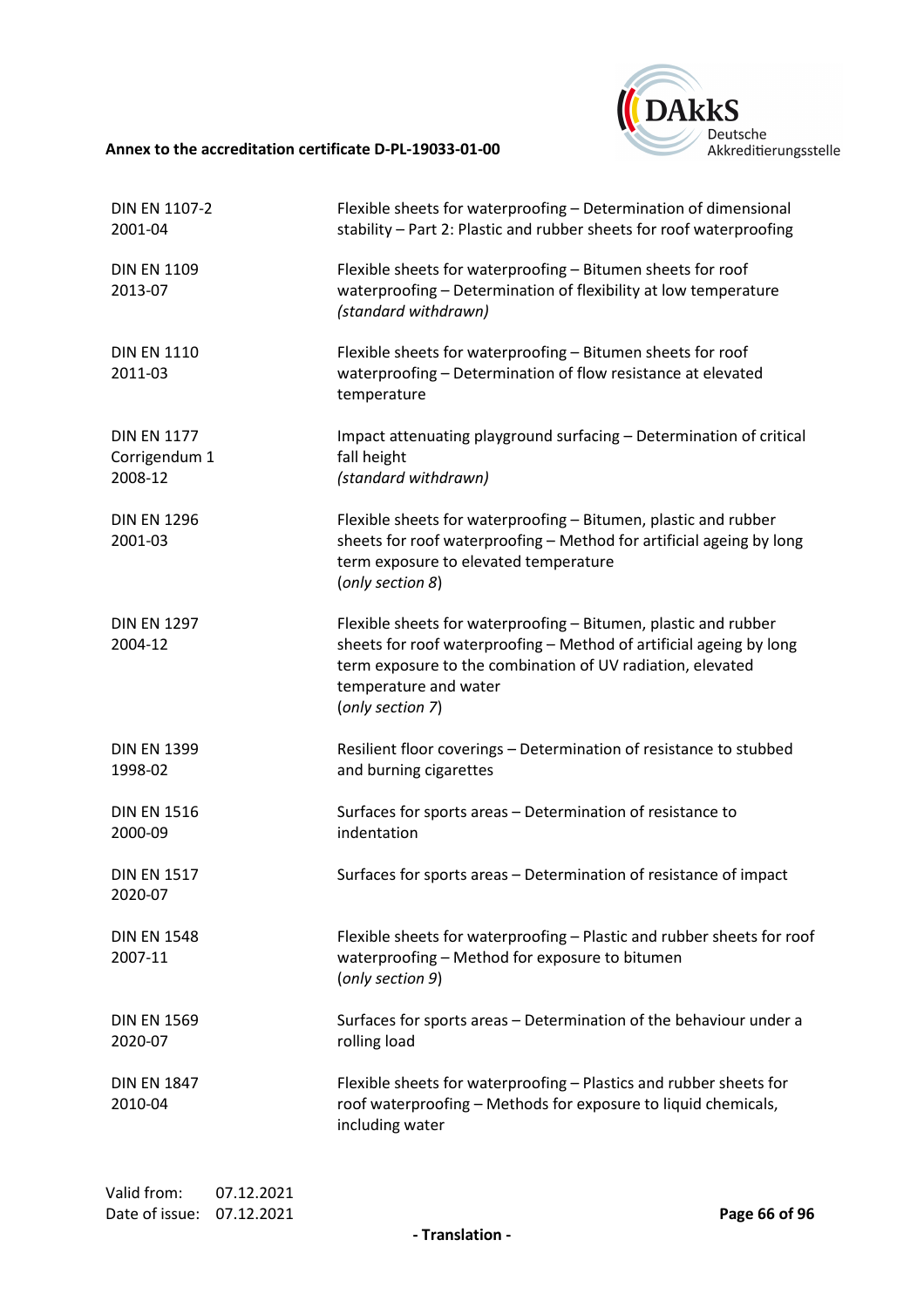| | |
|---|---|
| DIN EN 1107-2<br>2001-04 | Flexible sheets for waterproofing – Determination of dimensional stability – Part 2: Plastic and rubber sheets for roof waterproofing |
| DIN EN 1109<br>2013-07 | Flexible sheets for waterproofing – Bitumen sheets for roof waterproofing – Determination of flexibility at low temperature<br>*(standard withdrawn)* |
| DIN EN 1110<br>2011-03 | Flexible sheets for waterproofing – Bitumen sheets for roof waterproofing – Determination of flow resistance at elevated temperature |
| DIN EN 1177<br>Corrigendum 1<br>2008-12 | Impact attenuating playground surfacing – Determination of critical fall height<br>*(standard withdrawn)* |
| DIN EN 1296<br>2001-03 | Flexible sheets for waterproofing – Bitumen, plastic and rubber sheets for roof waterproofing – Method for artificial ageing by long term exposure to elevated temperature<br>(*only section 8*) |
| DIN EN 1297<br>2004-12 | Flexible sheets for waterproofing – Bitumen, plastic and rubber sheets for roof waterproofing – Method of artificial ageing by long term exposure to the combination of UV radiation, elevated temperature and water<br>(*only section 7*) |
| DIN EN 1399<br>1998-02 | Resilient floor coverings – Determination of resistance to stubbed and burning cigarettes |
| DIN EN 1516<br>2000-09 | Surfaces for sports areas – Determination of resistance to indentation |
| DIN EN 1517<br>2020-07 | Surfaces for sports areas – Determination of resistance of impact |
| DIN EN 1548<br>2007-11 | Flexible sheets for waterproofing – Plastic and rubber sheets for roof waterproofing – Method for exposure to bitumen<br>(*only section 9*) |
| DIN EN 1569<br>2020-07 | Surfaces for sports areas – Determination of the behaviour under a rolling load |
| DIN EN 1847<br>2010-04 | Flexible sheets for waterproofing – Plastics and rubber sheets for roof waterproofing – Methods for exposure to liquid chemicals, including water |

Valid from: 07.12.2021
Date of issue: 07.12.2021

- Translation -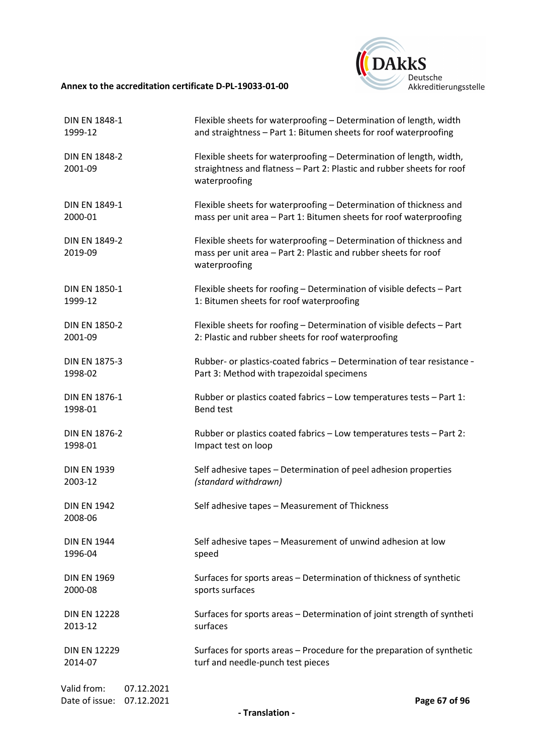| | |
|---|---|
| DIN EN 1848-1<br>1999-12 | Flexible sheets for waterproofing – Determination of length, width and straightness – Part 1: Bitumen sheets for roof waterproofing |
| DIN EN 1848-2<br>2001-09 | Flexible sheets for waterproofing – Determination of length, width, straightness and flatness – Part 2: Plastic and rubber sheets for roof waterproofing |
| DIN EN 1849-1<br>2000-01 | Flexible sheets for waterproofing – Determination of thickness and mass per unit area – Part 1: Bitumen sheets for roof waterproofing |
| DIN EN 1849-2<br>2019-09 | Flexible sheets for waterproofing – Determination of thickness and mass per unit area – Part 2: Plastic and rubber sheets for roof waterproofing |
| DIN EN 1850-1<br>1999-12 | Flexible sheets for roofing – Determination of visible defects – Part 1: Bitumen sheets for roof waterproofing |
| DIN EN 1850-2<br>2001-09 | Flexible sheets for roofing – Determination of visible defects – Part 2: Plastic and rubber sheets for roof waterproofing |
| DIN EN 1875-3<br>1998-02 | Rubber- or plastics-coated fabrics – Determination of tear resistance - Part 3: Method with trapezoidal specimens |
| DIN EN 1876-1<br>1998-01 | Rubber or plastics coated fabrics – Low temperatures tests – Part 1: Bend test |
| DIN EN 1876-2<br>1998-01 | Rubber or plastics coated fabrics – Low temperatures tests – Part 2: Impact test on loop |
| DIN EN 1939<br>2003-12 | Self adhesive tapes – Determination of peel adhesion properties *(standard withdrawn)* |
| DIN EN 1942<br>2008-06 | Self adhesive tapes – Measurement of Thickness |
| DIN EN 1944<br>1996-04 | Self adhesive tapes – Measurement of unwind adhesion at low speed |
| DIN EN 1969<br>2000-08 | Surfaces for sports areas – Determination of thickness of synthetic sports surfaces |
| DIN EN 12228<br>2013-12 | Surfaces for sports areas – Determination of joint strength of syntheti surfaces |
| DIN EN 12229<br>2014-07 | Surfaces for sports areas – Procedure for the preparation of synthetic turf and needle-punch test pieces |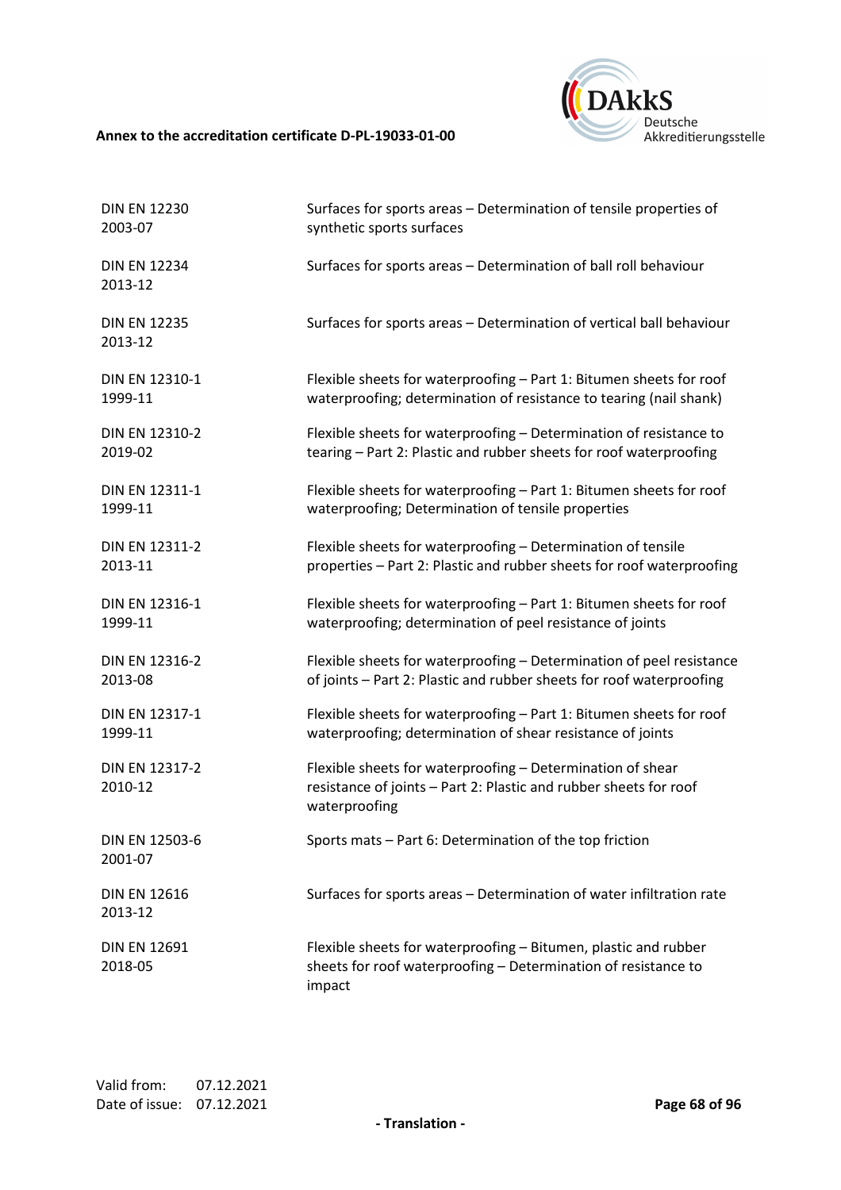| | |
|---|---|
| DIN EN 12230<br>2003-07 | Surfaces for sports areas – Determination of tensile properties of synthetic sports surfaces |
| DIN EN 12234<br>2013-12 | Surfaces for sports areas – Determination of ball roll behaviour |
| DIN EN 12235<br>2013-12 | Surfaces for sports areas – Determination of vertical ball behaviour |
| DIN EN 12310-1<br>1999-11 | Flexible sheets for waterproofing – Part 1: Bitumen sheets for roof waterproofing; determination of resistance to tearing (nail shank) |
| DIN EN 12310-2<br>2019-02 | Flexible sheets for waterproofing – Determination of resistance to tearing – Part 2: Plastic and rubber sheets for roof waterproofing |
| DIN EN 12311-1<br>1999-11 | Flexible sheets for waterproofing – Part 1: Bitumen sheets for roof waterproofing; Determination of tensile properties |
| DIN EN 12311-2<br>2013-11 | Flexible sheets for waterproofing – Determination of tensile properties – Part 2: Plastic and rubber sheets for roof waterproofing |
| DIN EN 12316-1<br>1999-11 | Flexible sheets for waterproofing – Part 1: Bitumen sheets for roof waterproofing; determination of peel resistance of joints |
| DIN EN 12316-2<br>2013-08 | Flexible sheets for waterproofing – Determination of peel resistance of joints – Part 2: Plastic and rubber sheets for roof waterproofing |
| DIN EN 12317-1<br>1999-11 | Flexible sheets for waterproofing – Part 1: Bitumen sheets for roof waterproofing; determination of shear resistance of joints |
| DIN EN 12317-2<br>2010-12 | Flexible sheets for waterproofing – Determination of shear resistance of joints – Part 2: Plastic and rubber sheets for roof waterproofing |
| DIN EN 12503-6<br>2001-07 | Sports mats – Part 6: Determination of the top friction |
| DIN EN 12616<br>2013-12 | Surfaces for sports areas – Determination of water infiltration rate |
| DIN EN 12691<br>2018-05 | Flexible sheets for waterproofing – Bitumen, plastic and rubber sheets for roof waterproofing – Determination of resistance to impact |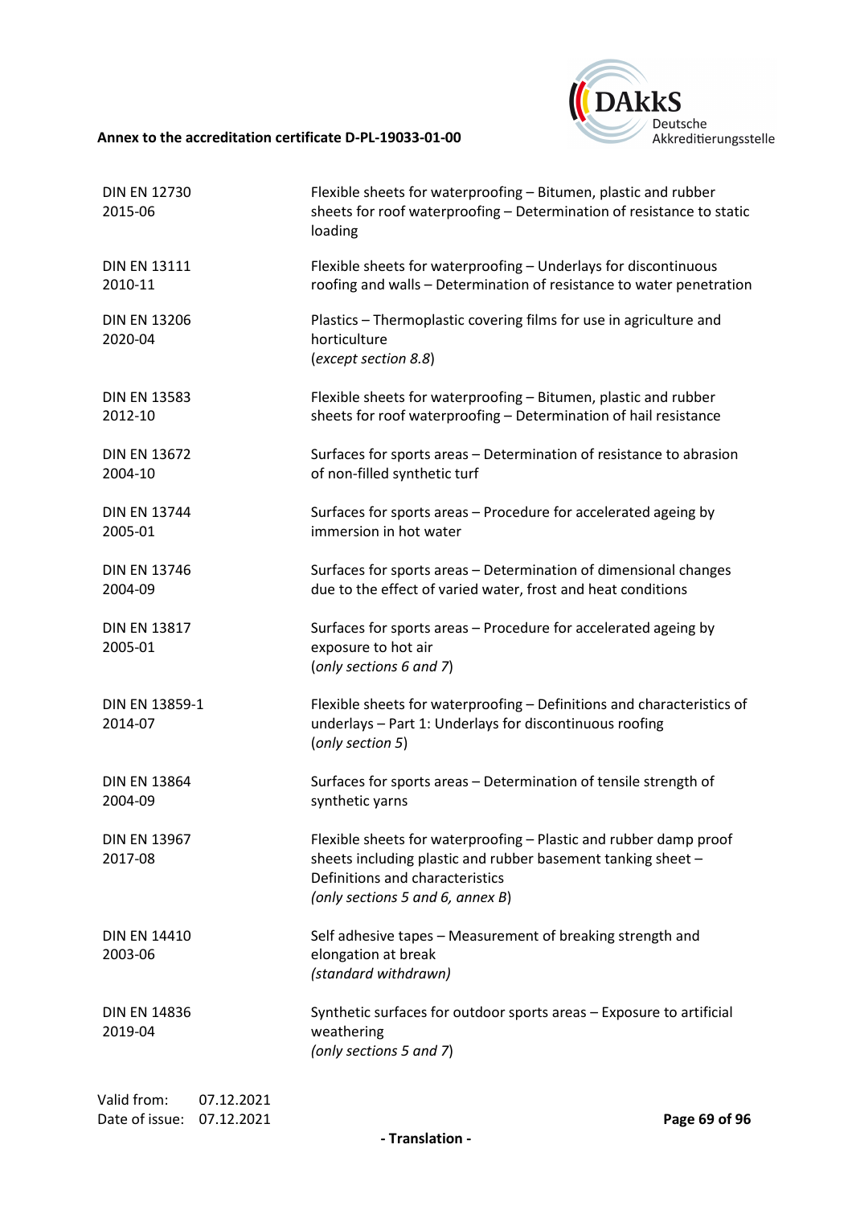| | |
|---|---|
| DIN EN 12730<br>2015-06 | Flexible sheets for waterproofing – Bitumen, plastic and rubber sheets for roof waterproofing – Determination of resistance to static loading |
| DIN EN 13111<br>2010-11 | Flexible sheets for waterproofing – Underlays for discontinuous roofing and walls – Determination of resistance to water penetration |
| DIN EN 13206<br>2020-04 | Plastics – Thermoplastic covering films for use in agriculture and horticulture<br>(*except section 8.8*) |
| DIN EN 13583<br>2012-10 | Flexible sheets for waterproofing – Bitumen, plastic and rubber sheets for roof waterproofing – Determination of hail resistance |
| DIN EN 13672<br>2004-10 | Surfaces for sports areas – Determination of resistance to abrasion of non-filled synthetic turf |
| DIN EN 13744<br>2005-01 | Surfaces for sports areas – Procedure for accelerated ageing by immersion in hot water |
| DIN EN 13746<br>2004-09 | Surfaces for sports areas – Determination of dimensional changes due to the effect of varied water, frost and heat conditions |
| DIN EN 13817<br>2005-01 | Surfaces for sports areas – Procedure for accelerated ageing by exposure to hot air<br>(*only sections 6 and 7*) |
| DIN EN 13859-1<br>2014-07 | Flexible sheets for waterproofing – Definitions and characteristics of underlays – Part 1: Underlays for discontinuous roofing<br>(*only section 5*) |
| DIN EN 13864<br>2004-09 | Surfaces for sports areas – Determination of tensile strength of synthetic yarns |
| DIN EN 13967<br>2017-08 | Flexible sheets for waterproofing – Plastic and rubber damp proof sheets including plastic and rubber basement tanking sheet – Definitions and characteristics<br>(*only sections 5 and 6, annex B*) |
| DIN EN 14410<br>2003-06 | Self adhesive tapes – Measurement of breaking strength and elongation at break<br>*(standard withdrawn)* |
| DIN EN 14836<br>2019-04 | Synthetic surfaces for outdoor sports areas – Exposure to artificial weathering<br>*(only sections 5 and 7)* |

Valid from: 07.12.2021
Date of issue: 07.12.2021

- Translation -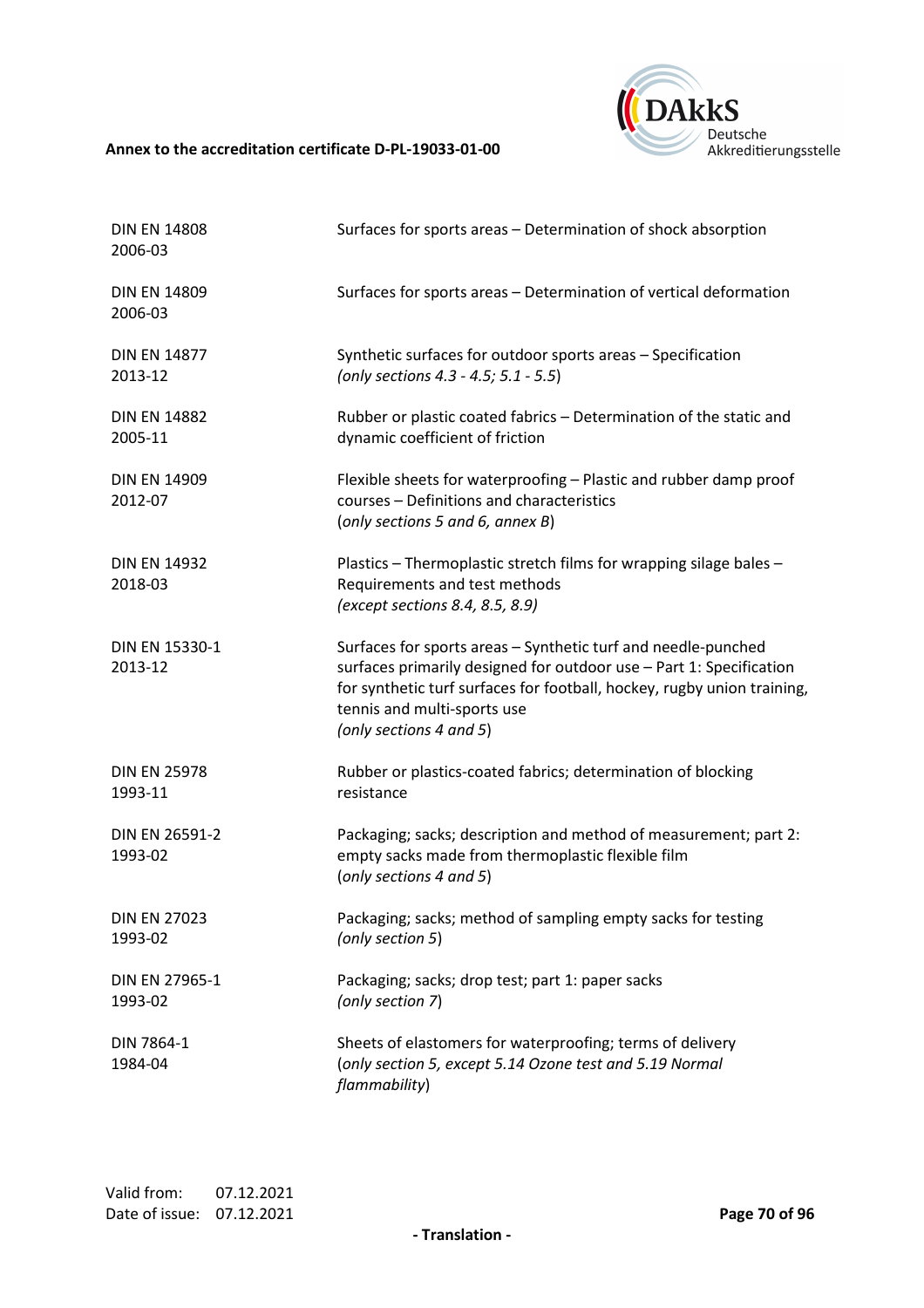| | |
|---|---|
| DIN EN 14808<br>2006-03 | Surfaces for sports areas – Determination of shock absorption |
| DIN EN 14809<br>2006-03 | Surfaces for sports areas – Determination of vertical deformation |
| DIN EN 14877<br>2013-12 | Synthetic surfaces for outdoor sports areas – Specification<br>*(only sections 4.3 - 4.5; 5.1 - 5.5)* |
| DIN EN 14882<br>2005-11 | Rubber or plastic coated fabrics – Determination of the static and dynamic coefficient of friction |
| DIN EN 14909<br>2012-07 | Flexible sheets for waterproofing – Plastic and rubber damp proof courses – Definitions and characteristics<br>(*only sections 5 and 6, annex B*) |
| DIN EN 14932<br>2018-03 | Plastics – Thermoplastic stretch films for wrapping silage bales – Requirements and test methods<br>*(except sections 8.4, 8.5, 8.9)* |
| DIN EN 15330-1<br>2013-12 | Surfaces for sports areas – Synthetic turf and needle-punched surfaces primarily designed for outdoor use – Part 1: Specification for synthetic turf surfaces for football, hockey, rugby union training, tennis and multi-sports use<br>*(only sections 4 and 5)* |
| DIN EN 25978<br>1993-11 | Rubber or plastics-coated fabrics; determination of blocking resistance |
| DIN EN 26591-2<br>1993-02 | Packaging; sacks; description and method of measurement; part 2: empty sacks made from thermoplastic flexible film<br>(*only sections 4 and 5*) |
| DIN EN 27023<br>1993-02 | Packaging; sacks; method of sampling empty sacks for testing<br>*(only section 5)* |
| DIN EN 27965-1<br>1993-02 | Packaging; sacks; drop test; part 1: paper sacks<br>*(only section 7)* |
| DIN 7864-1<br>1984-04 | Sheets of elastomers for waterproofing; terms of delivery<br>(*only section 5, except 5.14 Ozone test and 5.19 Normal flammability*) |

Valid from: 07.12.2021
Date of issue: 07.12.2021

- Translation -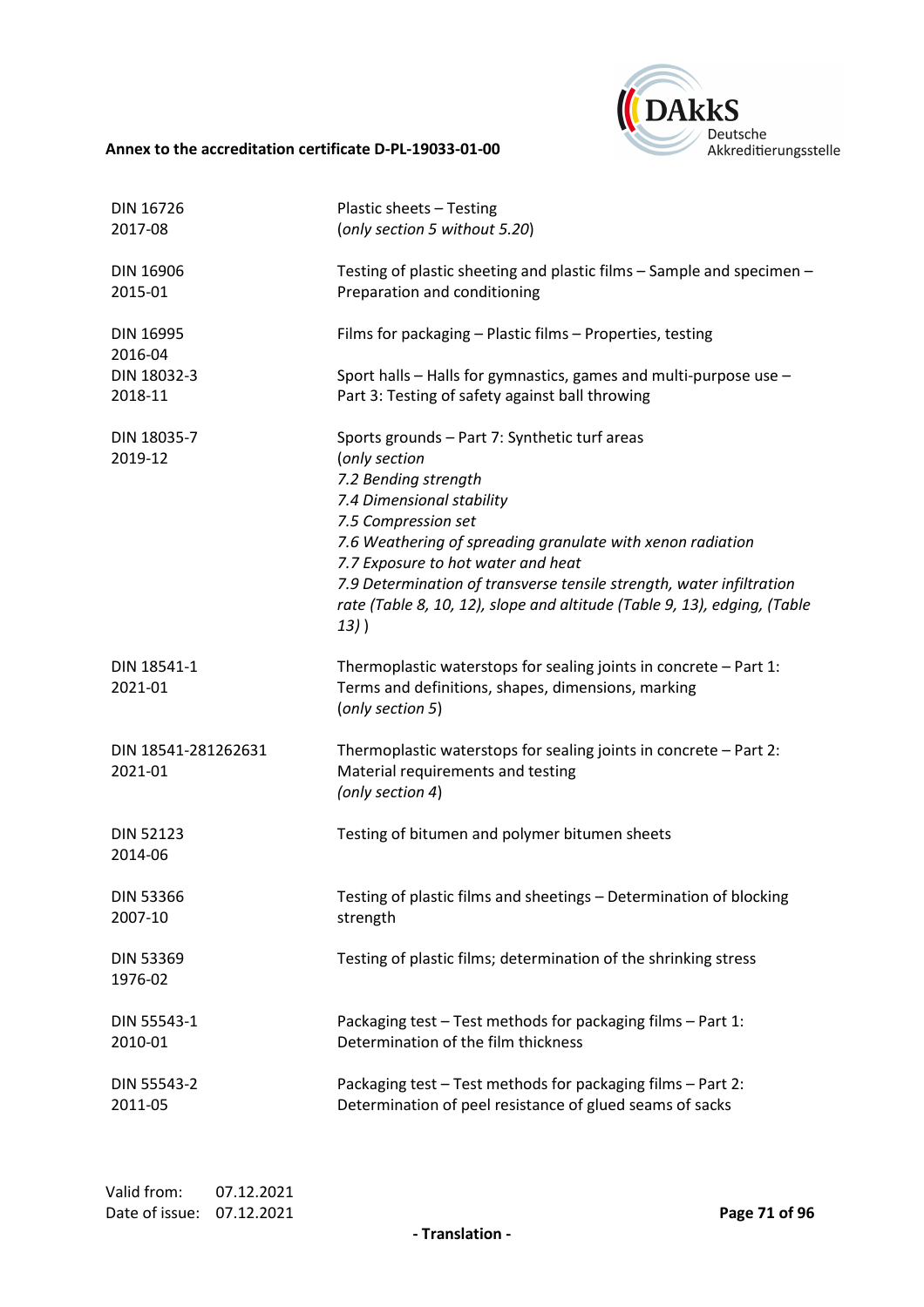**Annex to the accreditation certificate D-PL-19033-01-00**

| | |
|---|---|
| DIN 16726<br>2017-08 | Plastic sheets – Testing<br>(*only section 5 without 5.20*) |
| DIN 16906<br>2015-01 | Testing of plastic sheeting and plastic films – Sample and specimen – Preparation and conditioning |
| DIN 16995<br>2016-04 | Films for packaging – Plastic films – Properties, testing |
| DIN 18032-3<br>2018-11 | Sport halls – Halls for gymnastics, games and multi-purpose use – Part 3: Testing of safety against ball throwing |
| DIN 18035-7<br>2019-12 | Sports grounds – Part 7: Synthetic turf areas<br>(*only section*<br>*7.2 Bending strength*<br>*7.4 Dimensional stability*<br>*7.5 Compression set*<br>*7.6 Weathering of spreading granulate with xenon radiation*<br>*7.7 Exposure to hot water and heat*<br>*7.9 Determination of transverse tensile strength, water infiltration rate (Table 8, 10, 12), slope and altitude (Table 9, 13), edging, (Table 13)* ) |
| DIN 18541-1<br>2021-01 | Thermoplastic waterstops for sealing joints in concrete – Part 1: Terms and definitions, shapes, dimensions, marking<br>(*only section 5*) |
| DIN 18541-281262631<br>2021-01 | Thermoplastic waterstops for sealing joints in concrete – Part 2: Material requirements and testing<br>(*only section 4*) |
| DIN 52123<br>2014-06 | Testing of bitumen and polymer bitumen sheets |
| DIN 53366<br>2007-10 | Testing of plastic films and sheetings – Determination of blocking strength |
| DIN 53369<br>1976-02 | Testing of plastic films; determination of the shrinking stress |
| DIN 55543-1<br>2010-01 | Packaging test – Test methods for packaging films – Part 1: Determination of the film thickness |
| DIN 55543-2<br>2011-05 | Packaging test – Test methods for packaging films – Part 2: Determination of peel resistance of glued seams of sacks |

Valid from: 07.12.2021
Date of issue: 07.12.2021

- Translation -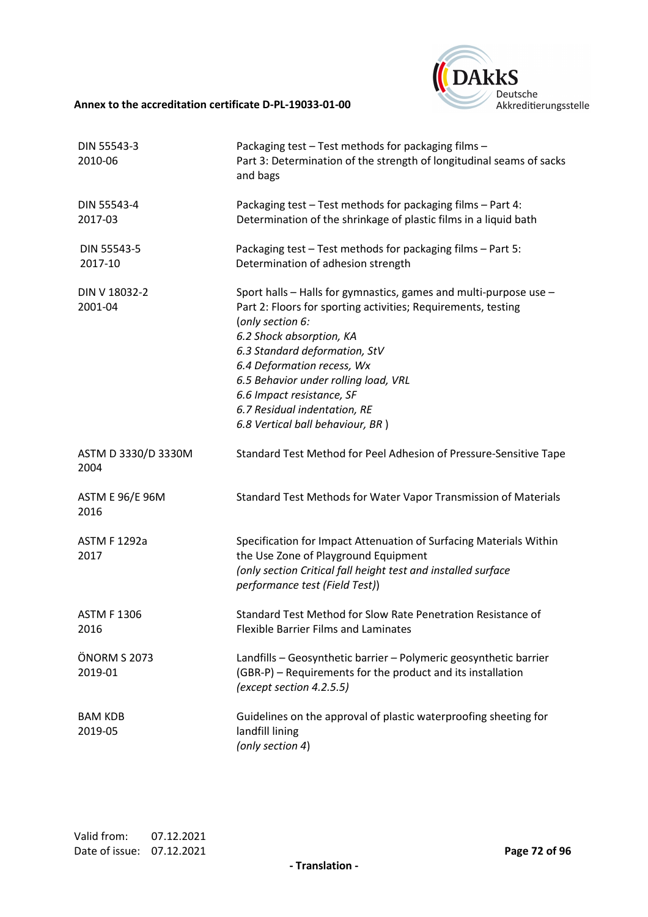| | |
|---|---|
| DIN 55543-3<br>2010-06 | Packaging test – Test methods for packaging films –<br>Part 3: Determination of the strength of longitudinal seams of sacks and bags |
| DIN 55543-4<br>2017-03 | Packaging test – Test methods for packaging films – Part 4:<br>Determination of the shrinkage of plastic films in a liquid bath |
| DIN 55543-5<br>2017-10 | Packaging test – Test methods for packaging films – Part 5:<br>Determination of adhesion strength |
| DIN V 18032-2<br>2001-04 | Sport halls – Halls for gymnastics, games and multi-purpose use –<br>Part 2: Floors for sporting activities; Requirements, testing<br>(*only section 6:*<br>*6.2 Shock absorption, KA*<br>*6.3 Standard deformation, StV*<br>*6.4 Deformation recess, Wx*<br>*6.5 Behavior under rolling load, VRL*<br>*6.6 Impact resistance, SF*<br>*6.7 Residual indentation, RE*<br>*6.8 Vertical ball behaviour, BR* ) |
| ASTM D 3330/D 3330M<br>2004 | Standard Test Method for Peel Adhesion of Pressure-Sensitive Tape |
| ASTM E 96/E 96M<br>2016 | Standard Test Methods for Water Vapor Transmission of Materials |
| ASTM F 1292a<br>2017 | Specification for Impact Attenuation of Surfacing Materials Within the Use Zone of Playground Equipment<br>*(only section Critical fall height test and installed surface performance test (Field Test)*) |
| ASTM F 1306<br>2016 | Standard Test Method for Slow Rate Penetration Resistance of Flexible Barrier Films and Laminates |
| ÖNORM S 2073<br>2019-01 | Landfills – Geosynthetic barrier – Polymeric geosynthetic barrier (GBR-P) – Requirements for the product and its installation<br>*(except section 4.2.5.5)* |
| BAM KDB<br>2019-05 | Guidelines on the approval of plastic waterproofing sheeting for landfill lining<br>*(only section 4*) |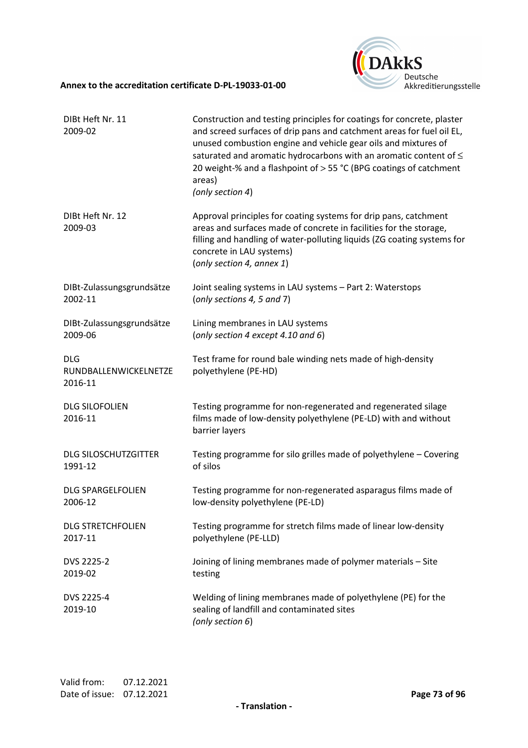| | |
|---|---|
| DIBt Heft Nr. 11<br>2009-02 | Construction and testing principles for coatings for concrete, plaster and screed surfaces of drip pans and catchment areas for fuel oil EL, unused combustion engine and vehicle gear oils and mixtures of saturated and aromatic hydrocarbons with an aromatic content of ≤ 20 weight-% and a flashpoint of > 55 °C (BPG coatings of catchment areas)<br>*(only section 4)* |
| DIBt Heft Nr. 12<br>2009-03 | Approval principles for coating systems for drip pans, catchment areas and surfaces made of concrete in facilities for the storage, filling and handling of water-polluting liquids (ZG coating systems for concrete in LAU systems)<br>*(only section 4, annex 1)* |
| DIBt-Zulassungsgrundsätze<br>2002-11 | Joint sealing systems in LAU systems – Part 2: Waterstops<br>*(only sections 4, 5 and 7)* |
| DIBt-Zulassungsgrundsätze<br>2009-06 | Lining membranes in LAU systems<br>*(only section 4 except 4.10 and 6)* |
| DLG RUNDBALLENWICKELNETZE<br>2016-11 | Test frame for round bale winding nets made of high-density polyethylene (PE-HD) |
| DLG SILOFOLIEN<br>2016-11 | Testing programme for non-regenerated and regenerated silage films made of low-density polyethylene (PE-LD) with and without barrier layers |
| DLG SILOSCHUTZGITTER<br>1991-12 | Testing programme for silo grilles made of polyethylene – Covering of silos |
| DLG SPARGELFOLIEN<br>2006-12 | Testing programme for non-regenerated asparagus films made of low-density polyethylene (PE-LD) |
| DLG STRETCHFOLIEN<br>2017-11 | Testing programme for stretch films made of linear low-density polyethylene (PE-LLD) |
| DVS 2225-2<br>2019-02 | Joining of lining membranes made of polymer materials – Site testing |
| DVS 2225-4<br>2019-10 | Welding of lining membranes made of polyethylene (PE) for the sealing of landfill and contaminated sites<br>*(only section 6)* |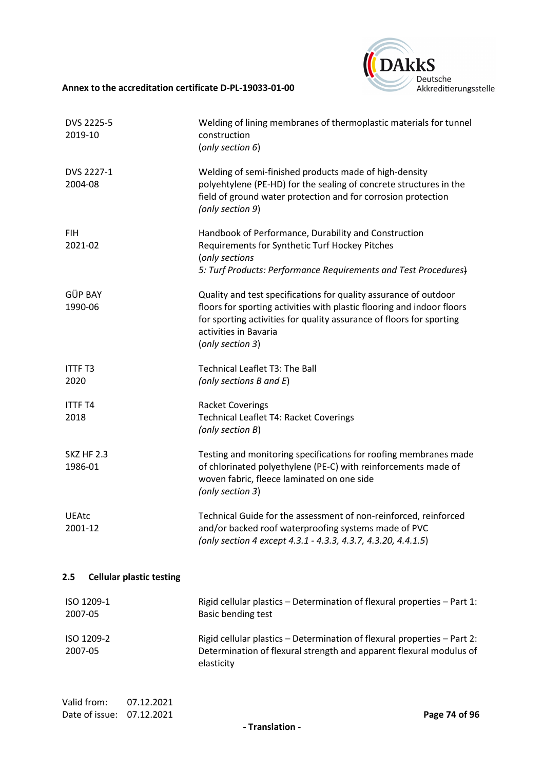| | |
|---|---|
| DVS 2225-5<br>2019-10 | Welding of lining membranes of thermoplastic materials for tunnel construction<br>(*only section 6*) |
| DVS 2227-1<br>2004-08 | Welding of semi-finished products made of high-density polyehtylene (PE-HD) for the sealing of concrete structures in the field of ground water protection and for corrosion protection<br>*(only section 9*) |
| FIH<br>2021-02 | Handbook of Performance, Durability and Construction Requirements for Synthetic Turf Hockey Pitches<br>(*only sections*<br>*5: Turf Products: Performance Requirements and Test Procedures*) |
| GÜP BAY<br>1990-06 | Quality and test specifications for quality assurance of outdoor floors for sporting activities with plastic flooring and indoor floors for sporting activities for quality assurance of floors for sporting activities in Bavaria<br>(*only section 3*) |
| ITTF T3<br>2020 | Technical Leaflet T3: The Ball<br>*(only sections B and E*) |
| ITTF T4<br>2018 | Racket Coverings<br>Technical Leaflet T4: Racket Coverings<br>*(only section B*) |
| SKZ HF 2.3<br>1986-01 | Testing and monitoring specifications for roofing membranes made of chlorinated polyethylene (PE-C) with reinforcements made of woven fabric, fleece laminated on one side<br>(*only section 3*) |
| UEAtc<br>2001-12 | Technical Guide for the assessment of non-reinforced, reinforced and/or backed roof waterproofing systems made of PVC<br>*(only section 4 except 4.3.1 - 4.3.3, 4.3.7, 4.3.20, 4.4.1.5*) |

### 2.5 Cellular plastic testing

| | |
|---|---|
| ISO 1209-1<br>2007-05 | Rigid cellular plastics – Determination of flexural properties – Part 1: Basic bending test |
| ISO 1209-2<br>2007-05 | Rigid cellular plastics – Determination of flexural properties – Part 2: Determination of flexural strength and apparent flexural modulus of elasticity |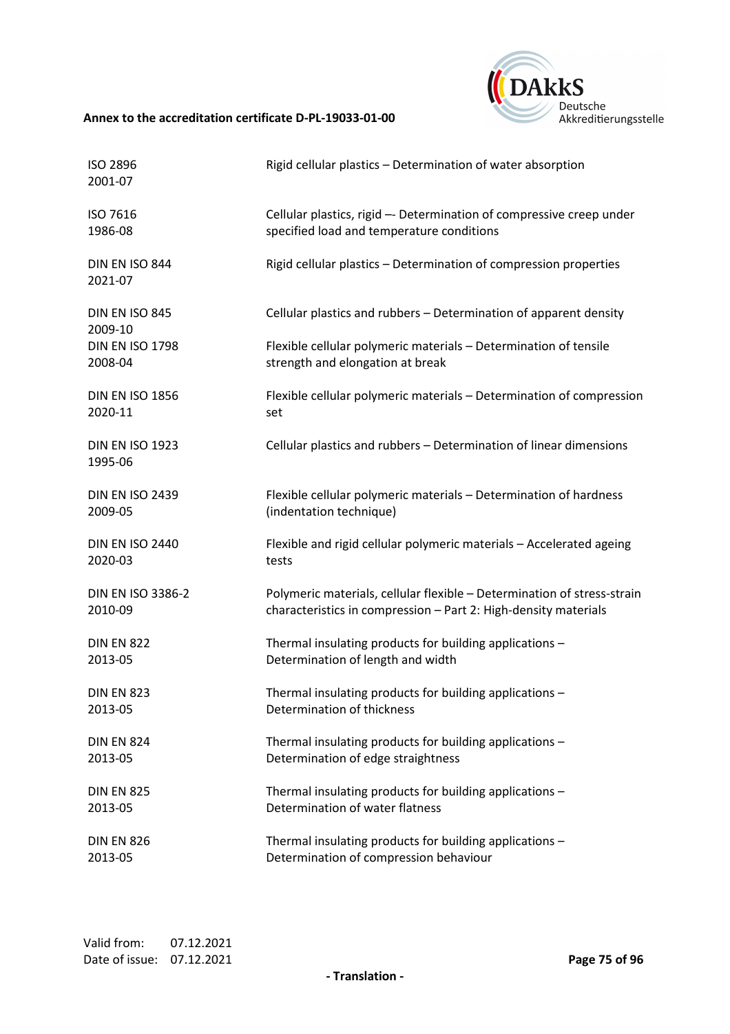| | |
|---|---|
| ISO 2896<br>2001-07 | Rigid cellular plastics – Determination of water absorption |
| ISO 7616<br>1986-08 | Cellular plastics, rigid –- Determination of compressive creep under specified load and temperature conditions |
| DIN EN ISO 844<br>2021-07 | Rigid cellular plastics – Determination of compression properties |
| DIN EN ISO 845<br>2009-10 | Cellular plastics and rubbers – Determination of apparent density |
| DIN EN ISO 1798<br>2008-04 | Flexible cellular polymeric materials – Determination of tensile strength and elongation at break |
| DIN EN ISO 1856<br>2020-11 | Flexible cellular polymeric materials – Determination of compression set |
| DIN EN ISO 1923<br>1995-06 | Cellular plastics and rubbers – Determination of linear dimensions |
| DIN EN ISO 2439<br>2009-05 | Flexible cellular polymeric materials – Determination of hardness (indentation technique) |
| DIN EN ISO 2440<br>2020-03 | Flexible and rigid cellular polymeric materials – Accelerated ageing tests |
| DIN EN ISO 3386-2<br>2010-09 | Polymeric materials, cellular flexible – Determination of stress-strain characteristics in compression – Part 2: High-density materials |
| DIN EN 822<br>2013-05 | Thermal insulating products for building applications – Determination of length and width |
| DIN EN 823<br>2013-05 | Thermal insulating products for building applications – Determination of thickness |
| DIN EN 824<br>2013-05 | Thermal insulating products for building applications – Determination of edge straightness |
| DIN EN 825<br>2013-05 | Thermal insulating products for building applications – Determination of water flatness |
| DIN EN 826<br>2013-05 | Thermal insulating products for building applications – Determination of compression behaviour |

Valid from: 07.12.2021
Date of issue: 07.12.2021

- Translation -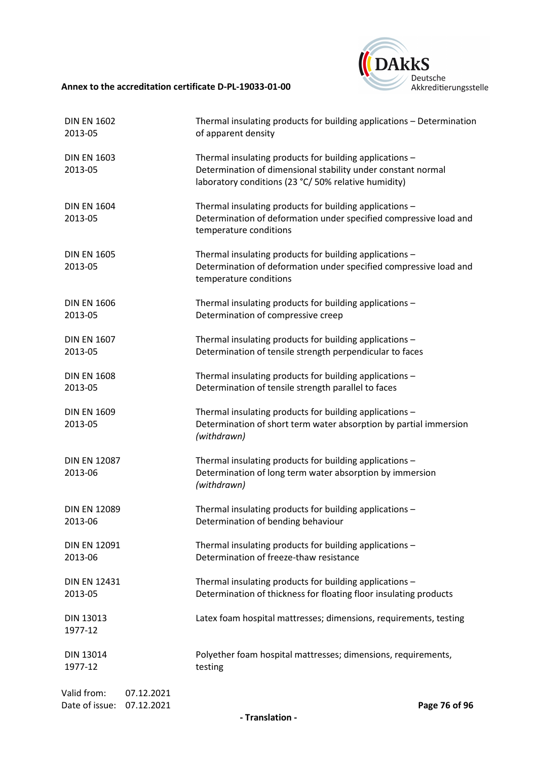| | |
|---|---|
| DIN EN 1602 2013-05 | Thermal insulating products for building applications – Determination of apparent density |
| DIN EN 1603 2013-05 | Thermal insulating products for building applications – Determination of dimensional stability under constant normal laboratory conditions (23 °C/ 50% relative humidity) |
| DIN EN 1604 2013-05 | Thermal insulating products for building applications – Determination of deformation under specified compressive load and temperature conditions |
| DIN EN 1605 2013-05 | Thermal insulating products for building applications – Determination of deformation under specified compressive load and temperature conditions |
| DIN EN 1606 2013-05 | Thermal insulating products for building applications – Determination of compressive creep |
| DIN EN 1607 2013-05 | Thermal insulating products for building applications – Determination of tensile strength perpendicular to faces |
| DIN EN 1608 2013-05 | Thermal insulating products for building applications – Determination of tensile strength parallel to faces |
| DIN EN 1609 2013-05 | Thermal insulating products for building applications – Determination of short term water absorption by partial immersion *(withdrawn)* |
| DIN EN 12087 2013-06 | Thermal insulating products for building applications – Determination of long term water absorption by immersion *(withdrawn)* |
| DIN EN 12089 2013-06 | Thermal insulating products for building applications – Determination of bending behaviour |
| DIN EN 12091 2013-06 | Thermal insulating products for building applications – Determination of freeze-thaw resistance |
| DIN EN 12431 2013-05 | Thermal insulating products for building applications – Determination of thickness for floating floor insulating products |
| DIN 13013 1977-12 | Latex foam hospital mattresses; dimensions, requirements, testing |
| DIN 13014 1977-12 | Polyether foam hospital mattresses; dimensions, requirements, testing |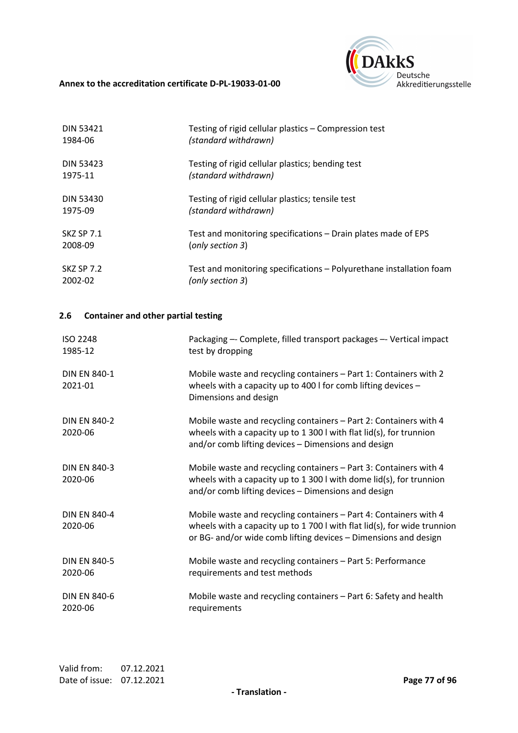| | |
|---|---|
| DIN 53421<br>1984-06 | Testing of rigid cellular plastics – Compression test<br>*(standard withdrawn)* |
| DIN 53423<br>1975-11 | Testing of rigid cellular plastics; bending test<br>*(standard withdrawn)* |
| DIN 53430<br>1975-09 | Testing of rigid cellular plastics; tensile test<br>*(standard withdrawn)* |
| SKZ SP 7.1<br>2008-09 | Test and monitoring specifications – Drain plates made of EPS<br>(*only section 3*) |
| SKZ SP 7.2<br>2002-02 | Test and monitoring specifications – Polyurethane installation foam<br>*(only section 3*) |

### 2.6 Container and other partial testing

| | |
|---|---|
| ISO 2248<br>1985-12 | Packaging –- Complete, filled transport packages –- Vertical impact test by dropping |
| DIN EN 840-1<br>2021-01 | Mobile waste and recycling containers – Part 1: Containers with 2 wheels with a capacity up to 400 l for comb lifting devices – Dimensions and design |
| DIN EN 840-2<br>2020-06 | Mobile waste and recycling containers – Part 2: Containers with 4 wheels with a capacity up to 1 300 l with flat lid(s), for trunnion and/or comb lifting devices – Dimensions and design |
| DIN EN 840-3<br>2020-06 | Mobile waste and recycling containers – Part 3: Containers with 4 wheels with a capacity up to 1 300 l with dome lid(s), for trunnion and/or comb lifting devices – Dimensions and design |
| DIN EN 840-4<br>2020-06 | Mobile waste and recycling containers – Part 4: Containers with 4 wheels with a capacity up to 1 700 l with flat lid(s), for wide trunnion or BG- and/or wide comb lifting devices – Dimensions and design |
| DIN EN 840-5<br>2020-06 | Mobile waste and recycling containers – Part 5: Performance requirements and test methods |
| DIN EN 840-6<br>2020-06 | Mobile waste and recycling containers – Part 6: Safety and health requirements |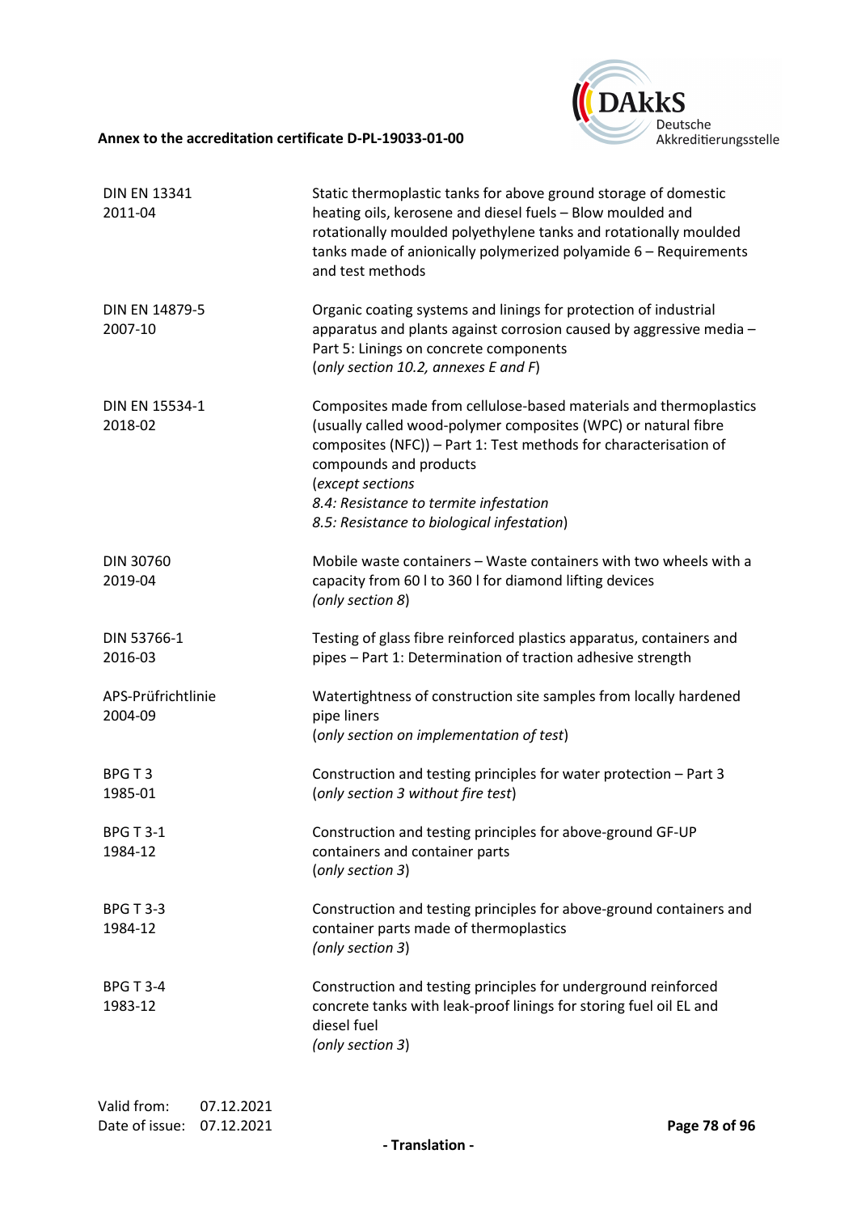| | |
|---|---|
| DIN EN 13341<br>2011-04 | Static thermoplastic tanks for above ground storage of domestic heating oils, kerosene and diesel fuels – Blow moulded and rotationally moulded polyethylene tanks and rotationally moulded tanks made of anionically polymerized polyamide 6 – Requirements and test methods |
| DIN EN 14879-5<br>2007-10 | Organic coating systems and linings for protection of industrial apparatus and plants against corrosion caused by aggressive media – Part 5: Linings on concrete components<br>(*only section 10.2, annexes E and F*) |
| DIN EN 15534-1<br>2018-02 | Composites made from cellulose-based materials and thermoplastics (usually called wood-polymer composites (WPC) or natural fibre composites (NFC)) – Part 1: Test methods for characterisation of compounds and products<br>(*except sections*<br>*8.4: Resistance to termite infestation*<br>*8.5: Resistance to biological infestation*) |
| DIN 30760<br>2019-04 | Mobile waste containers – Waste containers with two wheels with a capacity from 60 l to 360 l for diamond lifting devices<br>(*only section 8*) |
| DIN 53766-1<br>2016-03 | Testing of glass fibre reinforced plastics apparatus, containers and pipes – Part 1: Determination of traction adhesive strength |
| APS-Prüfrichtlinie<br>2004-09 | Watertightness of construction site samples from locally hardened pipe liners<br>(*only section on implementation of test*) |
| BPG T 3<br>1985-01 | Construction and testing principles for water protection – Part 3<br>(*only section 3 without fire test*) |
| BPG T 3-1<br>1984-12 | Construction and testing principles for above-ground GF-UP containers and container parts<br>(*only section 3*) |
| BPG T 3-3<br>1984-12 | Construction and testing principles for above-ground containers and container parts made of thermoplastics<br>(*only section 3*) |
| BPG T 3-4<br>1983-12 | Construction and testing principles for underground reinforced concrete tanks with leak-proof linings for storing fuel oil EL and diesel fuel<br>(*only section 3*) |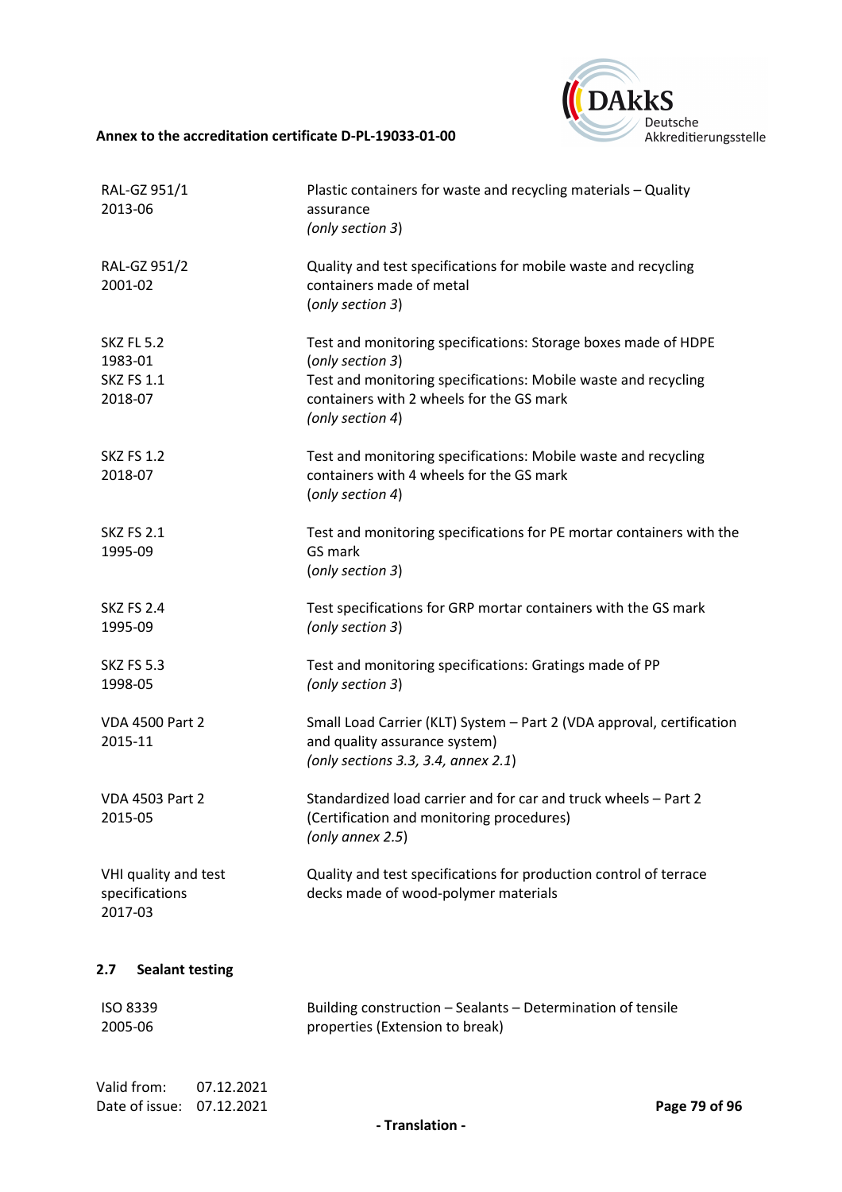| | |
|---|---|
| RAL-GZ 951/1 2013-06 | Plastic containers for waste and recycling materials – Quality assurance *(only section 3)* |
| RAL-GZ 951/2 2001-02 | Quality and test specifications for mobile waste and recycling containers made of metal *(only section 3)* |
| SKZ FL 5.2 1983-01 | Test and monitoring specifications: Storage boxes made of HDPE *(only section 3)* |
| SKZ FS 1.1 2018-07 | Test and monitoring specifications: Mobile waste and recycling containers with 2 wheels for the GS mark *(only section 4)* |
| SKZ FS 1.2 2018-07 | Test and monitoring specifications: Mobile waste and recycling containers with 4 wheels for the GS mark *(only section 4)* |
| SKZ FS 2.1 1995-09 | Test and monitoring specifications for PE mortar containers with the GS mark *(only section 3)* |
| SKZ FS 2.4 1995-09 | Test specifications for GRP mortar containers with the GS mark *(only section 3)* |
| SKZ FS 5.3 1998-05 | Test and monitoring specifications: Gratings made of PP *(only section 3)* |
| VDA 4500 Part 2 2015-11 | Small Load Carrier (KLT) System – Part 2 (VDA approval, certification and quality assurance system) *(only sections 3.3, 3.4, annex 2.1)* |
| VDA 4503 Part 2 2015-05 | Standardized load carrier and for car and truck wheels – Part 2 (Certification and monitoring procedures) *(only annex 2.5)* |
| VHI quality and test specifications 2017-03 | Quality and test specifications for production control of terrace decks made of wood-polymer materials |

### 2.7 Sealant testing

| | |
|---|---|
| ISO 8339 2005-06 | Building construction – Sealants – Determination of tensile properties (Extension to break) |

Valid from: 07.12.2021
Date of issue: 07.12.2021

- Translation -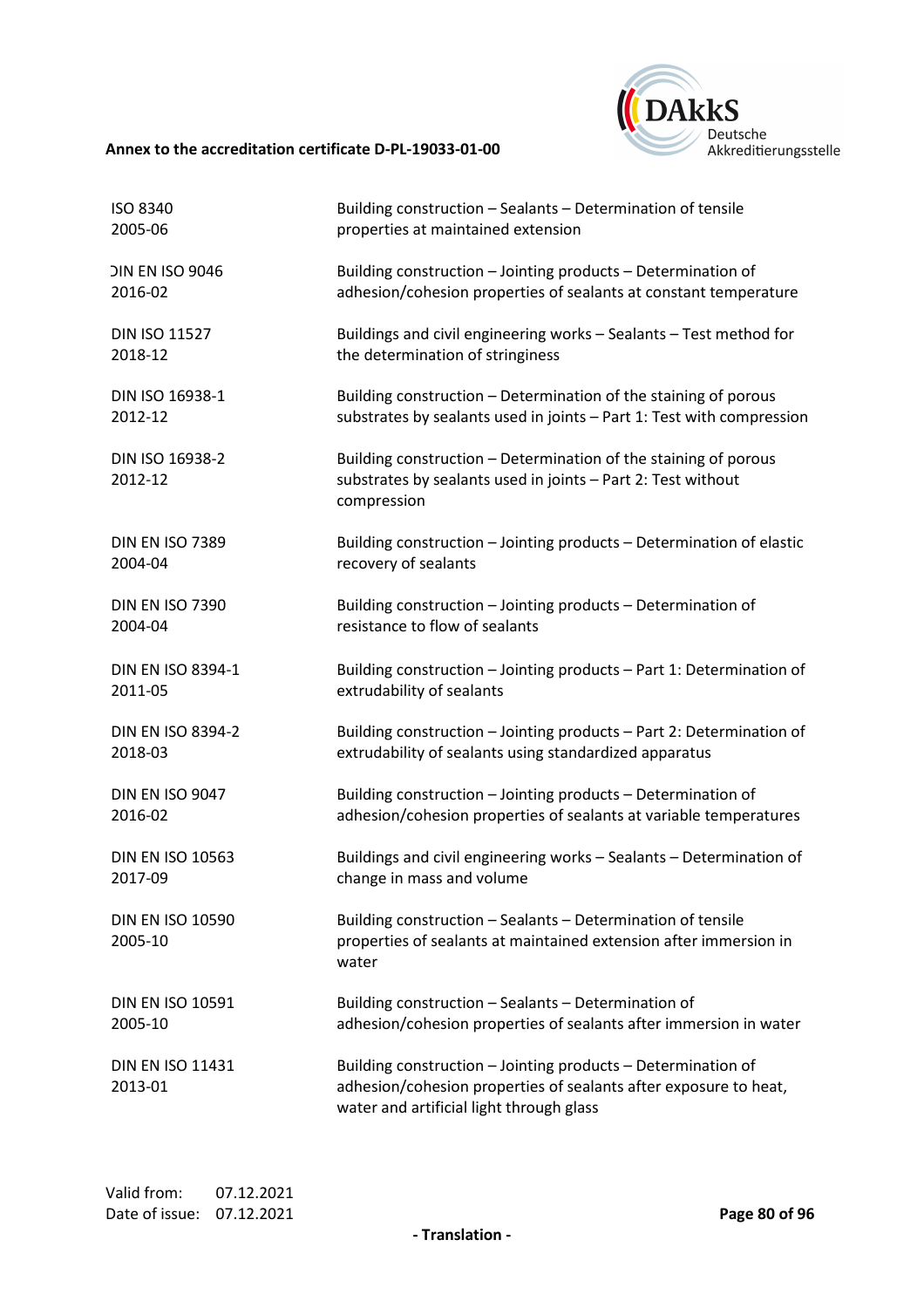| | |
|---|---|
| ISO 8340<br>2005-06 | Building construction – Sealants – Determination of tensile properties at maintained extension |
| DIN EN ISO 9046<br>2016-02 | Building construction – Jointing products – Determination of adhesion/cohesion properties of sealants at constant temperature |
| DIN ISO 11527<br>2018-12 | Buildings and civil engineering works – Sealants – Test method for the determination of stringiness |
| DIN ISO 16938-1<br>2012-12 | Building construction – Determination of the staining of porous substrates by sealants used in joints – Part 1: Test with compression |
| DIN ISO 16938-2<br>2012-12 | Building construction – Determination of the staining of porous substrates by sealants used in joints – Part 2: Test without compression |
| DIN EN ISO 7389<br>2004-04 | Building construction – Jointing products – Determination of elastic recovery of sealants |
| DIN EN ISO 7390<br>2004-04 | Building construction – Jointing products – Determination of resistance to flow of sealants |
| DIN EN ISO 8394-1<br>2011-05 | Building construction – Jointing products – Part 1: Determination of extrudability of sealants |
| DIN EN ISO 8394-2<br>2018-03 | Building construction – Jointing products – Part 2: Determination of extrudability of sealants using standardized apparatus |
| DIN EN ISO 9047<br>2016-02 | Building construction – Jointing products – Determination of adhesion/cohesion properties of sealants at variable temperatures |
| DIN EN ISO 10563<br>2017-09 | Buildings and civil engineering works – Sealants – Determination of change in mass and volume |
| DIN EN ISO 10590<br>2005-10 | Building construction – Sealants – Determination of tensile properties of sealants at maintained extension after immersion in water |
| DIN EN ISO 10591<br>2005-10 | Building construction – Sealants – Determination of adhesion/cohesion properties of sealants after immersion in water |
| DIN EN ISO 11431<br>2013-01 | Building construction – Jointing products – Determination of adhesion/cohesion properties of sealants after exposure to heat, water and artificial light through glass |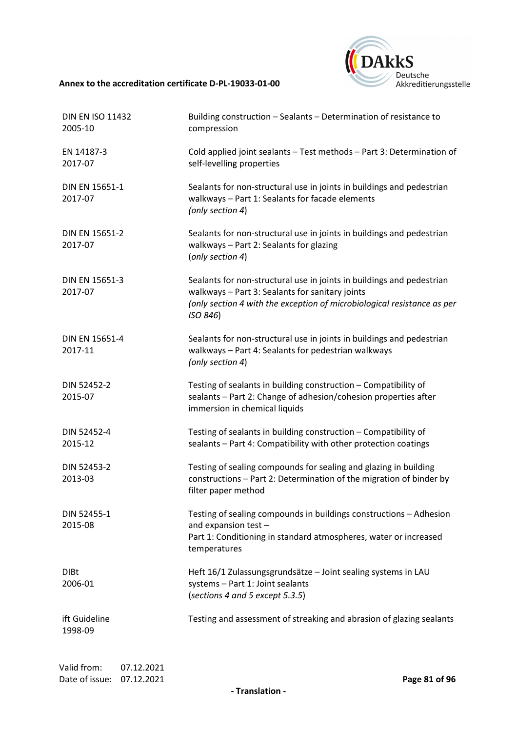| | |
|---|---|
| DIN EN ISO 11432<br>2005-10 | Building construction – Sealants – Determination of resistance to compression |
| EN 14187-3<br>2017-07 | Cold applied joint sealants – Test methods – Part 3: Determination of self-levelling properties |
| DIN EN 15651-1<br>2017-07 | Sealants for non-structural use in joints in buildings and pedestrian walkways – Part 1: Sealants for facade elements<br>(*only section 4*) |
| DIN EN 15651-2<br>2017-07 | Sealants for non-structural use in joints in buildings and pedestrian walkways – Part 2: Sealants for glazing<br>(*only section 4*) |
| DIN EN 15651-3<br>2017-07 | Sealants for non-structural use in joints in buildings and pedestrian walkways – Part 3: Sealants for sanitary joints<br>(*only section 4 with the exception of microbiological resistance as per ISO 846*) |
| DIN EN 15651-4<br>2017-11 | Sealants for non-structural use in joints in buildings and pedestrian walkways – Part 4: Sealants for pedestrian walkways<br>(*only section 4*) |
| DIN 52452-2<br>2015-07 | Testing of sealants in building construction – Compatibility of sealants – Part 2: Change of adhesion/cohesion properties after immersion in chemical liquids |
| DIN 52452-4<br>2015-12 | Testing of sealants in building construction – Compatibility of sealants – Part 4: Compatibility with other protection coatings |
| DIN 52453-2<br>2013-03 | Testing of sealing compounds for sealing and glazing in building constructions – Part 2: Determination of the migration of binder by filter paper method |
| DIN 52455-1<br>2015-08 | Testing of sealing compounds in buildings constructions – Adhesion and expansion test –<br>Part 1: Conditioning in standard atmospheres, water or increased temperatures |
| DIBt<br>2006-01 | Heft 16/1 Zulassungsgrundsätze – Joint sealing systems in LAU systems – Part 1: Joint sealants<br>(*sections 4 and 5 except 5.3.5*) |
| ift Guideline<br>1998-09 | Testing and assessment of streaking and abrasion of glazing sealants |

Valid from: 07.12.2021
Date of issue: 07.12.2021

**- Translation -**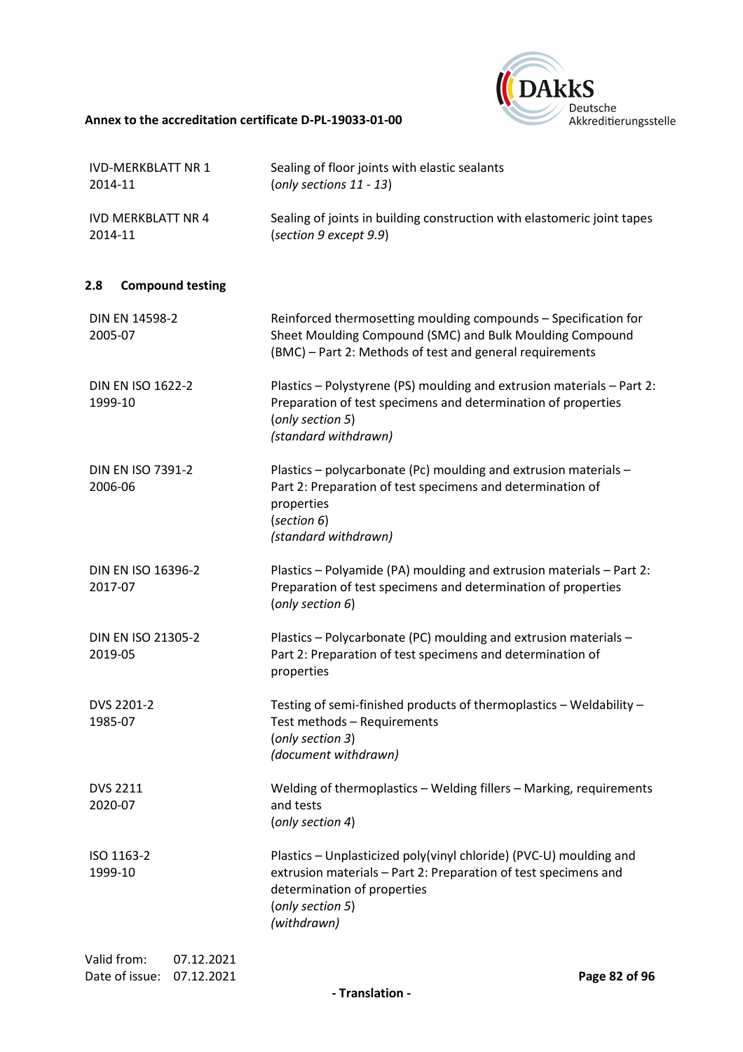| | |
|---|---|
| IVD-MERKBLATT NR 1<br>2014-11 | Sealing of floor joints with elastic sealants<br>(*only sections 11 - 13*) |
| IVD MERKBLATT NR 4<br>2014-11 | Sealing of joints in building construction with elastomeric joint tapes<br>(*section 9 except 9.9*) |

## 2.8 Compound testing

| | |
|---|---|
| DIN EN 14598-2<br>2005-07 | Reinforced thermosetting moulding compounds – Specification for Sheet Moulding Compound (SMC) and Bulk Moulding Compound (BMC) – Part 2: Methods of test and general requirements |
| DIN EN ISO 1622-2<br>1999-10 | Plastics – Polystyrene (PS) moulding and extrusion materials – Part 2: Preparation of test specimens and determination of properties<br>(*only section 5*)<br>*(standard withdrawn)* |
| DIN EN ISO 7391-2<br>2006-06 | Plastics – polycarbonate (Pc) moulding and extrusion materials – Part 2: Preparation of test specimens and determination of properties<br>(*section 6*)<br>*(standard withdrawn)* |
| DIN EN ISO 16396-2<br>2017-07 | Plastics – Polyamide (PA) moulding and extrusion materials – Part 2: Preparation of test specimens and determination of properties<br>(*only section 6*) |
| DIN EN ISO 21305-2<br>2019-05 | Plastics – Polycarbonate (PC) moulding and extrusion materials – Part 2: Preparation of test specimens and determination of properties |
| DVS 2201-2<br>1985-07 | Testing of semi-finished products of thermoplastics – Weldability – Test methods – Requirements<br>(*only section 3*)<br>*(document withdrawn)* |
| DVS 2211<br>2020-07 | Welding of thermoplastics – Welding fillers – Marking, requirements and tests<br>(*only section 4*) |
| ISO 1163-2<br>1999-10 | Plastics – Unplasticized poly(vinyl chloride) (PVC-U) moulding and extrusion materials – Part 2: Preparation of test specimens and determination of properties<br>(*only section 5*)<br>*(withdrawn)* |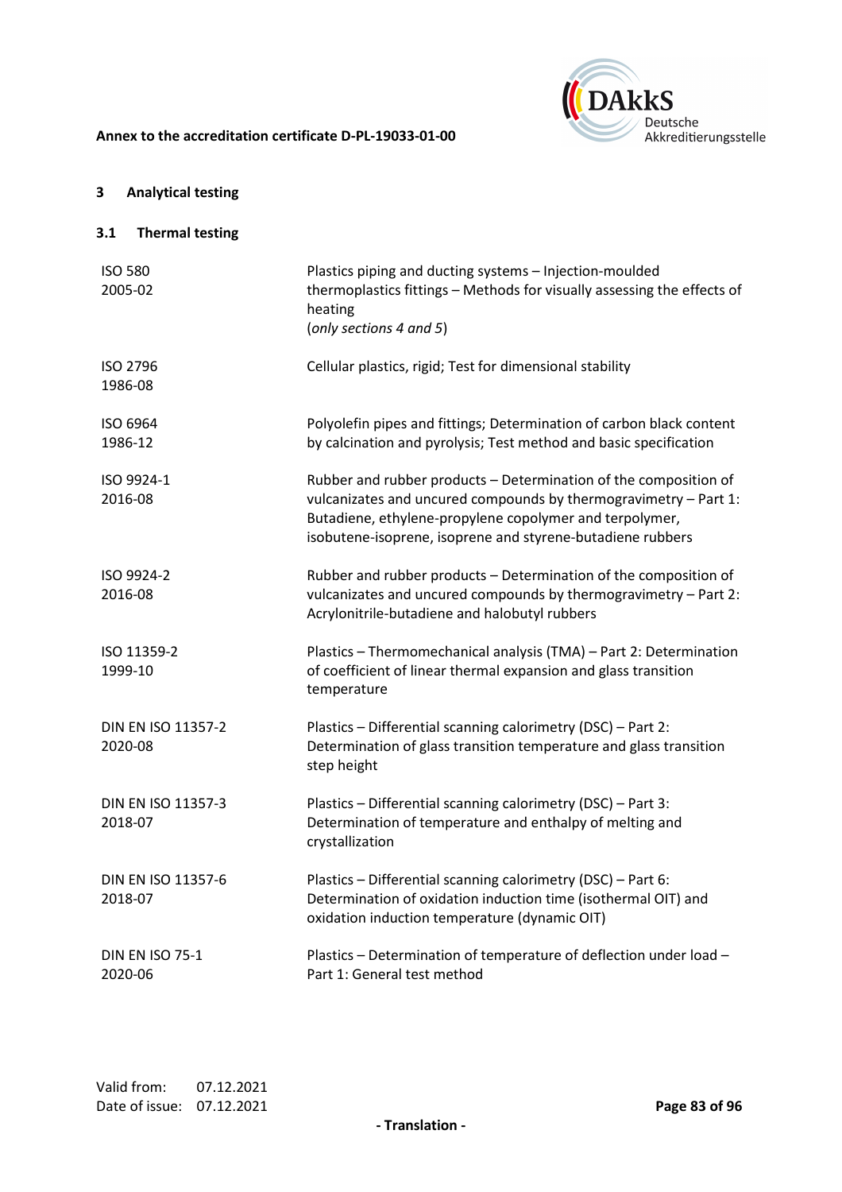## 3 Analytical testing

### 3.1 Thermal testing

| | |
|---|---|
| ISO 580<br>2005-02 | Plastics piping and ducting systems – Injection-moulded thermoplastics fittings – Methods for visually assessing the effects of heating<br>(*only sections 4 and 5*) |
| ISO 2796<br>1986-08 | Cellular plastics, rigid; Test for dimensional stability |
| ISO 6964<br>1986-12 | Polyolefin pipes and fittings; Determination of carbon black content by calcination and pyrolysis; Test method and basic specification |
| ISO 9924-1<br>2016-08 | Rubber and rubber products – Determination of the composition of vulcanizates and uncured compounds by thermogravimetry – Part 1: Butadiene, ethylene-propylene copolymer and terpolymer, isobutene-isoprene, isoprene and styrene-butadiene rubbers |
| ISO 9924-2<br>2016-08 | Rubber and rubber products – Determination of the composition of vulcanizates and uncured compounds by thermogravimetry – Part 2: Acrylonitrile-butadiene and halobutyl rubbers |
| ISO 11359-2<br>1999-10 | Plastics – Thermomechanical analysis (TMA) – Part 2: Determination of coefficient of linear thermal expansion and glass transition temperature |
| DIN EN ISO 11357-2<br>2020-08 | Plastics – Differential scanning calorimetry (DSC) – Part 2: Determination of glass transition temperature and glass transition step height |
| DIN EN ISO 11357-3<br>2018-07 | Plastics – Differential scanning calorimetry (DSC) – Part 3: Determination of temperature and enthalpy of melting and crystallization |
| DIN EN ISO 11357-6<br>2018-07 | Plastics – Differential scanning calorimetry (DSC) – Part 6: Determination of oxidation induction time (isothermal OIT) and oxidation induction temperature (dynamic OIT) |
| DIN EN ISO 75-1<br>2020-06 | Plastics – Determination of temperature of deflection under load – Part 1: General test method |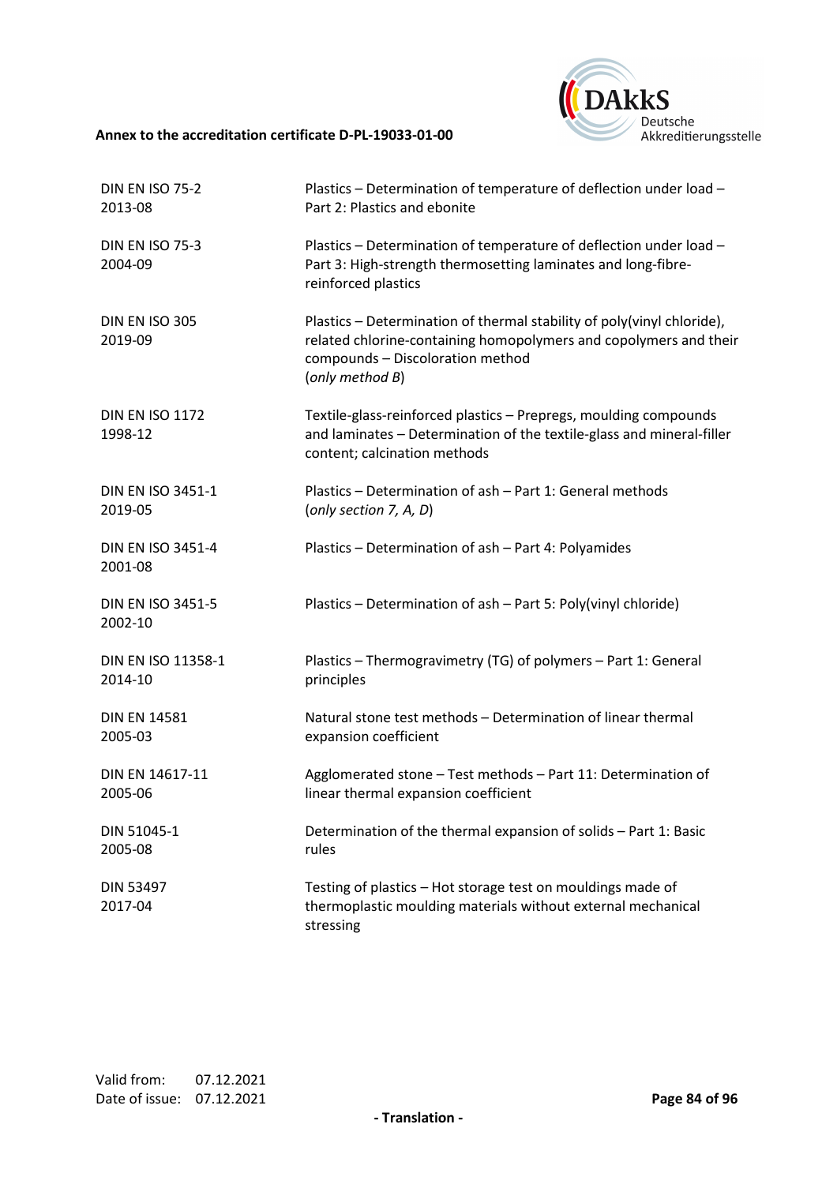| | |
|---|---|
| DIN EN ISO 75-2<br>2013-08 | Plastics – Determination of temperature of deflection under load – Part 2: Plastics and ebonite |
| DIN EN ISO 75-3<br>2004-09 | Plastics – Determination of temperature of deflection under load – Part 3: High-strength thermosetting laminates and long-fibre-reinforced plastics |
| DIN EN ISO 305<br>2019-09 | Plastics – Determination of thermal stability of poly(vinyl chloride), related chlorine-containing homopolymers and copolymers and their compounds – Discoloration method<br>(*only method B*) |
| DIN EN ISO 1172<br>1998-12 | Textile-glass-reinforced plastics – Prepregs, moulding compounds and laminates – Determination of the textile-glass and mineral-filler content; calcination methods |
| DIN EN ISO 3451-1<br>2019-05 | Plastics – Determination of ash – Part 1: General methods<br>(*only section 7, A, D*) |
| DIN EN ISO 3451-4<br>2001-08 | Plastics – Determination of ash – Part 4: Polyamides |
| DIN EN ISO 3451-5<br>2002-10 | Plastics – Determination of ash – Part 5: Poly(vinyl chloride) |
| DIN EN ISO 11358-1<br>2014-10 | Plastics – Thermogravimetry (TG) of polymers – Part 1: General principles |
| DIN EN 14581<br>2005-03 | Natural stone test methods – Determination of linear thermal expansion coefficient |
| DIN EN 14617-11<br>2005-06 | Agglomerated stone – Test methods – Part 11: Determination of linear thermal expansion coefficient |
| DIN 51045-1<br>2005-08 | Determination of the thermal expansion of solids – Part 1: Basic rules |
| DIN 53497<br>2017-04 | Testing of plastics – Hot storage test on mouldings made of thermoplastic moulding materials without external mechanical stressing |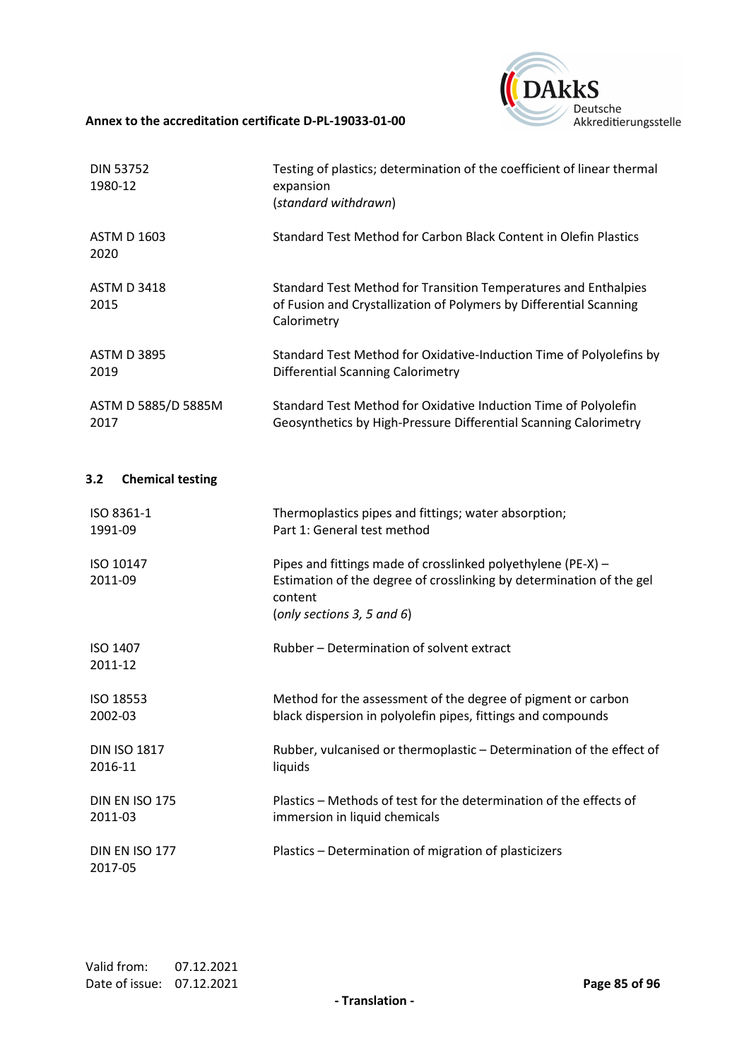| | |
|---|---|
| DIN 53752<br>1980-12 | Testing of plastics; determination of the coefficient of linear thermal expansion<br>(*standard withdrawn*) |
| ASTM D 1603<br>2020 | Standard Test Method for Carbon Black Content in Olefin Plastics |
| ASTM D 3418<br>2015 | Standard Test Method for Transition Temperatures and Enthalpies of Fusion and Crystallization of Polymers by Differential Scanning Calorimetry |
| ASTM D 3895<br>2019 | Standard Test Method for Oxidative-Induction Time of Polyolefins by Differential Scanning Calorimetry |
| ASTM D 5885/D 5885M<br>2017 | Standard Test Method for Oxidative Induction Time of Polyolefin Geosynthetics by High-Pressure Differential Scanning Calorimetry |

### 3.2 Chemical testing

| | |
|---|---|
| ISO 8361-1<br>1991-09 | Thermoplastics pipes and fittings; water absorption;<br>Part 1: General test method |
| ISO 10147<br>2011-09 | Pipes and fittings made of crosslinked polyethylene (PE-X) – Estimation of the degree of crosslinking by determination of the gel content<br>(*only sections 3, 5 and 6*) |
| ISO 1407<br>2011-12 | Rubber – Determination of solvent extract |
| ISO 18553<br>2002-03 | Method for the assessment of the degree of pigment or carbon black dispersion in polyolefin pipes, fittings and compounds |
| DIN ISO 1817<br>2016-11 | Rubber, vulcanised or thermoplastic – Determination of the effect of liquids |
| DIN EN ISO 175<br>2011-03 | Plastics – Methods of test for the determination of the effects of immersion in liquid chemicals |
| DIN EN ISO 177<br>2017-05 | Plastics – Determination of migration of plasticizers |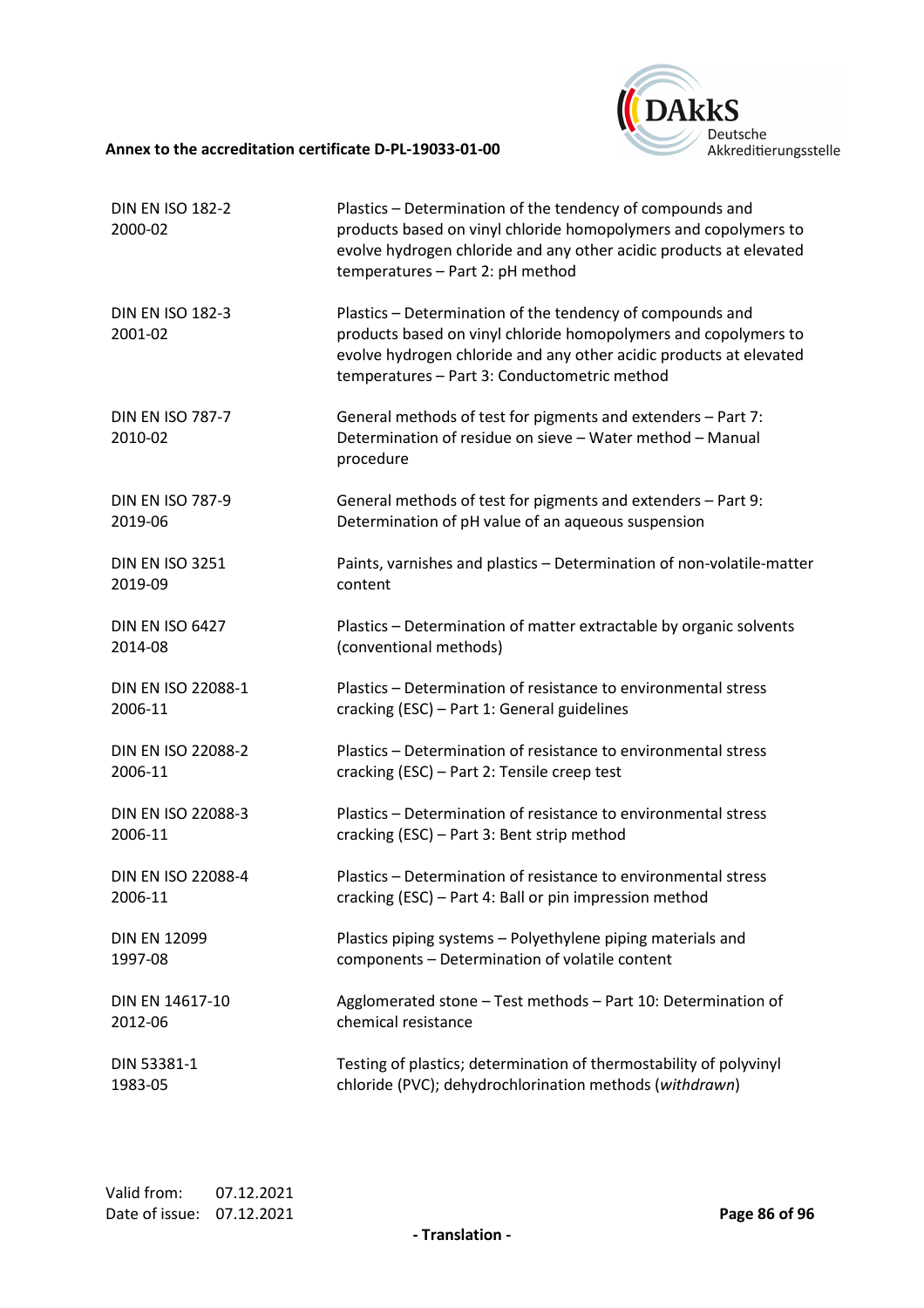| | |
|---|---|
| DIN EN ISO 182-2<br>2000-02 | Plastics – Determination of the tendency of compounds and products based on vinyl chloride homopolymers and copolymers to evolve hydrogen chloride and any other acidic products at elevated temperatures – Part 2: pH method |
| DIN EN ISO 182-3<br>2001-02 | Plastics – Determination of the tendency of compounds and products based on vinyl chloride homopolymers and copolymers to evolve hydrogen chloride and any other acidic products at elevated temperatures – Part 3: Conductometric method |
| DIN EN ISO 787-7<br>2010-02 | General methods of test for pigments and extenders – Part 7: Determination of residue on sieve – Water method – Manual procedure |
| DIN EN ISO 787-9<br>2019-06 | General methods of test for pigments and extenders – Part 9: Determination of pH value of an aqueous suspension |
| DIN EN ISO 3251<br>2019-09 | Paints, varnishes and plastics – Determination of non-volatile-matter content |
| DIN EN ISO 6427<br>2014-08 | Plastics – Determination of matter extractable by organic solvents (conventional methods) |
| DIN EN ISO 22088-1<br>2006-11 | Plastics – Determination of resistance to environmental stress cracking (ESC) – Part 1: General guidelines |
| DIN EN ISO 22088-2<br>2006-11 | Plastics – Determination of resistance to environmental stress cracking (ESC) – Part 2: Tensile creep test |
| DIN EN ISO 22088-3<br>2006-11 | Plastics – Determination of resistance to environmental stress cracking (ESC) – Part 3: Bent strip method |
| DIN EN ISO 22088-4<br>2006-11 | Plastics – Determination of resistance to environmental stress cracking (ESC) – Part 4: Ball or pin impression method |
| DIN EN 12099<br>1997-08 | Plastics piping systems – Polyethylene piping materials and components – Determination of volatile content |
| DIN EN 14617-10<br>2012-06 | Agglomerated stone – Test methods – Part 10: Determination of chemical resistance |
| DIN 53381-1<br>1983-05 | Testing of plastics; determination of thermostability of polyvinyl chloride (PVC); dehydrochlorination methods (*withdrawn*) |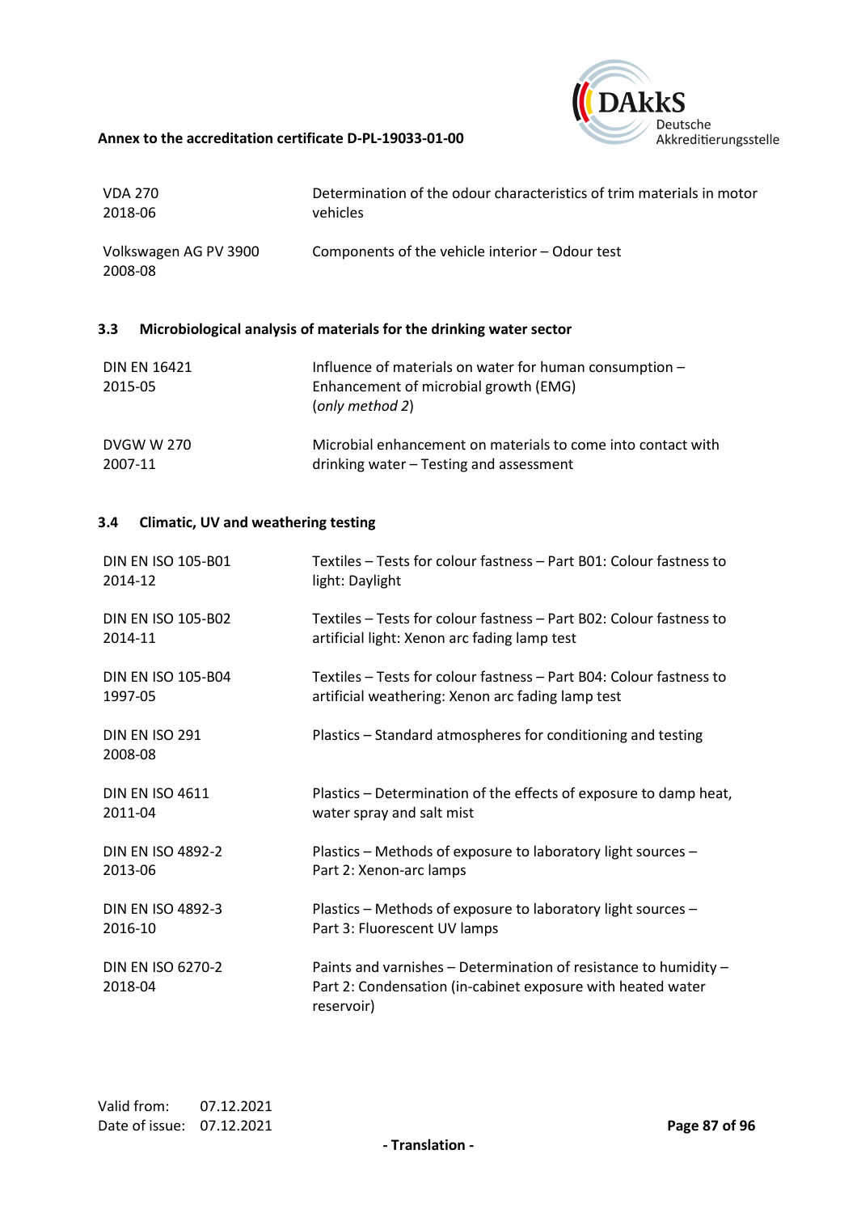| | |
|---|---|
| VDA 270<br>2018-06 | Determination of the odour characteristics of trim materials in motor vehicles |
| Volkswagen AG PV 3900<br>2008-08 | Components of the vehicle interior – Odour test |

### 3.3 Microbiological analysis of materials for the drinking water sector

| | |
|---|---|
| DIN EN 16421<br>2015-05 | Influence of materials on water for human consumption – Enhancement of microbial growth (EMG)<br>(*only method 2*) |
| DVGW W 270<br>2007-11 | Microbial enhancement on materials to come into contact with drinking water – Testing and assessment |

### 3.4 Climatic, UV and weathering testing

| | |
|---|---|
| DIN EN ISO 105-B01<br>2014-12 | Textiles – Tests for colour fastness – Part B01: Colour fastness to light: Daylight |
| DIN EN ISO 105-B02<br>2014-11 | Textiles – Tests for colour fastness – Part B02: Colour fastness to artificial light: Xenon arc fading lamp test |
| DIN EN ISO 105-B04<br>1997-05 | Textiles – Tests for colour fastness – Part B04: Colour fastness to artificial weathering: Xenon arc fading lamp test |
| DIN EN ISO 291<br>2008-08 | Plastics – Standard atmospheres for conditioning and testing |
| DIN EN ISO 4611<br>2011-04 | Plastics – Determination of the effects of exposure to damp heat, water spray and salt mist |
| DIN EN ISO 4892-2<br>2013-06 | Plastics – Methods of exposure to laboratory light sources – Part 2: Xenon-arc lamps |
| DIN EN ISO 4892-3<br>2016-10 | Plastics – Methods of exposure to laboratory light sources – Part 3: Fluorescent UV lamps |
| DIN EN ISO 6270-2<br>2018-04 | Paints and varnishes – Determination of resistance to humidity – Part 2: Condensation (in-cabinet exposure with heated water reservoir) |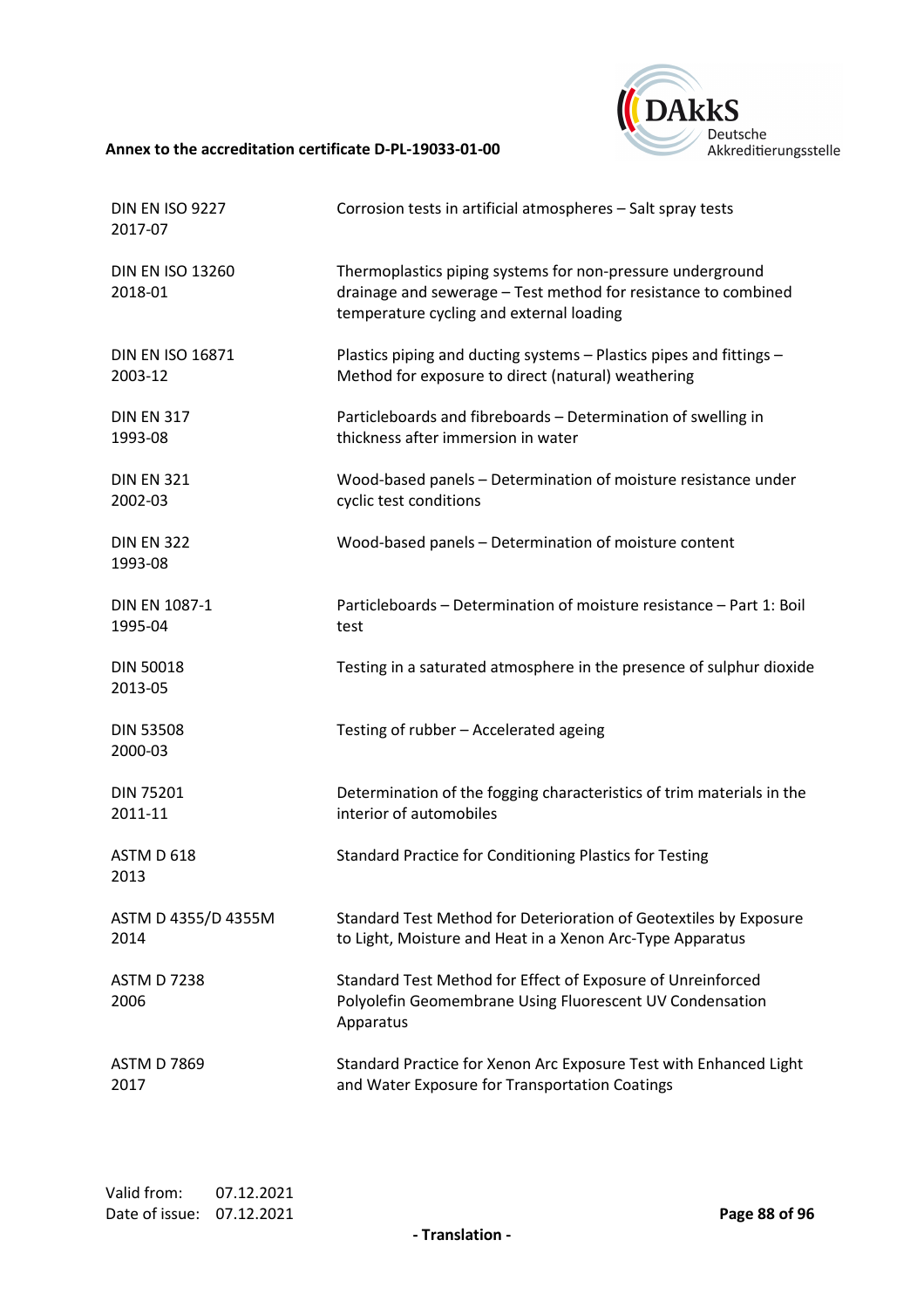| Standard | Title |
|---|---|
| DIN EN ISO 9227 2017-07 | Corrosion tests in artificial atmospheres – Salt spray tests |
| DIN EN ISO 13260 2018-01 | Thermoplastics piping systems for non-pressure underground drainage and sewerage – Test method for resistance to combined temperature cycling and external loading |
| DIN EN ISO 16871 2003-12 | Plastics piping and ducting systems – Plastics pipes and fittings – Method for exposure to direct (natural) weathering |
| DIN EN 317 1993-08 | Particleboards and fibreboards – Determination of swelling in thickness after immersion in water |
| DIN EN 321 2002-03 | Wood-based panels – Determination of moisture resistance under cyclic test conditions |
| DIN EN 322 1993-08 | Wood-based panels – Determination of moisture content |
| DIN EN 1087-1 1995-04 | Particleboards – Determination of moisture resistance – Part 1: Boil test |
| DIN 50018 2013-05 | Testing in a saturated atmosphere in the presence of sulphur dioxide |
| DIN 53508 2000-03 | Testing of rubber – Accelerated ageing |
| DIN 75201 2011-11 | Determination of the fogging characteristics of trim materials in the interior of automobiles |
| ASTM D 618 2013 | Standard Practice for Conditioning Plastics for Testing |
| ASTM D 4355/D 4355M 2014 | Standard Test Method for Deterioration of Geotextiles by Exposure to Light, Moisture and Heat in a Xenon Arc-Type Apparatus |
| ASTM D 7238 2006 | Standard Test Method for Effect of Exposure of Unreinforced Polyolefin Geomembrane Using Fluorescent UV Condensation Apparatus |
| ASTM D 7869 2017 | Standard Practice for Xenon Arc Exposure Test with Enhanced Light and Water Exposure for Transportation Coatings |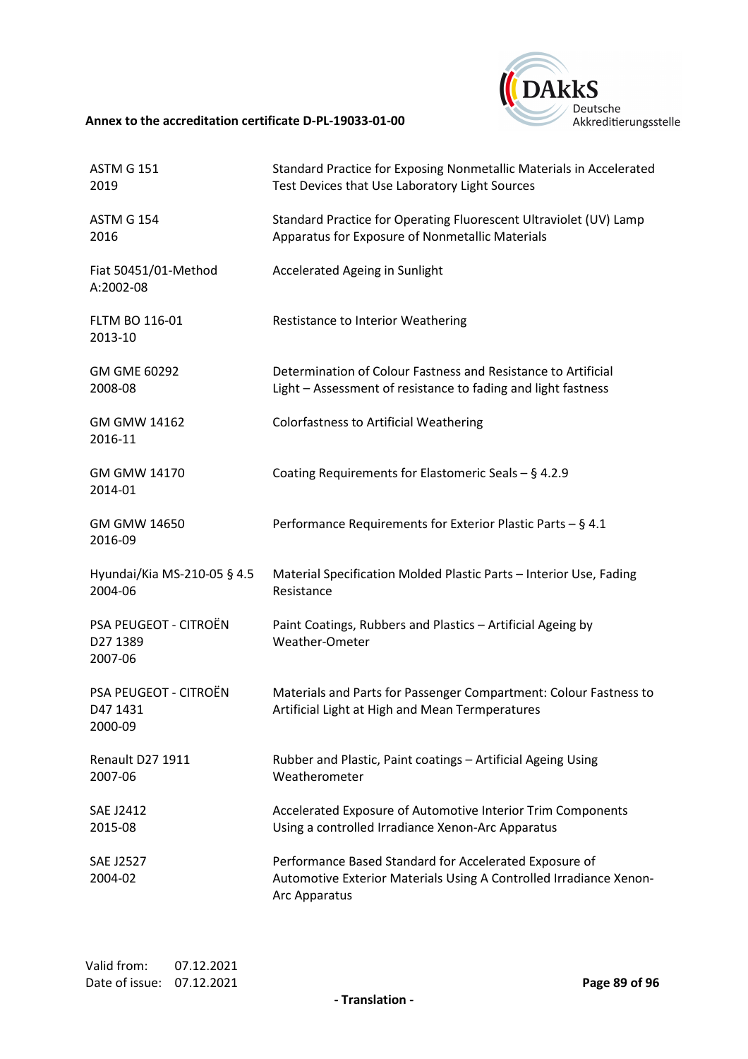| | |
|---|---|
| ASTM G 151<br>2019 | Standard Practice for Exposing Nonmetallic Materials in Accelerated Test Devices that Use Laboratory Light Sources |
| ASTM G 154<br>2016 | Standard Practice for Operating Fluorescent Ultraviolet (UV) Lamp Apparatus for Exposure of Nonmetallic Materials |
| Fiat 50451/01-Method A:2002-08 | Accelerated Ageing in Sunlight |
| FLTM BO 116-01<br>2013-10 | Restistance to Interior Weathering |
| GM GME 60292<br>2008-08 | Determination of Colour Fastness and Resistance to Artificial Light – Assessment of resistance to fading and light fastness |
| GM GMW 14162<br>2016-11 | Colorfastness to Artificial Weathering |
| GM GMW 14170<br>2014-01 | Coating Requirements for Elastomeric Seals – § 4.2.9 |
| GM GMW 14650<br>2016-09 | Performance Requirements for Exterior Plastic Parts – § 4.1 |
| Hyundai/Kia MS-210-05 § 4.5<br>2004-06 | Material Specification Molded Plastic Parts – Interior Use, Fading Resistance |
| PSA PEUGEOT - CITROËN<br>D27 1389<br>2007-06 | Paint Coatings, Rubbers and Plastics – Artificial Ageing by Weather-Ometer |
| PSA PEUGEOT - CITROËN<br>D47 1431<br>2000-09 | Materials and Parts for Passenger Compartment: Colour Fastness to Artificial Light at High and Mean Termperatures |
| Renault D27 1911<br>2007-06 | Rubber and Plastic, Paint coatings – Artificial Ageing Using Weatherometer |
| SAE J2412<br>2015-08 | Accelerated Exposure of Automotive Interior Trim Components Using a controlled Irradiance Xenon-Arc Apparatus |
| SAE J2527<br>2004-02 | Performance Based Standard for Accelerated Exposure of Automotive Exterior Materials Using A Controlled Irradiance Xenon-Arc Apparatus |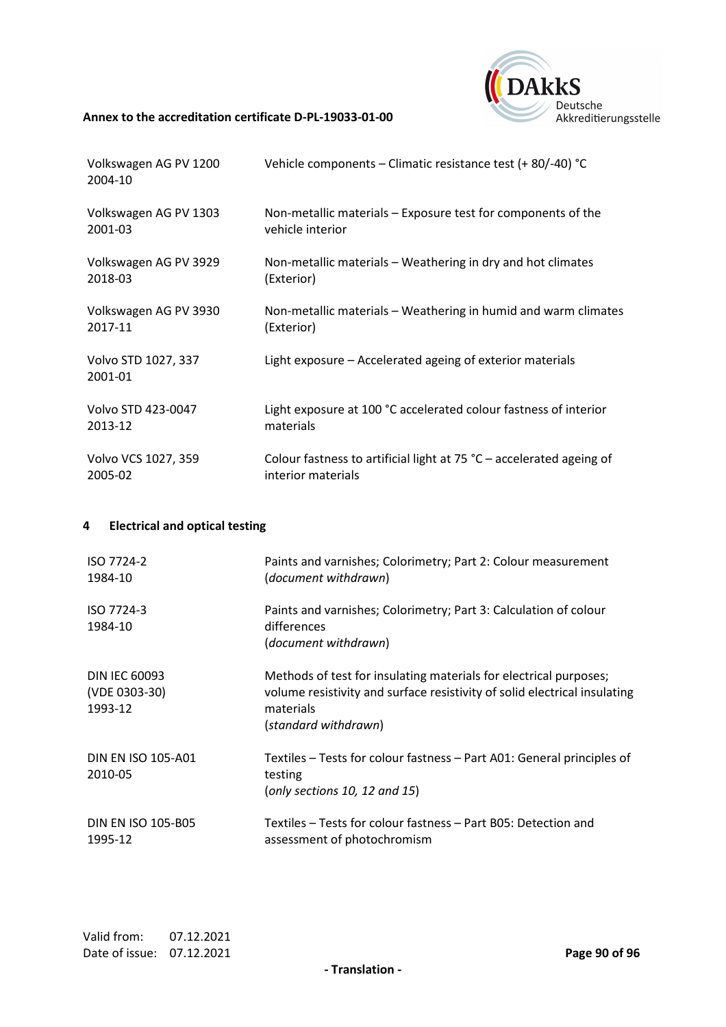| | |
|---|---|
| Volkswagen AG PV 1200 2004-10 | Vehicle components – Climatic resistance test (+ 80/-40) °C |
| Volkswagen AG PV 1303 2001-03 | Non-metallic materials – Exposure test for components of the vehicle interior |
| Volkswagen AG PV 3929 2018-03 | Non-metallic materials – Weathering in dry and hot climates (Exterior) |
| Volkswagen AG PV 3930 2017-11 | Non-metallic materials – Weathering in humid and warm climates (Exterior) |
| Volvo STD 1027, 337 2001-01 | Light exposure – Accelerated ageing of exterior materials |
| Volvo STD 423-0047 2013-12 | Light exposure at 100 °C accelerated colour fastness of interior materials |
| Volvo VCS 1027, 359 2005-02 | Colour fastness to artificial light at 75 °C – accelerated ageing of interior materials |

## 4 Electrical and optical testing

| | |
|---|---|
| ISO 7724-2 1984-10 | Paints and varnishes; Colorimetry; Part 2: Colour measurement (*document withdrawn*) |
| ISO 7724-3 1984-10 | Paints and varnishes; Colorimetry; Part 3: Calculation of colour differences (*document withdrawn*) |
| DIN IEC 60093 (VDE 0303-30) 1993-12 | Methods of test for insulating materials for electrical purposes; volume resistivity and surface resistivity of solid electrical insulating materials (*standard withdrawn*) |
| DIN EN ISO 105-A01 2010-05 | Textiles – Tests for colour fastness – Part A01: General principles of testing (*only sections 10, 12 and 15*) |
| DIN EN ISO 105-B05 1995-12 | Textiles – Tests for colour fastness – Part B05: Detection and assessment of photochromism |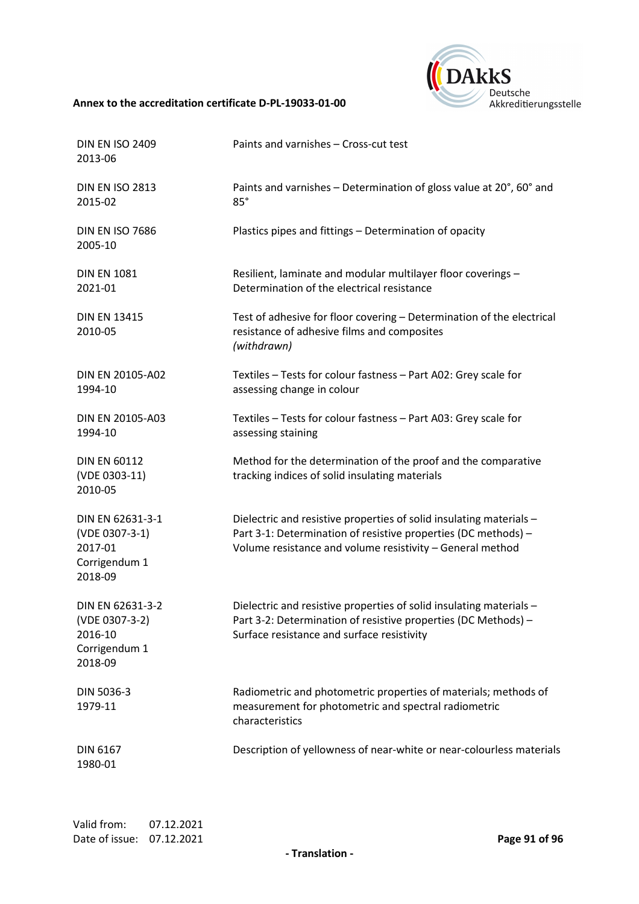| | |
|---|---|
| DIN EN ISO 2409<br>2013-06 | Paints and varnishes – Cross-cut test |
| DIN EN ISO 2813<br>2015-02 | Paints and varnishes – Determination of gloss value at 20°, 60° and 85° |
| DIN EN ISO 7686<br>2005-10 | Plastics pipes and fittings – Determination of opacity |
| DIN EN 1081<br>2021-01 | Resilient, laminate and modular multilayer floor coverings – Determination of the electrical resistance |
| DIN EN 13415<br>2010-05 | Test of adhesive for floor covering – Determination of the electrical resistance of adhesive films and composites<br>*(withdrawn)* |
| DIN EN 20105-A02<br>1994-10 | Textiles – Tests for colour fastness – Part A02: Grey scale for assessing change in colour |
| DIN EN 20105-A03<br>1994-10 | Textiles – Tests for colour fastness – Part A03: Grey scale for assessing staining |
| DIN EN 60112<br>(VDE 0303-11)<br>2010-05 | Method for the determination of the proof and the comparative tracking indices of solid insulating materials |
| DIN EN 62631-3-1<br>(VDE 0307-3-1)<br>2017-01<br>Corrigendum 1<br>2018-09 | Dielectric and resistive properties of solid insulating materials – Part 3-1: Determination of resistive properties (DC methods) – Volume resistance and volume resistivity – General method |
| DIN EN 62631-3-2<br>(VDE 0307-3-2)<br>2016-10<br>Corrigendum 1<br>2018-09 | Dielectric and resistive properties of solid insulating materials – Part 3-2: Determination of resistive properties (DC Methods) – Surface resistance and surface resistivity |
| DIN 5036-3<br>1979-11 | Radiometric and photometric properties of materials; methods of measurement for photometric and spectral radiometric characteristics |
| DIN 6167<br>1980-01 | Description of yellowness of near-white or near-colourless materials |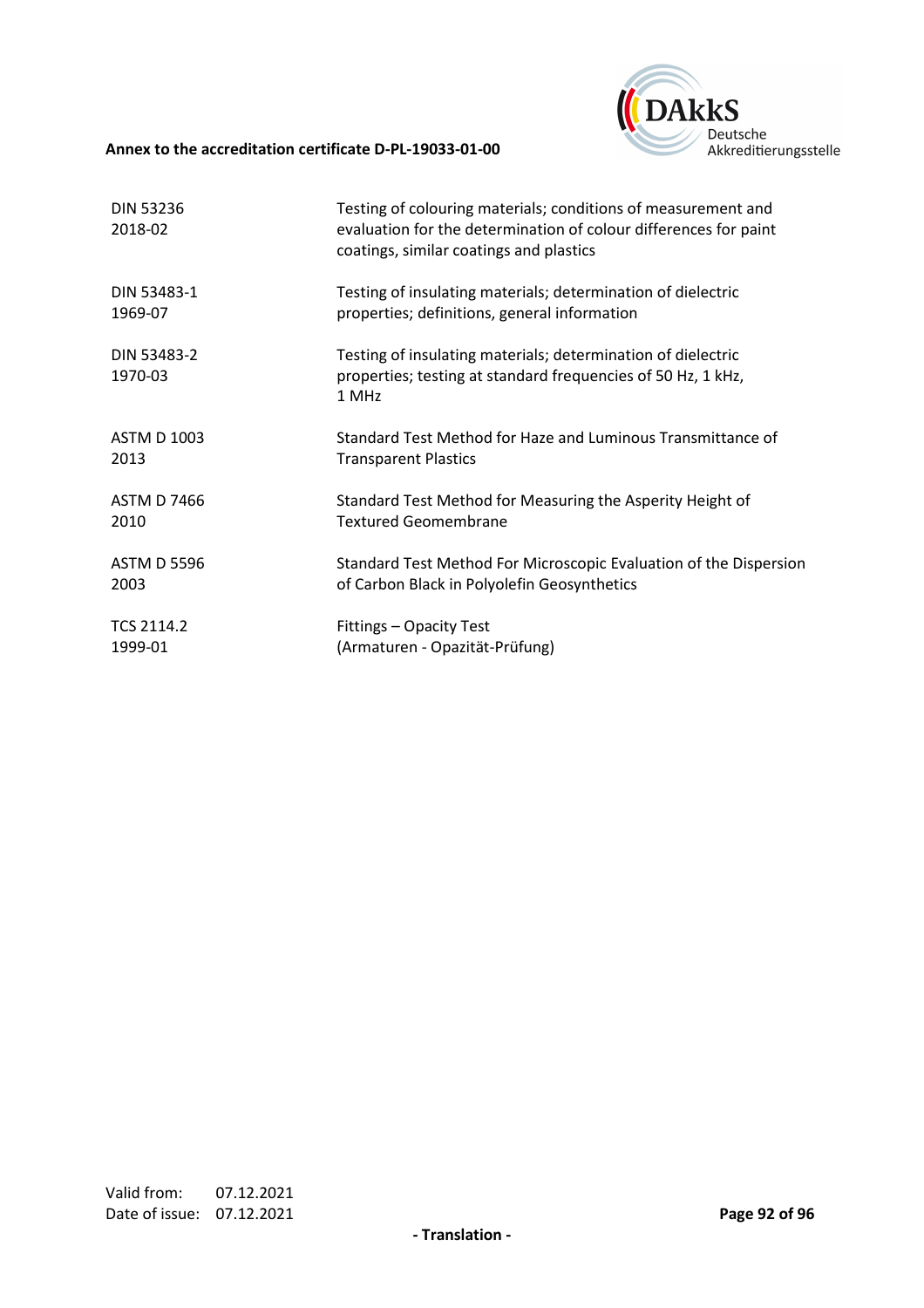| | |
|---|---|
| DIN 53236<br>2018-02 | Testing of colouring materials; conditions of measurement and evaluation for the determination of colour differences for paint coatings, similar coatings and plastics |
| DIN 53483-1<br>1969-07 | Testing of insulating materials; determination of dielectric properties; definitions, general information |
| DIN 53483-2<br>1970-03 | Testing of insulating materials; determination of dielectric properties; testing at standard frequencies of 50 Hz, 1 kHz, 1 MHz |
| ASTM D 1003<br>2013 | Standard Test Method for Haze and Luminous Transmittance of Transparent Plastics |
| ASTM D 7466<br>2010 | Standard Test Method for Measuring the Asperity Height of Textured Geomembrane |
| ASTM D 5596<br>2003 | Standard Test Method For Microscopic Evaluation of the Dispersion of Carbon Black in Polyolefin Geosynthetics |
| TCS 2114.2<br>1999-01 | Fittings – Opacity Test<br>(Armaturen - Opazität-Prüfung) |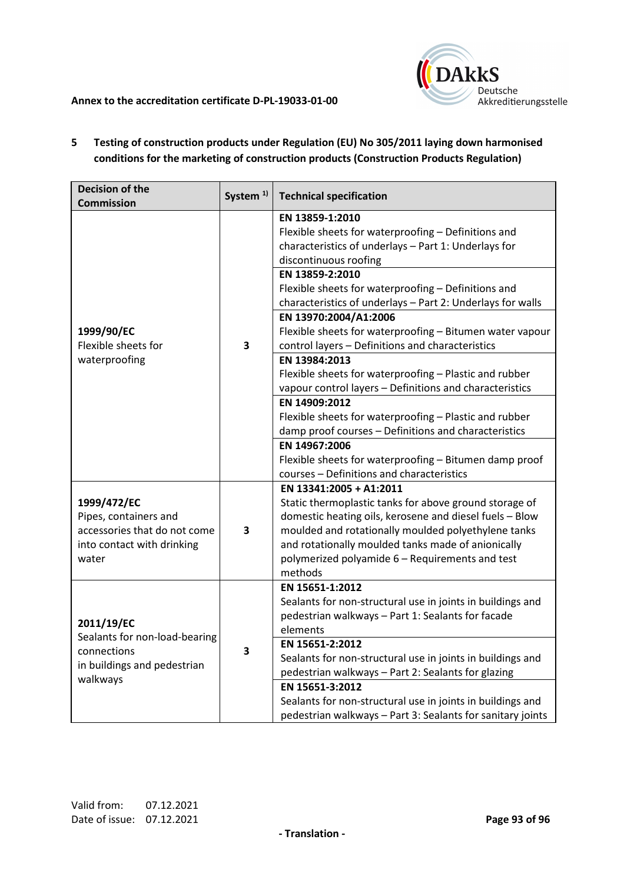## 5 Testing of construction products under Regulation (EU) No 305/2011 laying down harmonised conditions for the marketing of construction products (Construction Products Regulation)

| Decision of the Commission | System [1)] | Technical specification |
|---|---|---|
| **1999/90/EC**<br>Flexible sheets for waterproofing | **3** | **EN 13859-1:2010**<br>Flexible sheets for waterproofing – Definitions and characteristics of underlays – Part 1: Underlays for discontinuous roofing |
| | | **EN 13859-2:2010**<br>Flexible sheets for waterproofing – Definitions and characteristics of underlays – Part 2: Underlays for walls |
| | | **EN 13970:2004/A1:2006**<br>Flexible sheets for waterproofing – Bitumen water vapour control layers – Definitions and characteristics |
| | | **EN 13984:2013**<br>Flexible sheets for waterproofing – Plastic and rubber vapour control layers – Definitions and characteristics |
| | | **EN 14909:2012**<br>Flexible sheets for waterproofing – Plastic and rubber damp proof courses – Definitions and characteristics |
| | | **EN 14967:2006**<br>Flexible sheets for waterproofing – Bitumen damp proof courses – Definitions and characteristics |
| **1999/472/EC**<br>Pipes, containers and accessories that do not come into contact with drinking water | **3** | **EN 13341:2005 + A1:2011**<br>Static thermoplastic tanks for above ground storage of domestic heating oils, kerosene and diesel fuels – Blow moulded and rotationally moulded polyethylene tanks and rotationally moulded tanks made of anionically polymerized polyamide 6 – Requirements and test methods |
| **2011/19/EC**<br>Sealants for non-load-bearing connections in buildings and pedestrian walkways | **3** | **EN 15651-1:2012**<br>Sealants for non-structural use in joints in buildings and pedestrian walkways – Part 1: Sealants for facade elements |
| | | **EN 15651-2:2012**<br>Sealants for non-structural use in joints in buildings and pedestrian walkways – Part 2: Sealants for glazing |
| | | **EN 15651-3:2012**<br>Sealants for non-structural use in joints in buildings and pedestrian walkways – Part 3: Sealants for sanitary joints |

Valid from: 07.12.2021
Date of issue: 07.12.2021

- Translation -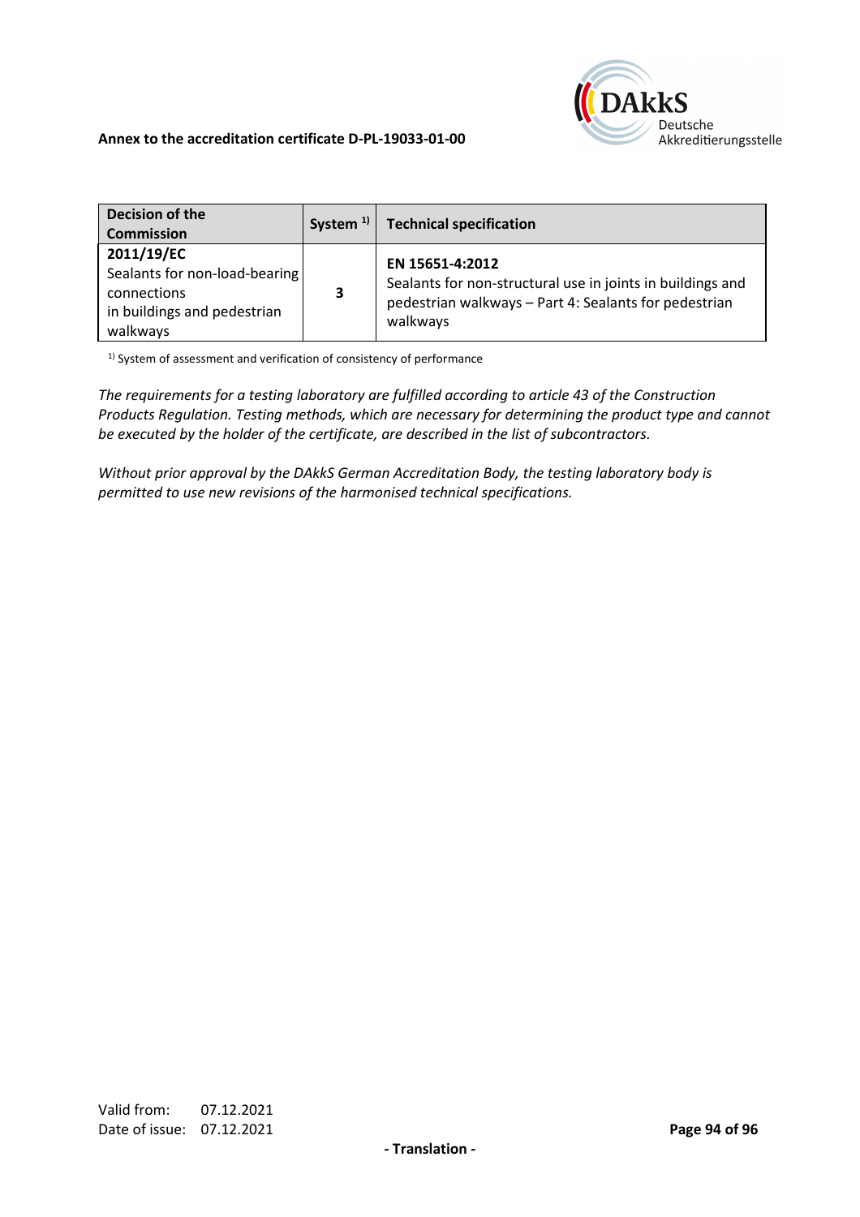| Decision of the Commission | System [1)] | Technical specification |
|---|---|---|
| **2011/19/EC** Sealants for non-load-bearing connections in buildings and pedestrian walkways | **3** | **EN 15651-4:2012** Sealants for non-structural use in joints in buildings and pedestrian walkways – Part 4: Sealants for pedestrian walkways |

[1)] System of assessment and verification of consistency of performance

*The requirements for a testing laboratory are fulfilled according to article 43 of the Construction Products Regulation. Testing methods, which are necessary for determining the product type and cannot be executed by the holder of the certificate, are described in the list of subcontractors.*

*Without prior approval by the DAkkS German Accreditation Body, the testing laboratory body is permitted to use new revisions of the harmonised technical specifications.*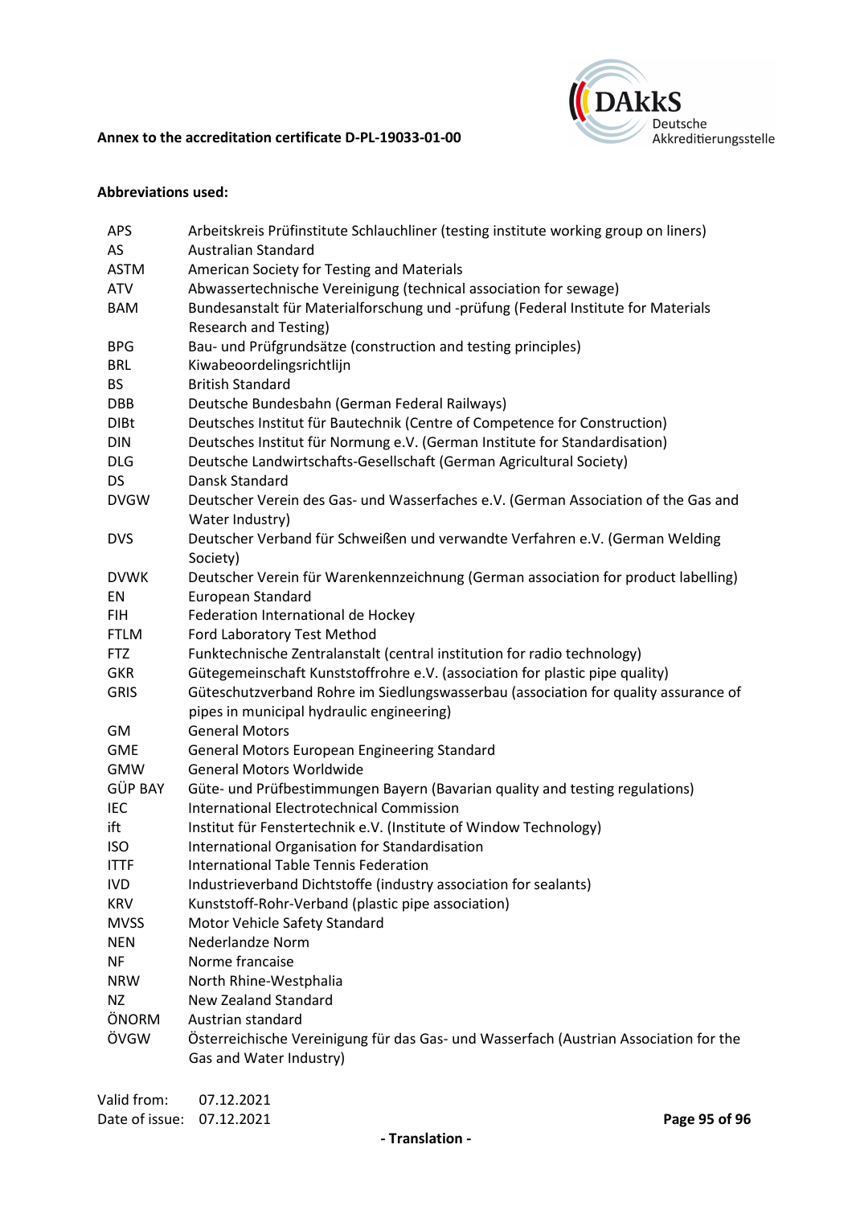**Abbreviations used:**

| | |
|---|---|
| APS | Arbeitskreis Prüfinstitute Schlauchliner (testing institute working group on liners) |
| AS | Australian Standard |
| ASTM | American Society for Testing and Materials |
| ATV | Abwassertechnische Vereinigung (technical association for sewage) |
| BAM | Bundesanstalt für Materialforschung und -prüfung (Federal Institute for Materials Research and Testing) |
| BPG | Bau- und Prüfgrundsätze (construction and testing principles) |
| BRL | Kiwabeoordelingsrichtlijn |
| BS | British Standard |
| DBB | Deutsche Bundesbahn (German Federal Railways) |
| DIBt | Deutsches Institut für Bautechnik (Centre of Competence for Construction) |
| DIN | Deutsches Institut für Normung e.V. (German Institute for Standardisation) |
| DLG | Deutsche Landwirtschafts-Gesellschaft (German Agricultural Society) |
| DS | Dansk Standard |
| DVGW | Deutscher Verein des Gas- und Wasserfaches e.V. (German Association of the Gas and Water Industry) |
| DVS | Deutscher Verband für Schweißen und verwandte Verfahren e.V. (German Welding Society) |
| DVWK | Deutscher Verein für Warenkennzeichnung (German association for product labelling) |
| EN | European Standard |
| FIH | Federation International de Hockey |
| FTLM | Ford Laboratory Test Method |
| FTZ | Funktechnische Zentralanstalt (central institution for radio technology) |
| GKR | Gütegemeinschaft Kunststoffrohre e.V. (association for plastic pipe quality) |
| GRIS | Güteschutzverband Rohre im Siedlungswasserbau (association for quality assurance of pipes in municipal hydraulic engineering) |
| GM | General Motors |
| GME | General Motors European Engineering Standard |
| GMW | General Motors Worldwide |
| GÜP BAY | Güte- und Prüfbestimmungen Bayern (Bavarian quality and testing regulations) |
| IEC | International Electrotechnical Commission |
| ift | Institut für Fenstertechnik e.V. (Institute of Window Technology) |
| ISO | International Organisation for Standardisation |
| ITTF | International Table Tennis Federation |
| IVD | Industrieverband Dichtstoffe (industry association for sealants) |
| KRV | Kunststoff-Rohr-Verband (plastic pipe association) |
| MVSS | Motor Vehicle Safety Standard |
| NEN | Nederlandze Norm |
| NF | Norme francaise |
| NRW | North Rhine-Westphalia |
| NZ | New Zealand Standard |
| ÖNORM | Austrian standard |
| ÖVGW | Österreichische Vereinigung für das Gas- und Wasserfach (Austrian Association for the Gas and Water Industry) |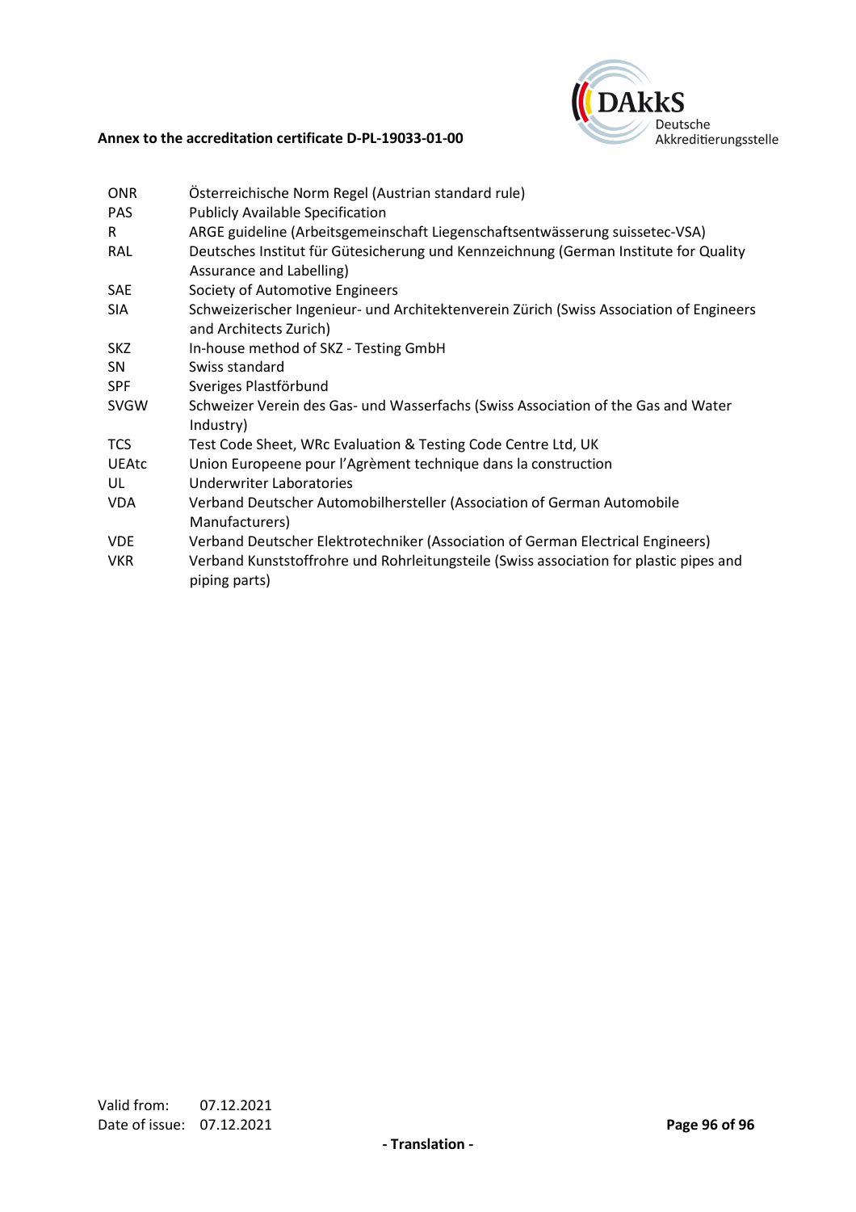| | |
|---|---|
| ONR | Österreichische Norm Regel (Austrian standard rule) |
| PAS | Publicly Available Specification |
| R | ARGE guideline (Arbeitsgemeinschaft Liegenschaftsentwässerung suissetec-VSA) |
| RAL | Deutsches Institut für Gütesicherung und Kennzeichnung (German Institute for Quality Assurance and Labelling) |
| SAE | Society of Automotive Engineers |
| SIA | Schweizerischer Ingenieur- und Architektenverein Zürich (Swiss Association of Engineers and Architects Zurich) |
| SKZ | In-house method of SKZ - Testing GmbH |
| SN | Swiss standard |
| SPF | Sveriges Plastförbund |
| SVGW | Schweizer Verein des Gas- und Wasserfachs (Swiss Association of the Gas and Water Industry) |
| TCS | Test Code Sheet, WRc Evaluation & Testing Code Centre Ltd, UK |
| UEAtc | Union Europeene pour l'Agrèment technique dans la construction |
| UL | Underwriter Laboratories |
| VDA | Verband Deutscher Automobilhersteller (Association of German Automobile Manufacturers) |
| VDE | Verband Deutscher Elektrotechniker (Association of German Electrical Engineers) |
| VKR | Verband Kunststoffrohre und Rohrleitungsteile (Swiss association for plastic pipes and piping parts) |

Valid from: 07.12.2021
Date of issue: 07.12.2021

- Translation -